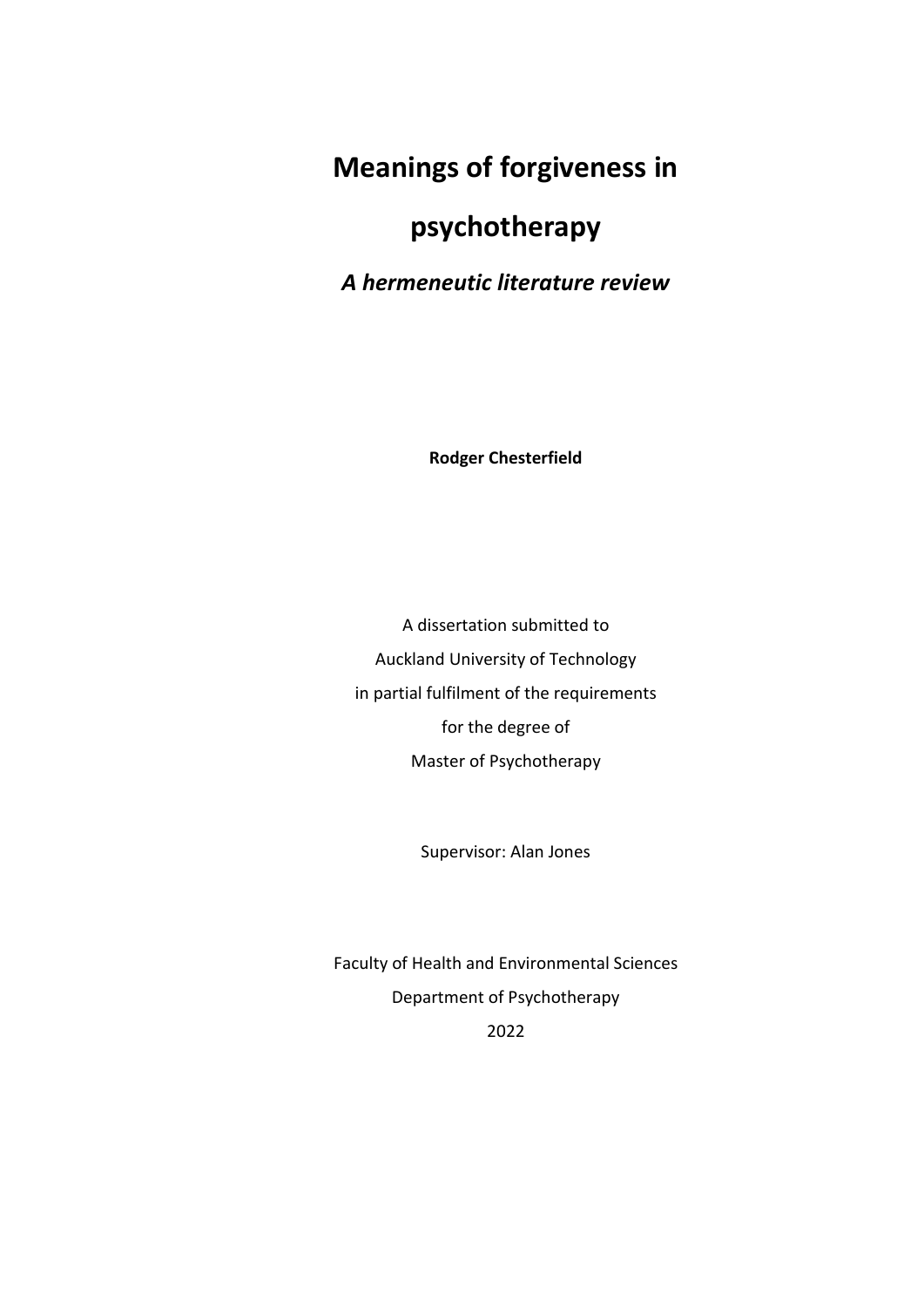# Meanings of forgiveness in psychotherapy

***A hermeneutic literature review***

**Rodger Chesterfield**

A dissertation submitted to
Auckland University of Technology
in partial fulfilment of the requirements
for the degree of
Master of Psychotherapy

Supervisor: Alan Jones

Faculty of Health and Environmental Sciences
Department of Psychotherapy
2022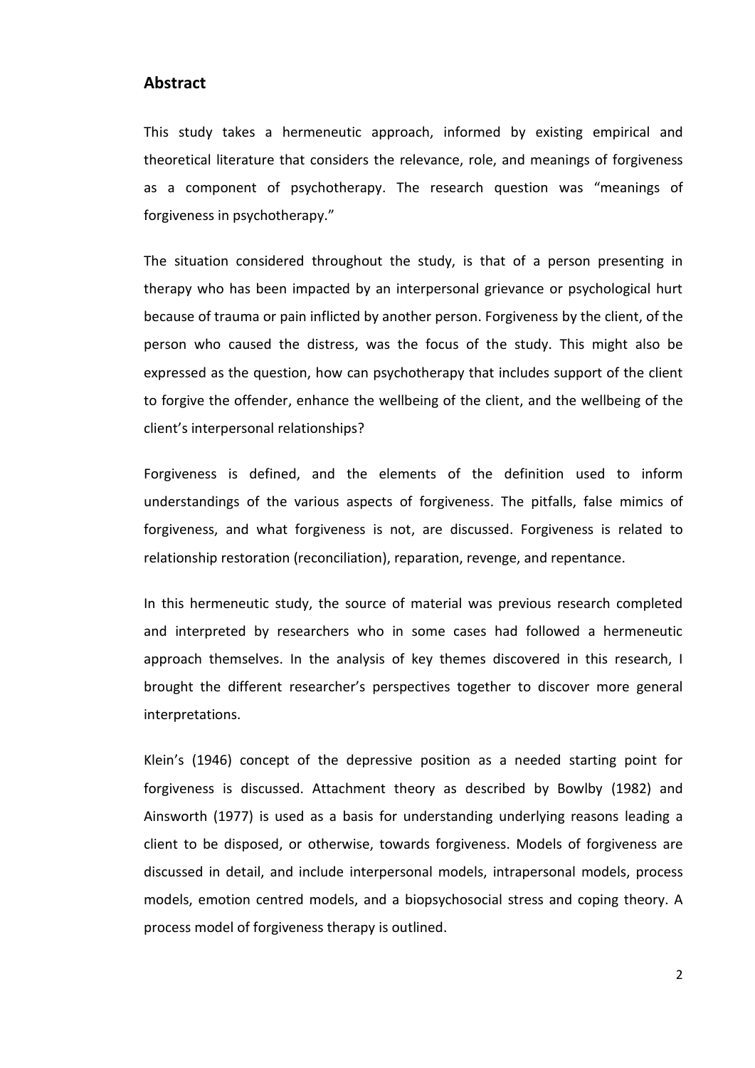## Abstract

This study takes a hermeneutic approach, informed by existing empirical and theoretical literature that considers the relevance, role, and meanings of forgiveness as a component of psychotherapy. The research question was "meanings of forgiveness in psychotherapy."

The situation considered throughout the study, is that of a person presenting in therapy who has been impacted by an interpersonal grievance or psychological hurt because of trauma or pain inflicted by another person. Forgiveness by the client, of the person who caused the distress, was the focus of the study. This might also be expressed as the question, how can psychotherapy that includes support of the client to forgive the offender, enhance the wellbeing of the client, and the wellbeing of the client's interpersonal relationships?

Forgiveness is defined, and the elements of the definition used to inform understandings of the various aspects of forgiveness. The pitfalls, false mimics of forgiveness, and what forgiveness is not, are discussed. Forgiveness is related to relationship restoration (reconciliation), reparation, revenge, and repentance.

In this hermeneutic study, the source of material was previous research completed and interpreted by researchers who in some cases had followed a hermeneutic approach themselves. In the analysis of key themes discovered in this research, I brought the different researcher's perspectives together to discover more general interpretations.

Klein's (1946) concept of the depressive position as a needed starting point for forgiveness is discussed. Attachment theory as described by Bowlby (1982) and Ainsworth (1977) is used as a basis for understanding underlying reasons leading a client to be disposed, or otherwise, towards forgiveness. Models of forgiveness are discussed in detail, and include interpersonal models, intrapersonal models, process models, emotion centred models, and a biopsychosocial stress and coping theory. A process model of forgiveness therapy is outlined.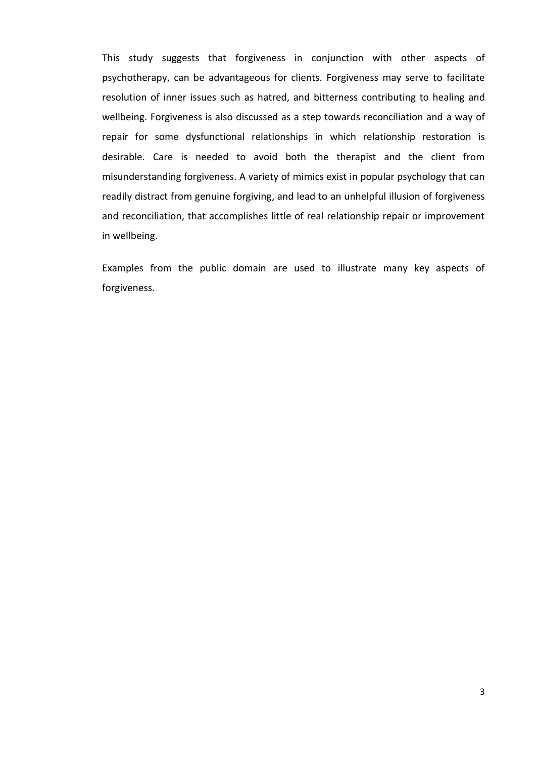This study suggests that forgiveness in conjunction with other aspects of psychotherapy, can be advantageous for clients. Forgiveness may serve to facilitate resolution of inner issues such as hatred, and bitterness contributing to healing and wellbeing. Forgiveness is also discussed as a step towards reconciliation and a way of repair for some dysfunctional relationships in which relationship restoration is desirable. Care is needed to avoid both the therapist and the client from misunderstanding forgiveness. A variety of mimics exist in popular psychology that can readily distract from genuine forgiving, and lead to an unhelpful illusion of forgiveness and reconciliation, that accomplishes little of real relationship repair or improvement in wellbeing.

Examples from the public domain are used to illustrate many key aspects of forgiveness.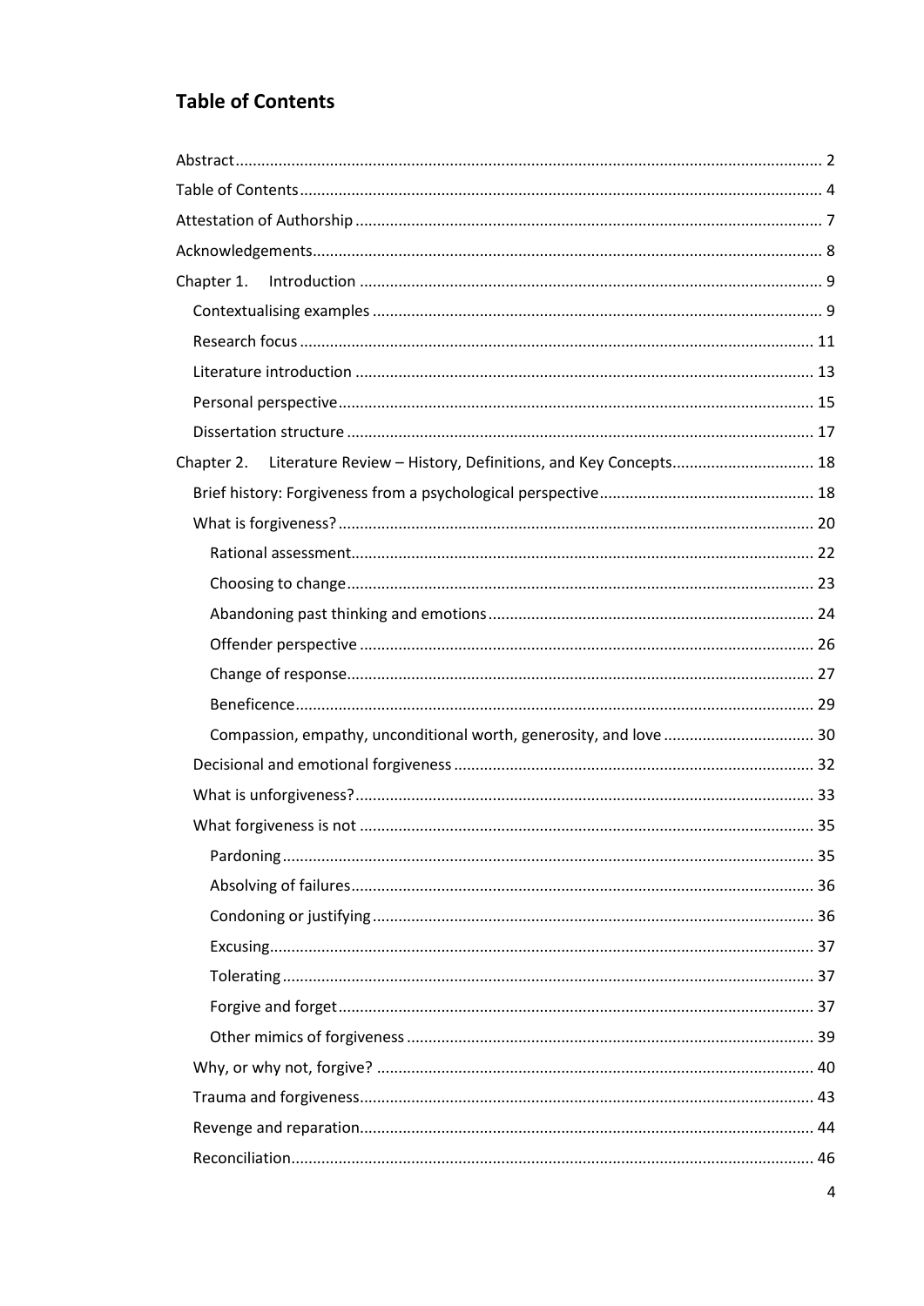# Table of Contents

Abstract ..... 2
Table of Contents ..... 4
Attestation of Authorship ..... 7
Acknowledgements ..... 8
Chapter 1. Introduction ..... 9
- Contextualising examples ..... 9
- Research focus ..... 11
- Literature introduction ..... 13
- Personal perspective ..... 15
- Dissertation structure ..... 17

Chapter 2. Literature Review – History, Definitions, and Key Concepts ..... 18
- Brief history: Forgiveness from a psychological perspective ..... 18
- What is forgiveness? ..... 20
  - Rational assessment ..... 22
  - Choosing to change ..... 23
  - Abandoning past thinking and emotions ..... 24
  - Offender perspective ..... 26
  - Change of response ..... 27
  - Beneficence ..... 29
  - Compassion, empathy, unconditional worth, generosity, and love ..... 30
- Decisional and emotional forgiveness ..... 32
- What is unforgiveness? ..... 33
- What forgiveness is not ..... 35
  - Pardoning ..... 35
  - Absolving of failures ..... 36
  - Condoning or justifying ..... 36
  - Excusing ..... 37
  - Tolerating ..... 37
  - Forgive and forget ..... 37
  - Other mimics of forgiveness ..... 39
- Why, or why not, forgive? ..... 40
- Trauma and forgiveness ..... 43
- Revenge and reparation ..... 44
- Reconciliation ..... 46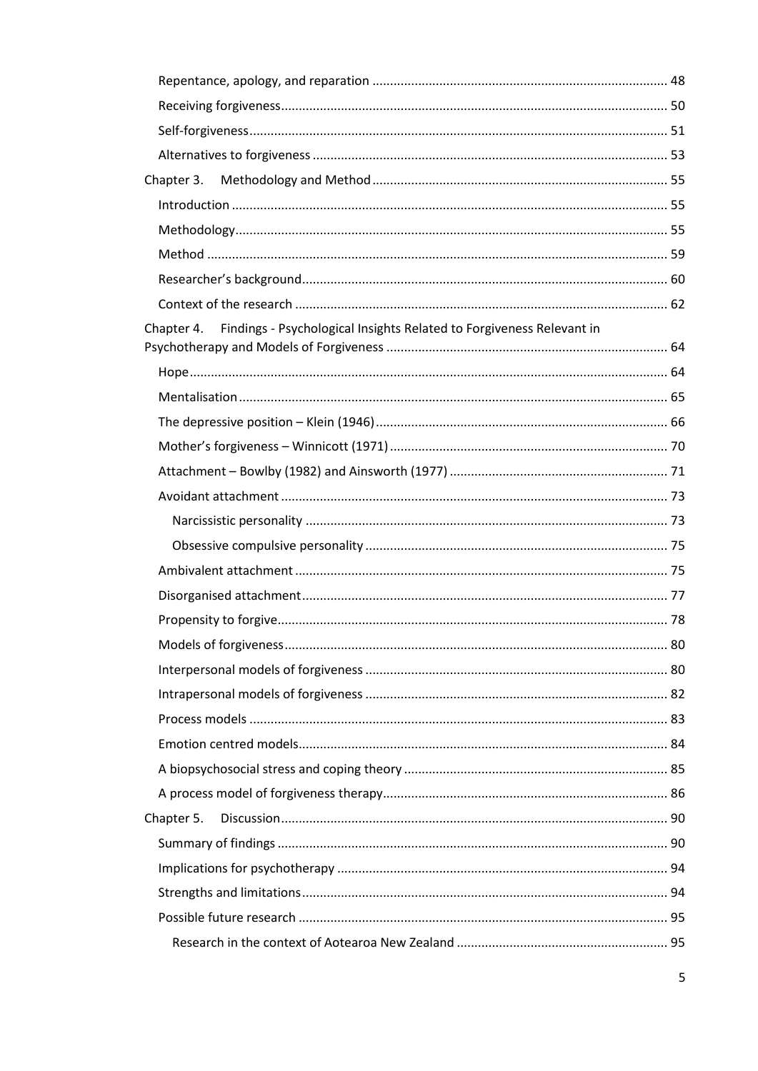Repentance, apology, and reparation ........................................................................... 48

Receiving forgiveness................................................................................................ 50

Self-forgiveness......................................................................................................... 51

Alternatives to forgiveness ........................................................................................ 53

Chapter 3. Methodology and Method ........................................................................... 55

Introduction .............................................................................................................. 55

Methodology.............................................................................................................. 55

Method ...................................................................................................................... 59

Researcher's background........................................................................................... 60

Context of the research ............................................................................................. 62

Chapter 4. Findings - Psychological Insights Related to Forgiveness Relevant in Psychotherapy and Models of Forgiveness ................................................................ 64

Hope.......................................................................................................................... 64

Mentalisation............................................................................................................. 65

The depressive position – Klein (1946) ...................................................................... 66

Mother's forgiveness – Winnicott (1971) .................................................................... 70

Attachment – Bowlby (1982) and Ainsworth (1977) .................................................... 71

Avoidant attachment ................................................................................................. 73

Narcissistic personality ........................................................................................... 73

Obsessive compulsive personality ........................................................................... 75

Ambivalent attachment .............................................................................................. 75

Disorganised attachment............................................................................................ 77

Propensity to forgive.................................................................................................. 78

Models of forgiveness................................................................................................. 80

Interpersonal models of forgiveness .......................................................................... 80

Intrapersonal models of forgiveness .......................................................................... 82

Process models .......................................................................................................... 83

Emotion centred models............................................................................................. 84

A biopsychosocial stress and coping theory ............................................................... 85

A process model of forgiveness therapy..................................................................... 86

Chapter 5. Discussion.................................................................................................... 90

Summary of findings .................................................................................................. 90

Implications for psychotherapy ................................................................................. 94

Strengths and limitations............................................................................................ 94

Possible future research ............................................................................................ 95

Research in the context of Aotearoa New Zealand ................................................... 95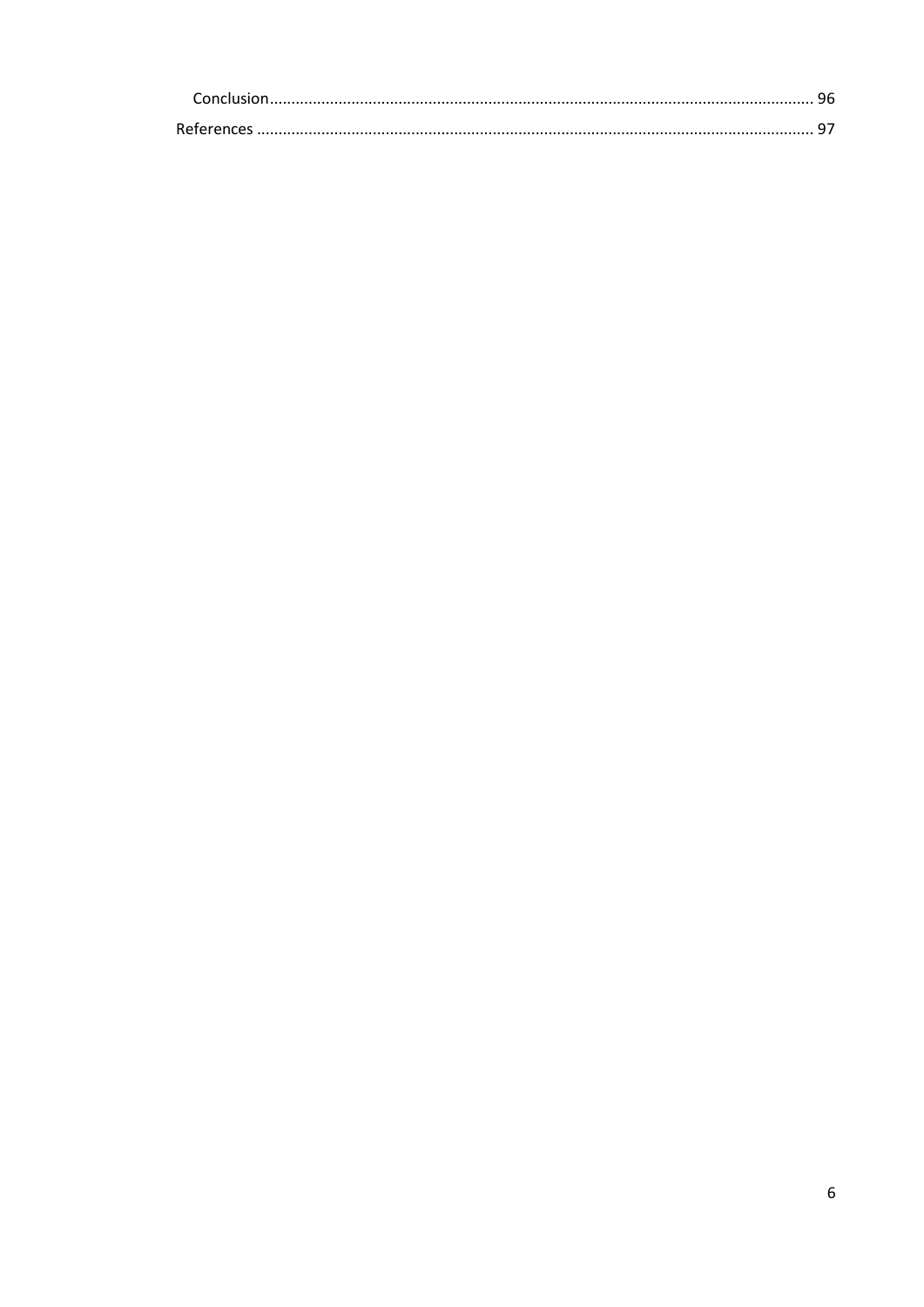Conclusion ........................................................................................................................... 96

References ............................................................................................................................ 97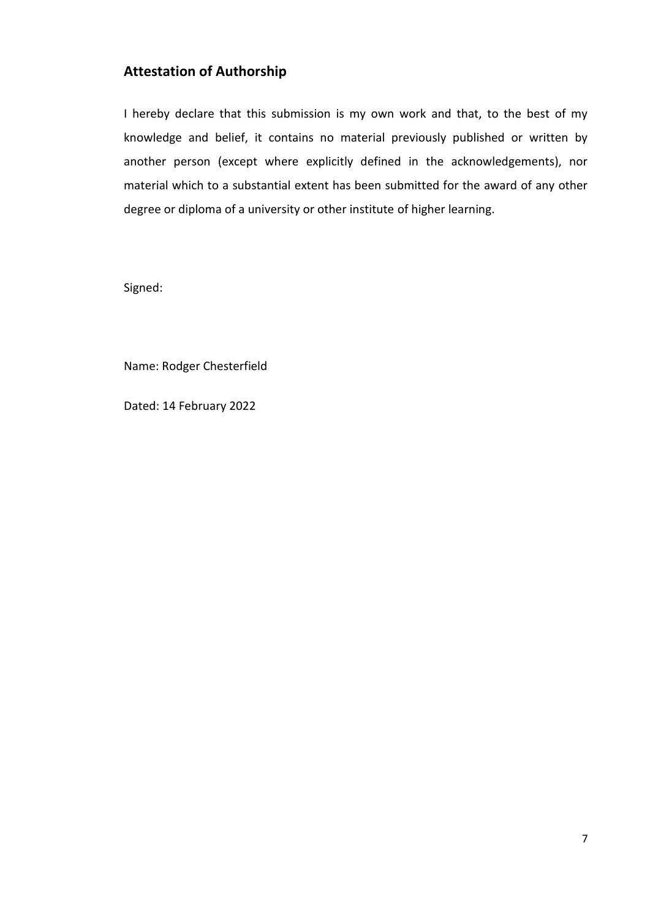## Attestation of Authorship

I hereby declare that this submission is my own work and that, to the best of my knowledge and belief, it contains no material previously published or written by another person (except where explicitly defined in the acknowledgements), nor material which to a substantial extent has been submitted for the award of any other degree or diploma of a university or other institute of higher learning.

Signed:

Name: Rodger Chesterfield

Dated: 14 February 2022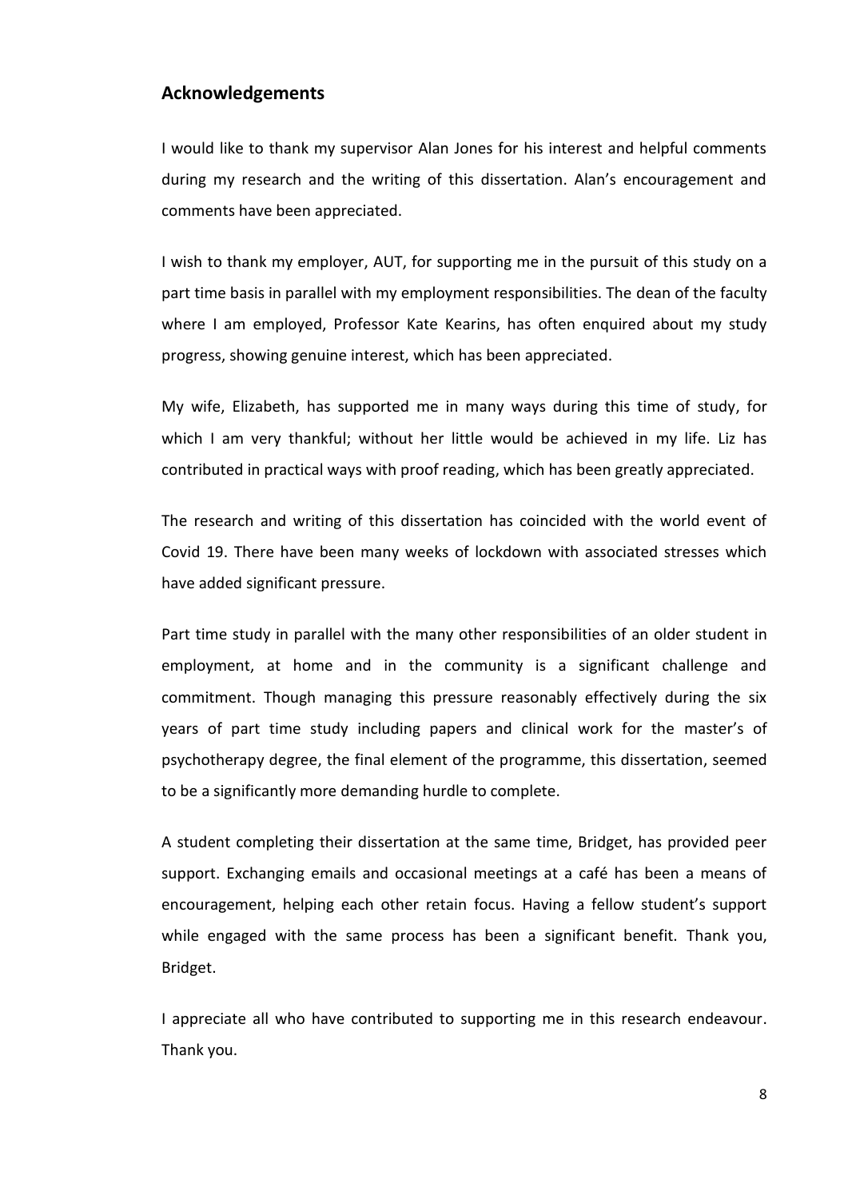## Acknowledgements

I would like to thank my supervisor Alan Jones for his interest and helpful comments during my research and the writing of this dissertation. Alan's encouragement and comments have been appreciated.

I wish to thank my employer, AUT, for supporting me in the pursuit of this study on a part time basis in parallel with my employment responsibilities. The dean of the faculty where I am employed, Professor Kate Kearins, has often enquired about my study progress, showing genuine interest, which has been appreciated.

My wife, Elizabeth, has supported me in many ways during this time of study, for which I am very thankful; without her little would be achieved in my life. Liz has contributed in practical ways with proof reading, which has been greatly appreciated.

The research and writing of this dissertation has coincided with the world event of Covid 19. There have been many weeks of lockdown with associated stresses which have added significant pressure.

Part time study in parallel with the many other responsibilities of an older student in employment, at home and in the community is a significant challenge and commitment. Though managing this pressure reasonably effectively during the six years of part time study including papers and clinical work for the master's of psychotherapy degree, the final element of the programme, this dissertation, seemed to be a significantly more demanding hurdle to complete.

A student completing their dissertation at the same time, Bridget, has provided peer support. Exchanging emails and occasional meetings at a café has been a means of encouragement, helping each other retain focus. Having a fellow student's support while engaged with the same process has been a significant benefit. Thank you, Bridget.

I appreciate all who have contributed to supporting me in this research endeavour. Thank you.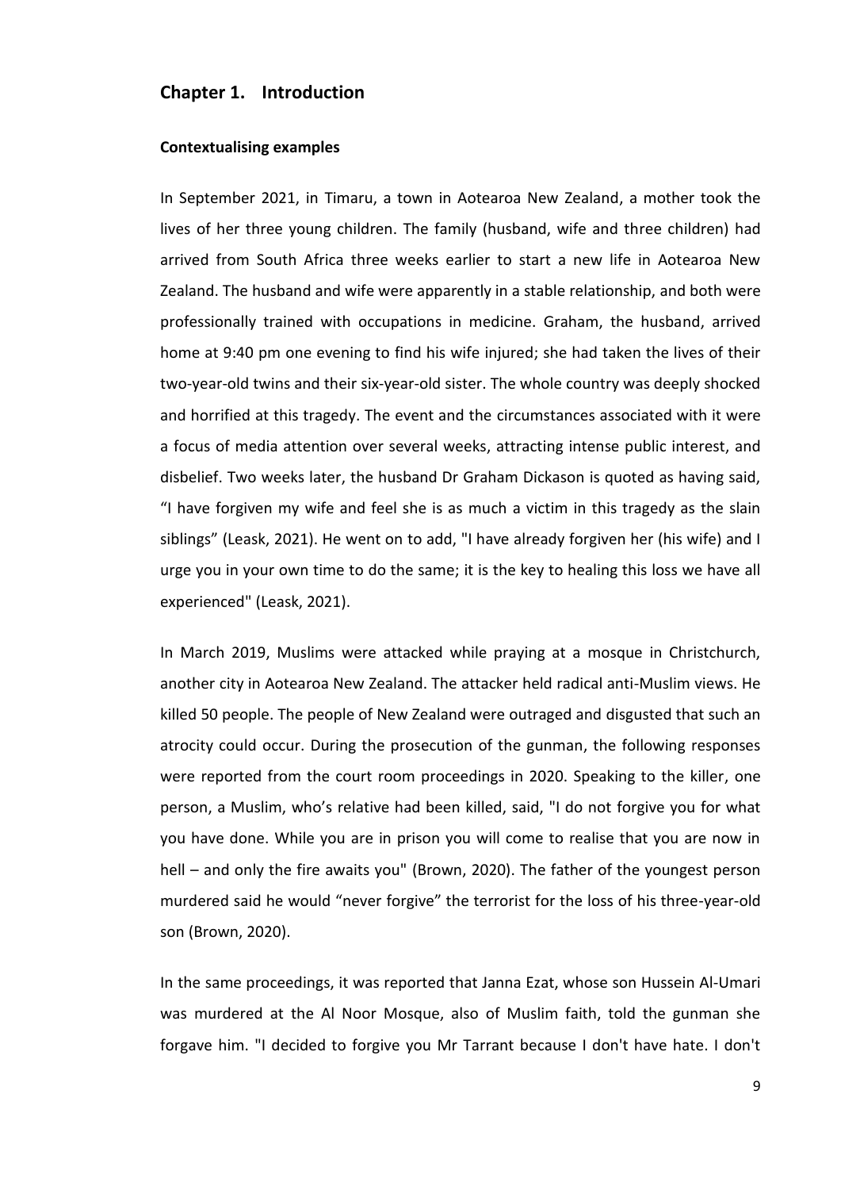## Chapter 1. Introduction

### Contextualising examples

In September 2021, in Timaru, a town in Aotearoa New Zealand, a mother took the lives of her three young children. The family (husband, wife and three children) had arrived from South Africa three weeks earlier to start a new life in Aotearoa New Zealand. The husband and wife were apparently in a stable relationship, and both were professionally trained with occupations in medicine. Graham, the husband, arrived home at 9:40 pm one evening to find his wife injured; she had taken the lives of their two-year-old twins and their six-year-old sister. The whole country was deeply shocked and horrified at this tragedy. The event and the circumstances associated with it were a focus of media attention over several weeks, attracting intense public interest, and disbelief. Two weeks later, the husband Dr Graham Dickason is quoted as having said, "I have forgiven my wife and feel she is as much a victim in this tragedy as the slain siblings" (Leask, 2021). He went on to add, "I have already forgiven her (his wife) and I urge you in your own time to do the same; it is the key to healing this loss we have all experienced" (Leask, 2021).

In March 2019, Muslims were attacked while praying at a mosque in Christchurch, another city in Aotearoa New Zealand. The attacker held radical anti-Muslim views. He killed 50 people. The people of New Zealand were outraged and disgusted that such an atrocity could occur. During the prosecution of the gunman, the following responses were reported from the court room proceedings in 2020. Speaking to the killer, one person, a Muslim, who's relative had been killed, said, "I do not forgive you for what you have done. While you are in prison you will come to realise that you are now in hell – and only the fire awaits you" (Brown, 2020). The father of the youngest person murdered said he would "never forgive" the terrorist for the loss of his three-year-old son (Brown, 2020).

In the same proceedings, it was reported that Janna Ezat, whose son Hussein Al-Umari was murdered at the Al Noor Mosque, also of Muslim faith, told the gunman she forgave him. "I decided to forgive you Mr Tarrant because I don't have hate. I don't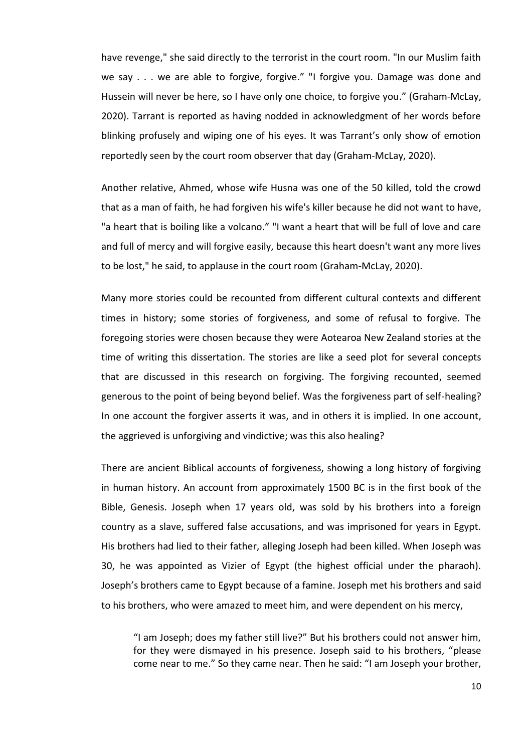have revenge," she said directly to the terrorist in the court room. "In our Muslim faith we say . . . we are able to forgive, forgive." "I forgive you. Damage was done and Hussein will never be here, so I have only one choice, to forgive you." (Graham-McLay, 2020). Tarrant is reported as having nodded in acknowledgment of her words before blinking profusely and wiping one of his eyes. It was Tarrant's only show of emotion reportedly seen by the court room observer that day (Graham-McLay, 2020).

Another relative, Ahmed, whose wife Husna was one of the 50 killed, told the crowd that as a man of faith, he had forgiven his wife's killer because he did not want to have, "a heart that is boiling like a volcano." "I want a heart that will be full of love and care and full of mercy and will forgive easily, because this heart doesn't want any more lives to be lost," he said, to applause in the court room (Graham-McLay, 2020).

Many more stories could be recounted from different cultural contexts and different times in history; some stories of forgiveness, and some of refusal to forgive. The foregoing stories were chosen because they were Aotearoa New Zealand stories at the time of writing this dissertation. The stories are like a seed plot for several concepts that are discussed in this research on forgiving. The forgiving recounted, seemed generous to the point of being beyond belief. Was the forgiveness part of self-healing? In one account the forgiver asserts it was, and in others it is implied. In one account, the aggrieved is unforgiving and vindictive; was this also healing?

There are ancient Biblical accounts of forgiveness, showing a long history of forgiving in human history. An account from approximately 1500 BC is in the first book of the Bible, Genesis. Joseph when 17 years old, was sold by his brothers into a foreign country as a slave, suffered false accusations, and was imprisoned for years in Egypt. His brothers had lied to their father, alleging Joseph had been killed. When Joseph was 30, he was appointed as Vizier of Egypt (the highest official under the pharaoh). Joseph's brothers came to Egypt because of a famine. Joseph met his brothers and said to his brothers, who were amazed to meet him, and were dependent on his mercy,

> "I am Joseph; does my father still live?" But his brothers could not answer him, for they were dismayed in his presence. Joseph said to his brothers, "please come near to me." So they came near. Then he said: "I am Joseph your brother,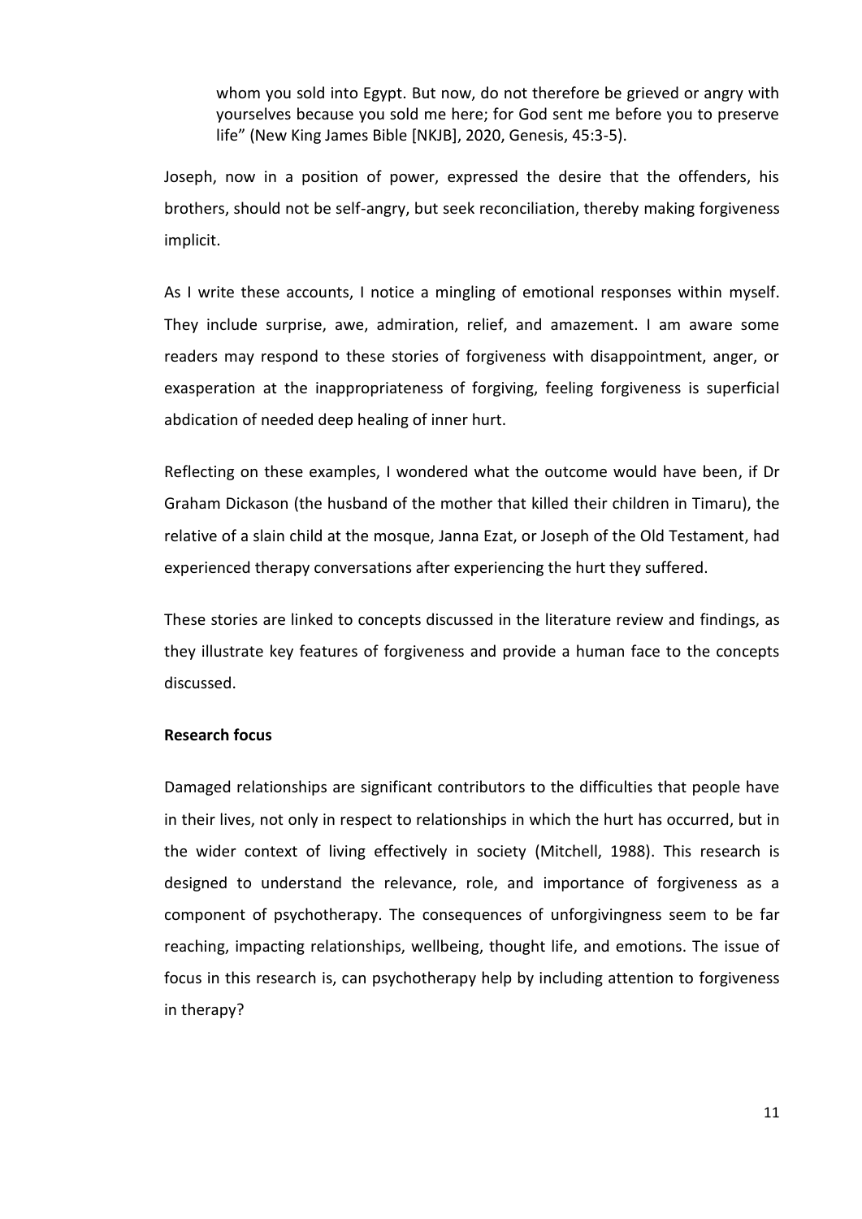> whom you sold into Egypt. But now, do not therefore be grieved or angry with yourselves because you sold me here; for God sent me before you to preserve life" (New King James Bible [NKJB], 2020, Genesis, 45:3-5).

Joseph, now in a position of power, expressed the desire that the offenders, his brothers, should not be self-angry, but seek reconciliation, thereby making forgiveness implicit.

As I write these accounts, I notice a mingling of emotional responses within myself. They include surprise, awe, admiration, relief, and amazement. I am aware some readers may respond to these stories of forgiveness with disappointment, anger, or exasperation at the inappropriateness of forgiving, feeling forgiveness is superficial abdication of needed deep healing of inner hurt.

Reflecting on these examples, I wondered what the outcome would have been, if Dr Graham Dickason (the husband of the mother that killed their children in Timaru), the relative of a slain child at the mosque, Janna Ezat, or Joseph of the Old Testament, had experienced therapy conversations after experiencing the hurt they suffered.

These stories are linked to concepts discussed in the literature review and findings, as they illustrate key features of forgiveness and provide a human face to the concepts discussed.

**Research focus**

Damaged relationships are significant contributors to the difficulties that people have in their lives, not only in respect to relationships in which the hurt has occurred, but in the wider context of living effectively in society (Mitchell, 1988). This research is designed to understand the relevance, role, and importance of forgiveness as a component of psychotherapy. The consequences of unforgivingness seem to be far reaching, impacting relationships, wellbeing, thought life, and emotions. The issue of focus in this research is, can psychotherapy help by including attention to forgiveness in therapy?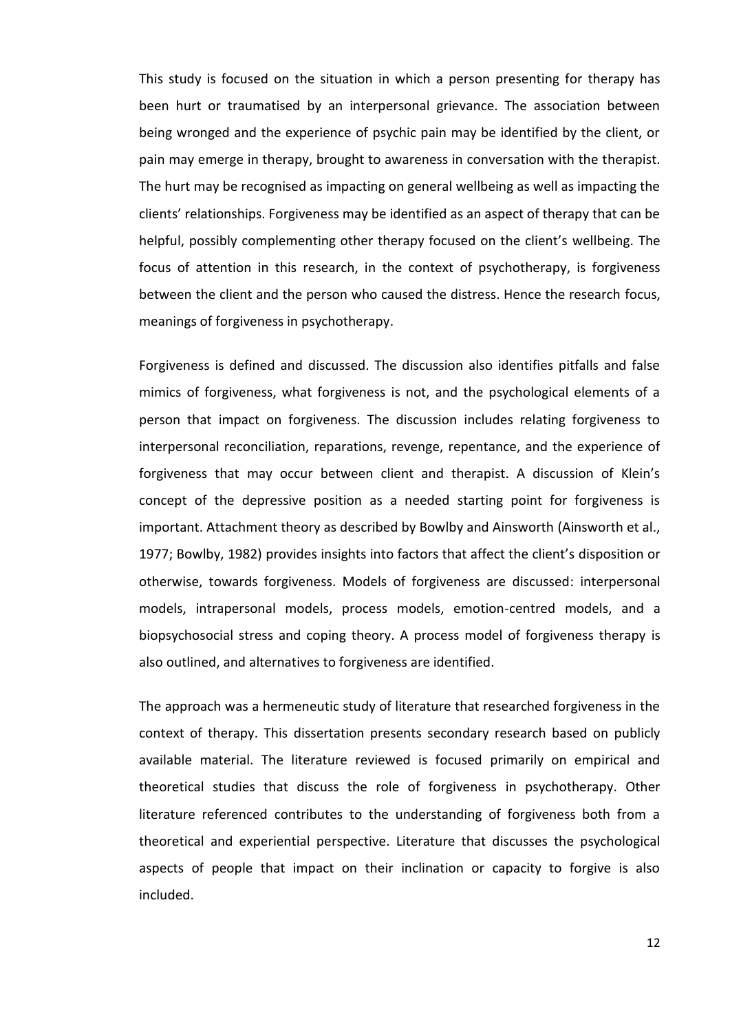This study is focused on the situation in which a person presenting for therapy has been hurt or traumatised by an interpersonal grievance. The association between being wronged and the experience of psychic pain may be identified by the client, or pain may emerge in therapy, brought to awareness in conversation with the therapist. The hurt may be recognised as impacting on general wellbeing as well as impacting the clients' relationships. Forgiveness may be identified as an aspect of therapy that can be helpful, possibly complementing other therapy focused on the client's wellbeing. The focus of attention in this research, in the context of psychotherapy, is forgiveness between the client and the person who caused the distress. Hence the research focus, meanings of forgiveness in psychotherapy.

Forgiveness is defined and discussed. The discussion also identifies pitfalls and false mimics of forgiveness, what forgiveness is not, and the psychological elements of a person that impact on forgiveness. The discussion includes relating forgiveness to interpersonal reconciliation, reparations, revenge, repentance, and the experience of forgiveness that may occur between client and therapist. A discussion of Klein's concept of the depressive position as a needed starting point for forgiveness is important. Attachment theory as described by Bowlby and Ainsworth (Ainsworth et al., 1977; Bowlby, 1982) provides insights into factors that affect the client's disposition or otherwise, towards forgiveness. Models of forgiveness are discussed: interpersonal models, intrapersonal models, process models, emotion-centred models, and a biopsychosocial stress and coping theory. A process model of forgiveness therapy is also outlined, and alternatives to forgiveness are identified.

The approach was a hermeneutic study of literature that researched forgiveness in the context of therapy. This dissertation presents secondary research based on publicly available material. The literature reviewed is focused primarily on empirical and theoretical studies that discuss the role of forgiveness in psychotherapy. Other literature referenced contributes to the understanding of forgiveness both from a theoretical and experiential perspective. Literature that discusses the psychological aspects of people that impact on their inclination or capacity to forgive is also included.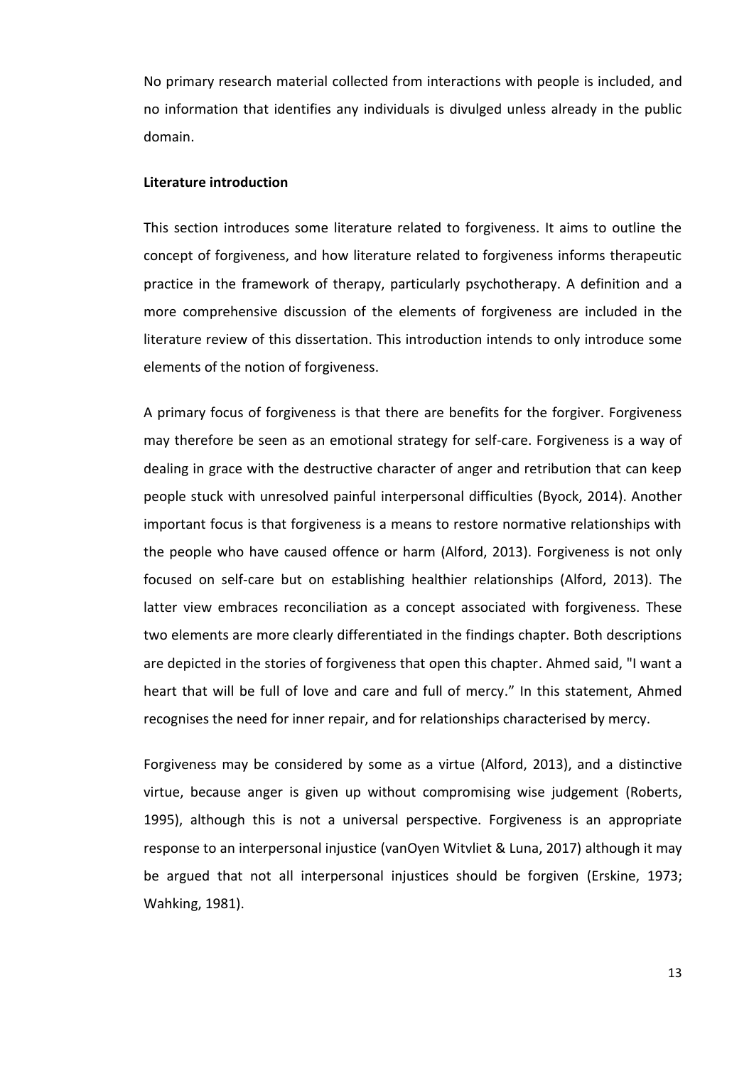No primary research material collected from interactions with people is included, and no information that identifies any individuals is divulged unless already in the public domain.

**Literature introduction**

This section introduces some literature related to forgiveness. It aims to outline the concept of forgiveness, and how literature related to forgiveness informs therapeutic practice in the framework of therapy, particularly psychotherapy. A definition and a more comprehensive discussion of the elements of forgiveness are included in the literature review of this dissertation. This introduction intends to only introduce some elements of the notion of forgiveness.

A primary focus of forgiveness is that there are benefits for the forgiver. Forgiveness may therefore be seen as an emotional strategy for self-care. Forgiveness is a way of dealing in grace with the destructive character of anger and retribution that can keep people stuck with unresolved painful interpersonal difficulties (Byock, 2014). Another important focus is that forgiveness is a means to restore normative relationships with the people who have caused offence or harm (Alford, 2013). Forgiveness is not only focused on self-care but on establishing healthier relationships (Alford, 2013). The latter view embraces reconciliation as a concept associated with forgiveness. These two elements are more clearly differentiated in the findings chapter. Both descriptions are depicted in the stories of forgiveness that open this chapter. Ahmed said, "I want a heart that will be full of love and care and full of mercy." In this statement, Ahmed recognises the need for inner repair, and for relationships characterised by mercy.

Forgiveness may be considered by some as a virtue (Alford, 2013), and a distinctive virtue, because anger is given up without compromising wise judgement (Roberts, 1995), although this is not a universal perspective. Forgiveness is an appropriate response to an interpersonal injustice (vanOyen Witvliet & Luna, 2017) although it may be argued that not all interpersonal injustices should be forgiven (Erskine, 1973; Wahking, 1981).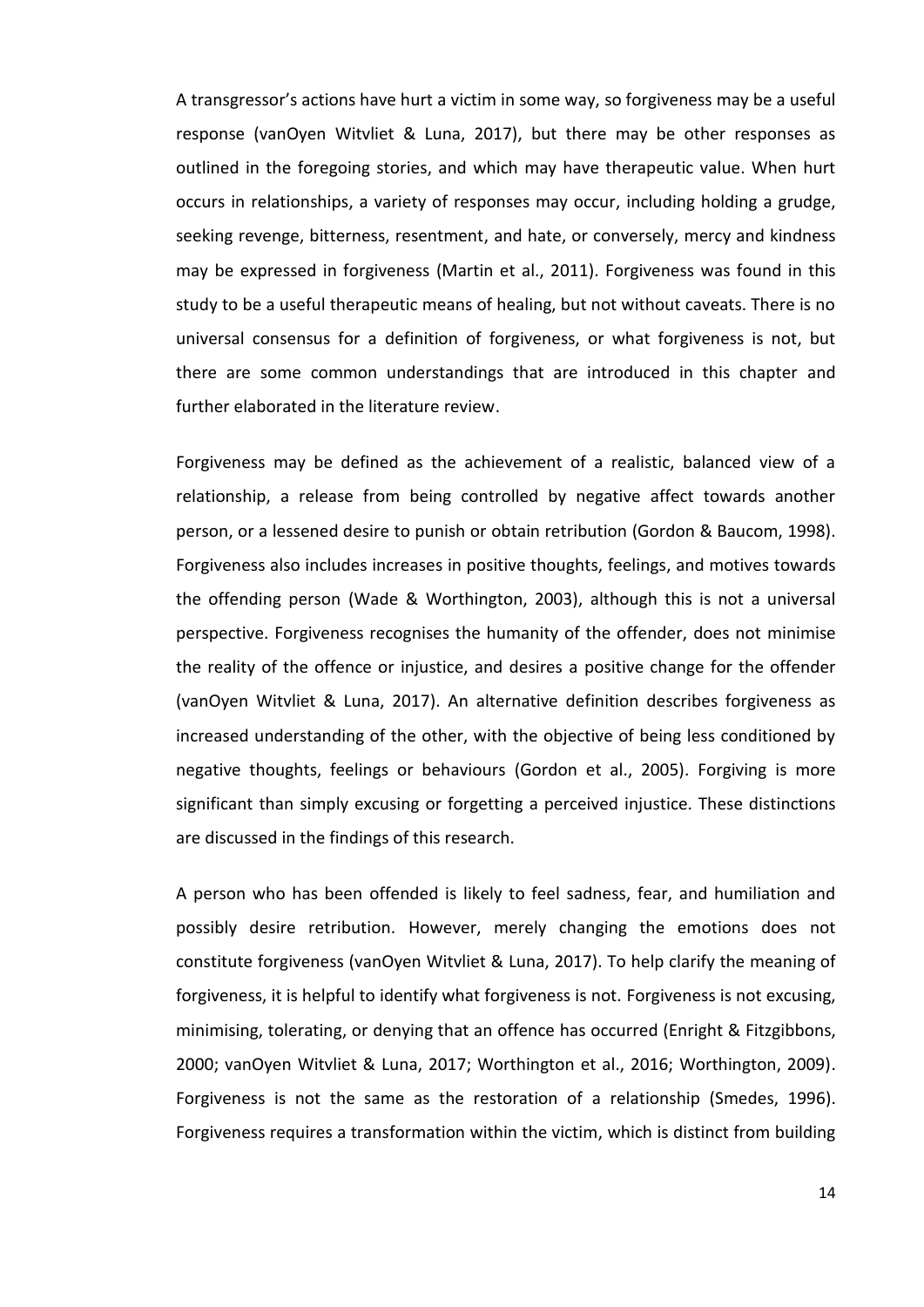A transgressor's actions have hurt a victim in some way, so forgiveness may be a useful response (vanOyen Witvliet & Luna, 2017), but there may be other responses as outlined in the foregoing stories, and which may have therapeutic value. When hurt occurs in relationships, a variety of responses may occur, including holding a grudge, seeking revenge, bitterness, resentment, and hate, or conversely, mercy and kindness may be expressed in forgiveness (Martin et al., 2011). Forgiveness was found in this study to be a useful therapeutic means of healing, but not without caveats. There is no universal consensus for a definition of forgiveness, or what forgiveness is not, but there are some common understandings that are introduced in this chapter and further elaborated in the literature review.

Forgiveness may be defined as the achievement of a realistic, balanced view of a relationship, a release from being controlled by negative affect towards another person, or a lessened desire to punish or obtain retribution (Gordon & Baucom, 1998). Forgiveness also includes increases in positive thoughts, feelings, and motives towards the offending person (Wade & Worthington, 2003), although this is not a universal perspective. Forgiveness recognises the humanity of the offender, does not minimise the reality of the offence or injustice, and desires a positive change for the offender (vanOyen Witvliet & Luna, 2017). An alternative definition describes forgiveness as increased understanding of the other, with the objective of being less conditioned by negative thoughts, feelings or behaviours (Gordon et al., 2005). Forgiving is more significant than simply excusing or forgetting a perceived injustice. These distinctions are discussed in the findings of this research.

A person who has been offended is likely to feel sadness, fear, and humiliation and possibly desire retribution. However, merely changing the emotions does not constitute forgiveness (vanOyen Witvliet & Luna, 2017). To help clarify the meaning of forgiveness, it is helpful to identify what forgiveness is not. Forgiveness is not excusing, minimising, tolerating, or denying that an offence has occurred (Enright & Fitzgibbons, 2000; vanOyen Witvliet & Luna, 2017; Worthington et al., 2016; Worthington, 2009). Forgiveness is not the same as the restoration of a relationship (Smedes, 1996). Forgiveness requires a transformation within the victim, which is distinct from building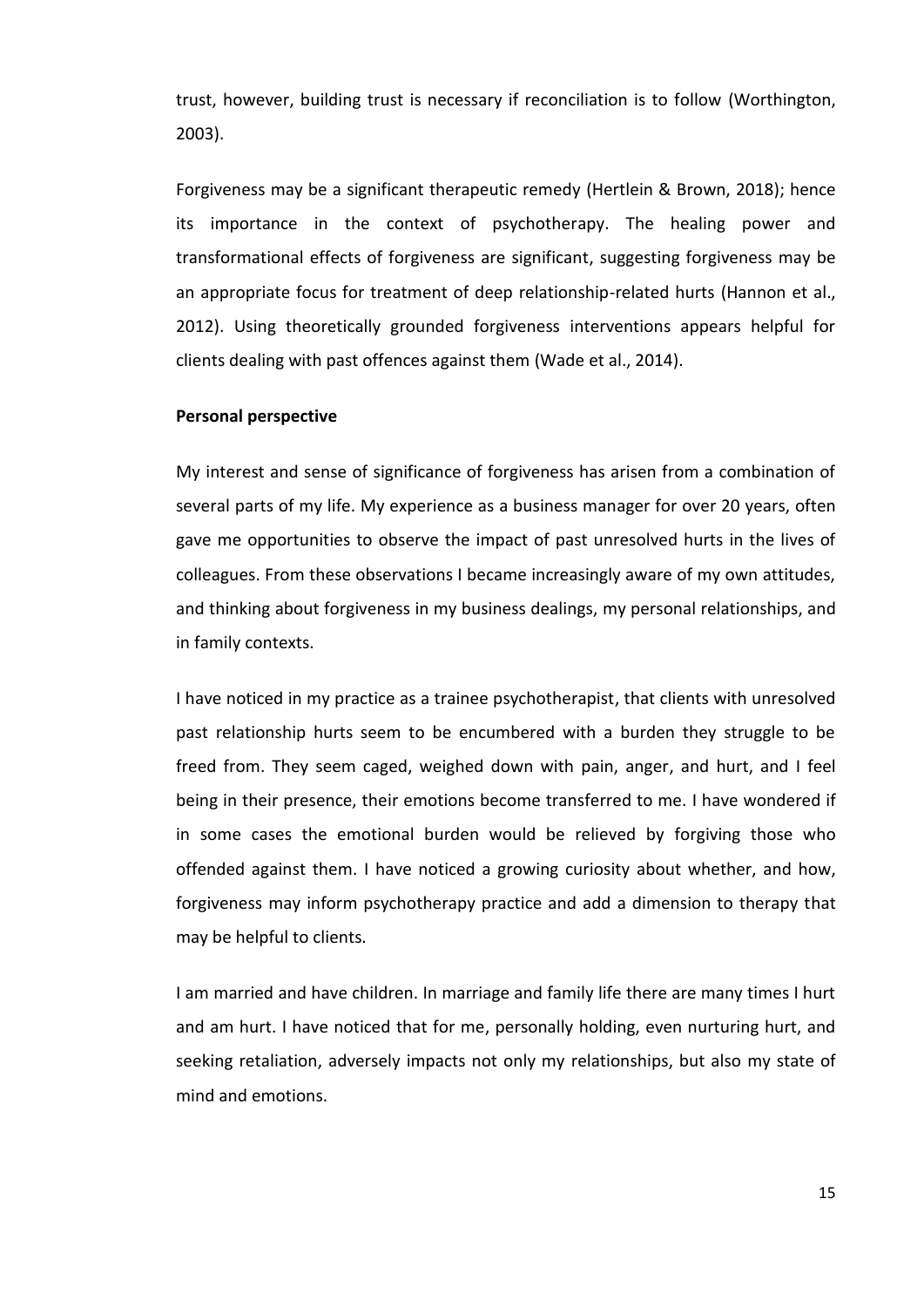trust, however, building trust is necessary if reconciliation is to follow (Worthington, 2003).

Forgiveness may be a significant therapeutic remedy (Hertlein & Brown, 2018); hence its importance in the context of psychotherapy. The healing power and transformational effects of forgiveness are significant, suggesting forgiveness may be an appropriate focus for treatment of deep relationship-related hurts (Hannon et al., 2012). Using theoretically grounded forgiveness interventions appears helpful for clients dealing with past offences against them (Wade et al., 2014).

**Personal perspective**

My interest and sense of significance of forgiveness has arisen from a combination of several parts of my life. My experience as a business manager for over 20 years, often gave me opportunities to observe the impact of past unresolved hurts in the lives of colleagues. From these observations I became increasingly aware of my own attitudes, and thinking about forgiveness in my business dealings, my personal relationships, and in family contexts.

I have noticed in my practice as a trainee psychotherapist, that clients with unresolved past relationship hurts seem to be encumbered with a burden they struggle to be freed from. They seem caged, weighed down with pain, anger, and hurt, and I feel being in their presence, their emotions become transferred to me. I have wondered if in some cases the emotional burden would be relieved by forgiving those who offended against them. I have noticed a growing curiosity about whether, and how, forgiveness may inform psychotherapy practice and add a dimension to therapy that may be helpful to clients.

I am married and have children. In marriage and family life there are many times I hurt and am hurt. I have noticed that for me, personally holding, even nurturing hurt, and seeking retaliation, adversely impacts not only my relationships, but also my state of mind and emotions.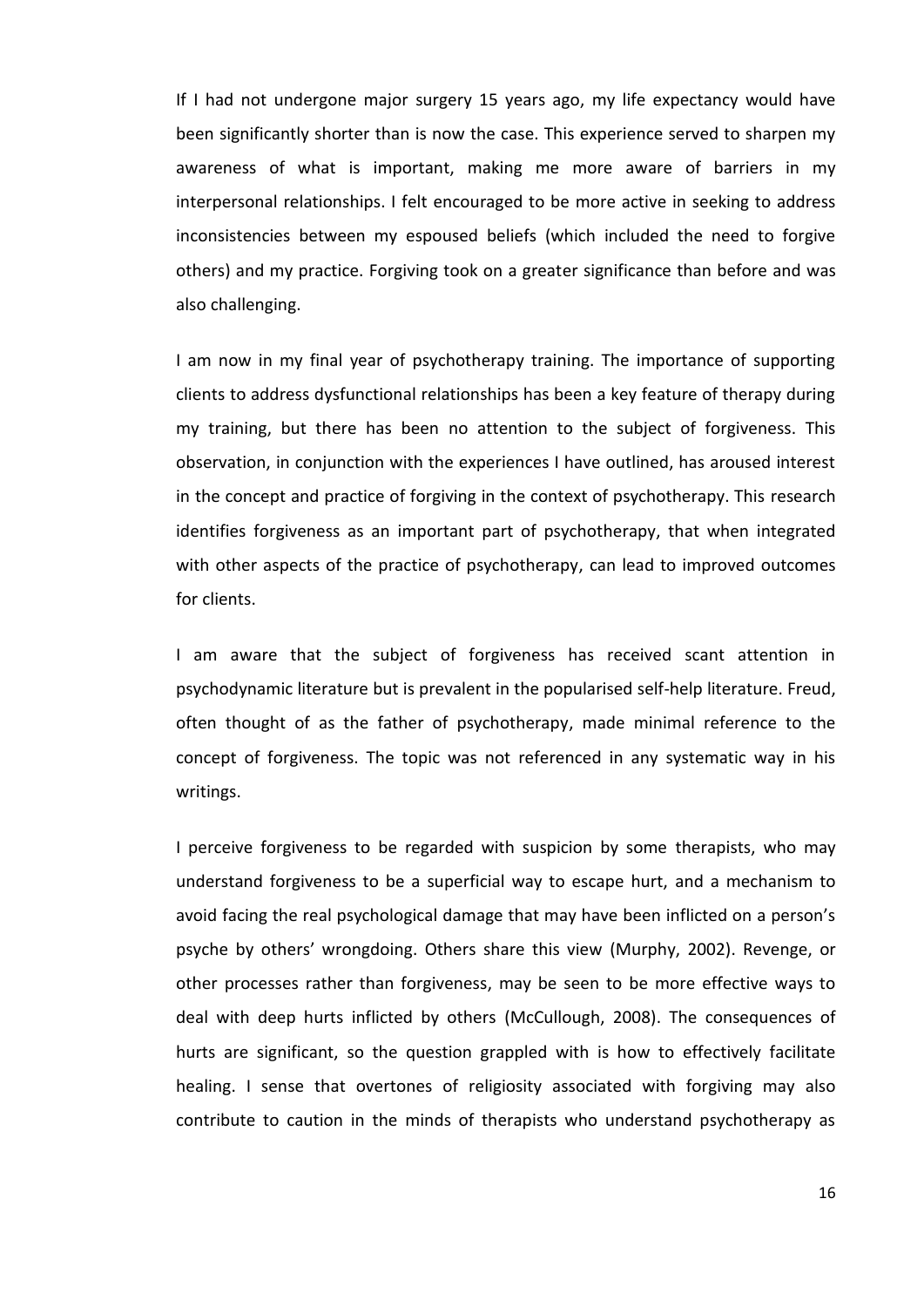If I had not undergone major surgery 15 years ago, my life expectancy would have been significantly shorter than is now the case. This experience served to sharpen my awareness of what is important, making me more aware of barriers in my interpersonal relationships. I felt encouraged to be more active in seeking to address inconsistencies between my espoused beliefs (which included the need to forgive others) and my practice. Forgiving took on a greater significance than before and was also challenging.

I am now in my final year of psychotherapy training. The importance of supporting clients to address dysfunctional relationships has been a key feature of therapy during my training, but there has been no attention to the subject of forgiveness. This observation, in conjunction with the experiences I have outlined, has aroused interest in the concept and practice of forgiving in the context of psychotherapy. This research identifies forgiveness as an important part of psychotherapy, that when integrated with other aspects of the practice of psychotherapy, can lead to improved outcomes for clients.

I am aware that the subject of forgiveness has received scant attention in psychodynamic literature but is prevalent in the popularised self-help literature. Freud, often thought of as the father of psychotherapy, made minimal reference to the concept of forgiveness. The topic was not referenced in any systematic way in his writings.

I perceive forgiveness to be regarded with suspicion by some therapists, who may understand forgiveness to be a superficial way to escape hurt, and a mechanism to avoid facing the real psychological damage that may have been inflicted on a person's psyche by others' wrongdoing. Others share this view (Murphy, 2002). Revenge, or other processes rather than forgiveness, may be seen to be more effective ways to deal with deep hurts inflicted by others (McCullough, 2008). The consequences of hurts are significant, so the question grappled with is how to effectively facilitate healing. I sense that overtones of religiosity associated with forgiving may also contribute to caution in the minds of therapists who understand psychotherapy as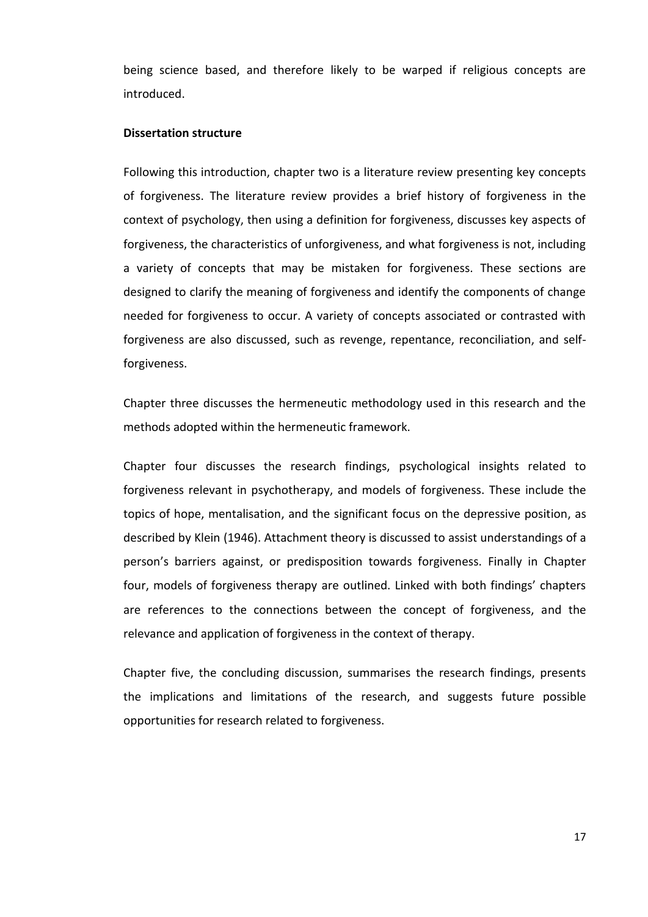being science based, and therefore likely to be warped if religious concepts are introduced.

**Dissertation structure**

Following this introduction, chapter two is a literature review presenting key concepts of forgiveness. The literature review provides a brief history of forgiveness in the context of psychology, then using a definition for forgiveness, discusses key aspects of forgiveness, the characteristics of unforgiveness, and what forgiveness is not, including a variety of concepts that may be mistaken for forgiveness. These sections are designed to clarify the meaning of forgiveness and identify the components of change needed for forgiveness to occur. A variety of concepts associated or contrasted with forgiveness are also discussed, such as revenge, repentance, reconciliation, and self-forgiveness.

Chapter three discusses the hermeneutic methodology used in this research and the methods adopted within the hermeneutic framework.

Chapter four discusses the research findings, psychological insights related to forgiveness relevant in psychotherapy, and models of forgiveness. These include the topics of hope, mentalisation, and the significant focus on the depressive position, as described by Klein (1946). Attachment theory is discussed to assist understandings of a person's barriers against, or predisposition towards forgiveness. Finally in Chapter four, models of forgiveness therapy are outlined. Linked with both findings' chapters are references to the connections between the concept of forgiveness, and the relevance and application of forgiveness in the context of therapy.

Chapter five, the concluding discussion, summarises the research findings, presents the implications and limitations of the research, and suggests future possible opportunities for research related to forgiveness.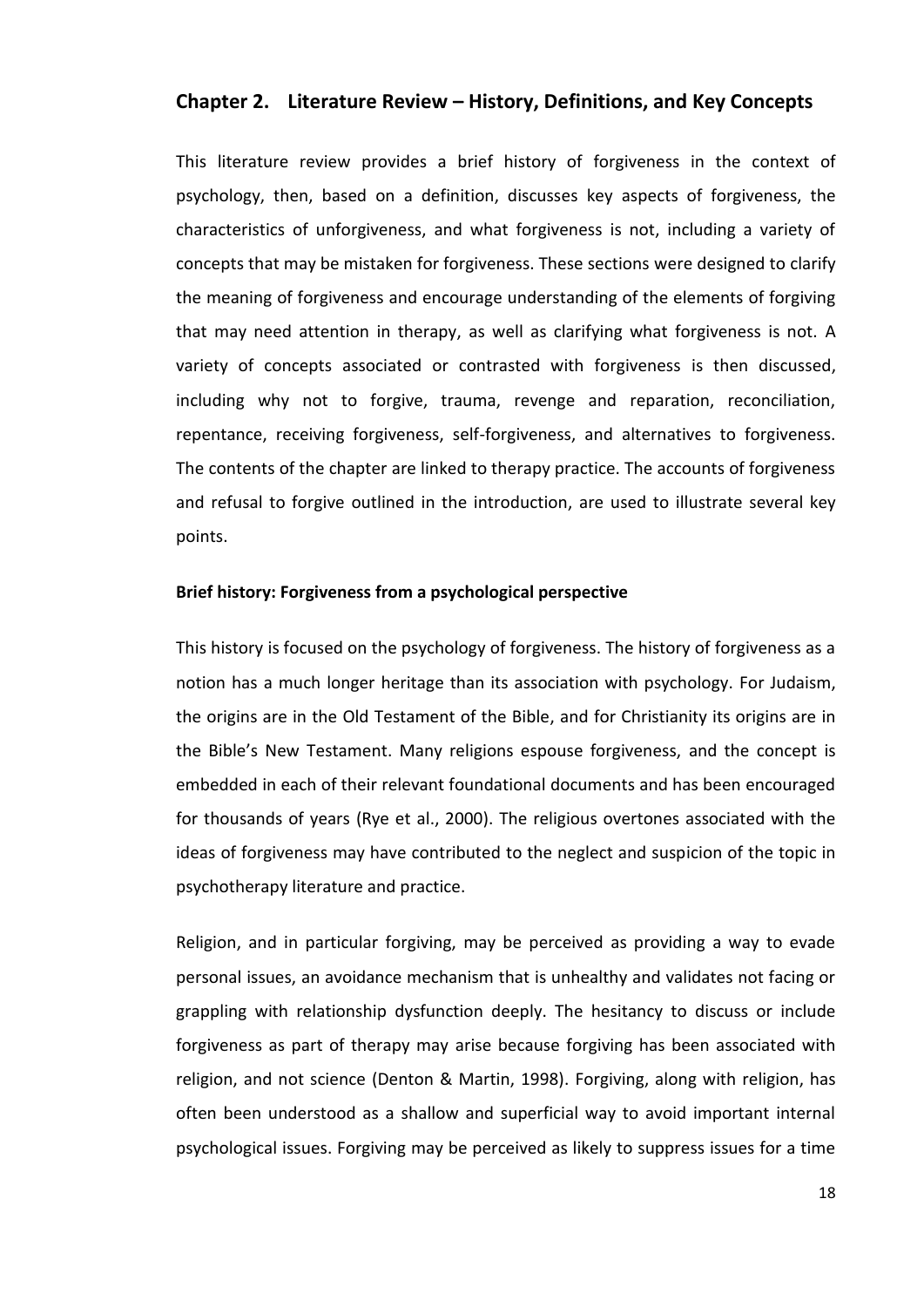## Chapter 2. Literature Review – History, Definitions, and Key Concepts

This literature review provides a brief history of forgiveness in the context of psychology, then, based on a definition, discusses key aspects of forgiveness, the characteristics of unforgiveness, and what forgiveness is not, including a variety of concepts that may be mistaken for forgiveness. These sections were designed to clarify the meaning of forgiveness and encourage understanding of the elements of forgiving that may need attention in therapy, as well as clarifying what forgiveness is not. A variety of concepts associated or contrasted with forgiveness is then discussed, including why not to forgive, trauma, revenge and reparation, reconciliation, repentance, receiving forgiveness, self-forgiveness, and alternatives to forgiveness. The contents of the chapter are linked to therapy practice. The accounts of forgiveness and refusal to forgive outlined in the introduction, are used to illustrate several key points.

### Brief history: Forgiveness from a psychological perspective

This history is focused on the psychology of forgiveness. The history of forgiveness as a notion has a much longer heritage than its association with psychology. For Judaism, the origins are in the Old Testament of the Bible, and for Christianity its origins are in the Bible's New Testament. Many religions espouse forgiveness, and the concept is embedded in each of their relevant foundational documents and has been encouraged for thousands of years (Rye et al., 2000). The religious overtones associated with the ideas of forgiveness may have contributed to the neglect and suspicion of the topic in psychotherapy literature and practice.

Religion, and in particular forgiving, may be perceived as providing a way to evade personal issues, an avoidance mechanism that is unhealthy and validates not facing or grappling with relationship dysfunction deeply. The hesitancy to discuss or include forgiveness as part of therapy may arise because forgiving has been associated with religion, and not science (Denton & Martin, 1998). Forgiving, along with religion, has often been understood as a shallow and superficial way to avoid important internal psychological issues. Forgiving may be perceived as likely to suppress issues for a time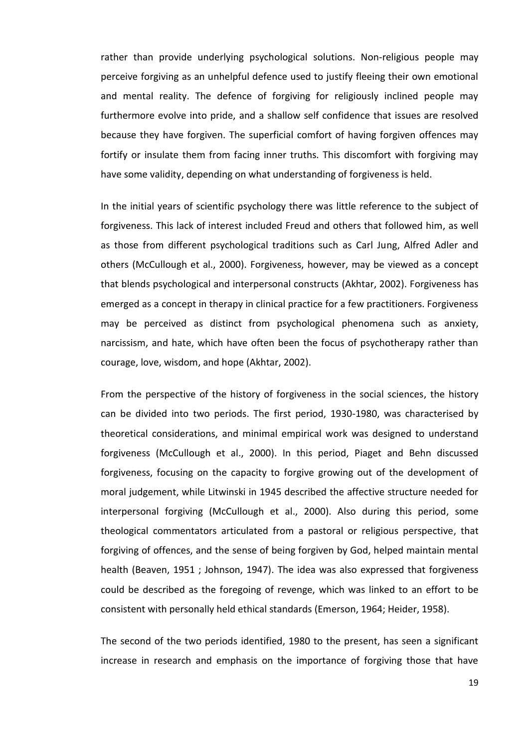rather than provide underlying psychological solutions. Non-religious people may perceive forgiving as an unhelpful defence used to justify fleeing their own emotional and mental reality. The defence of forgiving for religiously inclined people may furthermore evolve into pride, and a shallow self confidence that issues are resolved because they have forgiven. The superficial comfort of having forgiven offences may fortify or insulate them from facing inner truths. This discomfort with forgiving may have some validity, depending on what understanding of forgiveness is held.

In the initial years of scientific psychology there was little reference to the subject of forgiveness. This lack of interest included Freud and others that followed him, as well as those from different psychological traditions such as Carl Jung, Alfred Adler and others (McCullough et al., 2000). Forgiveness, however, may be viewed as a concept that blends psychological and interpersonal constructs (Akhtar, 2002). Forgiveness has emerged as a concept in therapy in clinical practice for a few practitioners. Forgiveness may be perceived as distinct from psychological phenomena such as anxiety, narcissism, and hate, which have often been the focus of psychotherapy rather than courage, love, wisdom, and hope (Akhtar, 2002).

From the perspective of the history of forgiveness in the social sciences, the history can be divided into two periods. The first period, 1930-1980, was characterised by theoretical considerations, and minimal empirical work was designed to understand forgiveness (McCullough et al., 2000). In this period, Piaget and Behn discussed forgiveness, focusing on the capacity to forgive growing out of the development of moral judgement, while Litwinski in 1945 described the affective structure needed for interpersonal forgiving (McCullough et al., 2000). Also during this period, some theological commentators articulated from a pastoral or religious perspective, that forgiving of offences, and the sense of being forgiven by God, helped maintain mental health (Beaven, 1951 ; Johnson, 1947). The idea was also expressed that forgiveness could be described as the foregoing of revenge, which was linked to an effort to be consistent with personally held ethical standards (Emerson, 1964; Heider, 1958).

The second of the two periods identified, 1980 to the present, has seen a significant increase in research and emphasis on the importance of forgiving those that have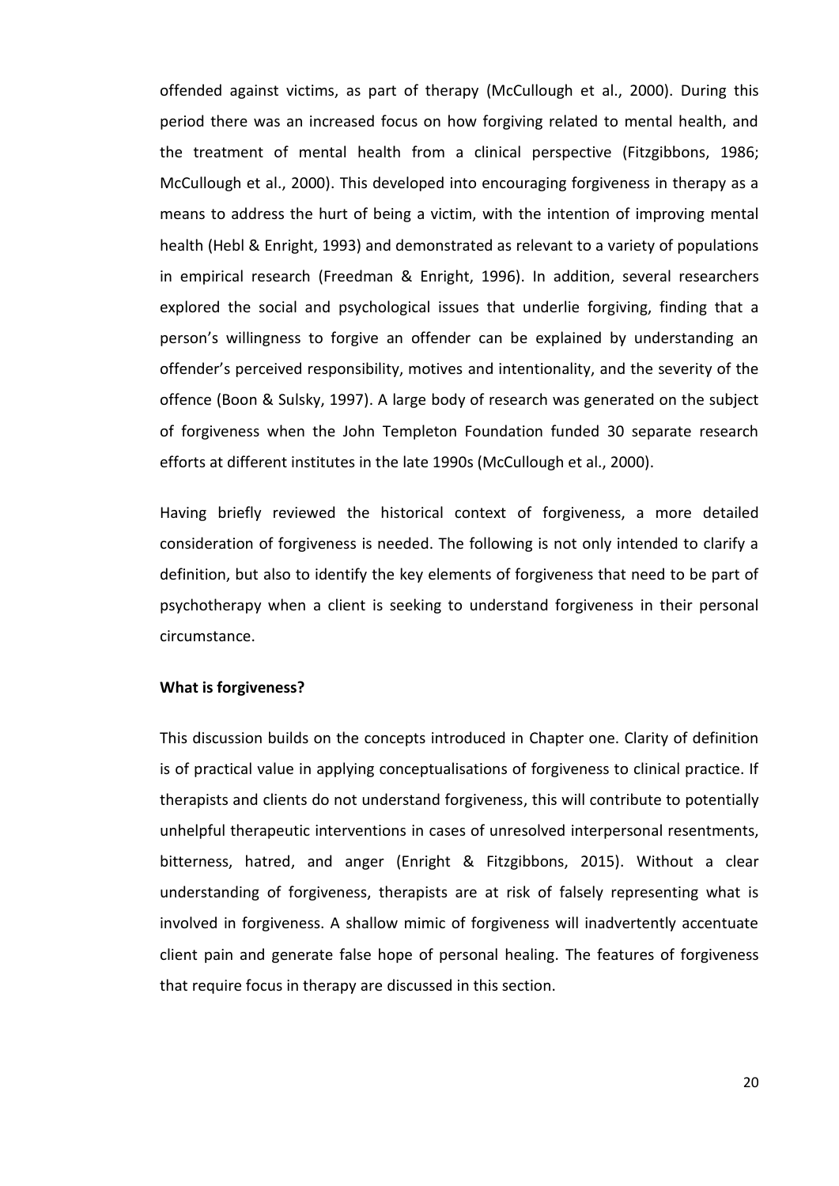offended against victims, as part of therapy (McCullough et al., 2000). During this period there was an increased focus on how forgiving related to mental health, and the treatment of mental health from a clinical perspective (Fitzgibbons, 1986; McCullough et al., 2000). This developed into encouraging forgiveness in therapy as a means to address the hurt of being a victim, with the intention of improving mental health (Hebl & Enright, 1993) and demonstrated as relevant to a variety of populations in empirical research (Freedman & Enright, 1996). In addition, several researchers explored the social and psychological issues that underlie forgiving, finding that a person's willingness to forgive an offender can be explained by understanding an offender's perceived responsibility, motives and intentionality, and the severity of the offence (Boon & Sulsky, 1997). A large body of research was generated on the subject of forgiveness when the John Templeton Foundation funded 30 separate research efforts at different institutes in the late 1990s (McCullough et al., 2000).

Having briefly reviewed the historical context of forgiveness, a more detailed consideration of forgiveness is needed. The following is not only intended to clarify a definition, but also to identify the key elements of forgiveness that need to be part of psychotherapy when a client is seeking to understand forgiveness in their personal circumstance.

**What is forgiveness?**

This discussion builds on the concepts introduced in Chapter one. Clarity of definition is of practical value in applying conceptualisations of forgiveness to clinical practice. If therapists and clients do not understand forgiveness, this will contribute to potentially unhelpful therapeutic interventions in cases of unresolved interpersonal resentments, bitterness, hatred, and anger (Enright & Fitzgibbons, 2015). Without a clear understanding of forgiveness, therapists are at risk of falsely representing what is involved in forgiveness. A shallow mimic of forgiveness will inadvertently accentuate client pain and generate false hope of personal healing. The features of forgiveness that require focus in therapy are discussed in this section.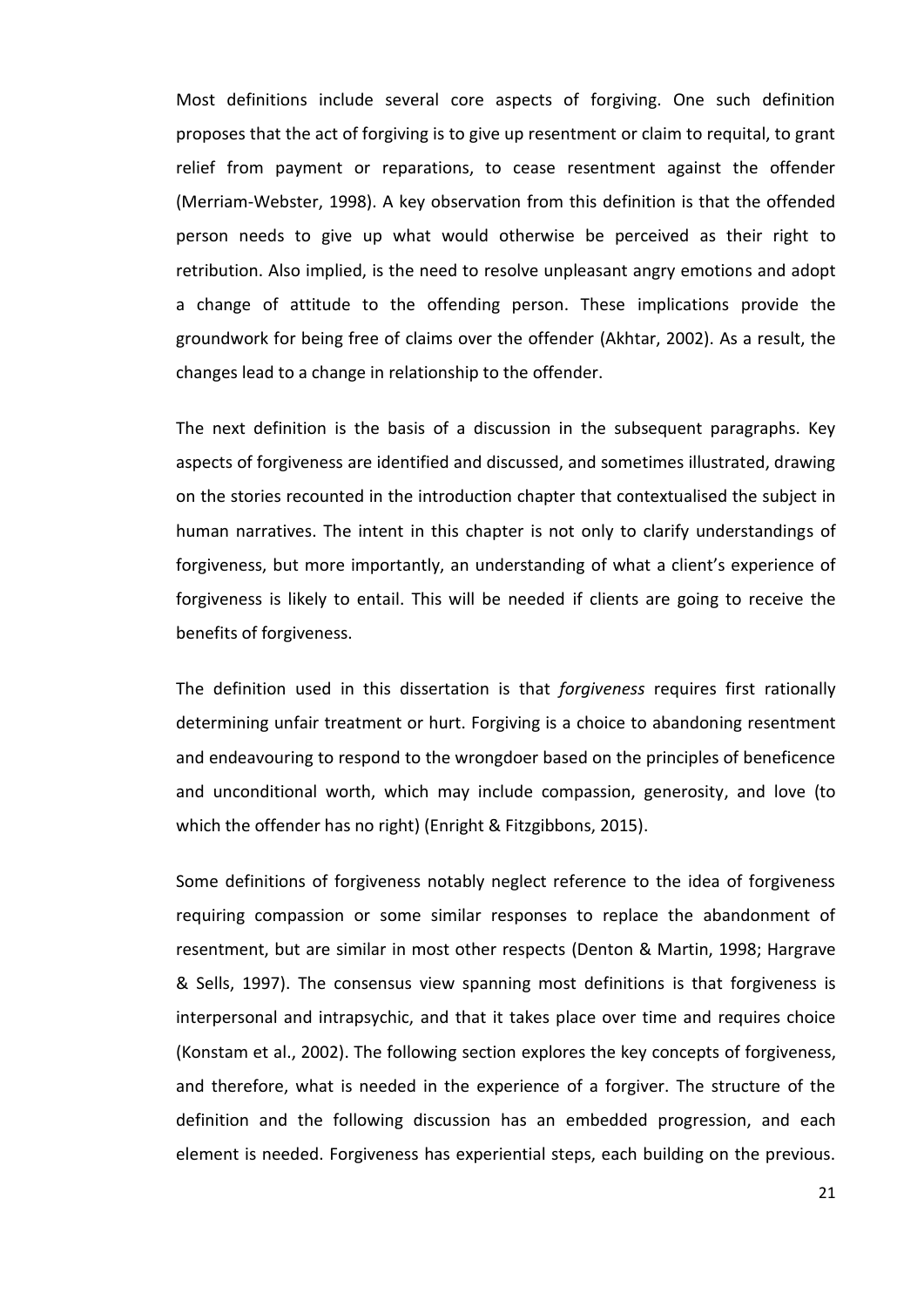Most definitions include several core aspects of forgiving. One such definition proposes that the act of forgiving is to give up resentment or claim to requital, to grant relief from payment or reparations, to cease resentment against the offender (Merriam-Webster, 1998). A key observation from this definition is that the offended person needs to give up what would otherwise be perceived as their right to retribution. Also implied, is the need to resolve unpleasant angry emotions and adopt a change of attitude to the offending person. These implications provide the groundwork for being free of claims over the offender (Akhtar, 2002). As a result, the changes lead to a change in relationship to the offender.

The next definition is the basis of a discussion in the subsequent paragraphs. Key aspects of forgiveness are identified and discussed, and sometimes illustrated, drawing on the stories recounted in the introduction chapter that contextualised the subject in human narratives. The intent in this chapter is not only to clarify understandings of forgiveness, but more importantly, an understanding of what a client's experience of forgiveness is likely to entail. This will be needed if clients are going to receive the benefits of forgiveness.

The definition used in this dissertation is that *forgiveness* requires first rationally determining unfair treatment or hurt. Forgiving is a choice to abandoning resentment and endeavouring to respond to the wrongdoer based on the principles of beneficence and unconditional worth, which may include compassion, generosity, and love (to which the offender has no right) (Enright & Fitzgibbons, 2015).

Some definitions of forgiveness notably neglect reference to the idea of forgiveness requiring compassion or some similar responses to replace the abandonment of resentment, but are similar in most other respects (Denton & Martin, 1998; Hargrave & Sells, 1997). The consensus view spanning most definitions is that forgiveness is interpersonal and intrapsychic, and that it takes place over time and requires choice (Konstam et al., 2002). The following section explores the key concepts of forgiveness, and therefore, what is needed in the experience of a forgiver. The structure of the definition and the following discussion has an embedded progression, and each element is needed. Forgiveness has experiential steps, each building on the previous.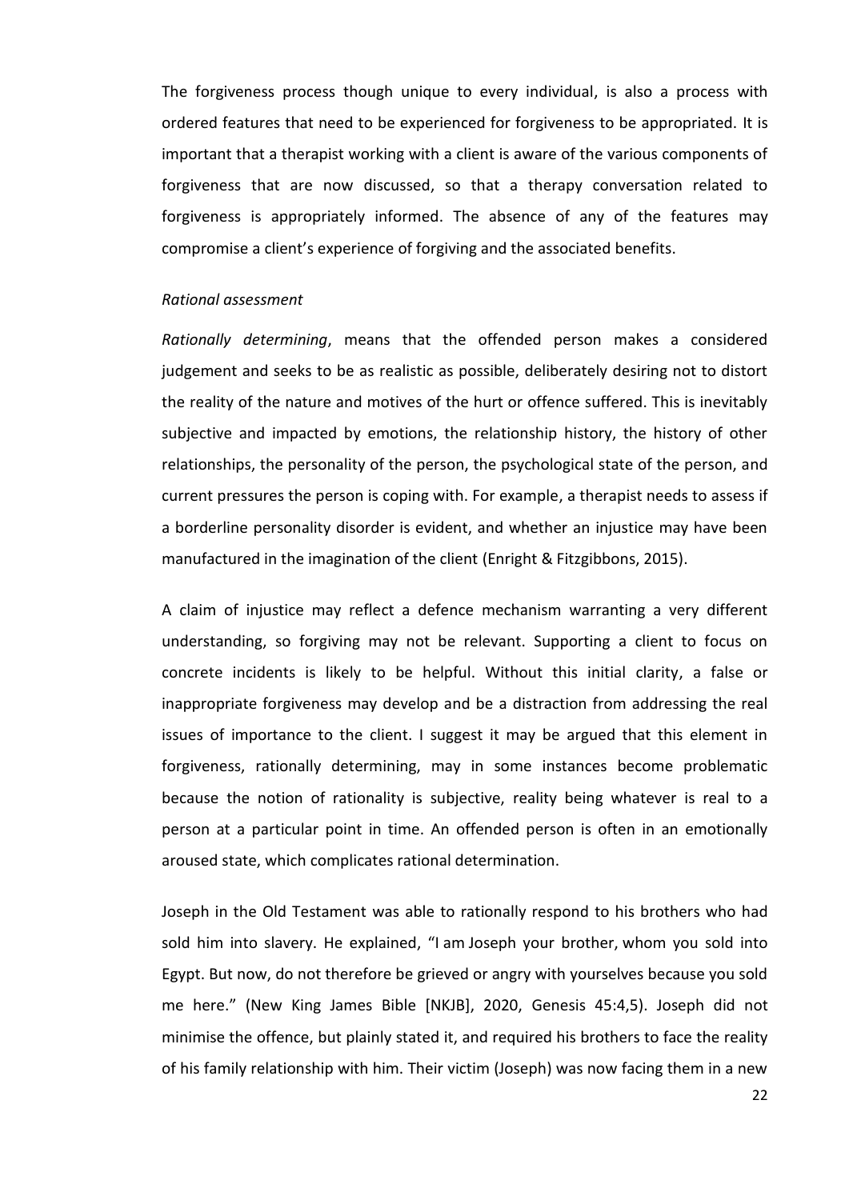The forgiveness process though unique to every individual, is also a process with ordered features that need to be experienced for forgiveness to be appropriated. It is important that a therapist working with a client is aware of the various components of forgiveness that are now discussed, so that a therapy conversation related to forgiveness is appropriately informed. The absence of any of the features may compromise a client's experience of forgiving and the associated benefits.

*Rational assessment*

*Rationally determining*, means that the offended person makes a considered judgement and seeks to be as realistic as possible, deliberately desiring not to distort the reality of the nature and motives of the hurt or offence suffered. This is inevitably subjective and impacted by emotions, the relationship history, the history of other relationships, the personality of the person, the psychological state of the person, and current pressures the person is coping with. For example, a therapist needs to assess if a borderline personality disorder is evident, and whether an injustice may have been manufactured in the imagination of the client (Enright & Fitzgibbons, 2015).

A claim of injustice may reflect a defence mechanism warranting a very different understanding, so forgiving may not be relevant. Supporting a client to focus on concrete incidents is likely to be helpful. Without this initial clarity, a false or inappropriate forgiveness may develop and be a distraction from addressing the real issues of importance to the client. I suggest it may be argued that this element in forgiveness, rationally determining, may in some instances become problematic because the notion of rationality is subjective, reality being whatever is real to a person at a particular point in time. An offended person is often in an emotionally aroused state, which complicates rational determination.

Joseph in the Old Testament was able to rationally respond to his brothers who had sold him into slavery. He explained, "I am Joseph your brother, whom you sold into Egypt. But now, do not therefore be grieved or angry with yourselves because you sold me here." (New King James Bible [NKJB], 2020, Genesis 45:4,5). Joseph did not minimise the offence, but plainly stated it, and required his brothers to face the reality of his family relationship with him. Their victim (Joseph) was now facing them in a new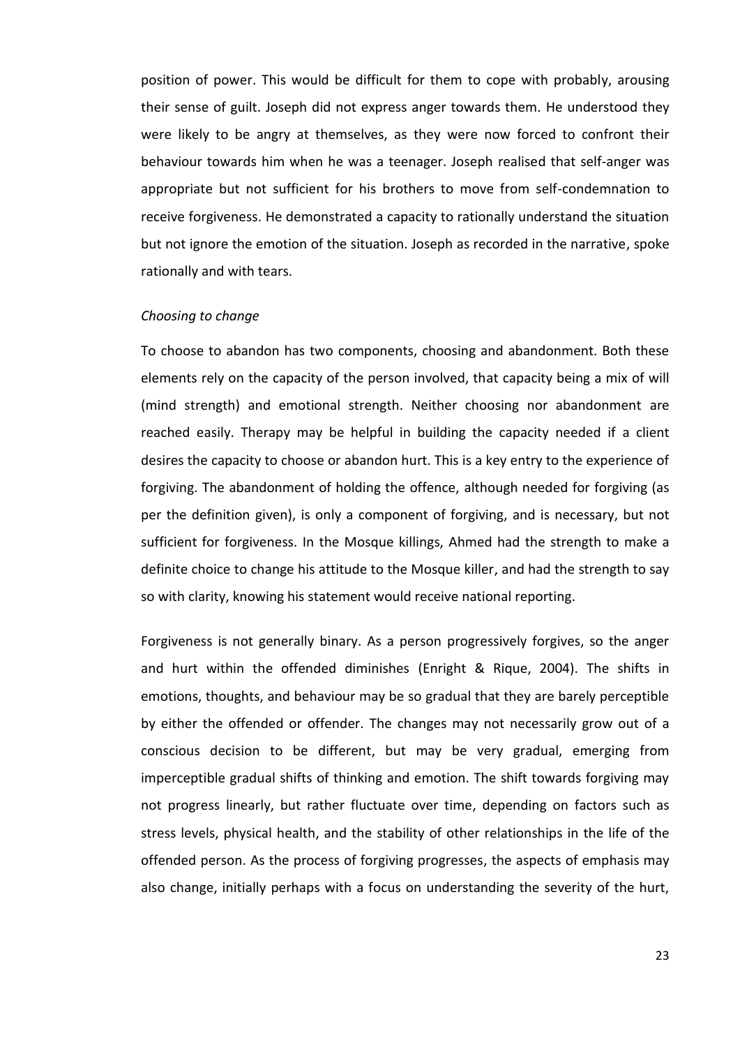position of power. This would be difficult for them to cope with probably, arousing their sense of guilt. Joseph did not express anger towards them. He understood they were likely to be angry at themselves, as they were now forced to confront their behaviour towards him when he was a teenager. Joseph realised that self-anger was appropriate but not sufficient for his brothers to move from self-condemnation to receive forgiveness. He demonstrated a capacity to rationally understand the situation but not ignore the emotion of the situation. Joseph as recorded in the narrative, spoke rationally and with tears.

*Choosing to change*

To choose to abandon has two components, choosing and abandonment. Both these elements rely on the capacity of the person involved, that capacity being a mix of will (mind strength) and emotional strength. Neither choosing nor abandonment are reached easily. Therapy may be helpful in building the capacity needed if a client desires the capacity to choose or abandon hurt. This is a key entry to the experience of forgiving. The abandonment of holding the offence, although needed for forgiving (as per the definition given), is only a component of forgiving, and is necessary, but not sufficient for forgiveness. In the Mosque killings, Ahmed had the strength to make a definite choice to change his attitude to the Mosque killer, and had the strength to say so with clarity, knowing his statement would receive national reporting.

Forgiveness is not generally binary. As a person progressively forgives, so the anger and hurt within the offended diminishes (Enright & Rique, 2004). The shifts in emotions, thoughts, and behaviour may be so gradual that they are barely perceptible by either the offended or offender. The changes may not necessarily grow out of a conscious decision to be different, but may be very gradual, emerging from imperceptible gradual shifts of thinking and emotion. The shift towards forgiving may not progress linearly, but rather fluctuate over time, depending on factors such as stress levels, physical health, and the stability of other relationships in the life of the offended person. As the process of forgiving progresses, the aspects of emphasis may also change, initially perhaps with a focus on understanding the severity of the hurt,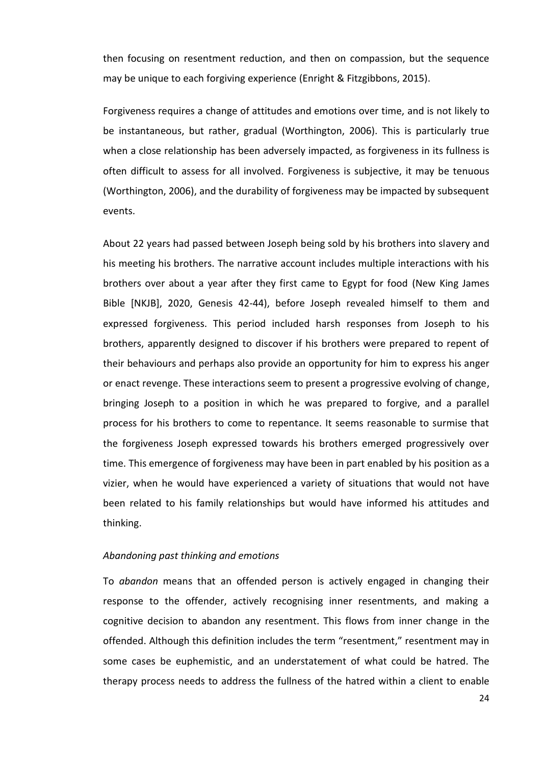then focusing on resentment reduction, and then on compassion, but the sequence may be unique to each forgiving experience (Enright & Fitzgibbons, 2015).

Forgiveness requires a change of attitudes and emotions over time, and is not likely to be instantaneous, but rather, gradual (Worthington, 2006). This is particularly true when a close relationship has been adversely impacted, as forgiveness in its fullness is often difficult to assess for all involved. Forgiveness is subjective, it may be tenuous (Worthington, 2006), and the durability of forgiveness may be impacted by subsequent events.

About 22 years had passed between Joseph being sold by his brothers into slavery and his meeting his brothers. The narrative account includes multiple interactions with his brothers over about a year after they first came to Egypt for food (New King James Bible [NKJB], 2020, Genesis 42-44), before Joseph revealed himself to them and expressed forgiveness. This period included harsh responses from Joseph to his brothers, apparently designed to discover if his brothers were prepared to repent of their behaviours and perhaps also provide an opportunity for him to express his anger or enact revenge. These interactions seem to present a progressive evolving of change, bringing Joseph to a position in which he was prepared to forgive, and a parallel process for his brothers to come to repentance. It seems reasonable to surmise that the forgiveness Joseph expressed towards his brothers emerged progressively over time. This emergence of forgiveness may have been in part enabled by his position as a vizier, when he would have experienced a variety of situations that would not have been related to his family relationships but would have informed his attitudes and thinking.

*Abandoning past thinking and emotions*

To *abandon* means that an offended person is actively engaged in changing their response to the offender, actively recognising inner resentments, and making a cognitive decision to abandon any resentment. This flows from inner change in the offended. Although this definition includes the term "resentment," resentment may in some cases be euphemistic, and an understatement of what could be hatred. The therapy process needs to address the fullness of the hatred within a client to enable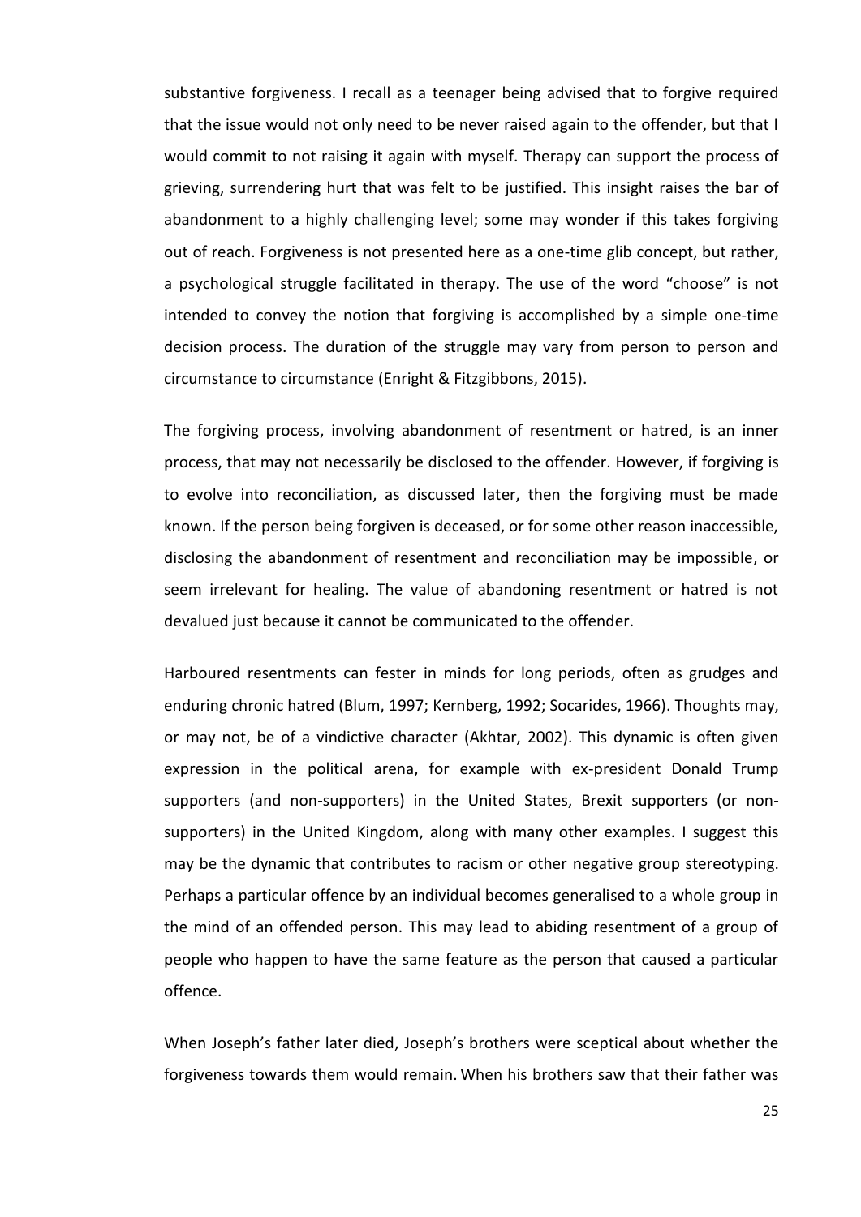substantive forgiveness. I recall as a teenager being advised that to forgive required that the issue would not only need to be never raised again to the offender, but that I would commit to not raising it again with myself. Therapy can support the process of grieving, surrendering hurt that was felt to be justified. This insight raises the bar of abandonment to a highly challenging level; some may wonder if this takes forgiving out of reach. Forgiveness is not presented here as a one-time glib concept, but rather, a psychological struggle facilitated in therapy. The use of the word "choose" is not intended to convey the notion that forgiving is accomplished by a simple one-time decision process. The duration of the struggle may vary from person to person and circumstance to circumstance (Enright & Fitzgibbons, 2015).

The forgiving process, involving abandonment of resentment or hatred, is an inner process, that may not necessarily be disclosed to the offender. However, if forgiving is to evolve into reconciliation, as discussed later, then the forgiving must be made known. If the person being forgiven is deceased, or for some other reason inaccessible, disclosing the abandonment of resentment and reconciliation may be impossible, or seem irrelevant for healing. The value of abandoning resentment or hatred is not devalued just because it cannot be communicated to the offender.

Harboured resentments can fester in minds for long periods, often as grudges and enduring chronic hatred (Blum, 1997; Kernberg, 1992; Socarides, 1966). Thoughts may, or may not, be of a vindictive character (Akhtar, 2002). This dynamic is often given expression in the political arena, for example with ex-president Donald Trump supporters (and non-supporters) in the United States, Brexit supporters (or non-supporters) in the United Kingdom, along with many other examples. I suggest this may be the dynamic that contributes to racism or other negative group stereotyping. Perhaps a particular offence by an individual becomes generalised to a whole group in the mind of an offended person. This may lead to abiding resentment of a group of people who happen to have the same feature as the person that caused a particular offence.

When Joseph's father later died, Joseph's brothers were sceptical about whether the forgiveness towards them would remain. When his brothers saw that their father was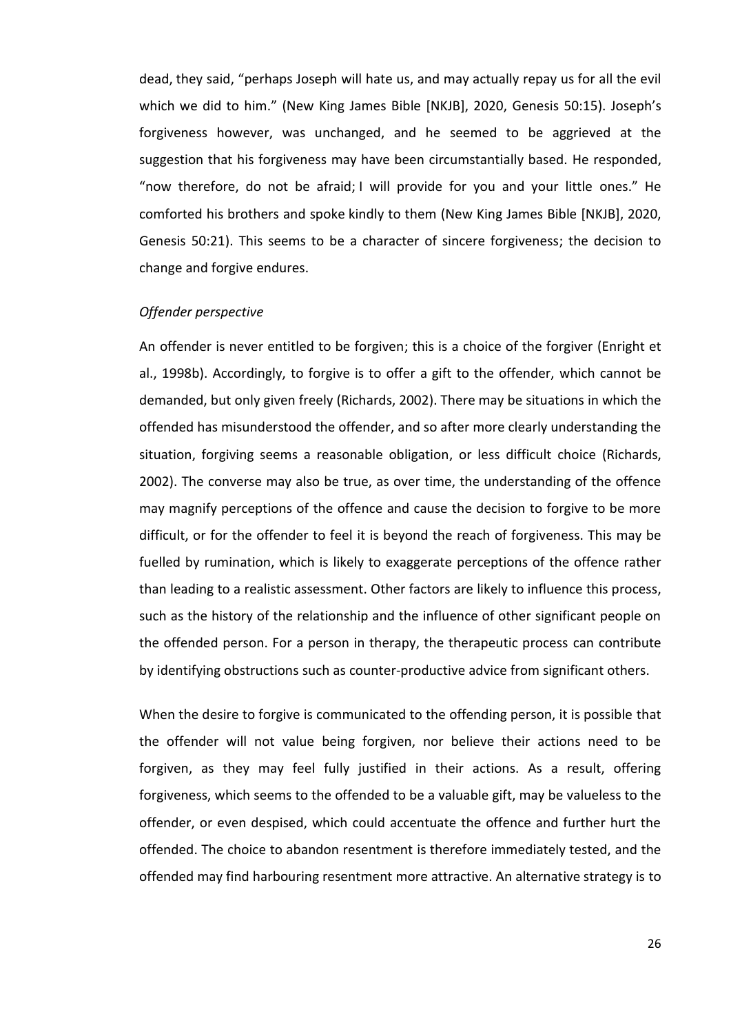dead, they said, "perhaps Joseph will hate us, and may actually repay us for all the evil which we did to him." (New King James Bible [NKJB], 2020, Genesis 50:15). Joseph's forgiveness however, was unchanged, and he seemed to be aggrieved at the suggestion that his forgiveness may have been circumstantially based. He responded, "now therefore, do not be afraid; I will provide for you and your little ones." He comforted his brothers and spoke kindly to them (New King James Bible [NKJB], 2020, Genesis 50:21). This seems to be a character of sincere forgiveness; the decision to change and forgive endures.

*Offender perspective*

An offender is never entitled to be forgiven; this is a choice of the forgiver (Enright et al., 1998b). Accordingly, to forgive is to offer a gift to the offender, which cannot be demanded, but only given freely (Richards, 2002). There may be situations in which the offended has misunderstood the offender, and so after more clearly understanding the situation, forgiving seems a reasonable obligation, or less difficult choice (Richards, 2002). The converse may also be true, as over time, the understanding of the offence may magnify perceptions of the offence and cause the decision to forgive to be more difficult, or for the offender to feel it is beyond the reach of forgiveness. This may be fuelled by rumination, which is likely to exaggerate perceptions of the offence rather than leading to a realistic assessment. Other factors are likely to influence this process, such as the history of the relationship and the influence of other significant people on the offended person. For a person in therapy, the therapeutic process can contribute by identifying obstructions such as counter-productive advice from significant others.

When the desire to forgive is communicated to the offending person, it is possible that the offender will not value being forgiven, nor believe their actions need to be forgiven, as they may feel fully justified in their actions. As a result, offering forgiveness, which seems to the offended to be a valuable gift, may be valueless to the offender, or even despised, which could accentuate the offence and further hurt the offended. The choice to abandon resentment is therefore immediately tested, and the offended may find harbouring resentment more attractive. An alternative strategy is to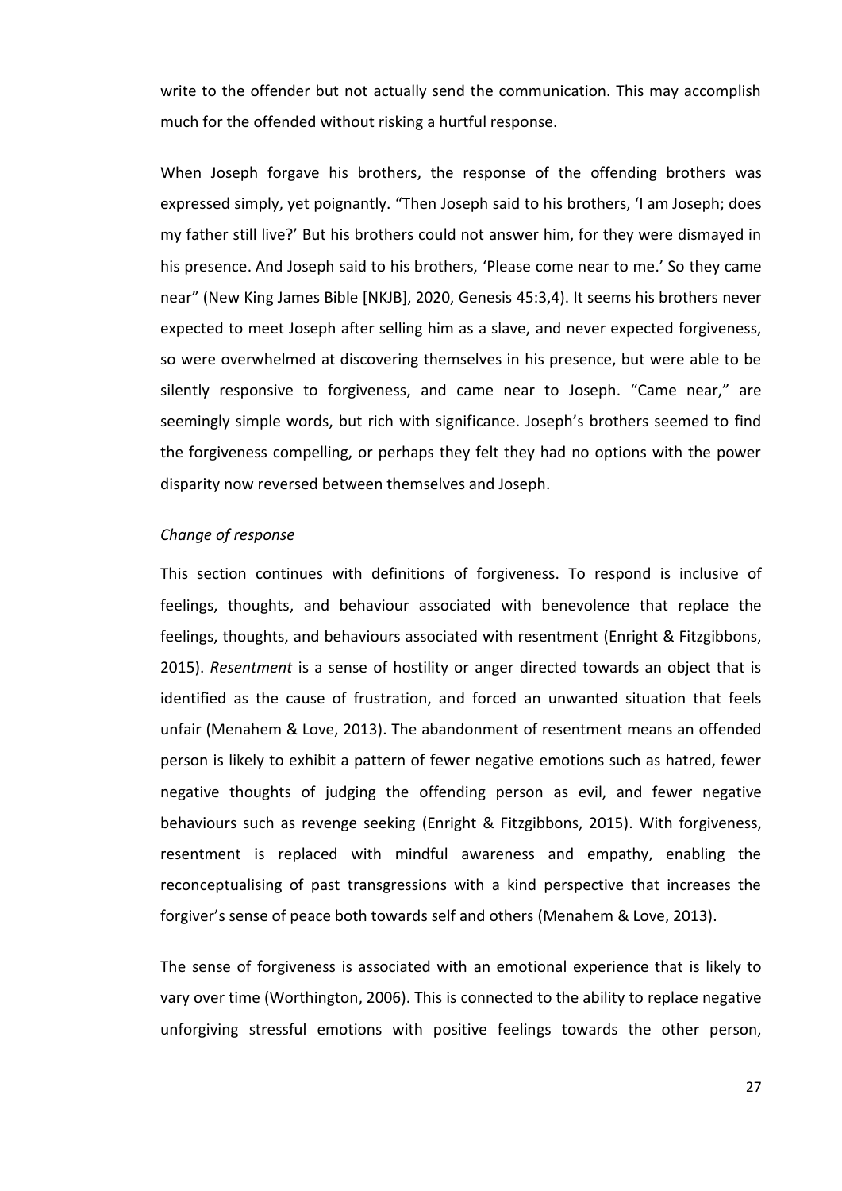write to the offender but not actually send the communication. This may accomplish much for the offended without risking a hurtful response.

When Joseph forgave his brothers, the response of the offending brothers was expressed simply, yet poignantly. "Then Joseph said to his brothers, 'I am Joseph; does my father still live?' But his brothers could not answer him, for they were dismayed in his presence. And Joseph said to his brothers, 'Please come near to me.' So they came near" (New King James Bible [NKJB], 2020, Genesis 45:3,4). It seems his brothers never expected to meet Joseph after selling him as a slave, and never expected forgiveness, so were overwhelmed at discovering themselves in his presence, but were able to be silently responsive to forgiveness, and came near to Joseph. "Came near," are seemingly simple words, but rich with significance. Joseph's brothers seemed to find the forgiveness compelling, or perhaps they felt they had no options with the power disparity now reversed between themselves and Joseph.

*Change of response*

This section continues with definitions of forgiveness. To respond is inclusive of feelings, thoughts, and behaviour associated with benevolence that replace the feelings, thoughts, and behaviours associated with resentment (Enright & Fitzgibbons, 2015). *Resentment* is a sense of hostility or anger directed towards an object that is identified as the cause of frustration, and forced an unwanted situation that feels unfair (Menahem & Love, 2013). The abandonment of resentment means an offended person is likely to exhibit a pattern of fewer negative emotions such as hatred, fewer negative thoughts of judging the offending person as evil, and fewer negative behaviours such as revenge seeking (Enright & Fitzgibbons, 2015). With forgiveness, resentment is replaced with mindful awareness and empathy, enabling the reconceptualising of past transgressions with a kind perspective that increases the forgiver's sense of peace both towards self and others (Menahem & Love, 2013).

The sense of forgiveness is associated with an emotional experience that is likely to vary over time (Worthington, 2006). This is connected to the ability to replace negative unforgiving stressful emotions with positive feelings towards the other person,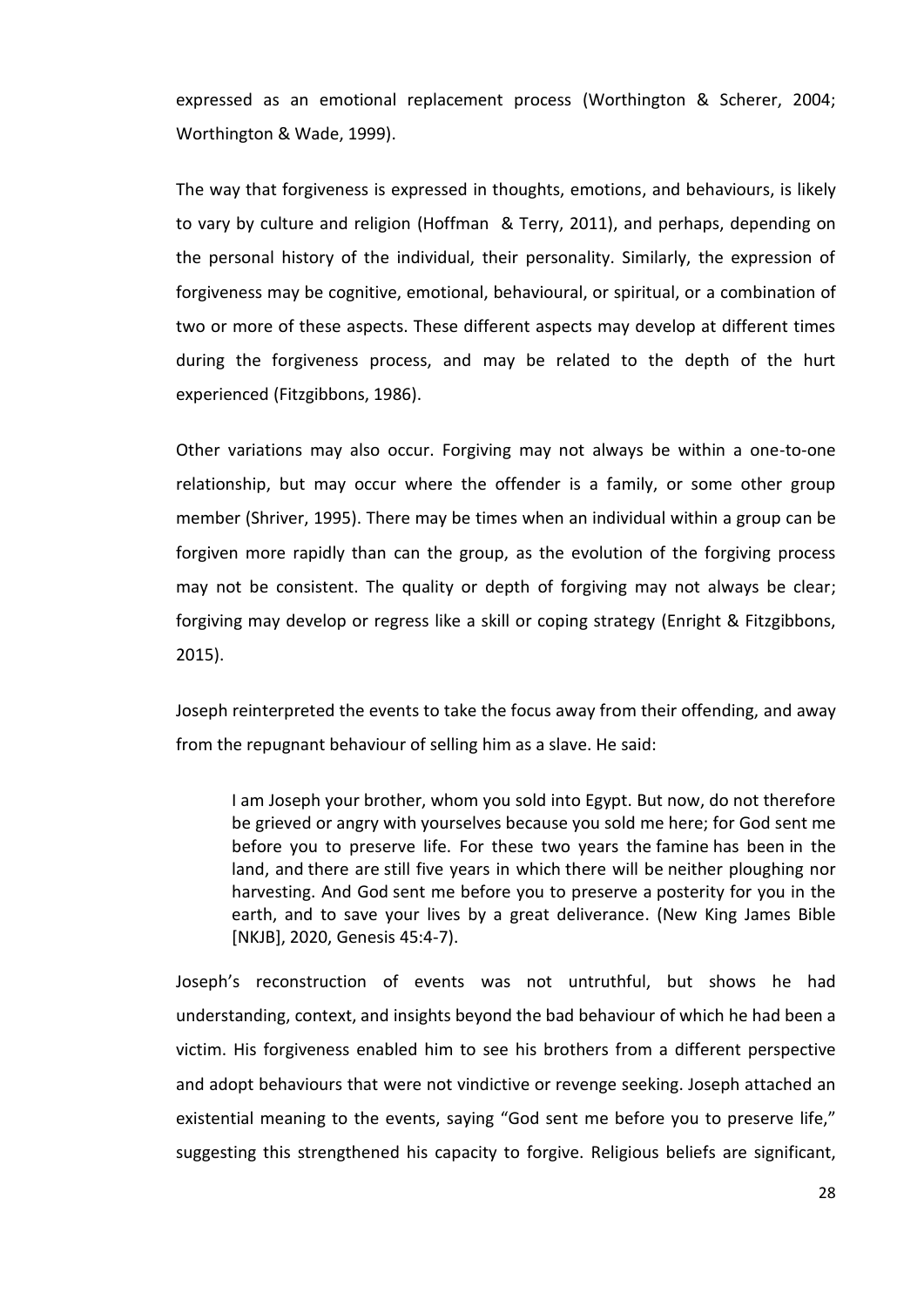expressed as an emotional replacement process (Worthington & Scherer, 2004; Worthington & Wade, 1999).

The way that forgiveness is expressed in thoughts, emotions, and behaviours, is likely to vary by culture and religion (Hoffman & Terry, 2011), and perhaps, depending on the personal history of the individual, their personality. Similarly, the expression of forgiveness may be cognitive, emotional, behavioural, or spiritual, or a combination of two or more of these aspects. These different aspects may develop at different times during the forgiveness process, and may be related to the depth of the hurt experienced (Fitzgibbons, 1986).

Other variations may also occur. Forgiving may not always be within a one-to-one relationship, but may occur where the offender is a family, or some other group member (Shriver, 1995). There may be times when an individual within a group can be forgiven more rapidly than can the group, as the evolution of the forgiving process may not be consistent. The quality or depth of forgiving may not always be clear; forgiving may develop or regress like a skill or coping strategy (Enright & Fitzgibbons, 2015).

Joseph reinterpreted the events to take the focus away from their offending, and away from the repugnant behaviour of selling him as a slave. He said:

> I am Joseph your brother, whom you sold into Egypt. But now, do not therefore be grieved or angry with yourselves because you sold me here; for God sent me before you to preserve life. For these two years the famine has been in the land, and there are still five years in which there will be neither ploughing nor harvesting. And God sent me before you to preserve a posterity for you in the earth, and to save your lives by a great deliverance. (New King James Bible [NKJB], 2020, Genesis 45:4-7).

Joseph's reconstruction of events was not untruthful, but shows he had understanding, context, and insights beyond the bad behaviour of which he had been a victim. His forgiveness enabled him to see his brothers from a different perspective and adopt behaviours that were not vindictive or revenge seeking. Joseph attached an existential meaning to the events, saying "God sent me before you to preserve life," suggesting this strengthened his capacity to forgive. Religious beliefs are significant,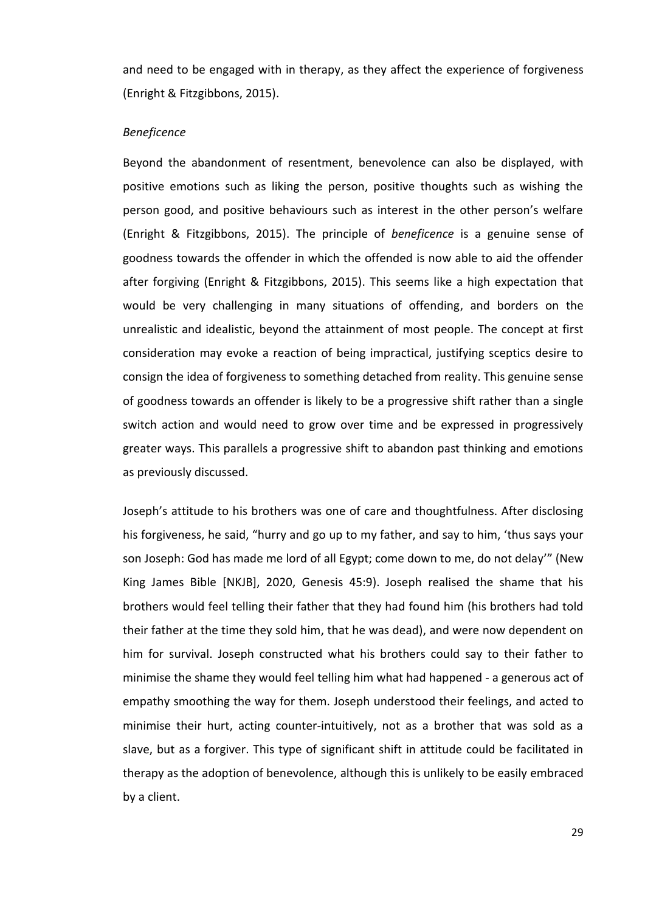and need to be engaged with in therapy, as they affect the experience of forgiveness (Enright & Fitzgibbons, 2015).

*Beneficence*

Beyond the abandonment of resentment, benevolence can also be displayed, with positive emotions such as liking the person, positive thoughts such as wishing the person good, and positive behaviours such as interest in the other person's welfare (Enright & Fitzgibbons, 2015). The principle of *beneficence* is a genuine sense of goodness towards the offender in which the offended is now able to aid the offender after forgiving (Enright & Fitzgibbons, 2015). This seems like a high expectation that would be very challenging in many situations of offending, and borders on the unrealistic and idealistic, beyond the attainment of most people. The concept at first consideration may evoke a reaction of being impractical, justifying sceptics desire to consign the idea of forgiveness to something detached from reality. This genuine sense of goodness towards an offender is likely to be a progressive shift rather than a single switch action and would need to grow over time and be expressed in progressively greater ways. This parallels a progressive shift to abandon past thinking and emotions as previously discussed.

Joseph's attitude to his brothers was one of care and thoughtfulness. After disclosing his forgiveness, he said, "hurry and go up to my father, and say to him, 'thus says your son Joseph: God has made me lord of all Egypt; come down to me, do not delay'" (New King James Bible [NKJB], 2020, Genesis 45:9). Joseph realised the shame that his brothers would feel telling their father that they had found him (his brothers had told their father at the time they sold him, that he was dead), and were now dependent on him for survival. Joseph constructed what his brothers could say to their father to minimise the shame they would feel telling him what had happened - a generous act of empathy smoothing the way for them. Joseph understood their feelings, and acted to minimise their hurt, acting counter-intuitively, not as a brother that was sold as a slave, but as a forgiver. This type of significant shift in attitude could be facilitated in therapy as the adoption of benevolence, although this is unlikely to be easily embraced by a client.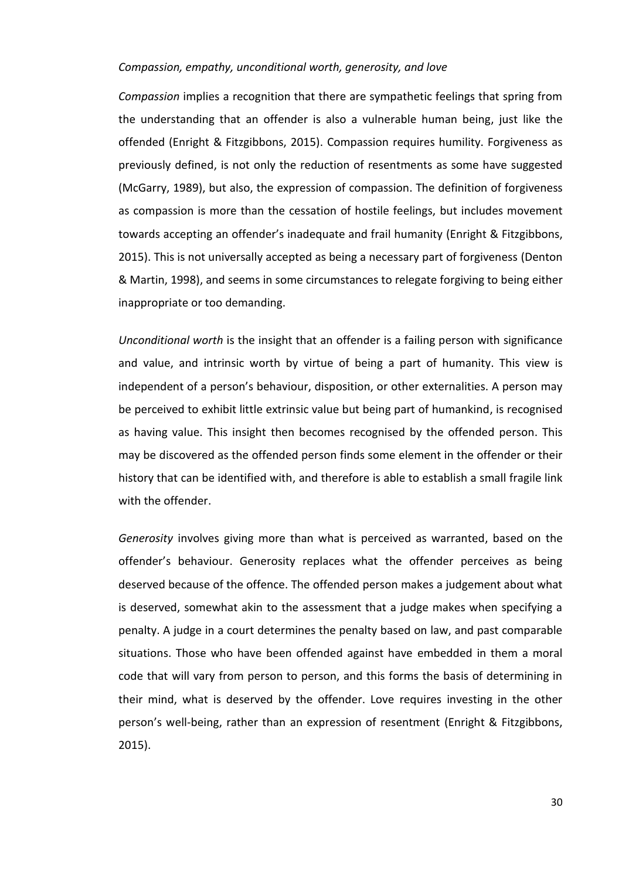*Compassion, empathy, unconditional worth, generosity, and love*

*Compassion* implies a recognition that there are sympathetic feelings that spring from the understanding that an offender is also a vulnerable human being, just like the offended (Enright & Fitzgibbons, 2015). Compassion requires humility. Forgiveness as previously defined, is not only the reduction of resentments as some have suggested (McGarry, 1989), but also, the expression of compassion. The definition of forgiveness as compassion is more than the cessation of hostile feelings, but includes movement towards accepting an offender's inadequate and frail humanity (Enright & Fitzgibbons, 2015). This is not universally accepted as being a necessary part of forgiveness (Denton & Martin, 1998), and seems in some circumstances to relegate forgiving to being either inappropriate or too demanding.

*Unconditional worth* is the insight that an offender is a failing person with significance and value, and intrinsic worth by virtue of being a part of humanity. This view is independent of a person's behaviour, disposition, or other externalities. A person may be perceived to exhibit little extrinsic value but being part of humankind, is recognised as having value. This insight then becomes recognised by the offended person. This may be discovered as the offended person finds some element in the offender or their history that can be identified with, and therefore is able to establish a small fragile link with the offender.

*Generosity* involves giving more than what is perceived as warranted, based on the offender's behaviour. Generosity replaces what the offender perceives as being deserved because of the offence. The offended person makes a judgement about what is deserved, somewhat akin to the assessment that a judge makes when specifying a penalty. A judge in a court determines the penalty based on law, and past comparable situations. Those who have been offended against have embedded in them a moral code that will vary from person to person, and this forms the basis of determining in their mind, what is deserved by the offender. Love requires investing in the other person's well-being, rather than an expression of resentment (Enright & Fitzgibbons, 2015).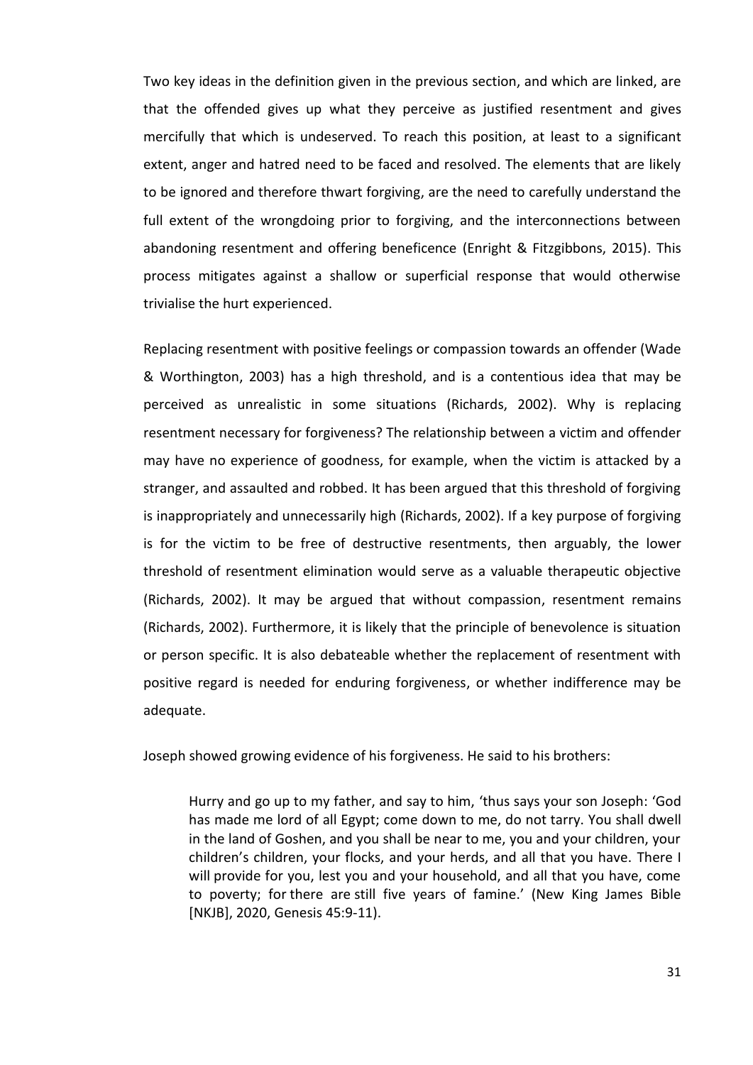Two key ideas in the definition given in the previous section, and which are linked, are that the offended gives up what they perceive as justified resentment and gives mercifully that which is undeserved. To reach this position, at least to a significant extent, anger and hatred need to be faced and resolved. The elements that are likely to be ignored and therefore thwart forgiving, are the need to carefully understand the full extent of the wrongdoing prior to forgiving, and the interconnections between abandoning resentment and offering beneficence (Enright & Fitzgibbons, 2015). This process mitigates against a shallow or superficial response that would otherwise trivialise the hurt experienced.

Replacing resentment with positive feelings or compassion towards an offender (Wade & Worthington, 2003) has a high threshold, and is a contentious idea that may be perceived as unrealistic in some situations (Richards, 2002). Why is replacing resentment necessary for forgiveness? The relationship between a victim and offender may have no experience of goodness, for example, when the victim is attacked by a stranger, and assaulted and robbed. It has been argued that this threshold of forgiving is inappropriately and unnecessarily high (Richards, 2002). If a key purpose of forgiving is for the victim to be free of destructive resentments, then arguably, the lower threshold of resentment elimination would serve as a valuable therapeutic objective (Richards, 2002). It may be argued that without compassion, resentment remains (Richards, 2002). Furthermore, it is likely that the principle of benevolence is situation or person specific. It is also debateable whether the replacement of resentment with positive regard is needed for enduring forgiveness, or whether indifference may be adequate.

Joseph showed growing evidence of his forgiveness. He said to his brothers:

> Hurry and go up to my father, and say to him, 'thus says your son Joseph: 'God has made me lord of all Egypt; come down to me, do not tarry. You shall dwell in the land of Goshen, and you shall be near to me, you and your children, your children's children, your flocks, and your herds, and all that you have. There I will provide for you, lest you and your household, and all that you have, come to poverty; for there are still five years of famine.' (New King James Bible [NKJB], 2020, Genesis 45:9-11).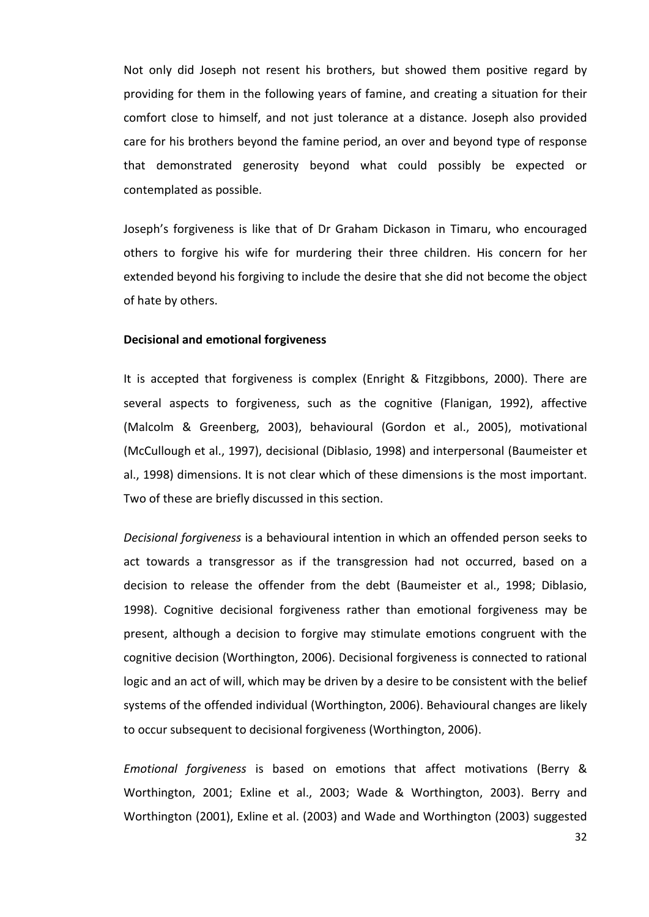Not only did Joseph not resent his brothers, but showed them positive regard by providing for them in the following years of famine, and creating a situation for their comfort close to himself, and not just tolerance at a distance. Joseph also provided care for his brothers beyond the famine period, an over and beyond type of response that demonstrated generosity beyond what could possibly be expected or contemplated as possible.

Joseph's forgiveness is like that of Dr Graham Dickason in Timaru, who encouraged others to forgive his wife for murdering their three children. His concern for her extended beyond his forgiving to include the desire that she did not become the object of hate by others.

**Decisional and emotional forgiveness**

It is accepted that forgiveness is complex (Enright & Fitzgibbons, 2000). There are several aspects to forgiveness, such as the cognitive (Flanigan, 1992), affective (Malcolm & Greenberg, 2003), behavioural (Gordon et al., 2005), motivational (McCullough et al., 1997), decisional (Diblasio, 1998) and interpersonal (Baumeister et al., 1998) dimensions. It is not clear which of these dimensions is the most important. Two of these are briefly discussed in this section.

*Decisional forgiveness* is a behavioural intention in which an offended person seeks to act towards a transgressor as if the transgression had not occurred, based on a decision to release the offender from the debt (Baumeister et al., 1998; Diblasio, 1998). Cognitive decisional forgiveness rather than emotional forgiveness may be present, although a decision to forgive may stimulate emotions congruent with the cognitive decision (Worthington, 2006). Decisional forgiveness is connected to rational logic and an act of will, which may be driven by a desire to be consistent with the belief systems of the offended individual (Worthington, 2006). Behavioural changes are likely to occur subsequent to decisional forgiveness (Worthington, 2006).

*Emotional forgiveness* is based on emotions that affect motivations (Berry & Worthington, 2001; Exline et al., 2003; Wade & Worthington, 2003). Berry and Worthington (2001), Exline et al. (2003) and Wade and Worthington (2003) suggested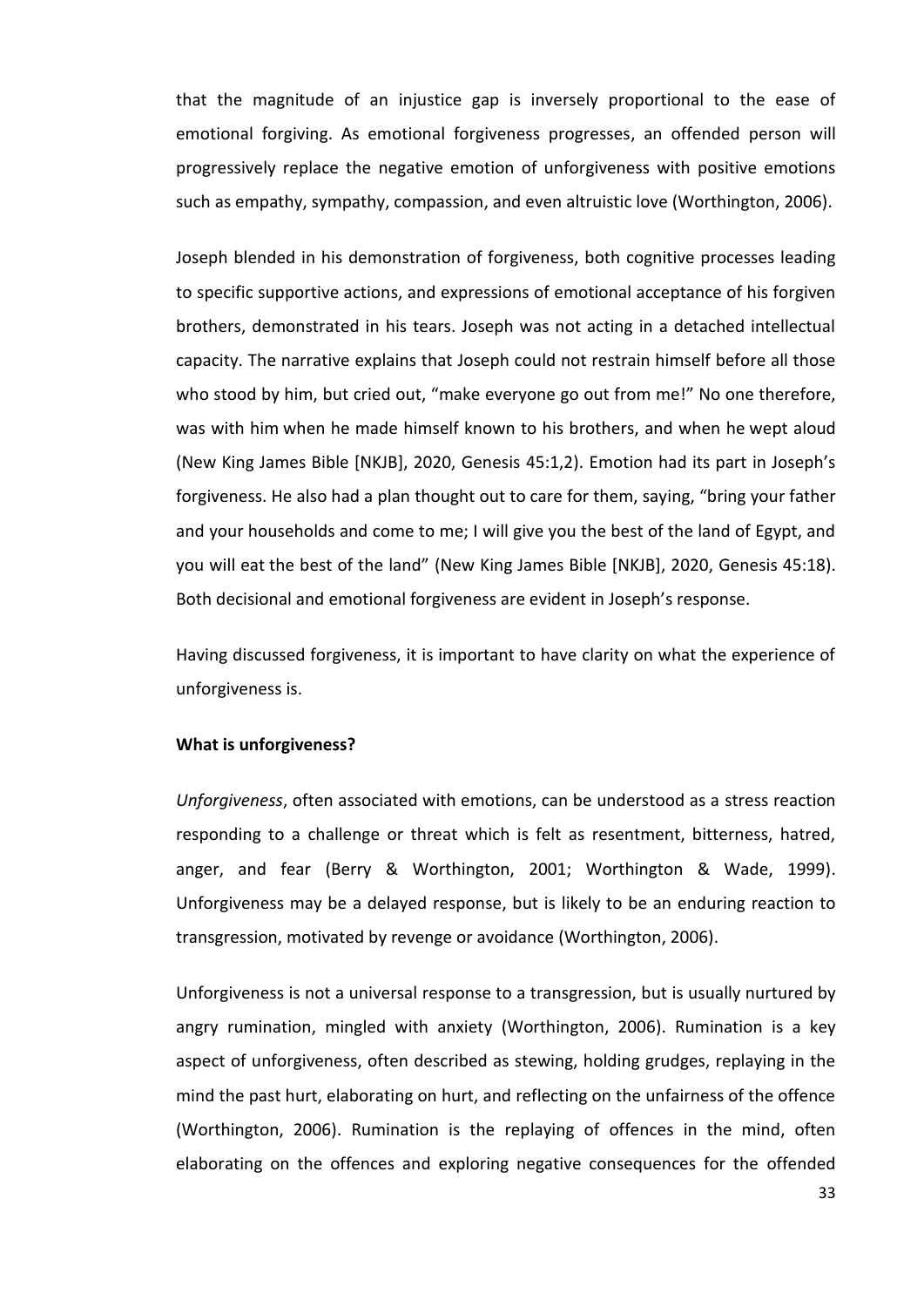that the magnitude of an injustice gap is inversely proportional to the ease of emotional forgiving. As emotional forgiveness progresses, an offended person will progressively replace the negative emotion of unforgiveness with positive emotions such as empathy, sympathy, compassion, and even altruistic love (Worthington, 2006).

Joseph blended in his demonstration of forgiveness, both cognitive processes leading to specific supportive actions, and expressions of emotional acceptance of his forgiven brothers, demonstrated in his tears. Joseph was not acting in a detached intellectual capacity. The narrative explains that Joseph could not restrain himself before all those who stood by him, but cried out, "make everyone go out from me!" No one therefore, was with him when he made himself known to his brothers, and when he wept aloud (New King James Bible [NKJB], 2020, Genesis 45:1,2). Emotion had its part in Joseph's forgiveness. He also had a plan thought out to care for them, saying, "bring your father and your households and come to me; I will give you the best of the land of Egypt, and you will eat the best of the land" (New King James Bible [NKJB], 2020, Genesis 45:18). Both decisional and emotional forgiveness are evident in Joseph's response.

Having discussed forgiveness, it is important to have clarity on what the experience of unforgiveness is.

**What is unforgiveness?**

*Unforgiveness*, often associated with emotions, can be understood as a stress reaction responding to a challenge or threat which is felt as resentment, bitterness, hatred, anger, and fear (Berry & Worthington, 2001; Worthington & Wade, 1999). Unforgiveness may be a delayed response, but is likely to be an enduring reaction to transgression, motivated by revenge or avoidance (Worthington, 2006).

Unforgiveness is not a universal response to a transgression, but is usually nurtured by angry rumination, mingled with anxiety (Worthington, 2006). Rumination is a key aspect of unforgiveness, often described as stewing, holding grudges, replaying in the mind the past hurt, elaborating on hurt, and reflecting on the unfairness of the offence (Worthington, 2006). Rumination is the replaying of offences in the mind, often elaborating on the offences and exploring negative consequences for the offended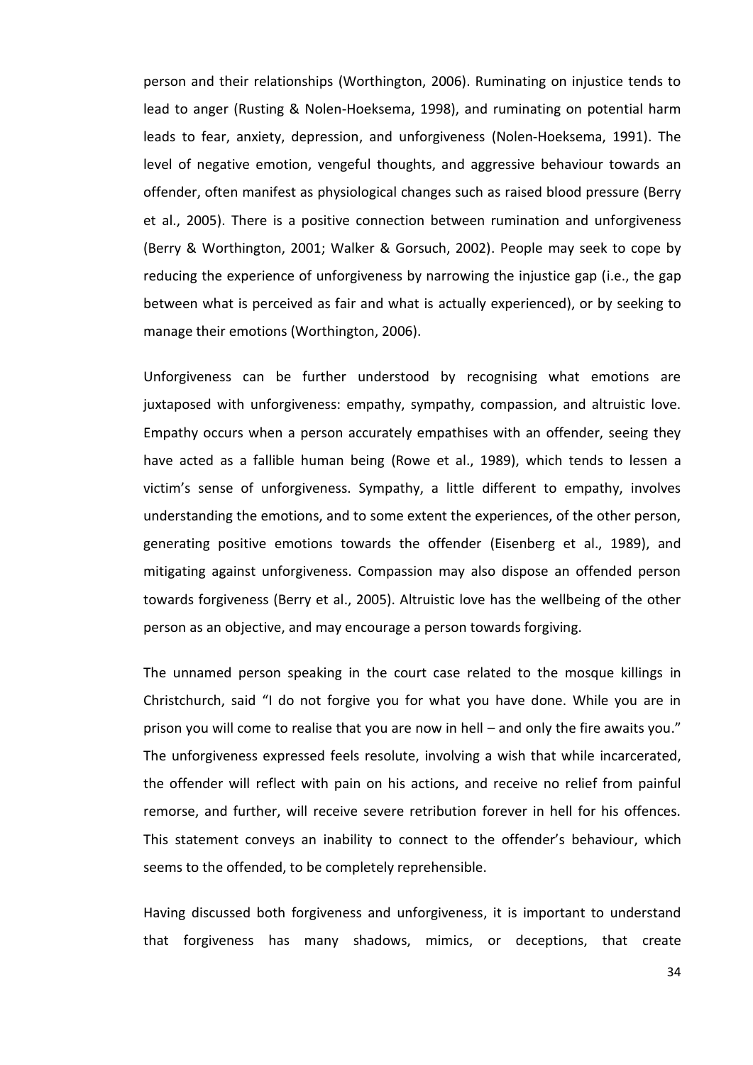person and their relationships (Worthington, 2006). Ruminating on injustice tends to lead to anger (Rusting & Nolen-Hoeksema, 1998), and ruminating on potential harm leads to fear, anxiety, depression, and unforgiveness (Nolen-Hoeksema, 1991). The level of negative emotion, vengeful thoughts, and aggressive behaviour towards an offender, often manifest as physiological changes such as raised blood pressure (Berry et al., 2005). There is a positive connection between rumination and unforgiveness (Berry & Worthington, 2001; Walker & Gorsuch, 2002). People may seek to cope by reducing the experience of unforgiveness by narrowing the injustice gap (i.e., the gap between what is perceived as fair and what is actually experienced), or by seeking to manage their emotions (Worthington, 2006).

Unforgiveness can be further understood by recognising what emotions are juxtaposed with unforgiveness: empathy, sympathy, compassion, and altruistic love. Empathy occurs when a person accurately empathises with an offender, seeing they have acted as a fallible human being (Rowe et al., 1989), which tends to lessen a victim's sense of unforgiveness. Sympathy, a little different to empathy, involves understanding the emotions, and to some extent the experiences, of the other person, generating positive emotions towards the offender (Eisenberg et al., 1989), and mitigating against unforgiveness. Compassion may also dispose an offended person towards forgiveness (Berry et al., 2005). Altruistic love has the wellbeing of the other person as an objective, and may encourage a person towards forgiving.

The unnamed person speaking in the court case related to the mosque killings in Christchurch, said "I do not forgive you for what you have done. While you are in prison you will come to realise that you are now in hell – and only the fire awaits you." The unforgiveness expressed feels resolute, involving a wish that while incarcerated, the offender will reflect with pain on his actions, and receive no relief from painful remorse, and further, will receive severe retribution forever in hell for his offences. This statement conveys an inability to connect to the offender's behaviour, which seems to the offended, to be completely reprehensible.

Having discussed both forgiveness and unforgiveness, it is important to understand that forgiveness has many shadows, mimics, or deceptions, that create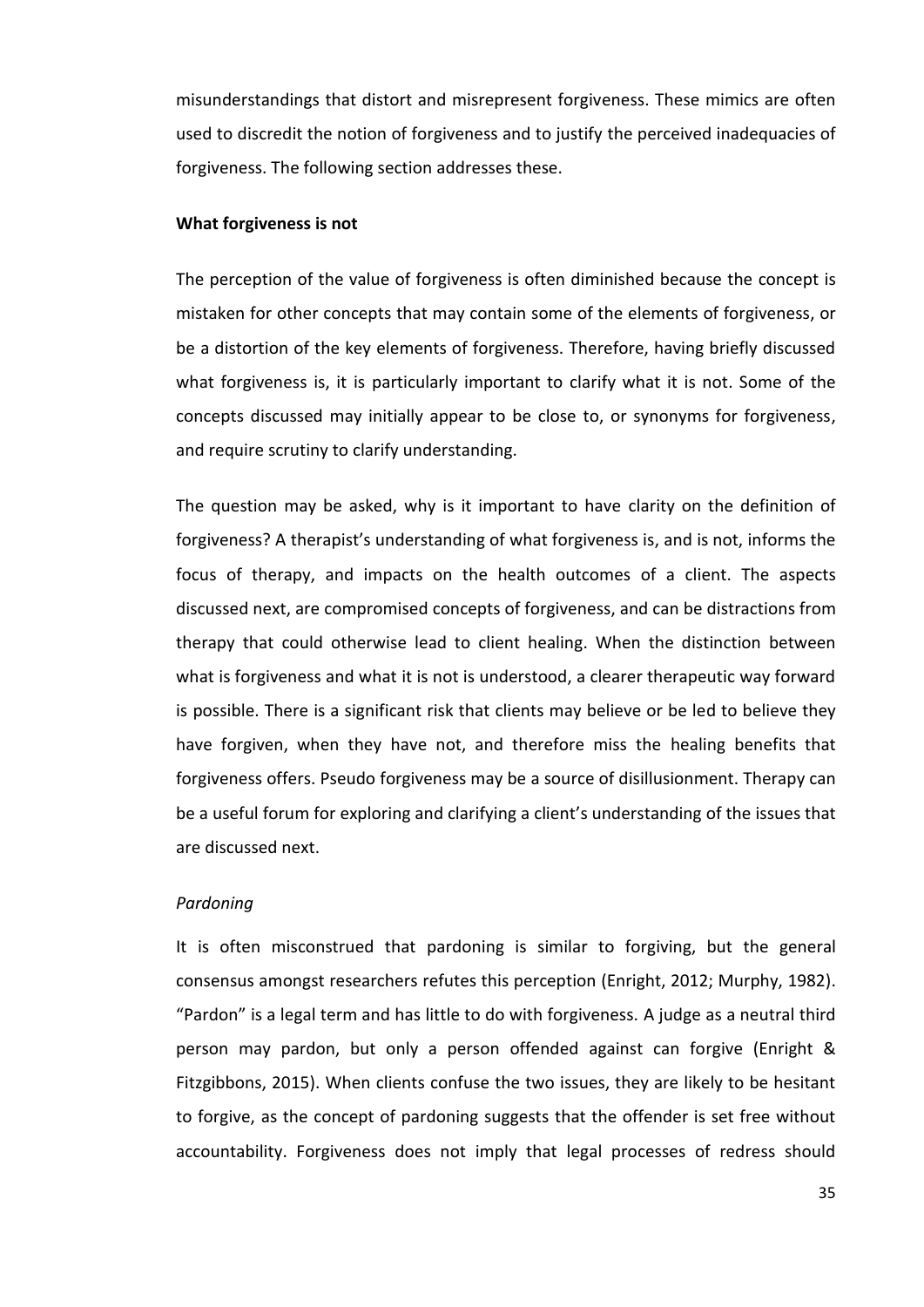misunderstandings that distort and misrepresent forgiveness. These mimics are often used to discredit the notion of forgiveness and to justify the perceived inadequacies of forgiveness. The following section addresses these.

**What forgiveness is not**

The perception of the value of forgiveness is often diminished because the concept is mistaken for other concepts that may contain some of the elements of forgiveness, or be a distortion of the key elements of forgiveness. Therefore, having briefly discussed what forgiveness is, it is particularly important to clarify what it is not. Some of the concepts discussed may initially appear to be close to, or synonyms for forgiveness, and require scrutiny to clarify understanding.

The question may be asked, why is it important to have clarity on the definition of forgiveness? A therapist's understanding of what forgiveness is, and is not, informs the focus of therapy, and impacts on the health outcomes of a client. The aspects discussed next, are compromised concepts of forgiveness, and can be distractions from therapy that could otherwise lead to client healing. When the distinction between what is forgiveness and what it is not is understood, a clearer therapeutic way forward is possible. There is a significant risk that clients may believe or be led to believe they have forgiven, when they have not, and therefore miss the healing benefits that forgiveness offers. Pseudo forgiveness may be a source of disillusionment. Therapy can be a useful forum for exploring and clarifying a client's understanding of the issues that are discussed next.

*Pardoning*

It is often misconstrued that pardoning is similar to forgiving, but the general consensus amongst researchers refutes this perception (Enright, 2012; Murphy, 1982). "Pardon" is a legal term and has little to do with forgiveness. A judge as a neutral third person may pardon, but only a person offended against can forgive (Enright & Fitzgibbons, 2015). When clients confuse the two issues, they are likely to be hesitant to forgive, as the concept of pardoning suggests that the offender is set free without accountability. Forgiveness does not imply that legal processes of redress should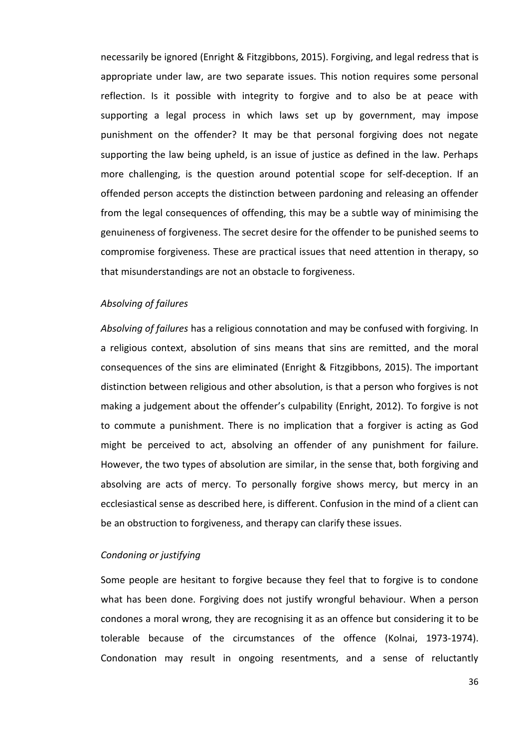necessarily be ignored (Enright & Fitzgibbons, 2015). Forgiving, and legal redress that is appropriate under law, are two separate issues. This notion requires some personal reflection. Is it possible with integrity to forgive and to also be at peace with supporting a legal process in which laws set up by government, may impose punishment on the offender? It may be that personal forgiving does not negate supporting the law being upheld, is an issue of justice as defined in the law. Perhaps more challenging, is the question around potential scope for self-deception. If an offended person accepts the distinction between pardoning and releasing an offender from the legal consequences of offending, this may be a subtle way of minimising the genuineness of forgiveness. The secret desire for the offender to be punished seems to compromise forgiveness. These are practical issues that need attention in therapy, so that misunderstandings are not an obstacle to forgiveness.

### *Absolving of failures*

*Absolving of failures* has a religious connotation and may be confused with forgiving. In a religious context, absolution of sins means that sins are remitted, and the moral consequences of the sins are eliminated (Enright & Fitzgibbons, 2015). The important distinction between religious and other absolution, is that a person who forgives is not making a judgement about the offender's culpability (Enright, 2012). To forgive is not to commute a punishment. There is no implication that a forgiver is acting as God might be perceived to act, absolving an offender of any punishment for failure. However, the two types of absolution are similar, in the sense that, both forgiving and absolving are acts of mercy. To personally forgive shows mercy, but mercy in an ecclesiastical sense as described here, is different. Confusion in the mind of a client can be an obstruction to forgiveness, and therapy can clarify these issues.

### *Condoning or justifying*

Some people are hesitant to forgive because they feel that to forgive is to condone what has been done. Forgiving does not justify wrongful behaviour. When a person condones a moral wrong, they are recognising it as an offence but considering it to be tolerable because of the circumstances of the offence (Kolnai, 1973-1974). Condonation may result in ongoing resentments, and a sense of reluctantly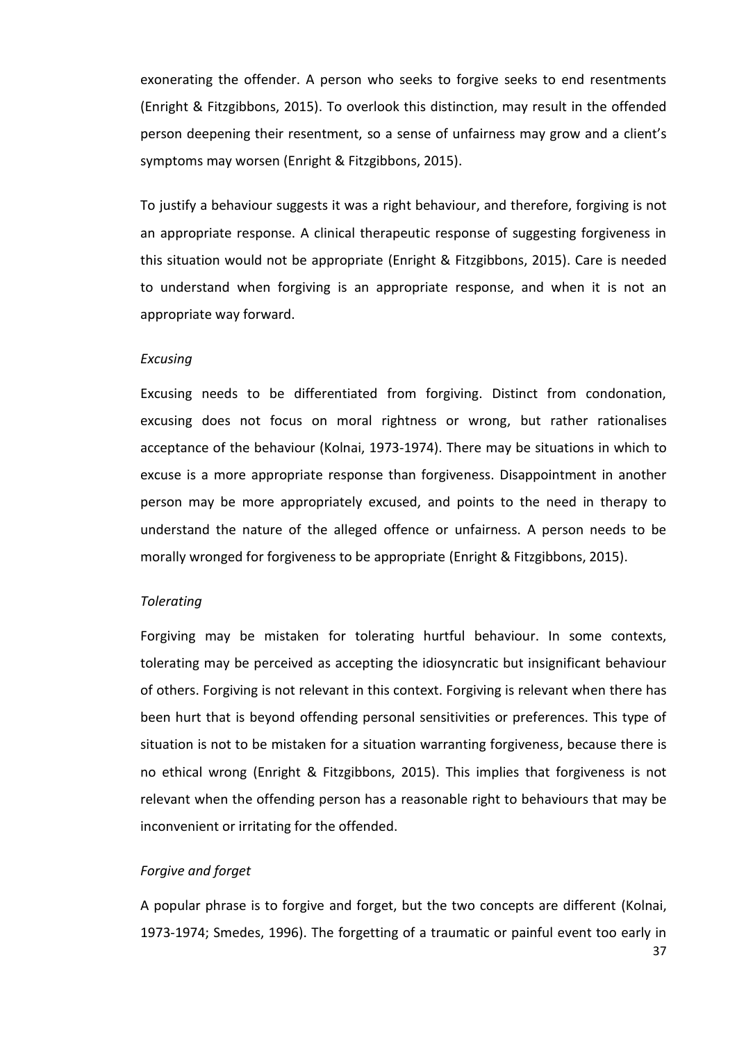exonerating the offender. A person who seeks to forgive seeks to end resentments (Enright & Fitzgibbons, 2015). To overlook this distinction, may result in the offended person deepening their resentment, so a sense of unfairness may grow and a client's symptoms may worsen (Enright & Fitzgibbons, 2015).

To justify a behaviour suggests it was a right behaviour, and therefore, forgiving is not an appropriate response. A clinical therapeutic response of suggesting forgiveness in this situation would not be appropriate (Enright & Fitzgibbons, 2015). Care is needed to understand when forgiving is an appropriate response, and when it is not an appropriate way forward.

*Excusing*

Excusing needs to be differentiated from forgiving. Distinct from condonation, excusing does not focus on moral rightness or wrong, but rather rationalises acceptance of the behaviour (Kolnai, 1973-1974). There may be situations in which to excuse is a more appropriate response than forgiveness. Disappointment in another person may be more appropriately excused, and points to the need in therapy to understand the nature of the alleged offence or unfairness. A person needs to be morally wronged for forgiveness to be appropriate (Enright & Fitzgibbons, 2015).

*Tolerating*

Forgiving may be mistaken for tolerating hurtful behaviour. In some contexts, tolerating may be perceived as accepting the idiosyncratic but insignificant behaviour of others. Forgiving is not relevant in this context. Forgiving is relevant when there has been hurt that is beyond offending personal sensitivities or preferences. This type of situation is not to be mistaken for a situation warranting forgiveness, because there is no ethical wrong (Enright & Fitzgibbons, 2015). This implies that forgiveness is not relevant when the offending person has a reasonable right to behaviours that may be inconvenient or irritating for the offended.

*Forgive and forget*

A popular phrase is to forgive and forget, but the two concepts are different (Kolnai, 1973-1974; Smedes, 1996). The forgetting of a traumatic or painful event too early in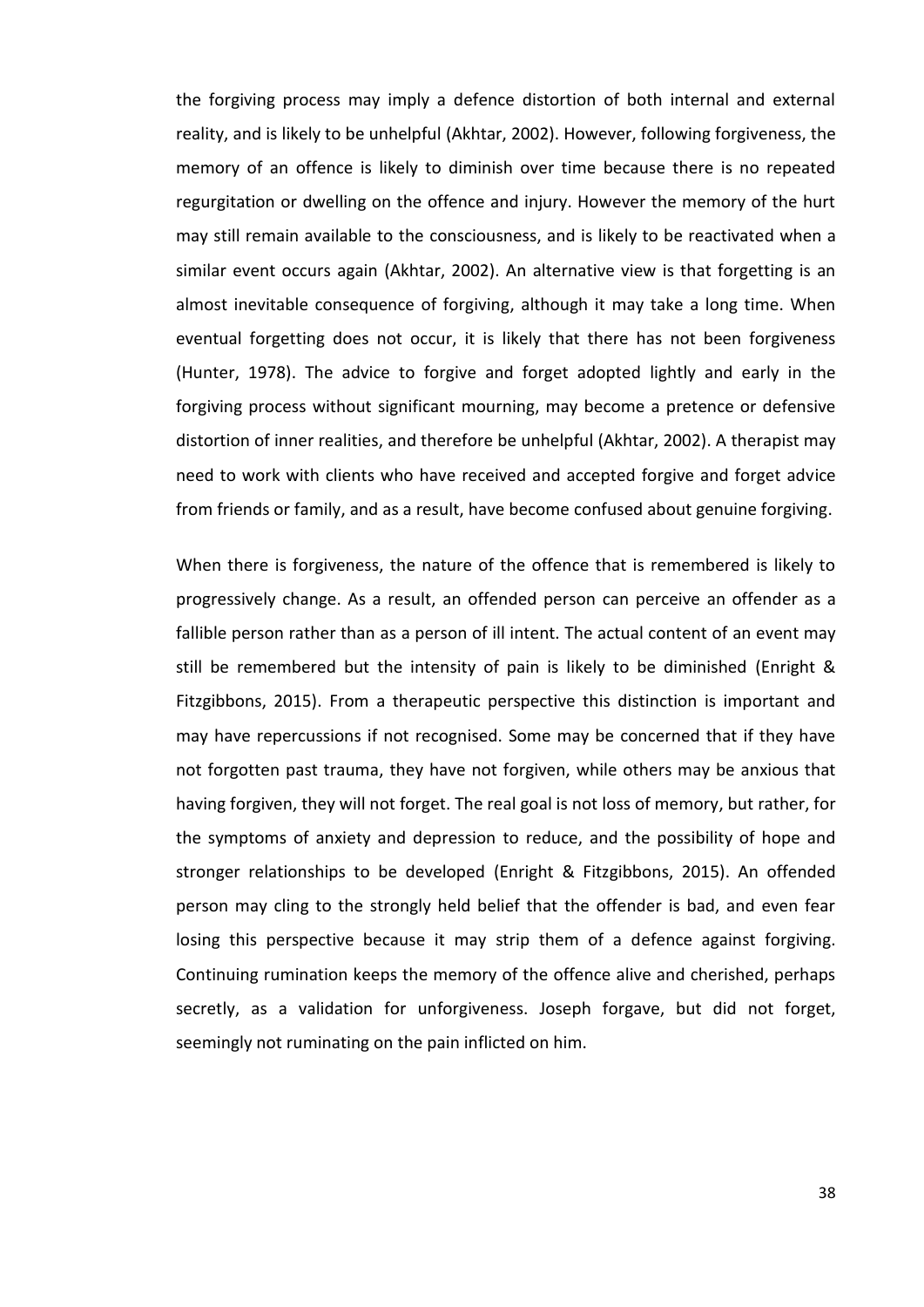the forgiving process may imply a defence distortion of both internal and external reality, and is likely to be unhelpful (Akhtar, 2002). However, following forgiveness, the memory of an offence is likely to diminish over time because there is no repeated regurgitation or dwelling on the offence and injury. However the memory of the hurt may still remain available to the consciousness, and is likely to be reactivated when a similar event occurs again (Akhtar, 2002). An alternative view is that forgetting is an almost inevitable consequence of forgiving, although it may take a long time. When eventual forgetting does not occur, it is likely that there has not been forgiveness (Hunter, 1978). The advice to forgive and forget adopted lightly and early in the forgiving process without significant mourning, may become a pretence or defensive distortion of inner realities, and therefore be unhelpful (Akhtar, 2002). A therapist may need to work with clients who have received and accepted forgive and forget advice from friends or family, and as a result, have become confused about genuine forgiving.

When there is forgiveness, the nature of the offence that is remembered is likely to progressively change. As a result, an offended person can perceive an offender as a fallible person rather than as a person of ill intent. The actual content of an event may still be remembered but the intensity of pain is likely to be diminished (Enright & Fitzgibbons, 2015). From a therapeutic perspective this distinction is important and may have repercussions if not recognised. Some may be concerned that if they have not forgotten past trauma, they have not forgiven, while others may be anxious that having forgiven, they will not forget. The real goal is not loss of memory, but rather, for the symptoms of anxiety and depression to reduce, and the possibility of hope and stronger relationships to be developed (Enright & Fitzgibbons, 2015). An offended person may cling to the strongly held belief that the offender is bad, and even fear losing this perspective because it may strip them of a defence against forgiving. Continuing rumination keeps the memory of the offence alive and cherished, perhaps secretly, as a validation for unforgiveness. Joseph forgave, but did not forget, seemingly not ruminating on the pain inflicted on him.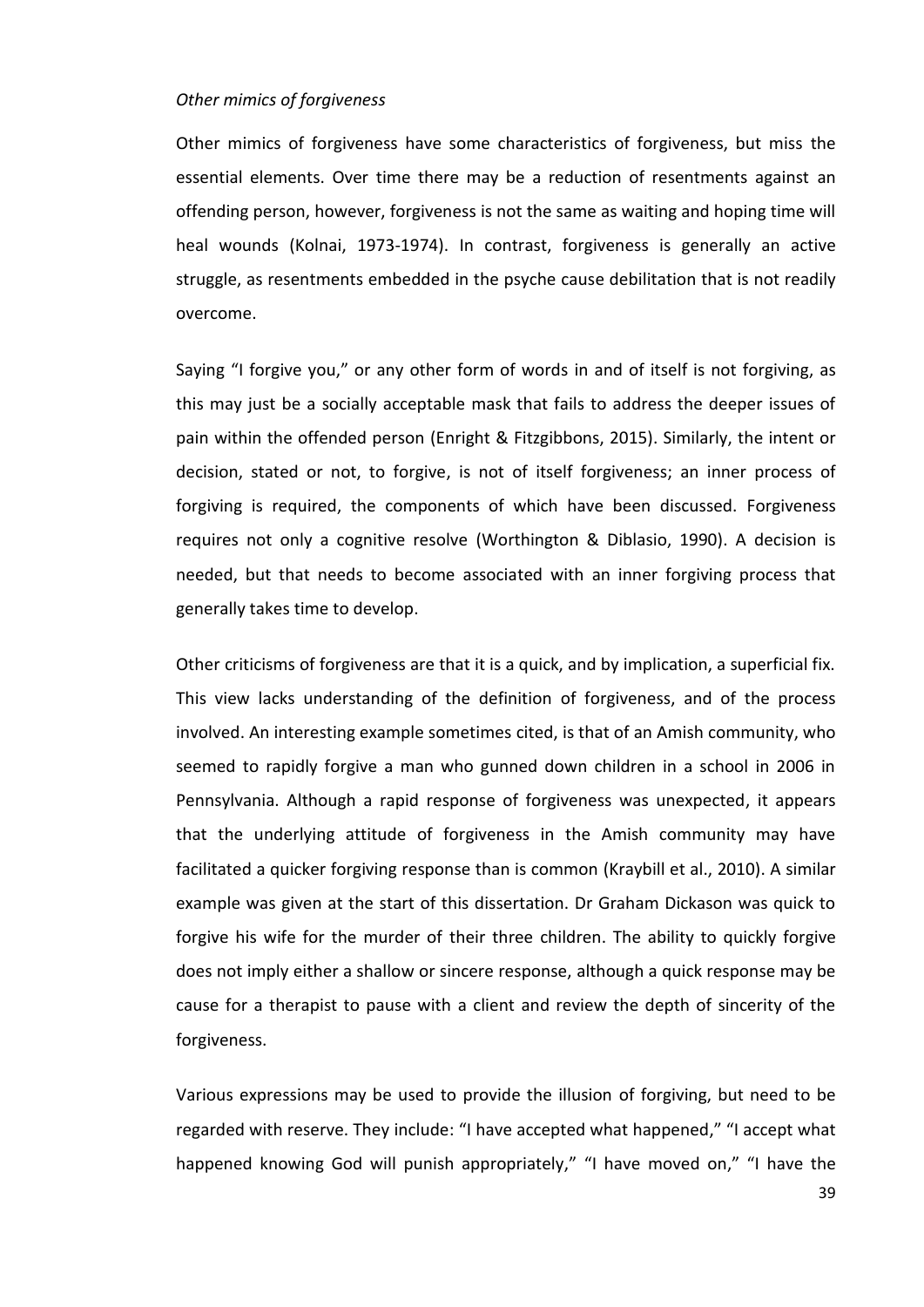*Other mimics of forgiveness*

Other mimics of forgiveness have some characteristics of forgiveness, but miss the essential elements. Over time there may be a reduction of resentments against an offending person, however, forgiveness is not the same as waiting and hoping time will heal wounds (Kolnai, 1973-1974). In contrast, forgiveness is generally an active struggle, as resentments embedded in the psyche cause debilitation that is not readily overcome.

Saying "I forgive you," or any other form of words in and of itself is not forgiving, as this may just be a socially acceptable mask that fails to address the deeper issues of pain within the offended person (Enright & Fitzgibbons, 2015). Similarly, the intent or decision, stated or not, to forgive, is not of itself forgiveness; an inner process of forgiving is required, the components of which have been discussed. Forgiveness requires not only a cognitive resolve (Worthington & Diblasio, 1990). A decision is needed, but that needs to become associated with an inner forgiving process that generally takes time to develop.

Other criticisms of forgiveness are that it is a quick, and by implication, a superficial fix. This view lacks understanding of the definition of forgiveness, and of the process involved. An interesting example sometimes cited, is that of an Amish community, who seemed to rapidly forgive a man who gunned down children in a school in 2006 in Pennsylvania. Although a rapid response of forgiveness was unexpected, it appears that the underlying attitude of forgiveness in the Amish community may have facilitated a quicker forgiving response than is common (Kraybill et al., 2010). A similar example was given at the start of this dissertation. Dr Graham Dickason was quick to forgive his wife for the murder of their three children. The ability to quickly forgive does not imply either a shallow or sincere response, although a quick response may be cause for a therapist to pause with a client and review the depth of sincerity of the forgiveness.

Various expressions may be used to provide the illusion of forgiving, but need to be regarded with reserve. They include: "I have accepted what happened," "I accept what happened knowing God will punish appropriately," "I have moved on," "I have the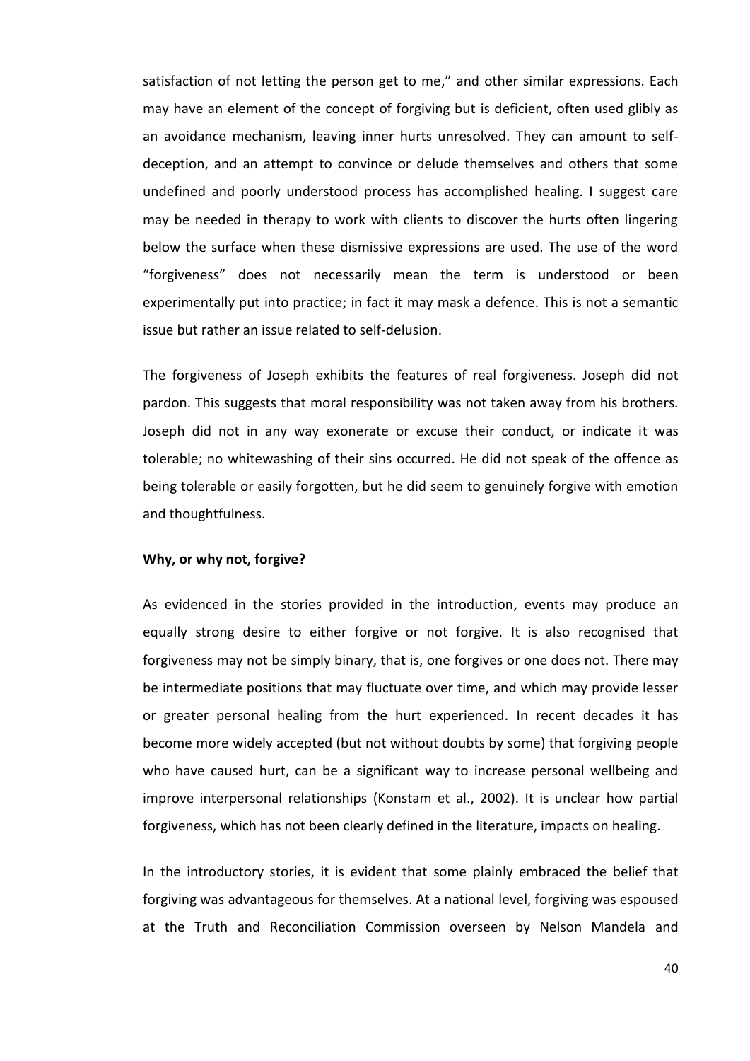satisfaction of not letting the person get to me," and other similar expressions. Each may have an element of the concept of forgiving but is deficient, often used glibly as an avoidance mechanism, leaving inner hurts unresolved. They can amount to self-deception, and an attempt to convince or delude themselves and others that some undefined and poorly understood process has accomplished healing. I suggest care may be needed in therapy to work with clients to discover the hurts often lingering below the surface when these dismissive expressions are used. The use of the word "forgiveness" does not necessarily mean the term is understood or been experimentally put into practice; in fact it may mask a defence. This is not a semantic issue but rather an issue related to self-delusion.

The forgiveness of Joseph exhibits the features of real forgiveness. Joseph did not pardon. This suggests that moral responsibility was not taken away from his brothers. Joseph did not in any way exonerate or excuse their conduct, or indicate it was tolerable; no whitewashing of their sins occurred. He did not speak of the offence as being tolerable or easily forgotten, but he did seem to genuinely forgive with emotion and thoughtfulness.

**Why, or why not, forgive?**

As evidenced in the stories provided in the introduction, events may produce an equally strong desire to either forgive or not forgive. It is also recognised that forgiveness may not be simply binary, that is, one forgives or one does not. There may be intermediate positions that may fluctuate over time, and which may provide lesser or greater personal healing from the hurt experienced. In recent decades it has become more widely accepted (but not without doubts by some) that forgiving people who have caused hurt, can be a significant way to increase personal wellbeing and improve interpersonal relationships (Konstam et al., 2002). It is unclear how partial forgiveness, which has not been clearly defined in the literature, impacts on healing.

In the introductory stories, it is evident that some plainly embraced the belief that forgiving was advantageous for themselves. At a national level, forgiving was espoused at the Truth and Reconciliation Commission overseen by Nelson Mandela and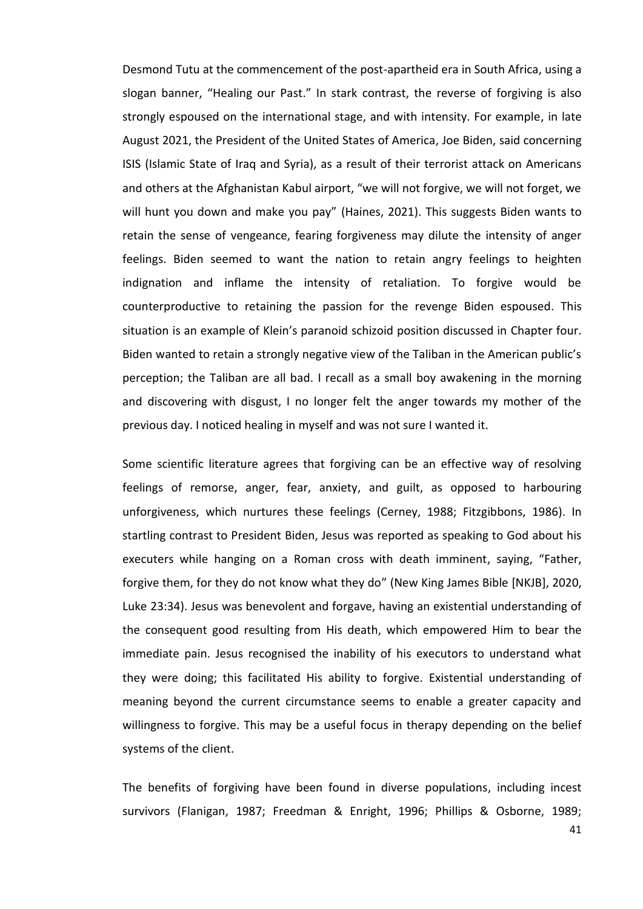Desmond Tutu at the commencement of the post-apartheid era in South Africa, using a slogan banner, "Healing our Past." In stark contrast, the reverse of forgiving is also strongly espoused on the international stage, and with intensity. For example, in late August 2021, the President of the United States of America, Joe Biden, said concerning ISIS (Islamic State of Iraq and Syria), as a result of their terrorist attack on Americans and others at the Afghanistan Kabul airport, "we will not forgive, we will not forget, we will hunt you down and make you pay" (Haines, 2021). This suggests Biden wants to retain the sense of vengeance, fearing forgiveness may dilute the intensity of anger feelings. Biden seemed to want the nation to retain angry feelings to heighten indignation and inflame the intensity of retaliation. To forgive would be counterproductive to retaining the passion for the revenge Biden espoused. This situation is an example of Klein's paranoid schizoid position discussed in Chapter four. Biden wanted to retain a strongly negative view of the Taliban in the American public's perception; the Taliban are all bad. I recall as a small boy awakening in the morning and discovering with disgust, I no longer felt the anger towards my mother of the previous day. I noticed healing in myself and was not sure I wanted it.

Some scientific literature agrees that forgiving can be an effective way of resolving feelings of remorse, anger, fear, anxiety, and guilt, as opposed to harbouring unforgiveness, which nurtures these feelings (Cerney, 1988; Fitzgibbons, 1986). In startling contrast to President Biden, Jesus was reported as speaking to God about his executers while hanging on a Roman cross with death imminent, saying, "Father, forgive them, for they do not know what they do" (New King James Bible [NKJB], 2020, Luke 23:34). Jesus was benevolent and forgave, having an existential understanding of the consequent good resulting from His death, which empowered Him to bear the immediate pain. Jesus recognised the inability of his executors to understand what they were doing; this facilitated His ability to forgive. Existential understanding of meaning beyond the current circumstance seems to enable a greater capacity and willingness to forgive. This may be a useful focus in therapy depending on the belief systems of the client.

The benefits of forgiving have been found in diverse populations, including incest survivors (Flanigan, 1987; Freedman & Enright, 1996; Phillips & Osborne, 1989;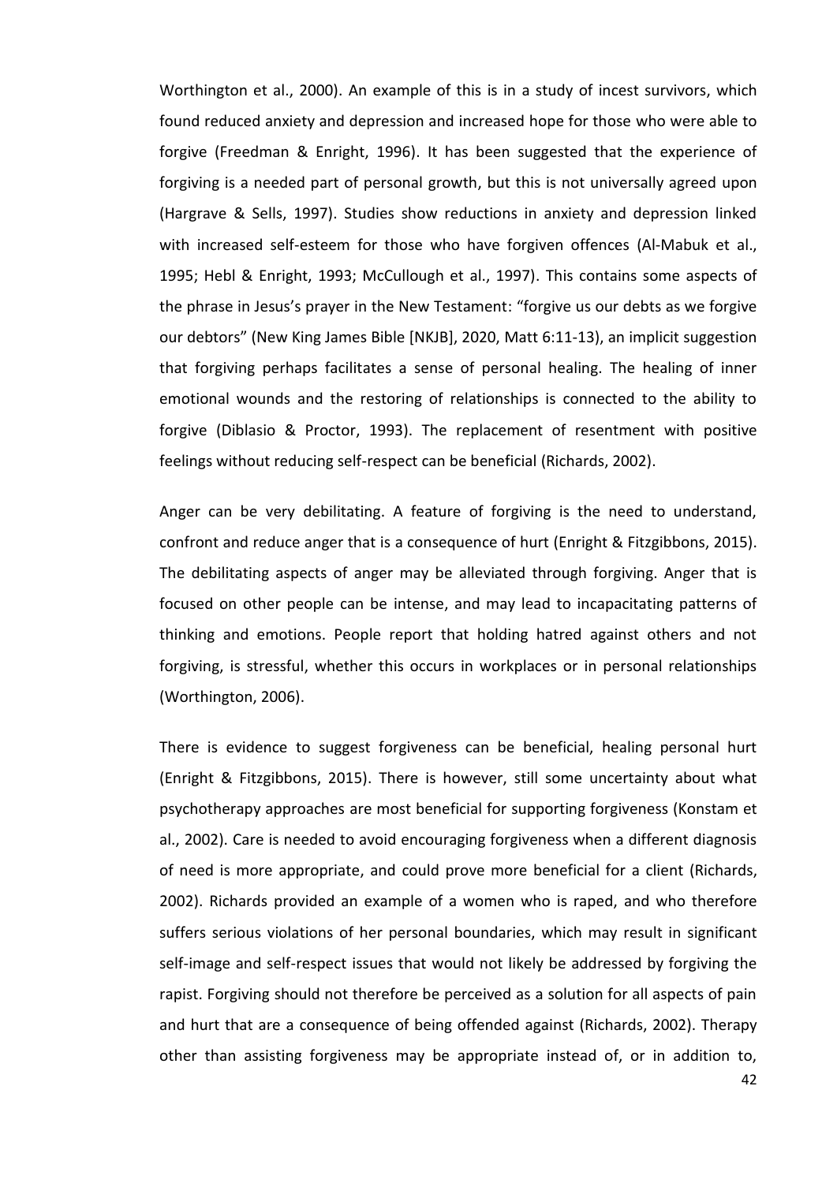Worthington et al., 2000). An example of this is in a study of incest survivors, which found reduced anxiety and depression and increased hope for those who were able to forgive (Freedman & Enright, 1996). It has been suggested that the experience of forgiving is a needed part of personal growth, but this is not universally agreed upon (Hargrave & Sells, 1997). Studies show reductions in anxiety and depression linked with increased self-esteem for those who have forgiven offences (Al-Mabuk et al., 1995; Hebl & Enright, 1993; McCullough et al., 1997). This contains some aspects of the phrase in Jesus's prayer in the New Testament: "forgive us our debts as we forgive our debtors" (New King James Bible [NKJB], 2020, Matt 6:11-13), an implicit suggestion that forgiving perhaps facilitates a sense of personal healing. The healing of inner emotional wounds and the restoring of relationships is connected to the ability to forgive (Diblasio & Proctor, 1993). The replacement of resentment with positive feelings without reducing self-respect can be beneficial (Richards, 2002).

Anger can be very debilitating. A feature of forgiving is the need to understand, confront and reduce anger that is a consequence of hurt (Enright & Fitzgibbons, 2015). The debilitating aspects of anger may be alleviated through forgiving. Anger that is focused on other people can be intense, and may lead to incapacitating patterns of thinking and emotions. People report that holding hatred against others and not forgiving, is stressful, whether this occurs in workplaces or in personal relationships (Worthington, 2006).

There is evidence to suggest forgiveness can be beneficial, healing personal hurt (Enright & Fitzgibbons, 2015). There is however, still some uncertainty about what psychotherapy approaches are most beneficial for supporting forgiveness (Konstam et al., 2002). Care is needed to avoid encouraging forgiveness when a different diagnosis of need is more appropriate, and could prove more beneficial for a client (Richards, 2002). Richards provided an example of a women who is raped, and who therefore suffers serious violations of her personal boundaries, which may result in significant self-image and self-respect issues that would not likely be addressed by forgiving the rapist. Forgiving should not therefore be perceived as a solution for all aspects of pain and hurt that are a consequence of being offended against (Richards, 2002). Therapy other than assisting forgiveness may be appropriate instead of, or in addition to,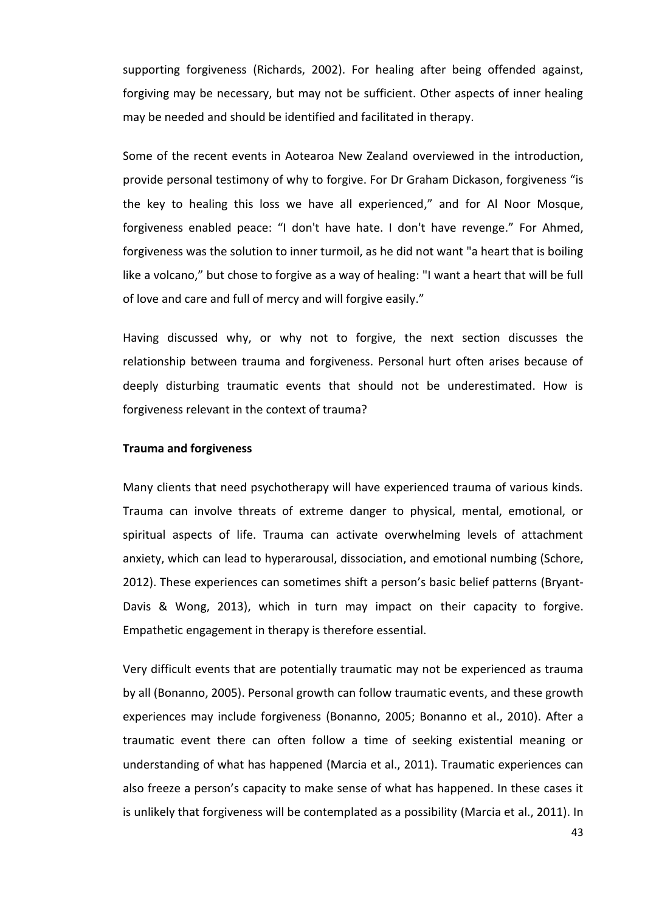supporting forgiveness (Richards, 2002). For healing after being offended against, forgiving may be necessary, but may not be sufficient. Other aspects of inner healing may be needed and should be identified and facilitated in therapy.

Some of the recent events in Aotearoa New Zealand overviewed in the introduction, provide personal testimony of why to forgive. For Dr Graham Dickason, forgiveness "is the key to healing this loss we have all experienced," and for Al Noor Mosque, forgiveness enabled peace: "I don't have hate. I don't have revenge." For Ahmed, forgiveness was the solution to inner turmoil, as he did not want "a heart that is boiling like a volcano," but chose to forgive as a way of healing: "I want a heart that will be full of love and care and full of mercy and will forgive easily."

Having discussed why, or why not to forgive, the next section discusses the relationship between trauma and forgiveness. Personal hurt often arises because of deeply disturbing traumatic events that should not be underestimated. How is forgiveness relevant in the context of trauma?

**Trauma and forgiveness**

Many clients that need psychotherapy will have experienced trauma of various kinds. Trauma can involve threats of extreme danger to physical, mental, emotional, or spiritual aspects of life. Trauma can activate overwhelming levels of attachment anxiety, which can lead to hyperarousal, dissociation, and emotional numbing (Schore, 2012). These experiences can sometimes shift a person's basic belief patterns (Bryant-Davis & Wong, 2013), which in turn may impact on their capacity to forgive. Empathetic engagement in therapy is therefore essential.

Very difficult events that are potentially traumatic may not be experienced as trauma by all (Bonanno, 2005). Personal growth can follow traumatic events, and these growth experiences may include forgiveness (Bonanno, 2005; Bonanno et al., 2010). After a traumatic event there can often follow a time of seeking existential meaning or understanding of what has happened (Marcia et al., 2011). Traumatic experiences can also freeze a person's capacity to make sense of what has happened. In these cases it is unlikely that forgiveness will be contemplated as a possibility (Marcia et al., 2011). In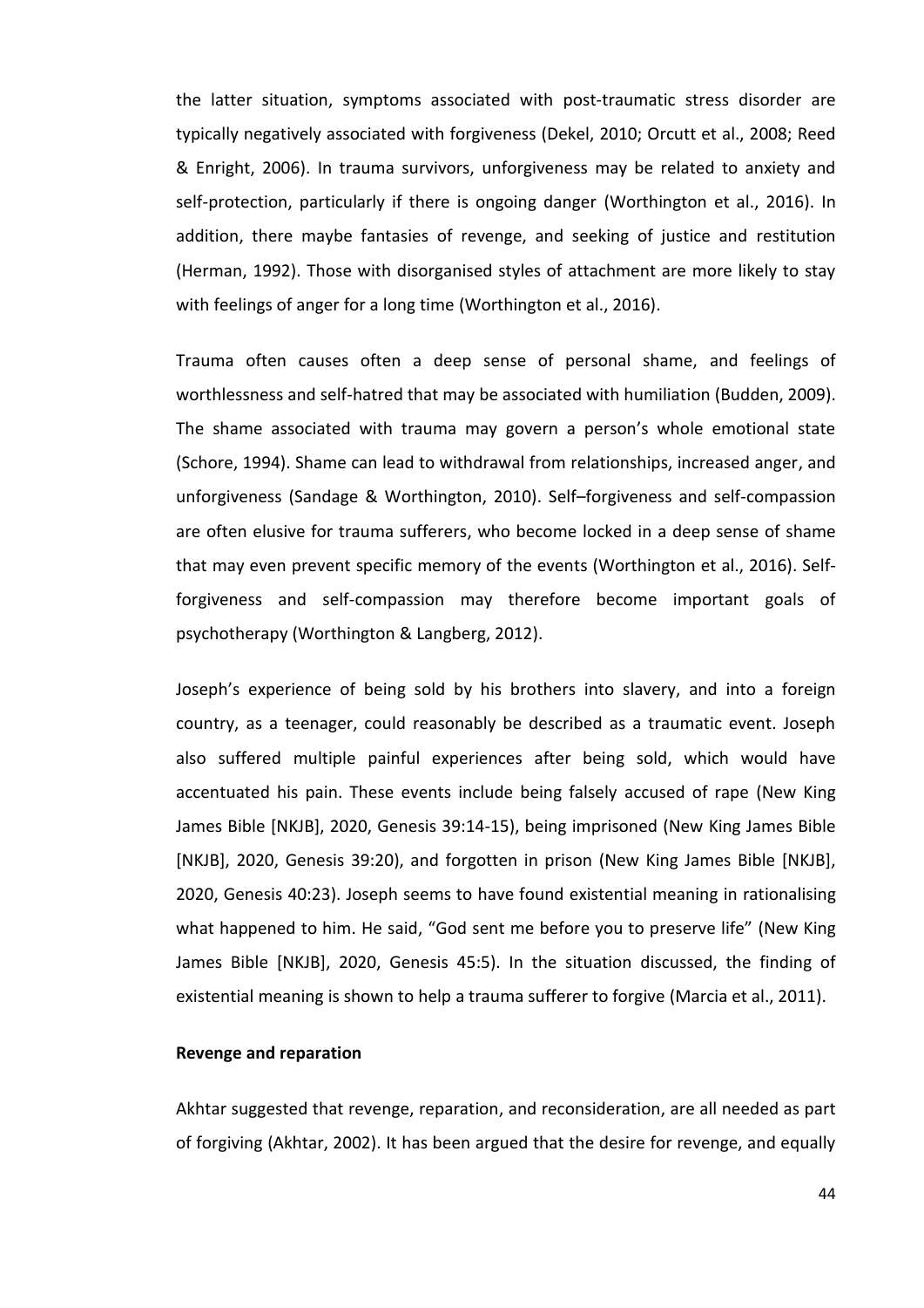the latter situation, symptoms associated with post-traumatic stress disorder are typically negatively associated with forgiveness (Dekel, 2010; Orcutt et al., 2008; Reed & Enright, 2006). In trauma survivors, unforgiveness may be related to anxiety and self-protection, particularly if there is ongoing danger (Worthington et al., 2016). In addition, there maybe fantasies of revenge, and seeking of justice and restitution (Herman, 1992). Those with disorganised styles of attachment are more likely to stay with feelings of anger for a long time (Worthington et al., 2016).

Trauma often causes often a deep sense of personal shame, and feelings of worthlessness and self-hatred that may be associated with humiliation (Budden, 2009). The shame associated with trauma may govern a person's whole emotional state (Schore, 1994). Shame can lead to withdrawal from relationships, increased anger, and unforgiveness (Sandage & Worthington, 2010). Self–forgiveness and self-compassion are often elusive for trauma sufferers, who become locked in a deep sense of shame that may even prevent specific memory of the events (Worthington et al., 2016). Self-forgiveness and self-compassion may therefore become important goals of psychotherapy (Worthington & Langberg, 2012).

Joseph's experience of being sold by his brothers into slavery, and into a foreign country, as a teenager, could reasonably be described as a traumatic event. Joseph also suffered multiple painful experiences after being sold, which would have accentuated his pain. These events include being falsely accused of rape (New King James Bible [NKJB], 2020, Genesis 39:14-15), being imprisoned (New King James Bible [NKJB], 2020, Genesis 39:20), and forgotten in prison (New King James Bible [NKJB], 2020, Genesis 40:23). Joseph seems to have found existential meaning in rationalising what happened to him. He said, "God sent me before you to preserve life" (New King James Bible [NKJB], 2020, Genesis 45:5). In the situation discussed, the finding of existential meaning is shown to help a trauma sufferer to forgive (Marcia et al., 2011).

**Revenge and reparation**

Akhtar suggested that revenge, reparation, and reconsideration, are all needed as part of forgiving (Akhtar, 2002). It has been argued that the desire for revenge, and equally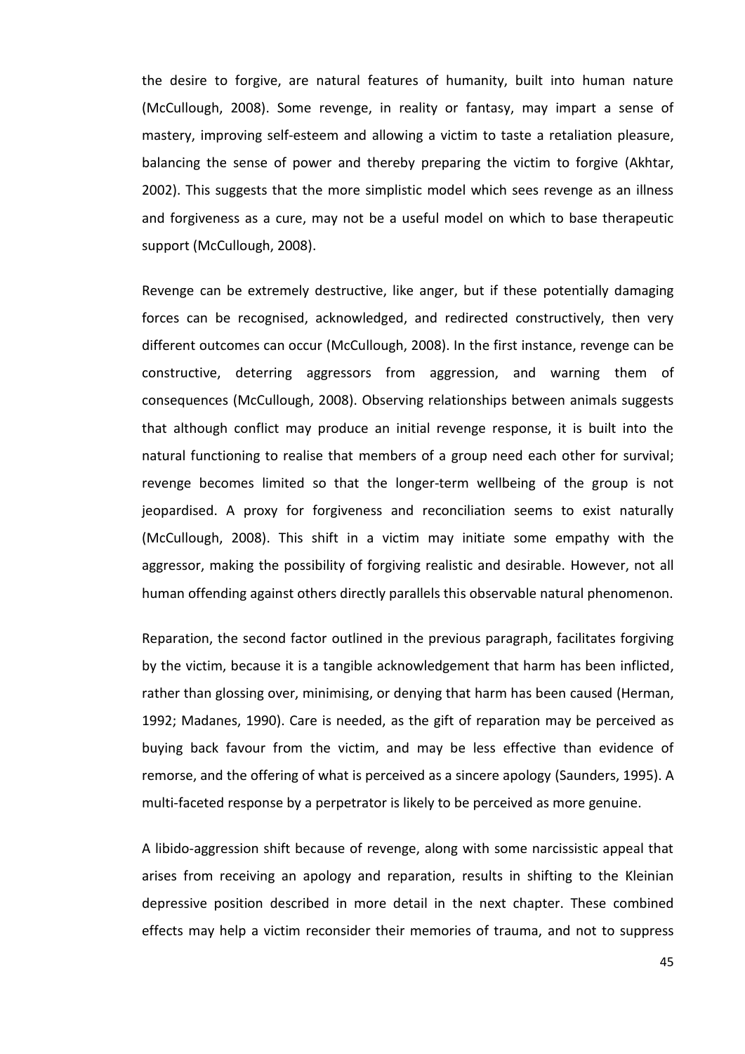the desire to forgive, are natural features of humanity, built into human nature (McCullough, 2008). Some revenge, in reality or fantasy, may impart a sense of mastery, improving self-esteem and allowing a victim to taste a retaliation pleasure, balancing the sense of power and thereby preparing the victim to forgive (Akhtar, 2002). This suggests that the more simplistic model which sees revenge as an illness and forgiveness as a cure, may not be a useful model on which to base therapeutic support (McCullough, 2008).

Revenge can be extremely destructive, like anger, but if these potentially damaging forces can be recognised, acknowledged, and redirected constructively, then very different outcomes can occur (McCullough, 2008). In the first instance, revenge can be constructive, deterring aggressors from aggression, and warning them of consequences (McCullough, 2008). Observing relationships between animals suggests that although conflict may produce an initial revenge response, it is built into the natural functioning to realise that members of a group need each other for survival; revenge becomes limited so that the longer-term wellbeing of the group is not jeopardised. A proxy for forgiveness and reconciliation seems to exist naturally (McCullough, 2008). This shift in a victim may initiate some empathy with the aggressor, making the possibility of forgiving realistic and desirable. However, not all human offending against others directly parallels this observable natural phenomenon.

Reparation, the second factor outlined in the previous paragraph, facilitates forgiving by the victim, because it is a tangible acknowledgement that harm has been inflicted, rather than glossing over, minimising, or denying that harm has been caused (Herman, 1992; Madanes, 1990). Care is needed, as the gift of reparation may be perceived as buying back favour from the victim, and may be less effective than evidence of remorse, and the offering of what is perceived as a sincere apology (Saunders, 1995). A multi-faceted response by a perpetrator is likely to be perceived as more genuine.

A libido-aggression shift because of revenge, along with some narcissistic appeal that arises from receiving an apology and reparation, results in shifting to the Kleinian depressive position described in more detail in the next chapter. These combined effects may help a victim reconsider their memories of trauma, and not to suppress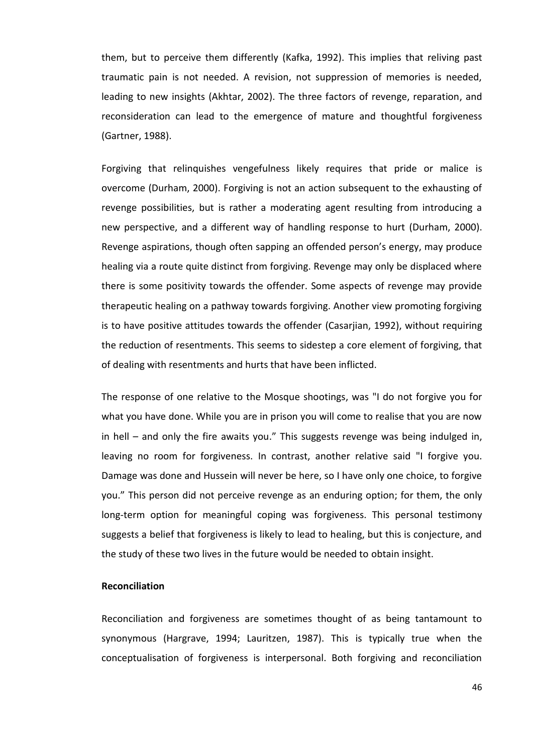them, but to perceive them differently (Kafka, 1992). This implies that reliving past traumatic pain is not needed. A revision, not suppression of memories is needed, leading to new insights (Akhtar, 2002). The three factors of revenge, reparation, and reconsideration can lead to the emergence of mature and thoughtful forgiveness (Gartner, 1988).

Forgiving that relinquishes vengefulness likely requires that pride or malice is overcome (Durham, 2000). Forgiving is not an action subsequent to the exhausting of revenge possibilities, but is rather a moderating agent resulting from introducing a new perspective, and a different way of handling response to hurt (Durham, 2000). Revenge aspirations, though often sapping an offended person's energy, may produce healing via a route quite distinct from forgiving. Revenge may only be displaced where there is some positivity towards the offender. Some aspects of revenge may provide therapeutic healing on a pathway towards forgiving. Another view promoting forgiving is to have positive attitudes towards the offender (Casarjian, 1992), without requiring the reduction of resentments. This seems to sidestep a core element of forgiving, that of dealing with resentments and hurts that have been inflicted.

The response of one relative to the Mosque shootings, was "I do not forgive you for what you have done. While you are in prison you will come to realise that you are now in hell – and only the fire awaits you." This suggests revenge was being indulged in, leaving no room for forgiveness. In contrast, another relative said "I forgive you. Damage was done and Hussein will never be here, so I have only one choice, to forgive you." This person did not perceive revenge as an enduring option; for them, the only long-term option for meaningful coping was forgiveness. This personal testimony suggests a belief that forgiveness is likely to lead to healing, but this is conjecture, and the study of these two lives in the future would be needed to obtain insight.

**Reconciliation**

Reconciliation and forgiveness are sometimes thought of as being tantamount to synonymous (Hargrave, 1994; Lauritzen, 1987). This is typically true when the conceptualisation of forgiveness is interpersonal. Both forgiving and reconciliation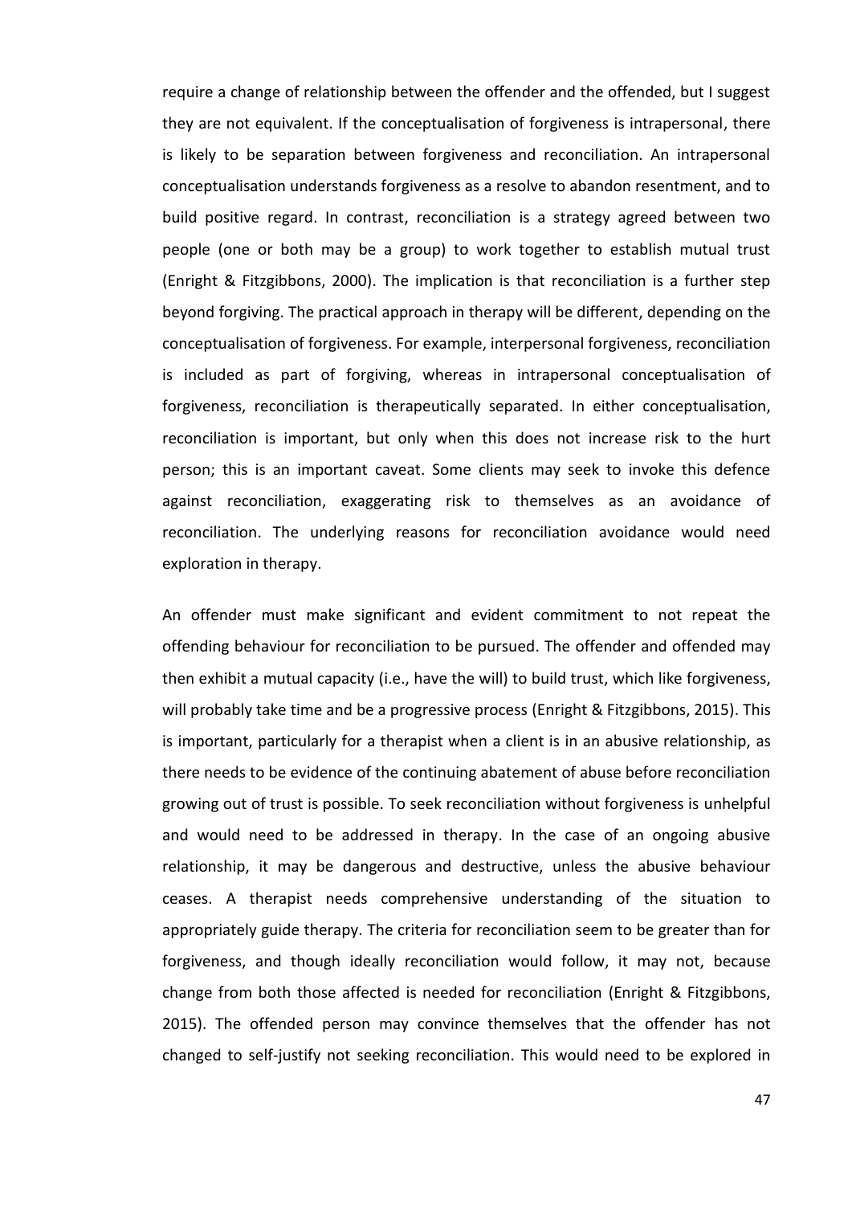require a change of relationship between the offender and the offended, but I suggest they are not equivalent. If the conceptualisation of forgiveness is intrapersonal, there is likely to be separation between forgiveness and reconciliation. An intrapersonal conceptualisation understands forgiveness as a resolve to abandon resentment, and to build positive regard. In contrast, reconciliation is a strategy agreed between two people (one or both may be a group) to work together to establish mutual trust (Enright & Fitzgibbons, 2000). The implication is that reconciliation is a further step beyond forgiving. The practical approach in therapy will be different, depending on the conceptualisation of forgiveness. For example, interpersonal forgiveness, reconciliation is included as part of forgiving, whereas in intrapersonal conceptualisation of forgiveness, reconciliation is therapeutically separated. In either conceptualisation, reconciliation is important, but only when this does not increase risk to the hurt person; this is an important caveat. Some clients may seek to invoke this defence against reconciliation, exaggerating risk to themselves as an avoidance of reconciliation. The underlying reasons for reconciliation avoidance would need exploration in therapy.

An offender must make significant and evident commitment to not repeat the offending behaviour for reconciliation to be pursued. The offender and offended may then exhibit a mutual capacity (i.e., have the will) to build trust, which like forgiveness, will probably take time and be a progressive process (Enright & Fitzgibbons, 2015). This is important, particularly for a therapist when a client is in an abusive relationship, as there needs to be evidence of the continuing abatement of abuse before reconciliation growing out of trust is possible. To seek reconciliation without forgiveness is unhelpful and would need to be addressed in therapy. In the case of an ongoing abusive relationship, it may be dangerous and destructive, unless the abusive behaviour ceases. A therapist needs comprehensive understanding of the situation to appropriately guide therapy. The criteria for reconciliation seem to be greater than for forgiveness, and though ideally reconciliation would follow, it may not, because change from both those affected is needed for reconciliation (Enright & Fitzgibbons, 2015). The offended person may convince themselves that the offender has not changed to self-justify not seeking reconciliation. This would need to be explored in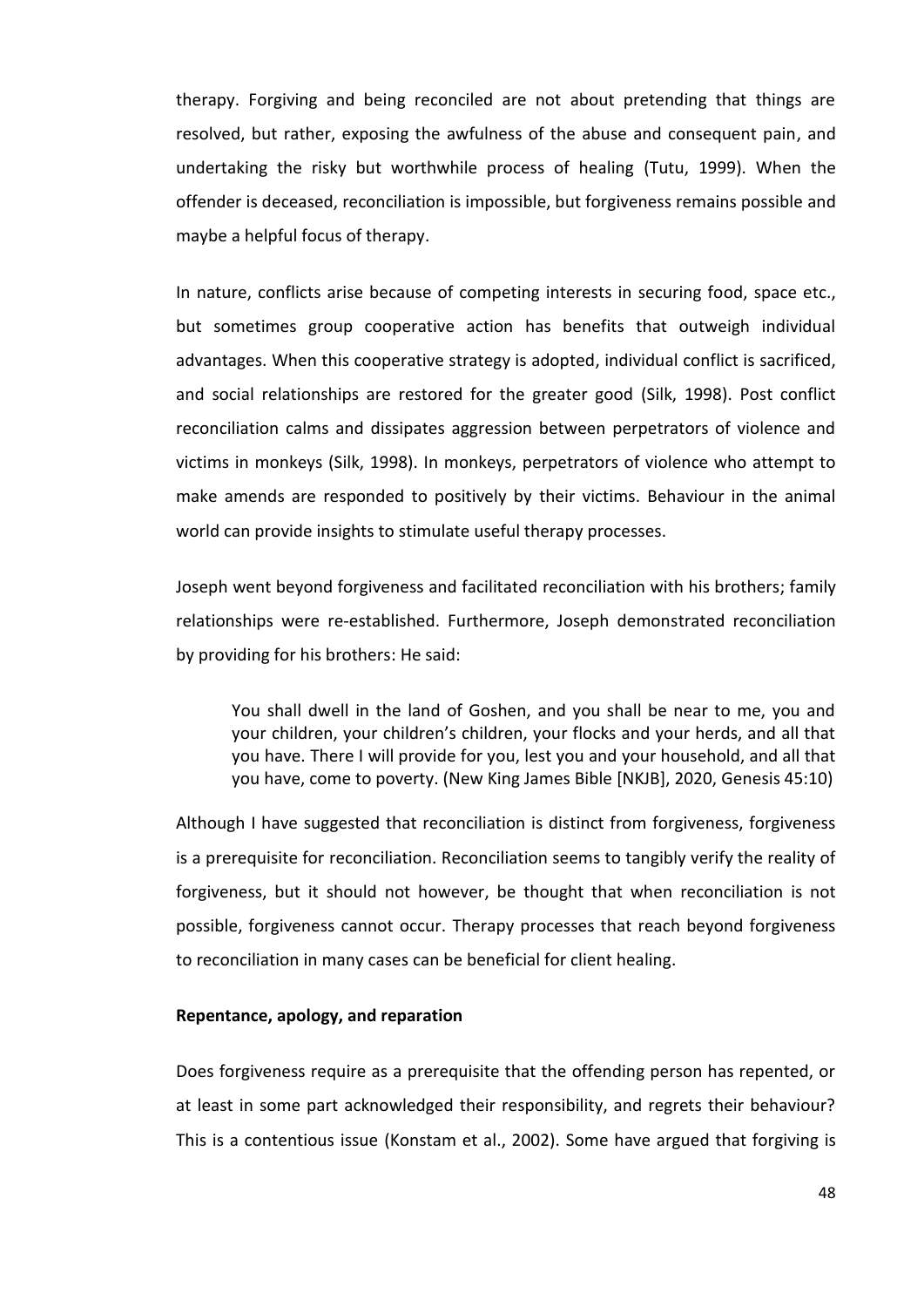therapy. Forgiving and being reconciled are not about pretending that things are resolved, but rather, exposing the awfulness of the abuse and consequent pain, and undertaking the risky but worthwhile process of healing (Tutu, 1999). When the offender is deceased, reconciliation is impossible, but forgiveness remains possible and maybe a helpful focus of therapy.

In nature, conflicts arise because of competing interests in securing food, space etc., but sometimes group cooperative action has benefits that outweigh individual advantages. When this cooperative strategy is adopted, individual conflict is sacrificed, and social relationships are restored for the greater good (Silk, 1998). Post conflict reconciliation calms and dissipates aggression between perpetrators of violence and victims in monkeys (Silk, 1998). In monkeys, perpetrators of violence who attempt to make amends are responded to positively by their victims. Behaviour in the animal world can provide insights to stimulate useful therapy processes.

Joseph went beyond forgiveness and facilitated reconciliation with his brothers; family relationships were re-established. Furthermore, Joseph demonstrated reconciliation by providing for his brothers: He said:

> You shall dwell in the land of Goshen, and you shall be near to me, you and your children, your children's children, your flocks and your herds, and all that you have. There I will provide for you, lest you and your household, and all that you have, come to poverty. (New King James Bible [NKJB], 2020, Genesis 45:10)

Although I have suggested that reconciliation is distinct from forgiveness, forgiveness is a prerequisite for reconciliation. Reconciliation seems to tangibly verify the reality of forgiveness, but it should not however, be thought that when reconciliation is not possible, forgiveness cannot occur. Therapy processes that reach beyond forgiveness to reconciliation in many cases can be beneficial for client healing.

**Repentance, apology, and reparation**

Does forgiveness require as a prerequisite that the offending person has repented, or at least in some part acknowledged their responsibility, and regrets their behaviour? This is a contentious issue (Konstam et al., 2002). Some have argued that forgiving is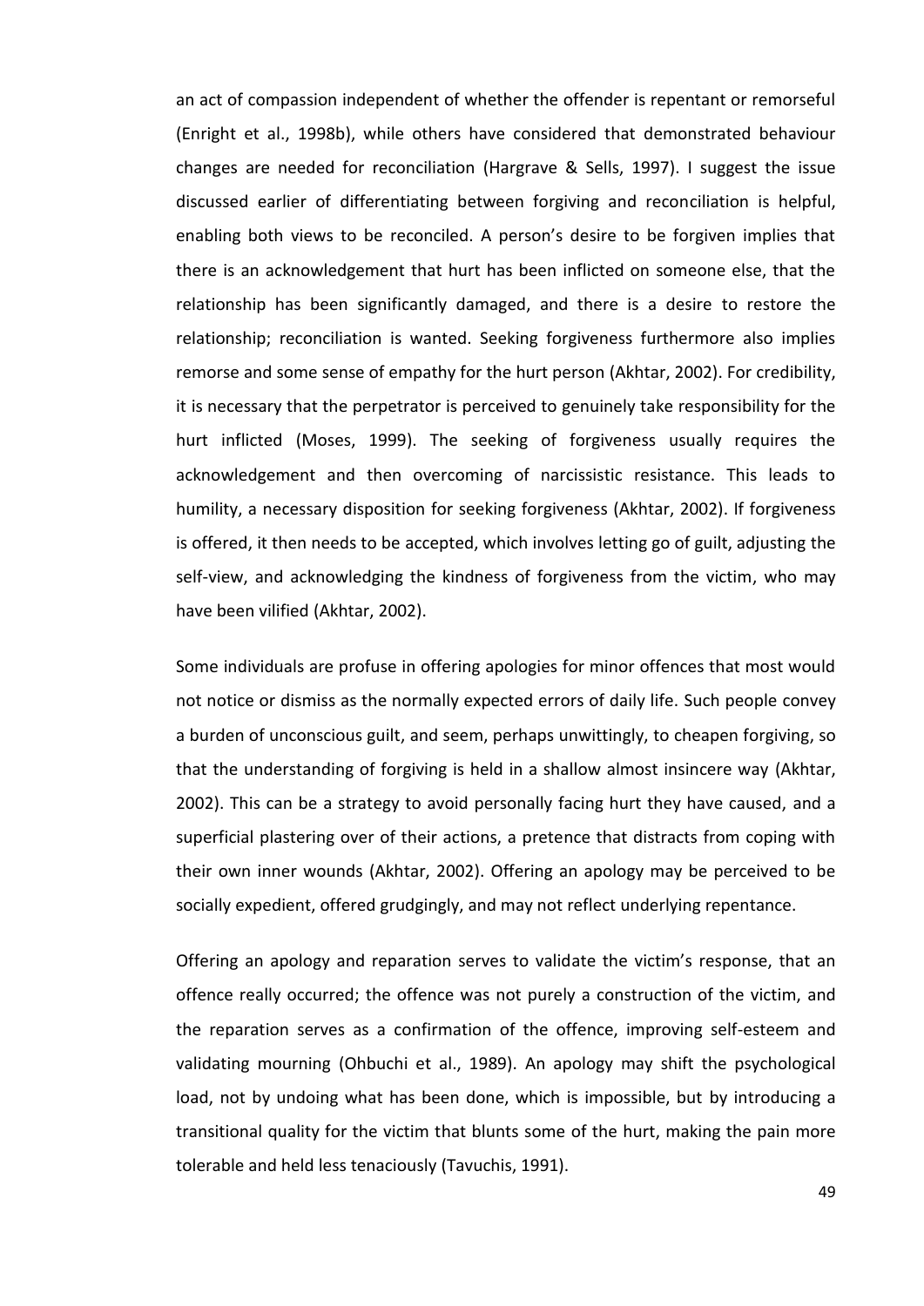an act of compassion independent of whether the offender is repentant or remorseful (Enright et al., 1998b), while others have considered that demonstrated behaviour changes are needed for reconciliation (Hargrave & Sells, 1997). I suggest the issue discussed earlier of differentiating between forgiving and reconciliation is helpful, enabling both views to be reconciled. A person's desire to be forgiven implies that there is an acknowledgement that hurt has been inflicted on someone else, that the relationship has been significantly damaged, and there is a desire to restore the relationship; reconciliation is wanted. Seeking forgiveness furthermore also implies remorse and some sense of empathy for the hurt person (Akhtar, 2002). For credibility, it is necessary that the perpetrator is perceived to genuinely take responsibility for the hurt inflicted (Moses, 1999). The seeking of forgiveness usually requires the acknowledgement and then overcoming of narcissistic resistance. This leads to humility, a necessary disposition for seeking forgiveness (Akhtar, 2002). If forgiveness is offered, it then needs to be accepted, which involves letting go of guilt, adjusting the self-view, and acknowledging the kindness of forgiveness from the victim, who may have been vilified (Akhtar, 2002).

Some individuals are profuse in offering apologies for minor offences that most would not notice or dismiss as the normally expected errors of daily life. Such people convey a burden of unconscious guilt, and seem, perhaps unwittingly, to cheapen forgiving, so that the understanding of forgiving is held in a shallow almost insincere way (Akhtar, 2002). This can be a strategy to avoid personally facing hurt they have caused, and a superficial plastering over of their actions, a pretence that distracts from coping with their own inner wounds (Akhtar, 2002). Offering an apology may be perceived to be socially expedient, offered grudgingly, and may not reflect underlying repentance.

Offering an apology and reparation serves to validate the victim's response, that an offence really occurred; the offence was not purely a construction of the victim, and the reparation serves as a confirmation of the offence, improving self-esteem and validating mourning (Ohbuchi et al., 1989). An apology may shift the psychological load, not by undoing what has been done, which is impossible, but by introducing a transitional quality for the victim that blunts some of the hurt, making the pain more tolerable and held less tenaciously (Tavuchis, 1991).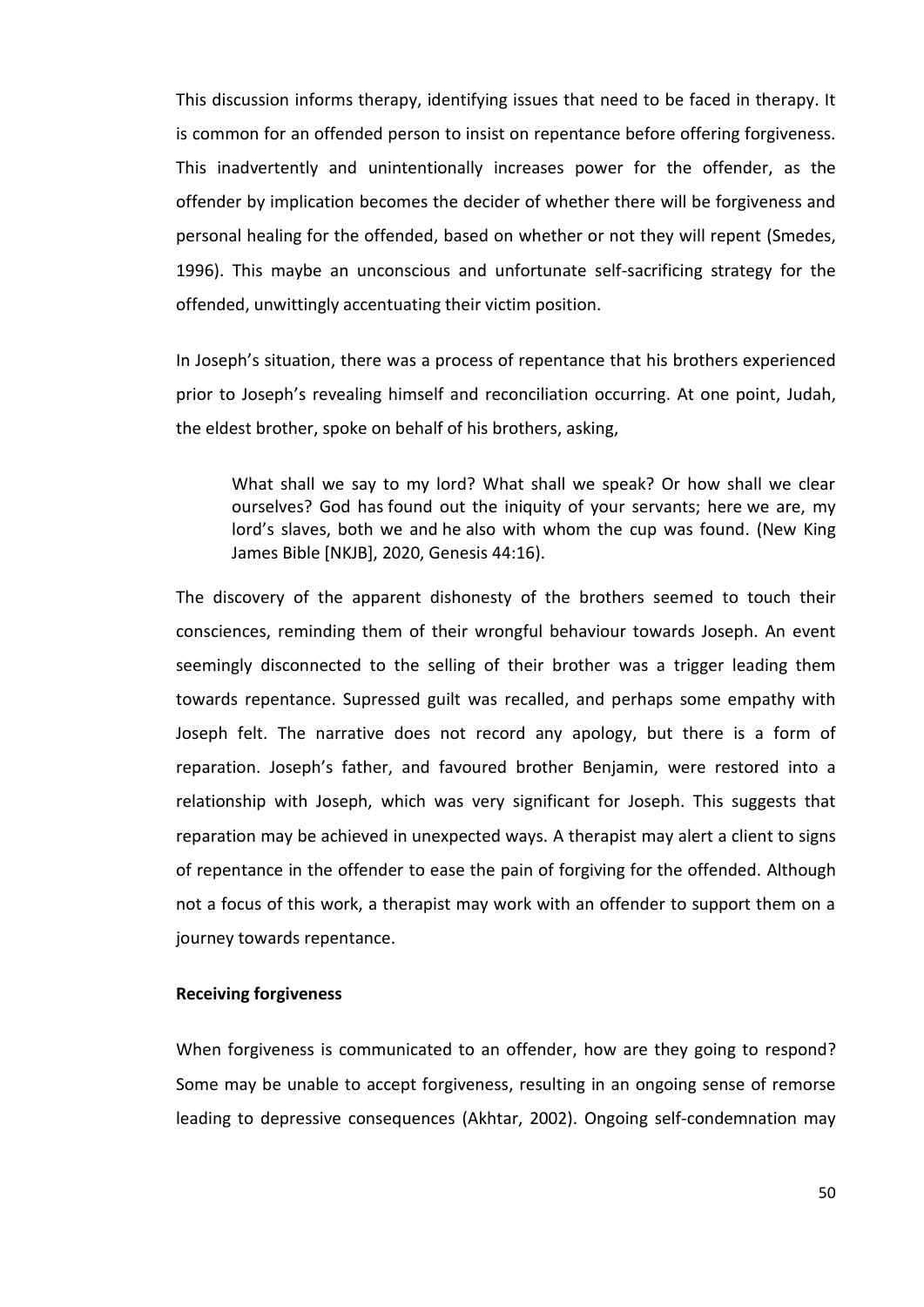This discussion informs therapy, identifying issues that need to be faced in therapy. It is common for an offended person to insist on repentance before offering forgiveness. This inadvertently and unintentionally increases power for the offender, as the offender by implication becomes the decider of whether there will be forgiveness and personal healing for the offended, based on whether or not they will repent (Smedes, 1996). This maybe an unconscious and unfortunate self-sacrificing strategy for the offended, unwittingly accentuating their victim position.

In Joseph's situation, there was a process of repentance that his brothers experienced prior to Joseph's revealing himself and reconciliation occurring. At one point, Judah, the eldest brother, spoke on behalf of his brothers, asking,

> What shall we say to my lord? What shall we speak? Or how shall we clear ourselves? God has found out the iniquity of your servants; here we are, my lord's slaves, both we and he also with whom the cup was found. (New King James Bible [NKJB], 2020, Genesis 44:16).

The discovery of the apparent dishonesty of the brothers seemed to touch their consciences, reminding them of their wrongful behaviour towards Joseph. An event seemingly disconnected to the selling of their brother was a trigger leading them towards repentance. Supressed guilt was recalled, and perhaps some empathy with Joseph felt. The narrative does not record any apology, but there is a form of reparation. Joseph's father, and favoured brother Benjamin, were restored into a relationship with Joseph, which was very significant for Joseph. This suggests that reparation may be achieved in unexpected ways. A therapist may alert a client to signs of repentance in the offender to ease the pain of forgiving for the offended. Although not a focus of this work, a therapist may work with an offender to support them on a journey towards repentance.

**Receiving forgiveness**

When forgiveness is communicated to an offender, how are they going to respond? Some may be unable to accept forgiveness, resulting in an ongoing sense of remorse leading to depressive consequences (Akhtar, 2002). Ongoing self-condemnation may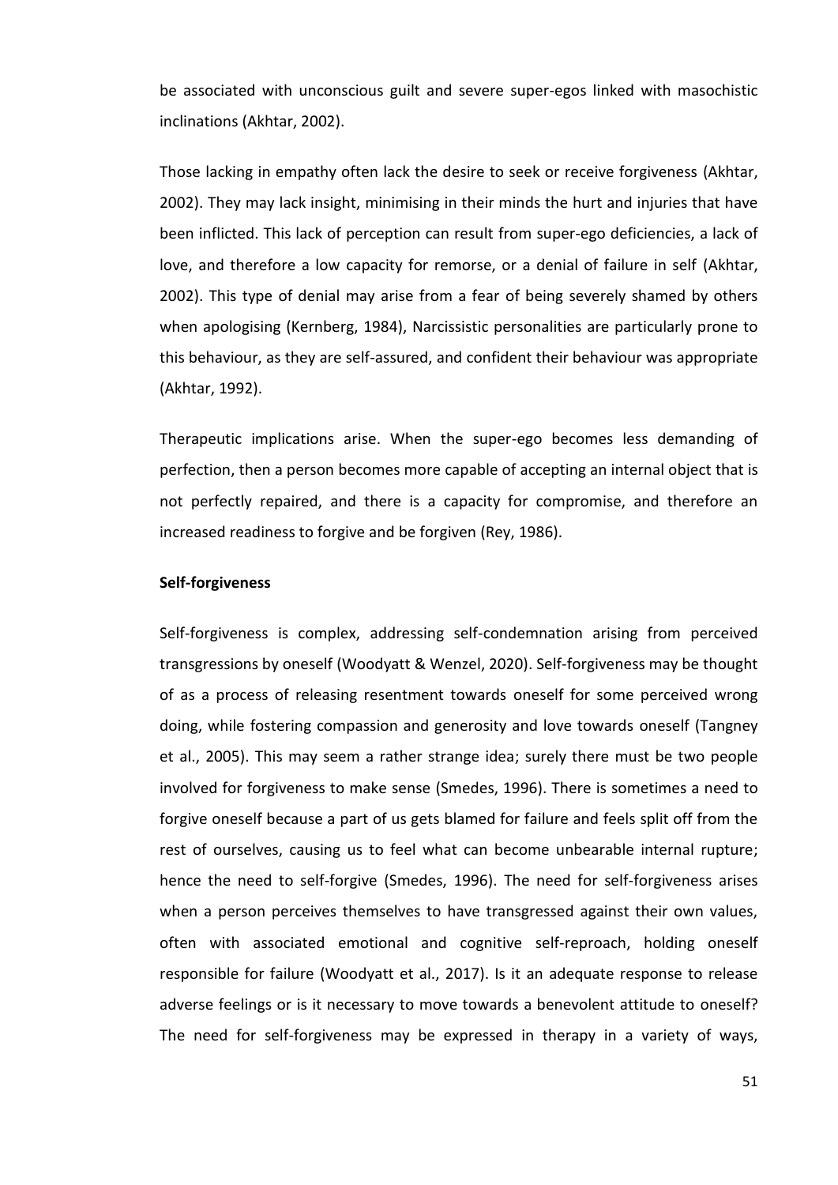be associated with unconscious guilt and severe super-egos linked with masochistic inclinations (Akhtar, 2002).

Those lacking in empathy often lack the desire to seek or receive forgiveness (Akhtar, 2002). They may lack insight, minimising in their minds the hurt and injuries that have been inflicted. This lack of perception can result from super-ego deficiencies, a lack of love, and therefore a low capacity for remorse, or a denial of failure in self (Akhtar, 2002). This type of denial may arise from a fear of being severely shamed by others when apologising (Kernberg, 1984), Narcissistic personalities are particularly prone to this behaviour, as they are self-assured, and confident their behaviour was appropriate (Akhtar, 1992).

Therapeutic implications arise. When the super-ego becomes less demanding of perfection, then a person becomes more capable of accepting an internal object that is not perfectly repaired, and there is a capacity for compromise, and therefore an increased readiness to forgive and be forgiven (Rey, 1986).

**Self-forgiveness**

Self-forgiveness is complex, addressing self-condemnation arising from perceived transgressions by oneself (Woodyatt & Wenzel, 2020). Self-forgiveness may be thought of as a process of releasing resentment towards oneself for some perceived wrong doing, while fostering compassion and generosity and love towards oneself (Tangney et al., 2005). This may seem a rather strange idea; surely there must be two people involved for forgiveness to make sense (Smedes, 1996). There is sometimes a need to forgive oneself because a part of us gets blamed for failure and feels split off from the rest of ourselves, causing us to feel what can become unbearable internal rupture; hence the need to self-forgive (Smedes, 1996). The need for self-forgiveness arises when a person perceives themselves to have transgressed against their own values, often with associated emotional and cognitive self-reproach, holding oneself responsible for failure (Woodyatt et al., 2017). Is it an adequate response to release adverse feelings or is it necessary to move towards a benevolent attitude to oneself? The need for self-forgiveness may be expressed in therapy in a variety of ways,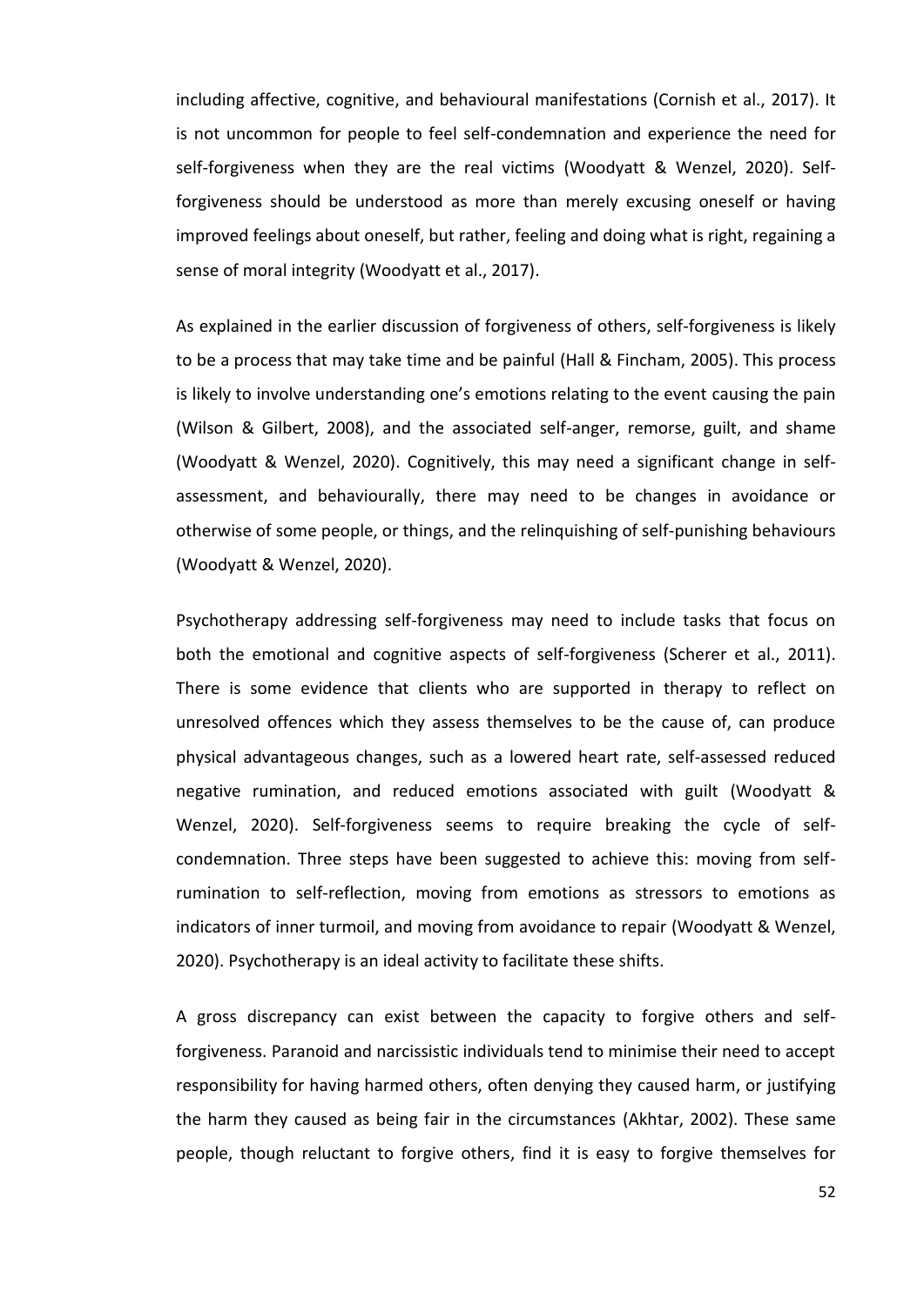including affective, cognitive, and behavioural manifestations (Cornish et al., 2017). It is not uncommon for people to feel self-condemnation and experience the need for self-forgiveness when they are the real victims (Woodyatt & Wenzel, 2020). Self-forgiveness should be understood as more than merely excusing oneself or having improved feelings about oneself, but rather, feeling and doing what is right, regaining a sense of moral integrity (Woodyatt et al., 2017).

As explained in the earlier discussion of forgiveness of others, self-forgiveness is likely to be a process that may take time and be painful (Hall & Fincham, 2005). This process is likely to involve understanding one's emotions relating to the event causing the pain (Wilson & Gilbert, 2008), and the associated self-anger, remorse, guilt, and shame (Woodyatt & Wenzel, 2020). Cognitively, this may need a significant change in self-assessment, and behaviourally, there may need to be changes in avoidance or otherwise of some people, or things, and the relinquishing of self-punishing behaviours (Woodyatt & Wenzel, 2020).

Psychotherapy addressing self-forgiveness may need to include tasks that focus on both the emotional and cognitive aspects of self-forgiveness (Scherer et al., 2011). There is some evidence that clients who are supported in therapy to reflect on unresolved offences which they assess themselves to be the cause of, can produce physical advantageous changes, such as a lowered heart rate, self-assessed reduced negative rumination, and reduced emotions associated with guilt (Woodyatt & Wenzel, 2020). Self-forgiveness seems to require breaking the cycle of self-condemnation. Three steps have been suggested to achieve this: moving from self-rumination to self-reflection, moving from emotions as stressors to emotions as indicators of inner turmoil, and moving from avoidance to repair (Woodyatt & Wenzel, 2020). Psychotherapy is an ideal activity to facilitate these shifts.

A gross discrepancy can exist between the capacity to forgive others and self-forgiveness. Paranoid and narcissistic individuals tend to minimise their need to accept responsibility for having harmed others, often denying they caused harm, or justifying the harm they caused as being fair in the circumstances (Akhtar, 2002). These same people, though reluctant to forgive others, find it is easy to forgive themselves for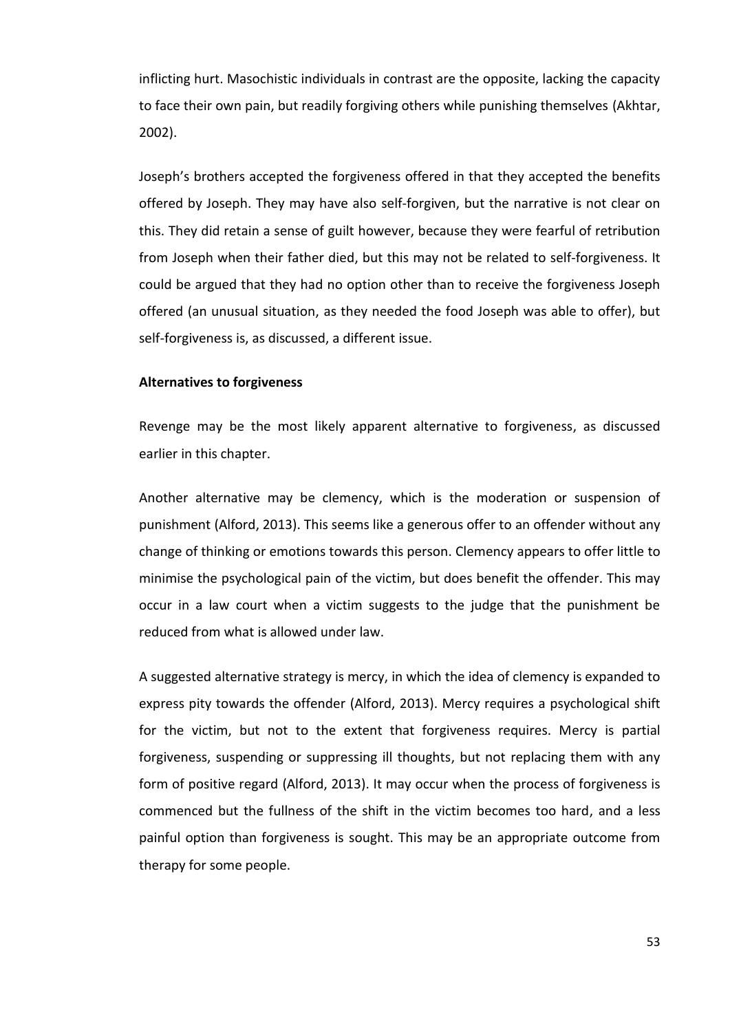inflicting hurt. Masochistic individuals in contrast are the opposite, lacking the capacity to face their own pain, but readily forgiving others while punishing themselves (Akhtar, 2002).

Joseph's brothers accepted the forgiveness offered in that they accepted the benefits offered by Joseph. They may have also self-forgiven, but the narrative is not clear on this. They did retain a sense of guilt however, because they were fearful of retribution from Joseph when their father died, but this may not be related to self-forgiveness. It could be argued that they had no option other than to receive the forgiveness Joseph offered (an unusual situation, as they needed the food Joseph was able to offer), but self-forgiveness is, as discussed, a different issue.

**Alternatives to forgiveness**

Revenge may be the most likely apparent alternative to forgiveness, as discussed earlier in this chapter.

Another alternative may be clemency, which is the moderation or suspension of punishment (Alford, 2013). This seems like a generous offer to an offender without any change of thinking or emotions towards this person. Clemency appears to offer little to minimise the psychological pain of the victim, but does benefit the offender. This may occur in a law court when a victim suggests to the judge that the punishment be reduced from what is allowed under law.

A suggested alternative strategy is mercy, in which the idea of clemency is expanded to express pity towards the offender (Alford, 2013). Mercy requires a psychological shift for the victim, but not to the extent that forgiveness requires. Mercy is partial forgiveness, suspending or suppressing ill thoughts, but not replacing them with any form of positive regard (Alford, 2013). It may occur when the process of forgiveness is commenced but the fullness of the shift in the victim becomes too hard, and a less painful option than forgiveness is sought. This may be an appropriate outcome from therapy for some people.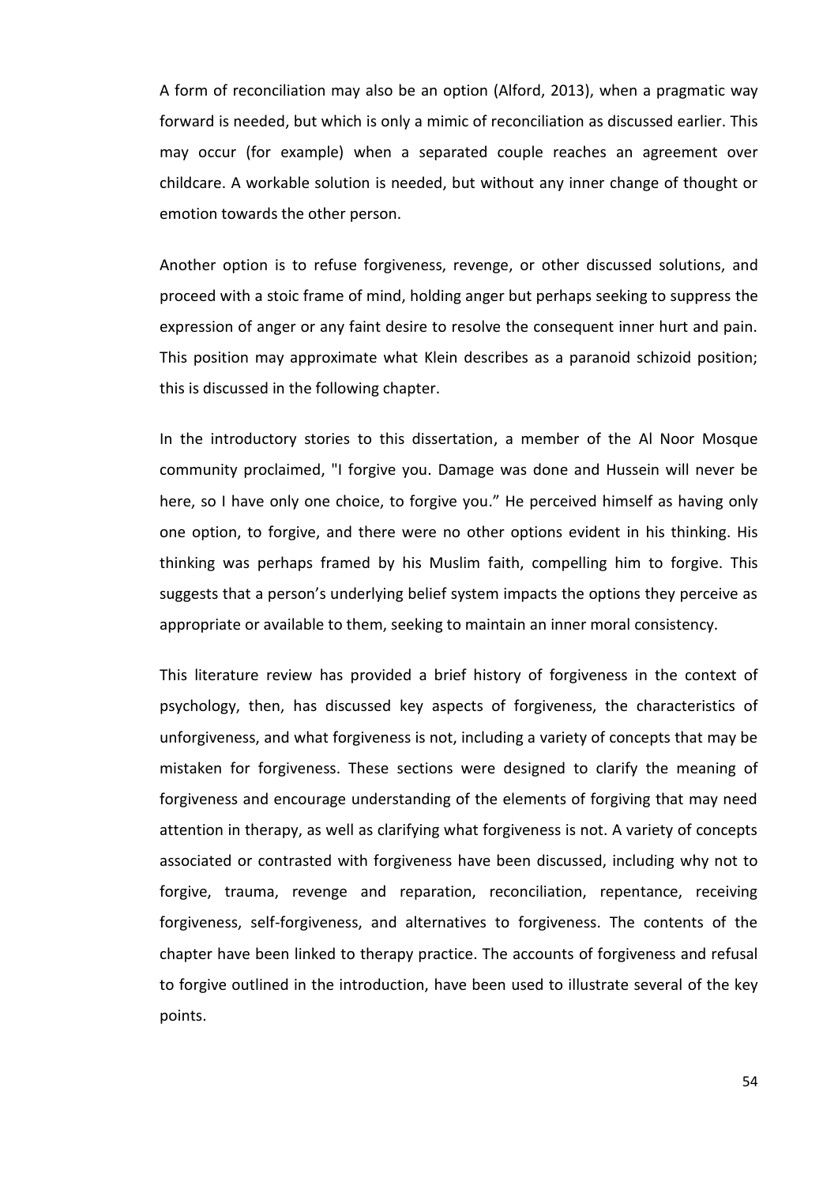A form of reconciliation may also be an option (Alford, 2013), when a pragmatic way forward is needed, but which is only a mimic of reconciliation as discussed earlier. This may occur (for example) when a separated couple reaches an agreement over childcare. A workable solution is needed, but without any inner change of thought or emotion towards the other person.

Another option is to refuse forgiveness, revenge, or other discussed solutions, and proceed with a stoic frame of mind, holding anger but perhaps seeking to suppress the expression of anger or any faint desire to resolve the consequent inner hurt and pain. This position may approximate what Klein describes as a paranoid schizoid position; this is discussed in the following chapter.

In the introductory stories to this dissertation, a member of the Al Noor Mosque community proclaimed, "I forgive you. Damage was done and Hussein will never be here, so I have only one choice, to forgive you." He perceived himself as having only one option, to forgive, and there were no other options evident in his thinking. His thinking was perhaps framed by his Muslim faith, compelling him to forgive. This suggests that a person's underlying belief system impacts the options they perceive as appropriate or available to them, seeking to maintain an inner moral consistency.

This literature review has provided a brief history of forgiveness in the context of psychology, then, has discussed key aspects of forgiveness, the characteristics of unforgiveness, and what forgiveness is not, including a variety of concepts that may be mistaken for forgiveness. These sections were designed to clarify the meaning of forgiveness and encourage understanding of the elements of forgiving that may need attention in therapy, as well as clarifying what forgiveness is not. A variety of concepts associated or contrasted with forgiveness have been discussed, including why not to forgive, trauma, revenge and reparation, reconciliation, repentance, receiving forgiveness, self-forgiveness, and alternatives to forgiveness. The contents of the chapter have been linked to therapy practice. The accounts of forgiveness and refusal to forgive outlined in the introduction, have been used to illustrate several of the key points.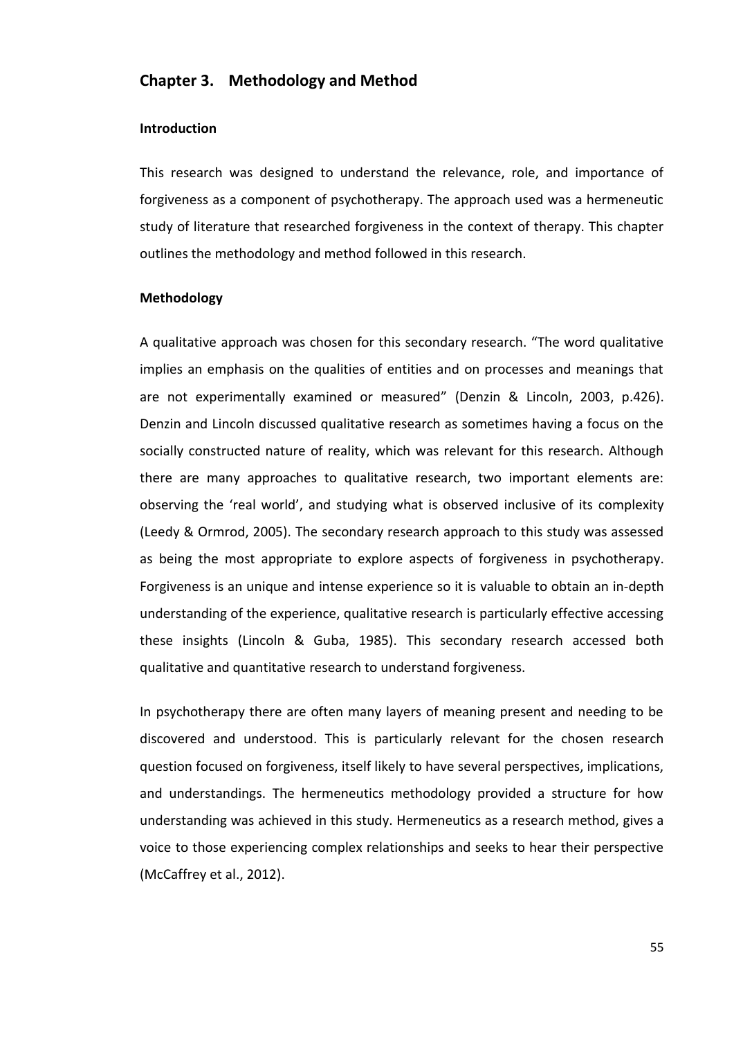## Chapter 3. Methodology and Method

### Introduction

This research was designed to understand the relevance, role, and importance of forgiveness as a component of psychotherapy. The approach used was a hermeneutic study of literature that researched forgiveness in the context of therapy. This chapter outlines the methodology and method followed in this research.

### Methodology

A qualitative approach was chosen for this secondary research. "The word qualitative implies an emphasis on the qualities of entities and on processes and meanings that are not experimentally examined or measured" (Denzin & Lincoln, 2003, p.426). Denzin and Lincoln discussed qualitative research as sometimes having a focus on the socially constructed nature of reality, which was relevant for this research. Although there are many approaches to qualitative research, two important elements are: observing the 'real world', and studying what is observed inclusive of its complexity (Leedy & Ormrod, 2005). The secondary research approach to this study was assessed as being the most appropriate to explore aspects of forgiveness in psychotherapy. Forgiveness is an unique and intense experience so it is valuable to obtain an in-depth understanding of the experience, qualitative research is particularly effective accessing these insights (Lincoln & Guba, 1985). This secondary research accessed both qualitative and quantitative research to understand forgiveness.

In psychotherapy there are often many layers of meaning present and needing to be discovered and understood. This is particularly relevant for the chosen research question focused on forgiveness, itself likely to have several perspectives, implications, and understandings. The hermeneutics methodology provided a structure for how understanding was achieved in this study. Hermeneutics as a research method, gives a voice to those experiencing complex relationships and seeks to hear their perspective (McCaffrey et al., 2012).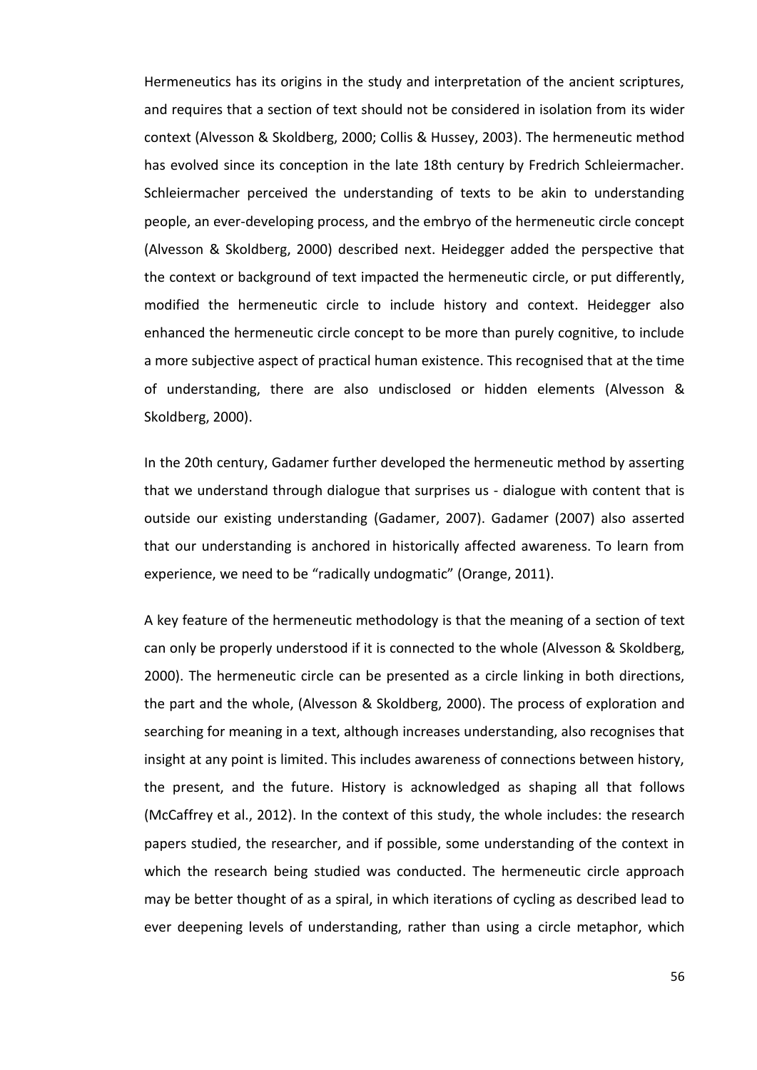Hermeneutics has its origins in the study and interpretation of the ancient scriptures, and requires that a section of text should not be considered in isolation from its wider context (Alvesson & Skoldberg, 2000; Collis & Hussey, 2003). The hermeneutic method has evolved since its conception in the late 18th century by Fredrich Schleiermacher. Schleiermacher perceived the understanding of texts to be akin to understanding people, an ever-developing process, and the embryo of the hermeneutic circle concept (Alvesson & Skoldberg, 2000) described next. Heidegger added the perspective that the context or background of text impacted the hermeneutic circle, or put differently, modified the hermeneutic circle to include history and context. Heidegger also enhanced the hermeneutic circle concept to be more than purely cognitive, to include a more subjective aspect of practical human existence. This recognised that at the time of understanding, there are also undisclosed or hidden elements (Alvesson & Skoldberg, 2000).

In the 20th century, Gadamer further developed the hermeneutic method by asserting that we understand through dialogue that surprises us - dialogue with content that is outside our existing understanding (Gadamer, 2007). Gadamer (2007) also asserted that our understanding is anchored in historically affected awareness. To learn from experience, we need to be "radically undogmatic" (Orange, 2011).

A key feature of the hermeneutic methodology is that the meaning of a section of text can only be properly understood if it is connected to the whole (Alvesson & Skoldberg, 2000). The hermeneutic circle can be presented as a circle linking in both directions, the part and the whole, (Alvesson & Skoldberg, 2000). The process of exploration and searching for meaning in a text, although increases understanding, also recognises that insight at any point is limited. This includes awareness of connections between history, the present, and the future. History is acknowledged as shaping all that follows (McCaffrey et al., 2012). In the context of this study, the whole includes: the research papers studied, the researcher, and if possible, some understanding of the context in which the research being studied was conducted. The hermeneutic circle approach may be better thought of as a spiral, in which iterations of cycling as described lead to ever deepening levels of understanding, rather than using a circle metaphor, which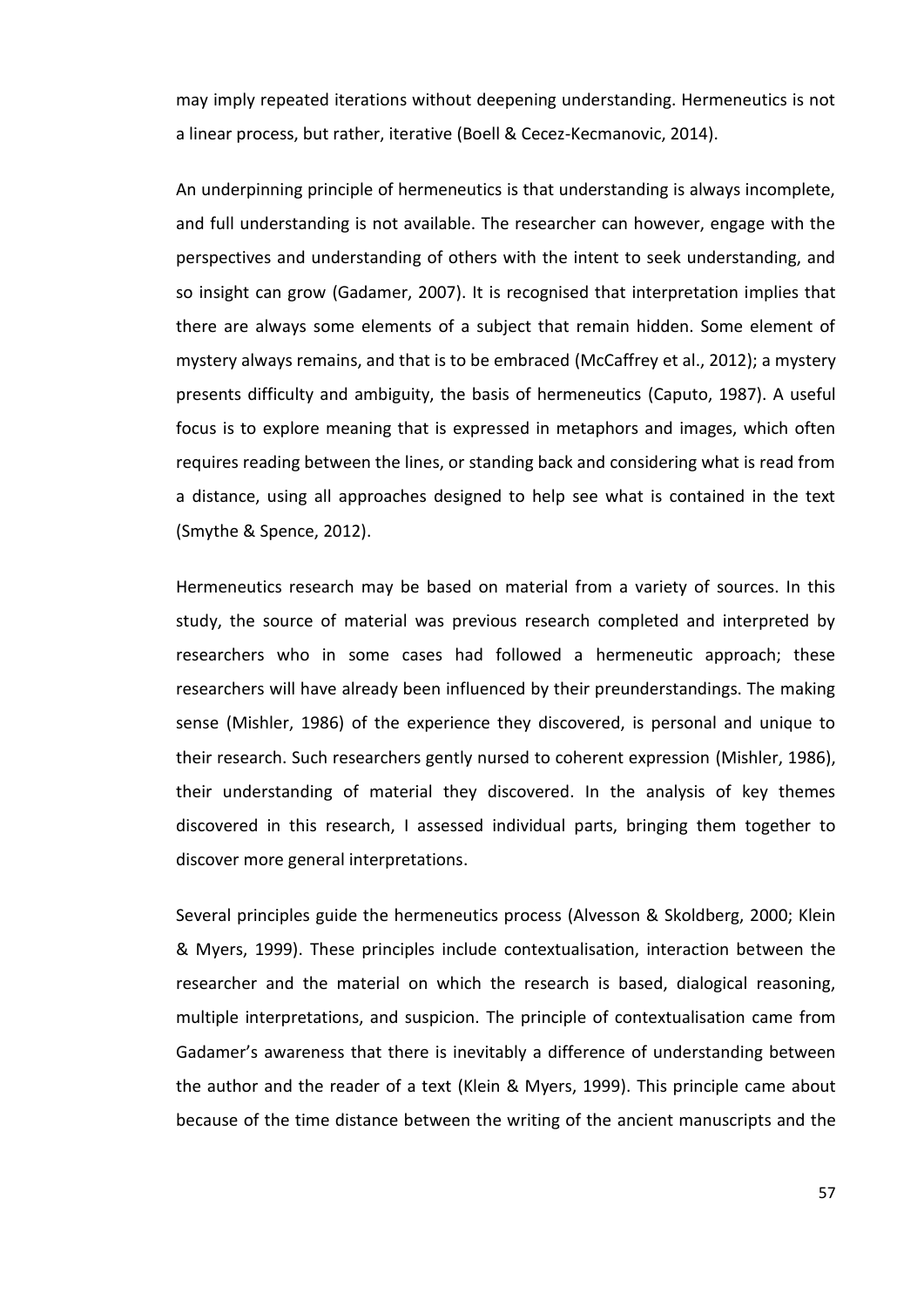may imply repeated iterations without deepening understanding. Hermeneutics is not a linear process, but rather, iterative (Boell & Cecez-Kecmanovic, 2014).

An underpinning principle of hermeneutics is that understanding is always incomplete, and full understanding is not available. The researcher can however, engage with the perspectives and understanding of others with the intent to seek understanding, and so insight can grow (Gadamer, 2007). It is recognised that interpretation implies that there are always some elements of a subject that remain hidden. Some element of mystery always remains, and that is to be embraced (McCaffrey et al., 2012); a mystery presents difficulty and ambiguity, the basis of hermeneutics (Caputo, 1987). A useful focus is to explore meaning that is expressed in metaphors and images, which often requires reading between the lines, or standing back and considering what is read from a distance, using all approaches designed to help see what is contained in the text (Smythe & Spence, 2012).

Hermeneutics research may be based on material from a variety of sources. In this study, the source of material was previous research completed and interpreted by researchers who in some cases had followed a hermeneutic approach; these researchers will have already been influenced by their preunderstandings. The making sense (Mishler, 1986) of the experience they discovered, is personal and unique to their research. Such researchers gently nursed to coherent expression (Mishler, 1986), their understanding of material they discovered. In the analysis of key themes discovered in this research, I assessed individual parts, bringing them together to discover more general interpretations.

Several principles guide the hermeneutics process (Alvesson & Skoldberg, 2000; Klein & Myers, 1999). These principles include contextualisation, interaction between the researcher and the material on which the research is based, dialogical reasoning, multiple interpretations, and suspicion. The principle of contextualisation came from Gadamer's awareness that there is inevitably a difference of understanding between the author and the reader of a text (Klein & Myers, 1999). This principle came about because of the time distance between the writing of the ancient manuscripts and the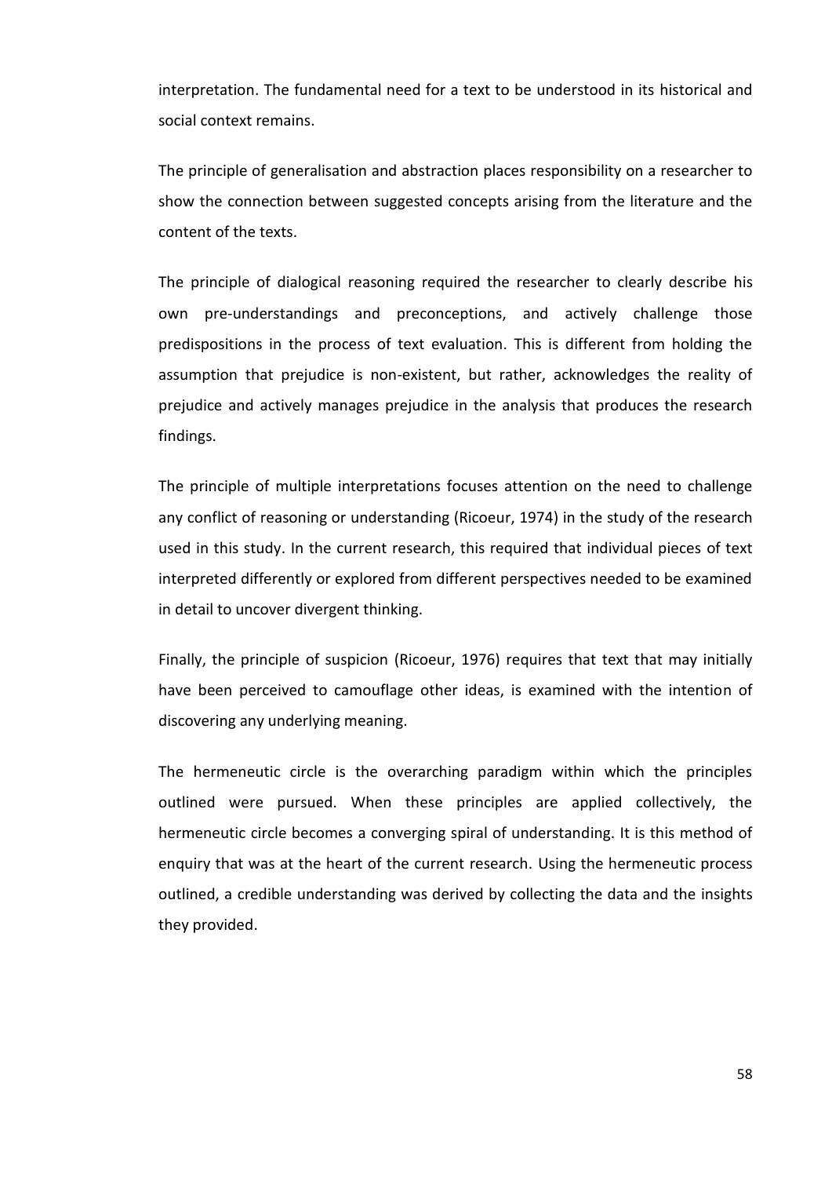interpretation. The fundamental need for a text to be understood in its historical and social context remains.

The principle of generalisation and abstraction places responsibility on a researcher to show the connection between suggested concepts arising from the literature and the content of the texts.

The principle of dialogical reasoning required the researcher to clearly describe his own pre-understandings and preconceptions, and actively challenge those predispositions in the process of text evaluation. This is different from holding the assumption that prejudice is non-existent, but rather, acknowledges the reality of prejudice and actively manages prejudice in the analysis that produces the research findings.

The principle of multiple interpretations focuses attention on the need to challenge any conflict of reasoning or understanding (Ricoeur, 1974) in the study of the research used in this study. In the current research, this required that individual pieces of text interpreted differently or explored from different perspectives needed to be examined in detail to uncover divergent thinking.

Finally, the principle of suspicion (Ricoeur, 1976) requires that text that may initially have been perceived to camouflage other ideas, is examined with the intention of discovering any underlying meaning.

The hermeneutic circle is the overarching paradigm within which the principles outlined were pursued. When these principles are applied collectively, the hermeneutic circle becomes a converging spiral of understanding. It is this method of enquiry that was at the heart of the current research. Using the hermeneutic process outlined, a credible understanding was derived by collecting the data and the insights they provided.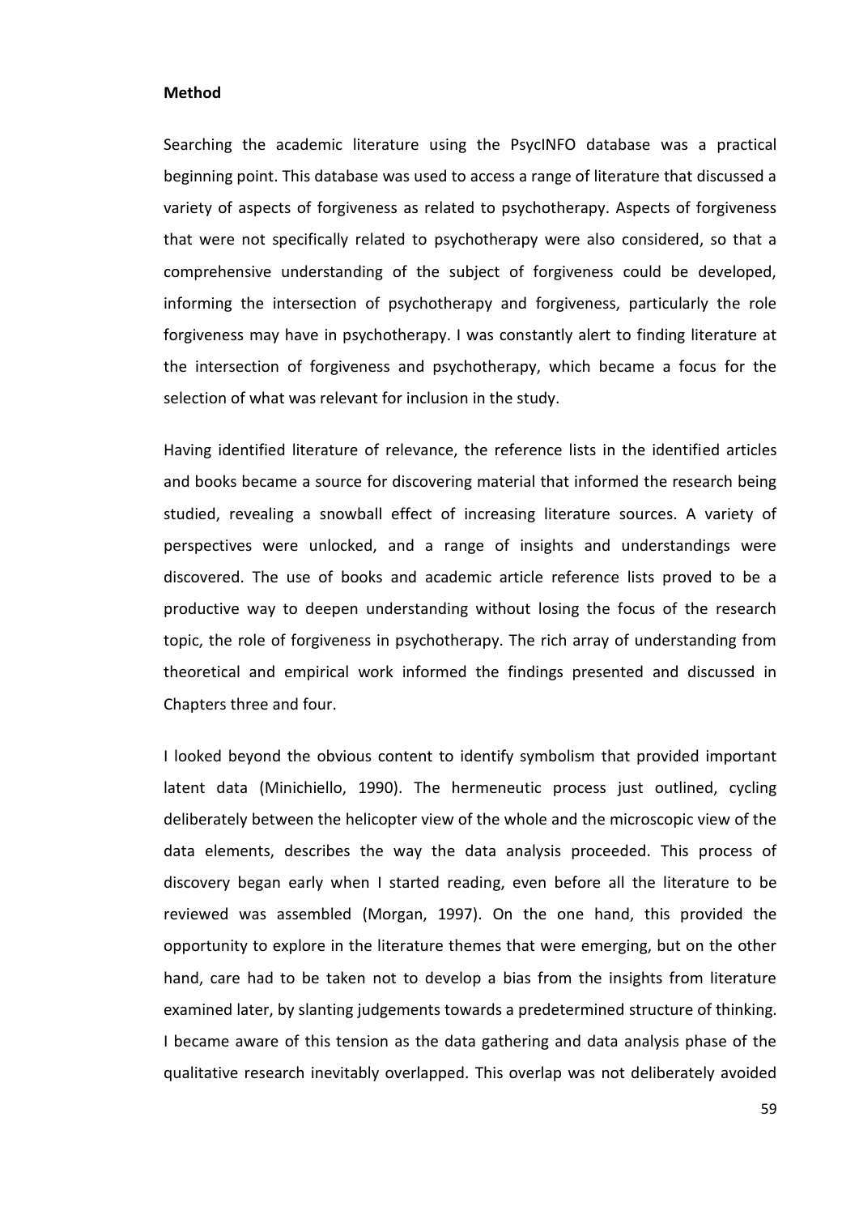**Method**

Searching the academic literature using the PsycINFO database was a practical beginning point. This database was used to access a range of literature that discussed a variety of aspects of forgiveness as related to psychotherapy. Aspects of forgiveness that were not specifically related to psychotherapy were also considered, so that a comprehensive understanding of the subject of forgiveness could be developed, informing the intersection of psychotherapy and forgiveness, particularly the role forgiveness may have in psychotherapy. I was constantly alert to finding literature at the intersection of forgiveness and psychotherapy, which became a focus for the selection of what was relevant for inclusion in the study.

Having identified literature of relevance, the reference lists in the identified articles and books became a source for discovering material that informed the research being studied, revealing a snowball effect of increasing literature sources. A variety of perspectives were unlocked, and a range of insights and understandings were discovered. The use of books and academic article reference lists proved to be a productive way to deepen understanding without losing the focus of the research topic, the role of forgiveness in psychotherapy. The rich array of understanding from theoretical and empirical work informed the findings presented and discussed in Chapters three and four.

I looked beyond the obvious content to identify symbolism that provided important latent data (Minichiello, 1990). The hermeneutic process just outlined, cycling deliberately between the helicopter view of the whole and the microscopic view of the data elements, describes the way the data analysis proceeded. This process of discovery began early when I started reading, even before all the literature to be reviewed was assembled (Morgan, 1997). On the one hand, this provided the opportunity to explore in the literature themes that were emerging, but on the other hand, care had to be taken not to develop a bias from the insights from literature examined later, by slanting judgements towards a predetermined structure of thinking. I became aware of this tension as the data gathering and data analysis phase of the qualitative research inevitably overlapped. This overlap was not deliberately avoided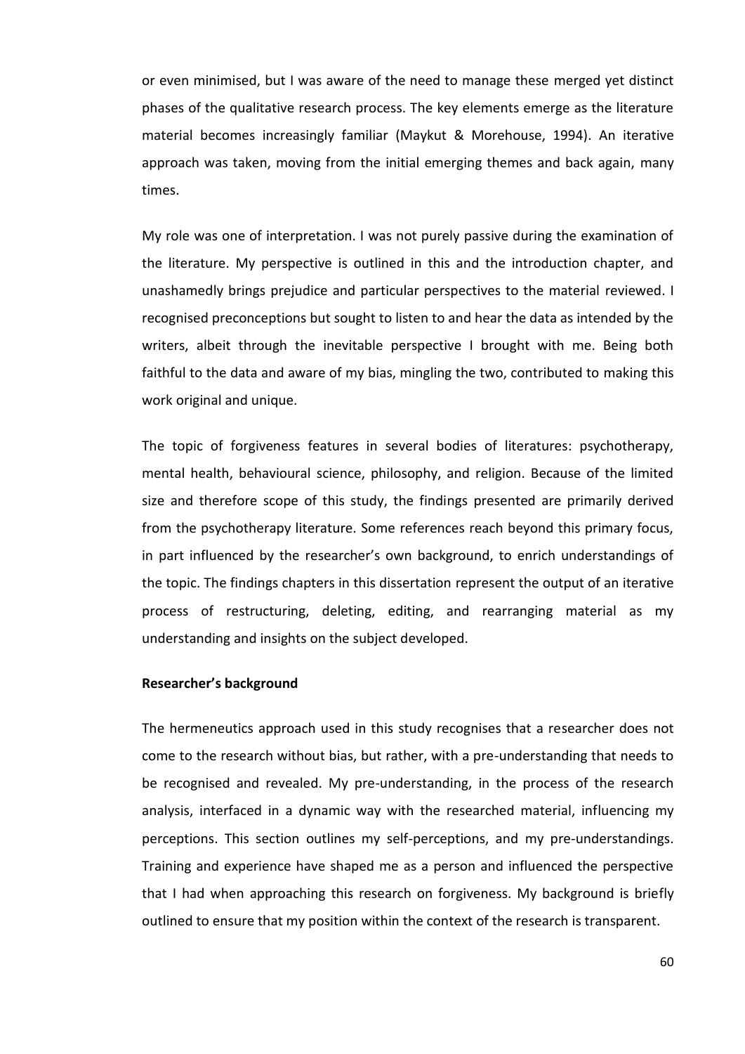or even minimised, but I was aware of the need to manage these merged yet distinct phases of the qualitative research process. The key elements emerge as the literature material becomes increasingly familiar (Maykut & Morehouse, 1994). An iterative approach was taken, moving from the initial emerging themes and back again, many times.

My role was one of interpretation. I was not purely passive during the examination of the literature. My perspective is outlined in this and the introduction chapter, and unashamedly brings prejudice and particular perspectives to the material reviewed. I recognised preconceptions but sought to listen to and hear the data as intended by the writers, albeit through the inevitable perspective I brought with me. Being both faithful to the data and aware of my bias, mingling the two, contributed to making this work original and unique.

The topic of forgiveness features in several bodies of literatures: psychotherapy, mental health, behavioural science, philosophy, and religion. Because of the limited size and therefore scope of this study, the findings presented are primarily derived from the psychotherapy literature. Some references reach beyond this primary focus, in part influenced by the researcher's own background, to enrich understandings of the topic. The findings chapters in this dissertation represent the output of an iterative process of restructuring, deleting, editing, and rearranging material as my understanding and insights on the subject developed.

**Researcher's background**

The hermeneutics approach used in this study recognises that a researcher does not come to the research without bias, but rather, with a pre-understanding that needs to be recognised and revealed. My pre-understanding, in the process of the research analysis, interfaced in a dynamic way with the researched material, influencing my perceptions. This section outlines my self-perceptions, and my pre-understandings. Training and experience have shaped me as a person and influenced the perspective that I had when approaching this research on forgiveness. My background is briefly outlined to ensure that my position within the context of the research is transparent.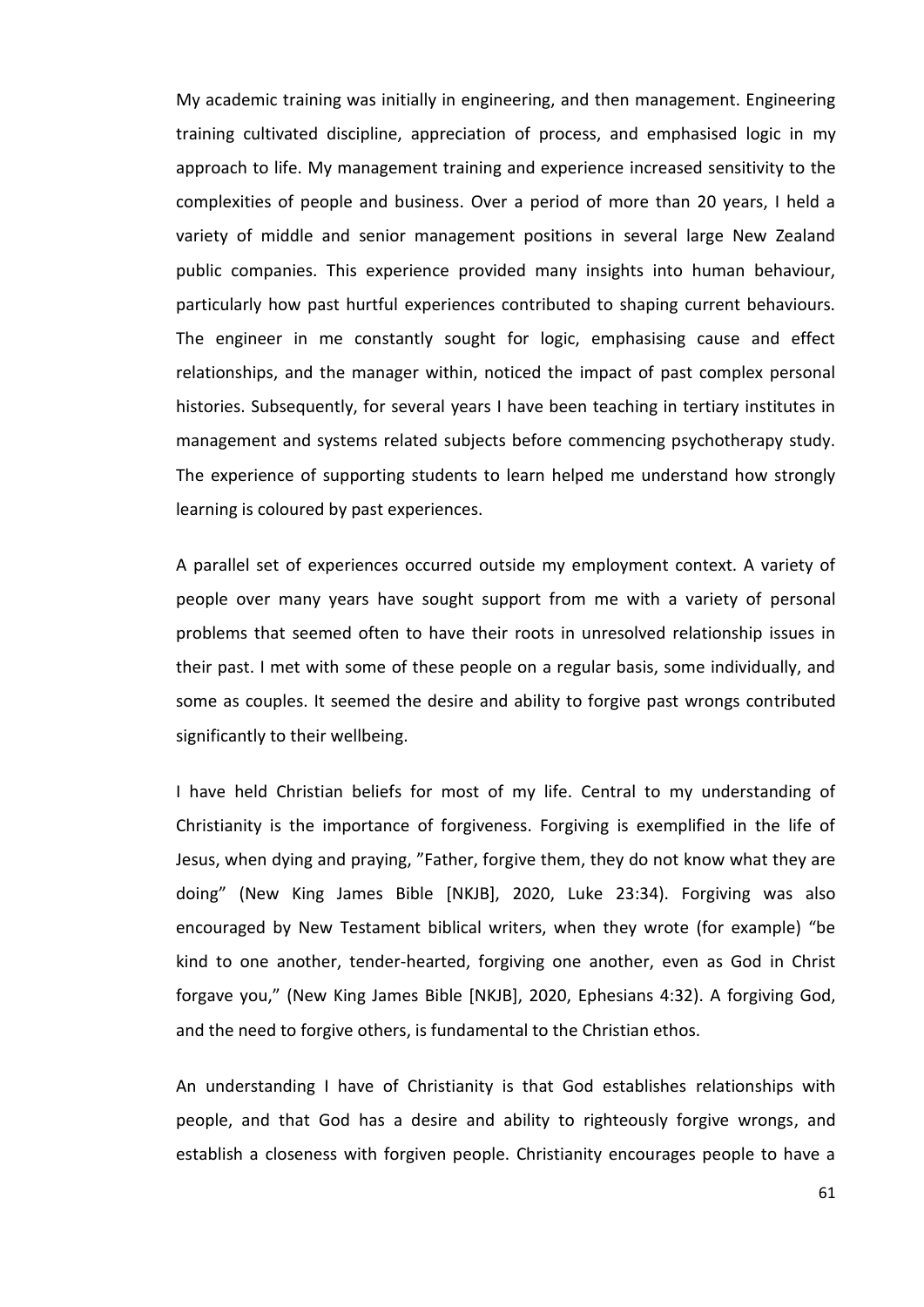My academic training was initially in engineering, and then management. Engineering training cultivated discipline, appreciation of process, and emphasised logic in my approach to life. My management training and experience increased sensitivity to the complexities of people and business. Over a period of more than 20 years, I held a variety of middle and senior management positions in several large New Zealand public companies. This experience provided many insights into human behaviour, particularly how past hurtful experiences contributed to shaping current behaviours. The engineer in me constantly sought for logic, emphasising cause and effect relationships, and the manager within, noticed the impact of past complex personal histories. Subsequently, for several years I have been teaching in tertiary institutes in management and systems related subjects before commencing psychotherapy study. The experience of supporting students to learn helped me understand how strongly learning is coloured by past experiences.

A parallel set of experiences occurred outside my employment context. A variety of people over many years have sought support from me with a variety of personal problems that seemed often to have their roots in unresolved relationship issues in their past. I met with some of these people on a regular basis, some individually, and some as couples. It seemed the desire and ability to forgive past wrongs contributed significantly to their wellbeing.

I have held Christian beliefs for most of my life. Central to my understanding of Christianity is the importance of forgiveness. Forgiving is exemplified in the life of Jesus, when dying and praying, "Father, forgive them, they do not know what they are doing" (New King James Bible [NKJB], 2020, Luke 23:34). Forgiving was also encouraged by New Testament biblical writers, when they wrote (for example) "be kind to one another, tender-hearted, forgiving one another, even as God in Christ forgave you," (New King James Bible [NKJB], 2020, Ephesians 4:32). A forgiving God, and the need to forgive others, is fundamental to the Christian ethos.

An understanding I have of Christianity is that God establishes relationships with people, and that God has a desire and ability to righteously forgive wrongs, and establish a closeness with forgiven people. Christianity encourages people to have a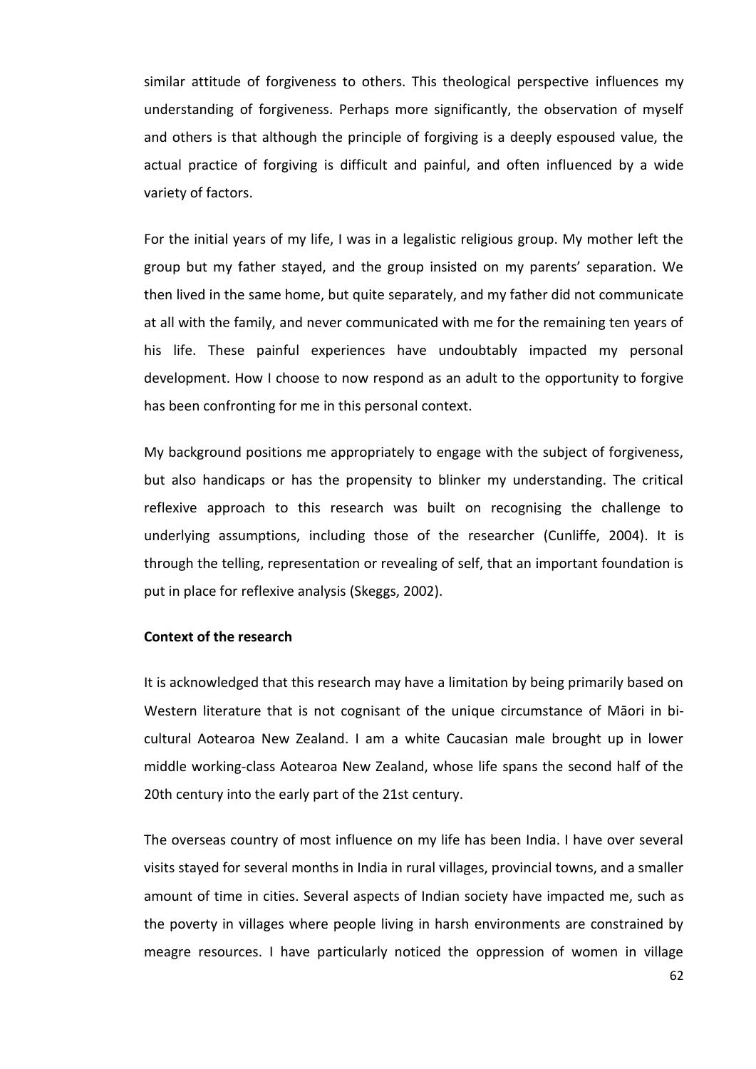similar attitude of forgiveness to others. This theological perspective influences my understanding of forgiveness. Perhaps more significantly, the observation of myself and others is that although the principle of forgiving is a deeply espoused value, the actual practice of forgiving is difficult and painful, and often influenced by a wide variety of factors.

For the initial years of my life, I was in a legalistic religious group. My mother left the group but my father stayed, and the group insisted on my parents' separation. We then lived in the same home, but quite separately, and my father did not communicate at all with the family, and never communicated with me for the remaining ten years of his life. These painful experiences have undoubtably impacted my personal development. How I choose to now respond as an adult to the opportunity to forgive has been confronting for me in this personal context.

My background positions me appropriately to engage with the subject of forgiveness, but also handicaps or has the propensity to blinker my understanding. The critical reflexive approach to this research was built on recognising the challenge to underlying assumptions, including those of the researcher (Cunliffe, 2004). It is through the telling, representation or revealing of self, that an important foundation is put in place for reflexive analysis (Skeggs, 2002).

**Context of the research**

It is acknowledged that this research may have a limitation by being primarily based on Western literature that is not cognisant of the unique circumstance of Māori in bi-cultural Aotearoa New Zealand. I am a white Caucasian male brought up in lower middle working-class Aotearoa New Zealand, whose life spans the second half of the 20th century into the early part of the 21st century.

The overseas country of most influence on my life has been India. I have over several visits stayed for several months in India in rural villages, provincial towns, and a smaller amount of time in cities. Several aspects of Indian society have impacted me, such as the poverty in villages where people living in harsh environments are constrained by meagre resources. I have particularly noticed the oppression of women in village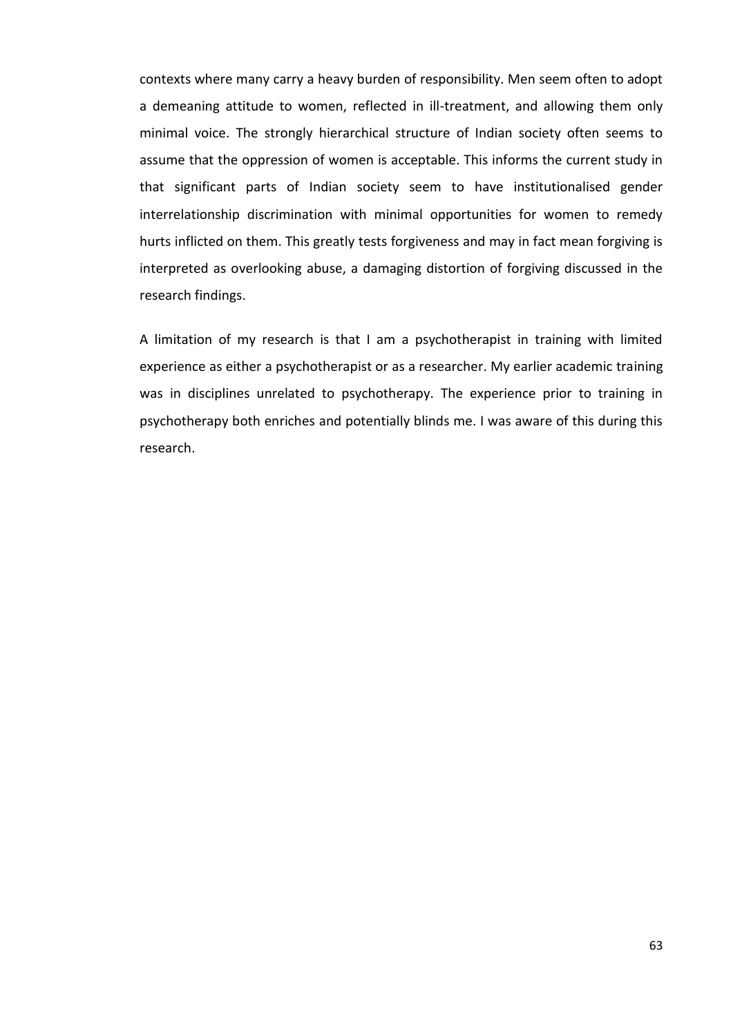contexts where many carry a heavy burden of responsibility. Men seem often to adopt a demeaning attitude to women, reflected in ill-treatment, and allowing them only minimal voice. The strongly hierarchical structure of Indian society often seems to assume that the oppression of women is acceptable. This informs the current study in that significant parts of Indian society seem to have institutionalised gender interrelationship discrimination with minimal opportunities for women to remedy hurts inflicted on them. This greatly tests forgiveness and may in fact mean forgiving is interpreted as overlooking abuse, a damaging distortion of forgiving discussed in the research findings.

A limitation of my research is that I am a psychotherapist in training with limited experience as either a psychotherapist or as a researcher. My earlier academic training was in disciplines unrelated to psychotherapy. The experience prior to training in psychotherapy both enriches and potentially blinds me. I was aware of this during this research.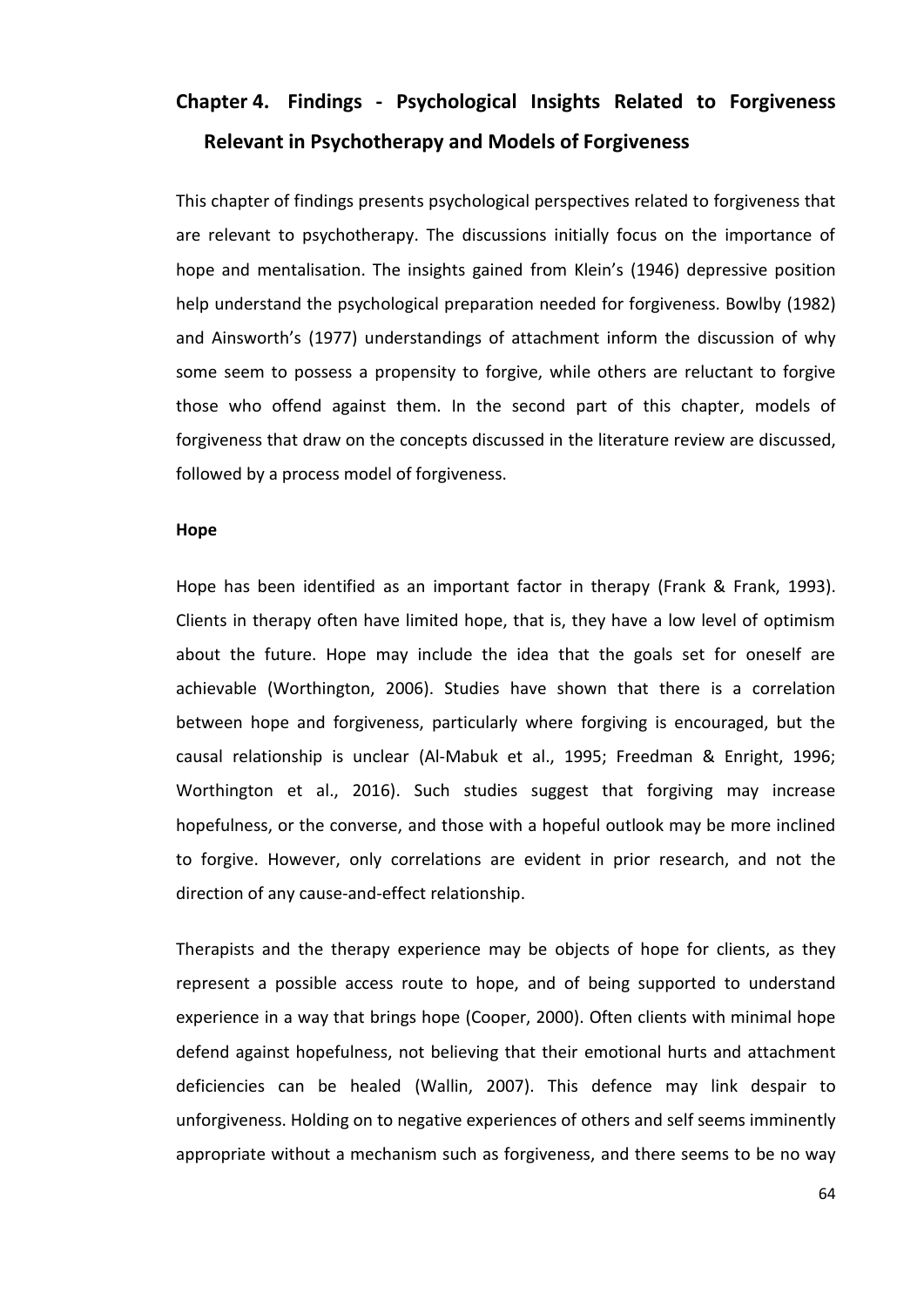# Chapter 4. Findings - Psychological Insights Related to Forgiveness Relevant in Psychotherapy and Models of Forgiveness

This chapter of findings presents psychological perspectives related to forgiveness that are relevant to psychotherapy. The discussions initially focus on the importance of hope and mentalisation. The insights gained from Klein's (1946) depressive position help understand the psychological preparation needed for forgiveness. Bowlby (1982) and Ainsworth's (1977) understandings of attachment inform the discussion of why some seem to possess a propensity to forgive, while others are reluctant to forgive those who offend against them. In the second part of this chapter, models of forgiveness that draw on the concepts discussed in the literature review are discussed, followed by a process model of forgiveness.

**Hope**

Hope has been identified as an important factor in therapy (Frank & Frank, 1993). Clients in therapy often have limited hope, that is, they have a low level of optimism about the future. Hope may include the idea that the goals set for oneself are achievable (Worthington, 2006). Studies have shown that there is a correlation between hope and forgiveness, particularly where forgiving is encouraged, but the causal relationship is unclear (Al-Mabuk et al., 1995; Freedman & Enright, 1996; Worthington et al., 2016). Such studies suggest that forgiving may increase hopefulness, or the converse, and those with a hopeful outlook may be more inclined to forgive. However, only correlations are evident in prior research, and not the direction of any cause-and-effect relationship.

Therapists and the therapy experience may be objects of hope for clients, as they represent a possible access route to hope, and of being supported to understand experience in a way that brings hope (Cooper, 2000). Often clients with minimal hope defend against hopefulness, not believing that their emotional hurts and attachment deficiencies can be healed (Wallin, 2007). This defence may link despair to unforgiveness. Holding on to negative experiences of others and self seems imminently appropriate without a mechanism such as forgiveness, and there seems to be no way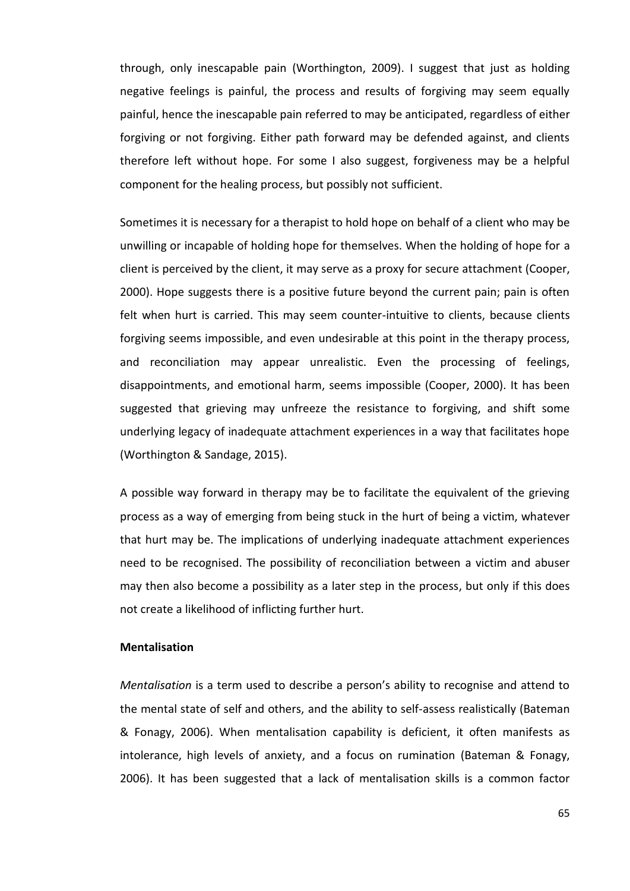through, only inescapable pain (Worthington, 2009). I suggest that just as holding negative feelings is painful, the process and results of forgiving may seem equally painful, hence the inescapable pain referred to may be anticipated, regardless of either forgiving or not forgiving. Either path forward may be defended against, and clients therefore left without hope. For some I also suggest, forgiveness may be a helpful component for the healing process, but possibly not sufficient.

Sometimes it is necessary for a therapist to hold hope on behalf of a client who may be unwilling or incapable of holding hope for themselves. When the holding of hope for a client is perceived by the client, it may serve as a proxy for secure attachment (Cooper, 2000). Hope suggests there is a positive future beyond the current pain; pain is often felt when hurt is carried. This may seem counter-intuitive to clients, because clients forgiving seems impossible, and even undesirable at this point in the therapy process, and reconciliation may appear unrealistic. Even the processing of feelings, disappointments, and emotional harm, seems impossible (Cooper, 2000). It has been suggested that grieving may unfreeze the resistance to forgiving, and shift some underlying legacy of inadequate attachment experiences in a way that facilitates hope (Worthington & Sandage, 2015).

A possible way forward in therapy may be to facilitate the equivalent of the grieving process as a way of emerging from being stuck in the hurt of being a victim, whatever that hurt may be. The implications of underlying inadequate attachment experiences need to be recognised. The possibility of reconciliation between a victim and abuser may then also become a possibility as a later step in the process, but only if this does not create a likelihood of inflicting further hurt.

**Mentalisation**

*Mentalisation* is a term used to describe a person's ability to recognise and attend to the mental state of self and others, and the ability to self-assess realistically (Bateman & Fonagy, 2006). When mentalisation capability is deficient, it often manifests as intolerance, high levels of anxiety, and a focus on rumination (Bateman & Fonagy, 2006). It has been suggested that a lack of mentalisation skills is a common factor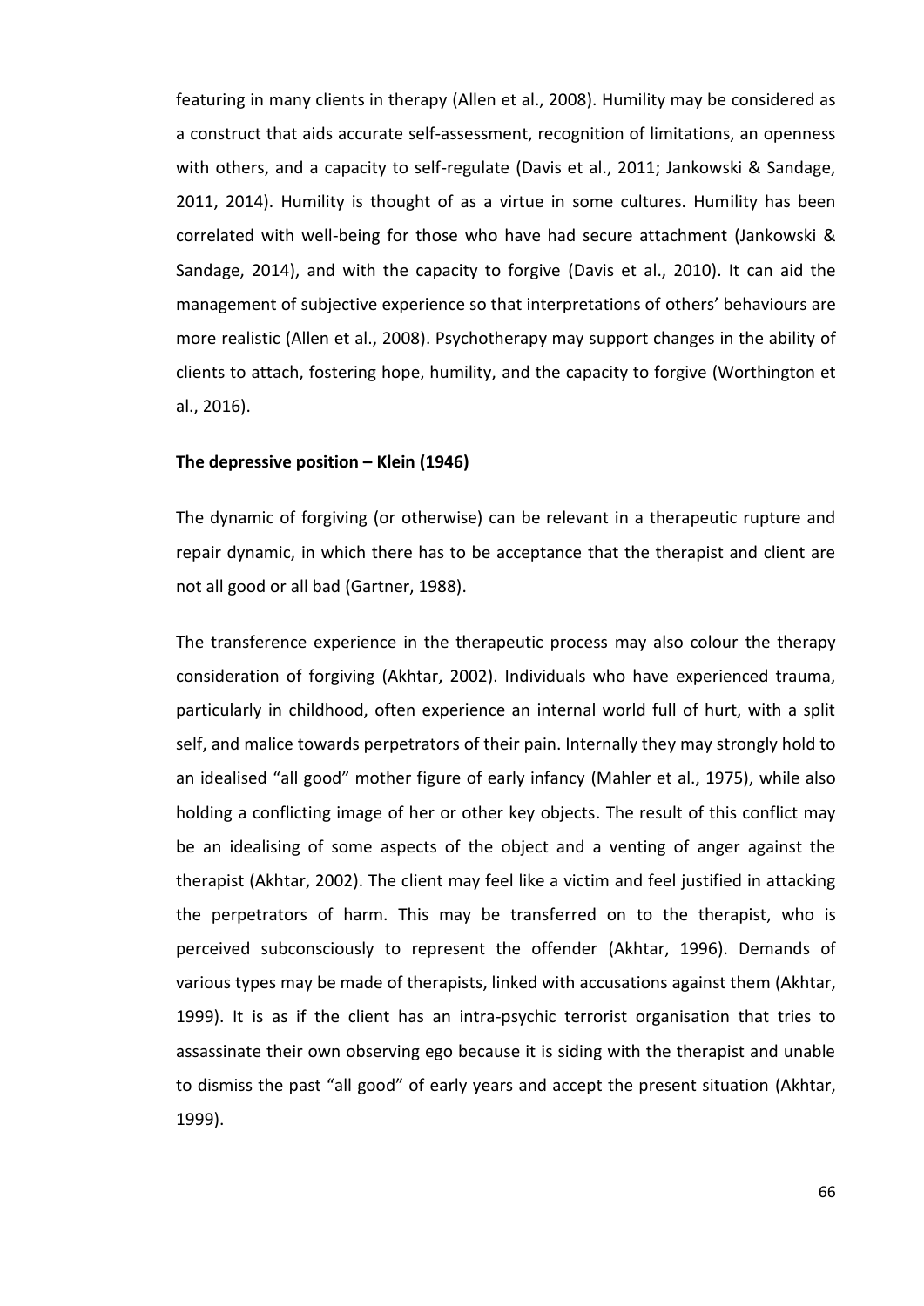featuring in many clients in therapy (Allen et al., 2008). Humility may be considered as a construct that aids accurate self-assessment, recognition of limitations, an openness with others, and a capacity to self-regulate (Davis et al., 2011; Jankowski & Sandage, 2011, 2014). Humility is thought of as a virtue in some cultures. Humility has been correlated with well-being for those who have had secure attachment (Jankowski & Sandage, 2014), and with the capacity to forgive (Davis et al., 2010). It can aid the management of subjective experience so that interpretations of others' behaviours are more realistic (Allen et al., 2008). Psychotherapy may support changes in the ability of clients to attach, fostering hope, humility, and the capacity to forgive (Worthington et al., 2016).

**The depressive position – Klein (1946)**

The dynamic of forgiving (or otherwise) can be relevant in a therapeutic rupture and repair dynamic, in which there has to be acceptance that the therapist and client are not all good or all bad (Gartner, 1988).

The transference experience in the therapeutic process may also colour the therapy consideration of forgiving (Akhtar, 2002). Individuals who have experienced trauma, particularly in childhood, often experience an internal world full of hurt, with a split self, and malice towards perpetrators of their pain. Internally they may strongly hold to an idealised "all good" mother figure of early infancy (Mahler et al., 1975), while also holding a conflicting image of her or other key objects. The result of this conflict may be an idealising of some aspects of the object and a venting of anger against the therapist (Akhtar, 2002). The client may feel like a victim and feel justified in attacking the perpetrators of harm. This may be transferred on to the therapist, who is perceived subconsciously to represent the offender (Akhtar, 1996). Demands of various types may be made of therapists, linked with accusations against them (Akhtar, 1999). It is as if the client has an intra-psychic terrorist organisation that tries to assassinate their own observing ego because it is siding with the therapist and unable to dismiss the past "all good" of early years and accept the present situation (Akhtar, 1999).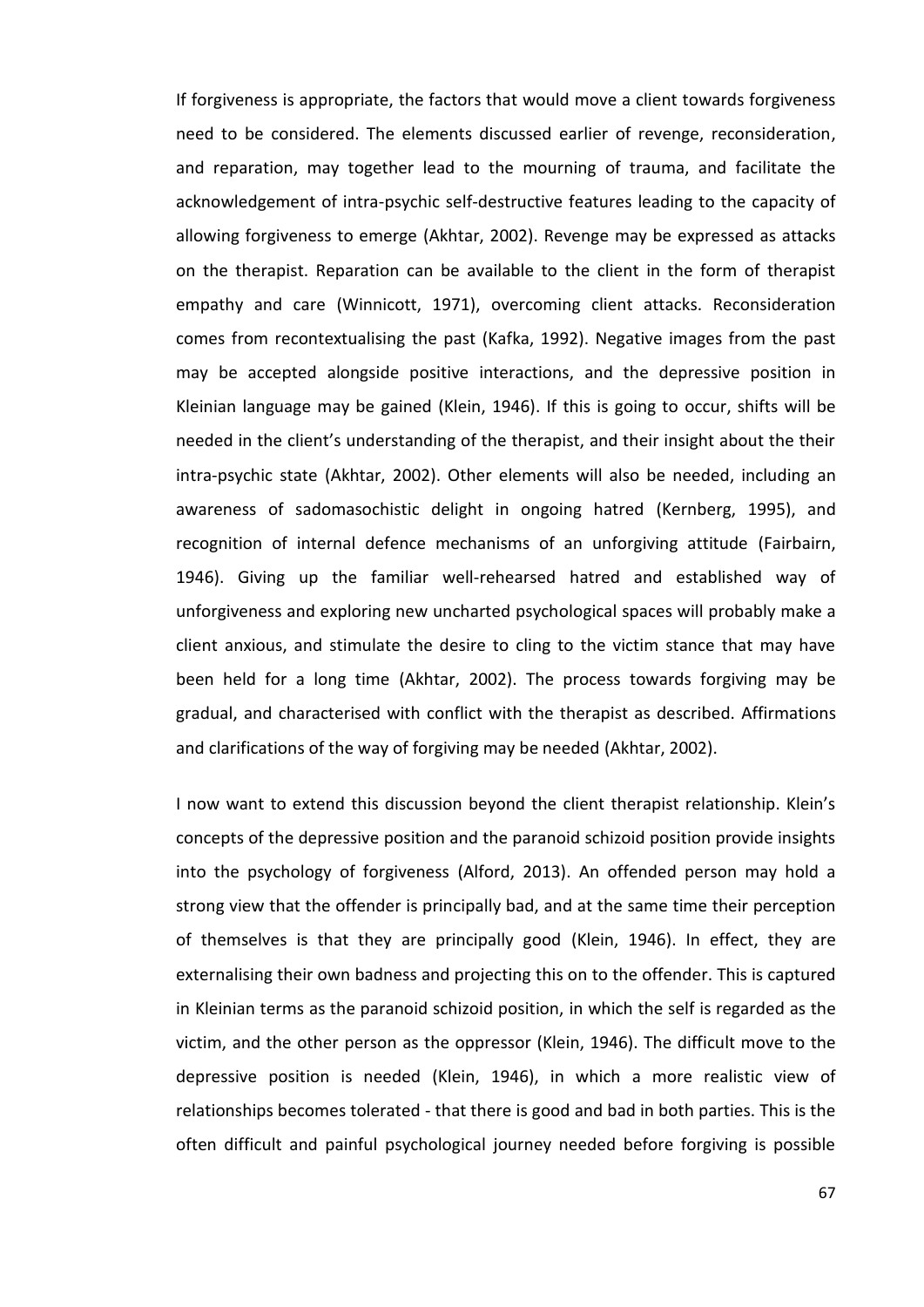If forgiveness is appropriate, the factors that would move a client towards forgiveness need to be considered. The elements discussed earlier of revenge, reconsideration, and reparation, may together lead to the mourning of trauma, and facilitate the acknowledgement of intra-psychic self-destructive features leading to the capacity of allowing forgiveness to emerge (Akhtar, 2002). Revenge may be expressed as attacks on the therapist. Reparation can be available to the client in the form of therapist empathy and care (Winnicott, 1971), overcoming client attacks. Reconsideration comes from recontextualising the past (Kafka, 1992). Negative images from the past may be accepted alongside positive interactions, and the depressive position in Kleinian language may be gained (Klein, 1946). If this is going to occur, shifts will be needed in the client's understanding of the therapist, and their insight about the their intra-psychic state (Akhtar, 2002). Other elements will also be needed, including an awareness of sadomasochistic delight in ongoing hatred (Kernberg, 1995), and recognition of internal defence mechanisms of an unforgiving attitude (Fairbairn, 1946). Giving up the familiar well-rehearsed hatred and established way of unforgiveness and exploring new uncharted psychological spaces will probably make a client anxious, and stimulate the desire to cling to the victim stance that may have been held for a long time (Akhtar, 2002). The process towards forgiving may be gradual, and characterised with conflict with the therapist as described. Affirmations and clarifications of the way of forgiving may be needed (Akhtar, 2002).

I now want to extend this discussion beyond the client therapist relationship. Klein's concepts of the depressive position and the paranoid schizoid position provide insights into the psychology of forgiveness (Alford, 2013). An offended person may hold a strong view that the offender is principally bad, and at the same time their perception of themselves is that they are principally good (Klein, 1946). In effect, they are externalising their own badness and projecting this on to the offender. This is captured in Kleinian terms as the paranoid schizoid position, in which the self is regarded as the victim, and the other person as the oppressor (Klein, 1946). The difficult move to the depressive position is needed (Klein, 1946), in which a more realistic view of relationships becomes tolerated - that there is good and bad in both parties. This is the often difficult and painful psychological journey needed before forgiving is possible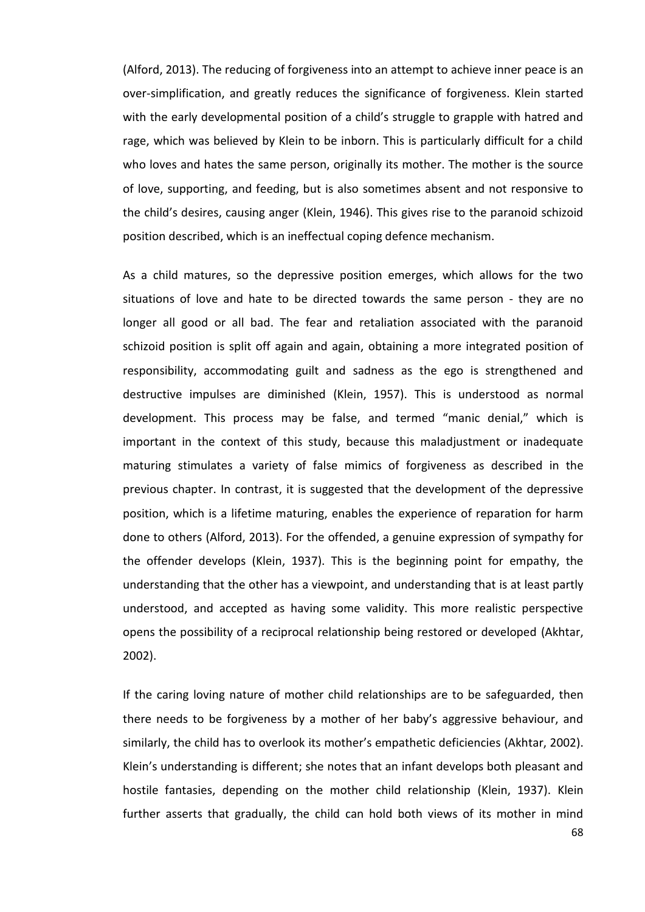(Alford, 2013). The reducing of forgiveness into an attempt to achieve inner peace is an over-simplification, and greatly reduces the significance of forgiveness. Klein started with the early developmental position of a child's struggle to grapple with hatred and rage, which was believed by Klein to be inborn. This is particularly difficult for a child who loves and hates the same person, originally its mother. The mother is the source of love, supporting, and feeding, but is also sometimes absent and not responsive to the child's desires, causing anger (Klein, 1946). This gives rise to the paranoid schizoid position described, which is an ineffectual coping defence mechanism.

As a child matures, so the depressive position emerges, which allows for the two situations of love and hate to be directed towards the same person - they are no longer all good or all bad. The fear and retaliation associated with the paranoid schizoid position is split off again and again, obtaining a more integrated position of responsibility, accommodating guilt and sadness as the ego is strengthened and destructive impulses are diminished (Klein, 1957). This is understood as normal development. This process may be false, and termed "manic denial," which is important in the context of this study, because this maladjustment or inadequate maturing stimulates a variety of false mimics of forgiveness as described in the previous chapter. In contrast, it is suggested that the development of the depressive position, which is a lifetime maturing, enables the experience of reparation for harm done to others (Alford, 2013). For the offended, a genuine expression of sympathy for the offender develops (Klein, 1937). This is the beginning point for empathy, the understanding that the other has a viewpoint, and understanding that is at least partly understood, and accepted as having some validity. This more realistic perspective opens the possibility of a reciprocal relationship being restored or developed (Akhtar, 2002).

If the caring loving nature of mother child relationships are to be safeguarded, then there needs to be forgiveness by a mother of her baby's aggressive behaviour, and similarly, the child has to overlook its mother's empathetic deficiencies (Akhtar, 2002). Klein's understanding is different; she notes that an infant develops both pleasant and hostile fantasies, depending on the mother child relationship (Klein, 1937). Klein further asserts that gradually, the child can hold both views of its mother in mind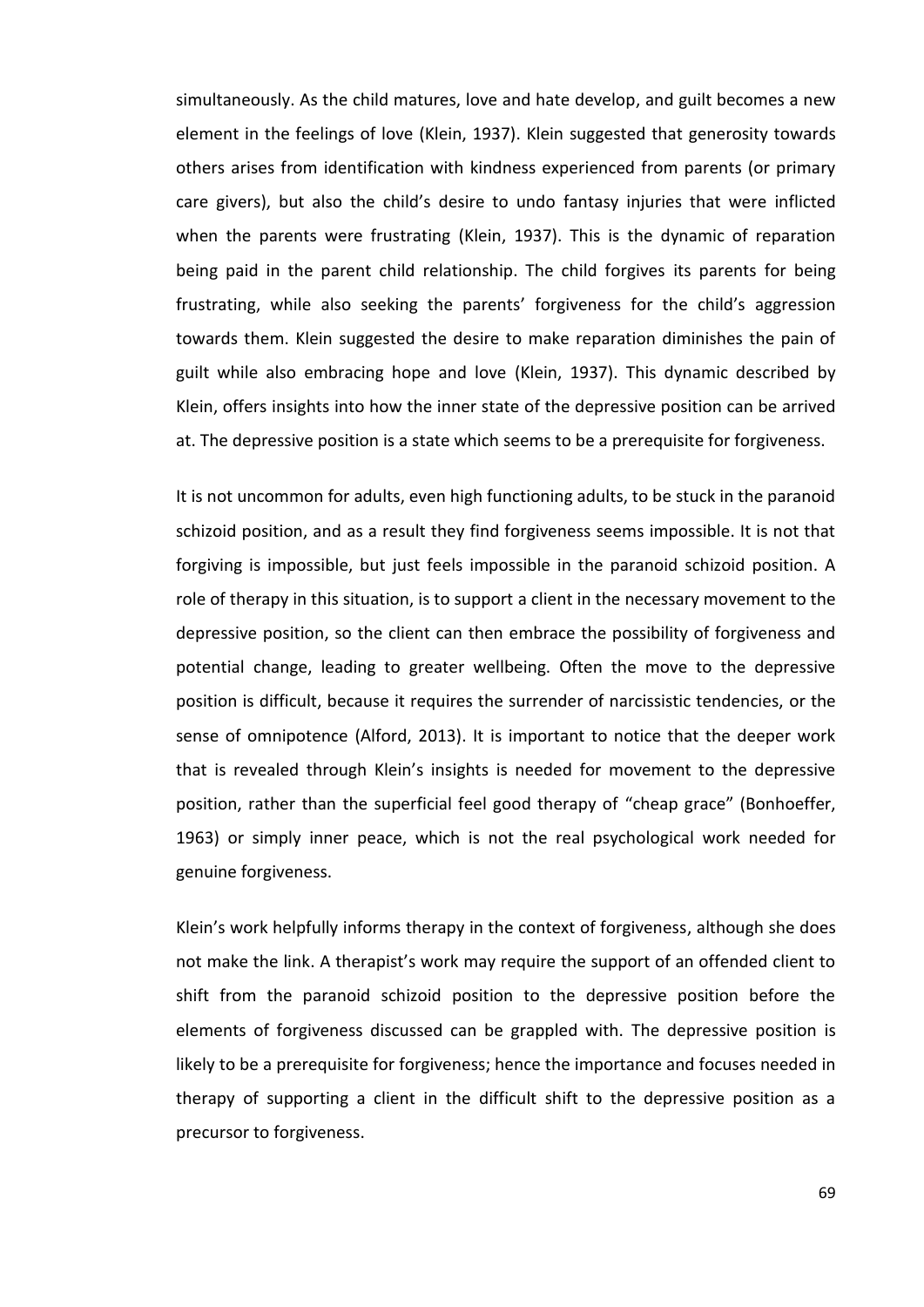simultaneously. As the child matures, love and hate develop, and guilt becomes a new element in the feelings of love (Klein, 1937). Klein suggested that generosity towards others arises from identification with kindness experienced from parents (or primary care givers), but also the child's desire to undo fantasy injuries that were inflicted when the parents were frustrating (Klein, 1937). This is the dynamic of reparation being paid in the parent child relationship. The child forgives its parents for being frustrating, while also seeking the parents' forgiveness for the child's aggression towards them. Klein suggested the desire to make reparation diminishes the pain of guilt while also embracing hope and love (Klein, 1937). This dynamic described by Klein, offers insights into how the inner state of the depressive position can be arrived at. The depressive position is a state which seems to be a prerequisite for forgiveness.

It is not uncommon for adults, even high functioning adults, to be stuck in the paranoid schizoid position, and as a result they find forgiveness seems impossible. It is not that forgiving is impossible, but just feels impossible in the paranoid schizoid position. A role of therapy in this situation, is to support a client in the necessary movement to the depressive position, so the client can then embrace the possibility of forgiveness and potential change, leading to greater wellbeing. Often the move to the depressive position is difficult, because it requires the surrender of narcissistic tendencies, or the sense of omnipotence (Alford, 2013). It is important to notice that the deeper work that is revealed through Klein's insights is needed for movement to the depressive position, rather than the superficial feel good therapy of "cheap grace" (Bonhoeffer, 1963) or simply inner peace, which is not the real psychological work needed for genuine forgiveness.

Klein's work helpfully informs therapy in the context of forgiveness, although she does not make the link. A therapist's work may require the support of an offended client to shift from the paranoid schizoid position to the depressive position before the elements of forgiveness discussed can be grappled with. The depressive position is likely to be a prerequisite for forgiveness; hence the importance and focuses needed in therapy of supporting a client in the difficult shift to the depressive position as a precursor to forgiveness.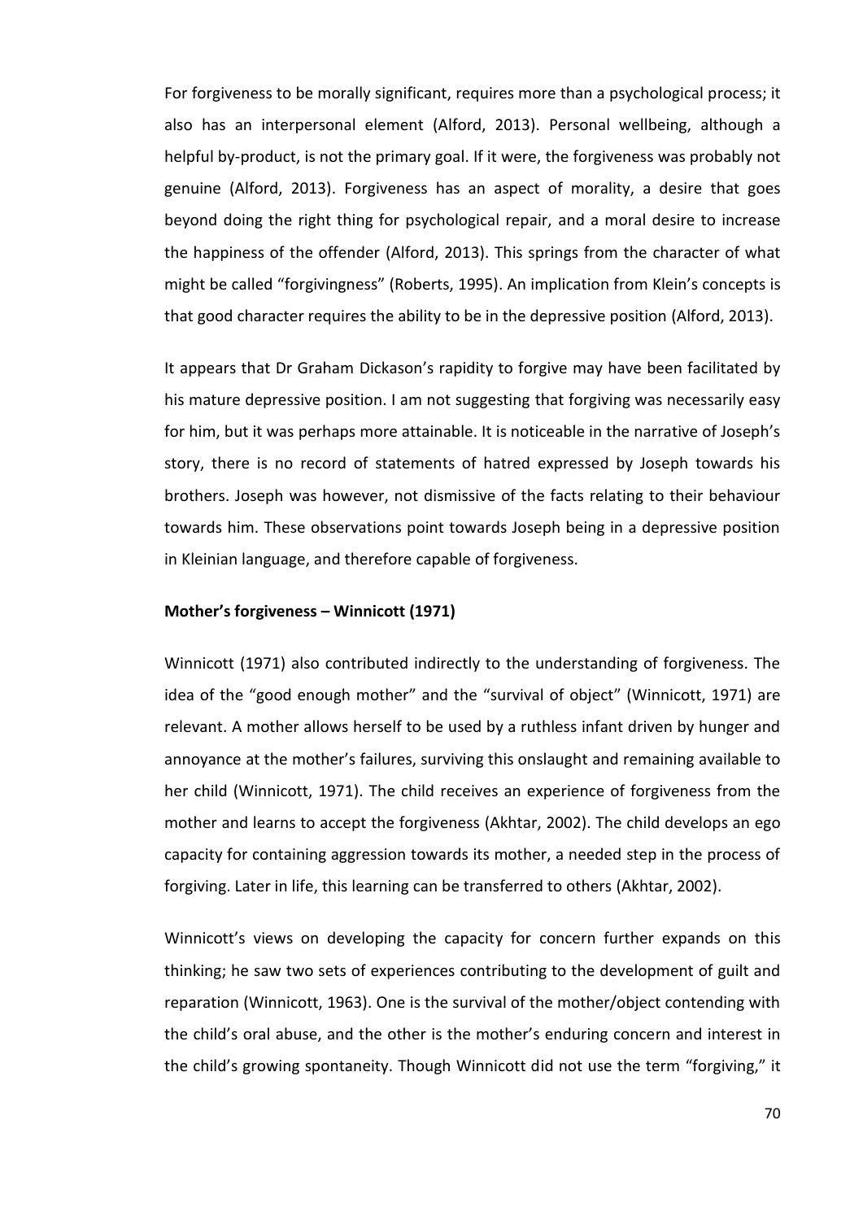For forgiveness to be morally significant, requires more than a psychological process; it also has an interpersonal element (Alford, 2013). Personal wellbeing, although a helpful by-product, is not the primary goal. If it were, the forgiveness was probably not genuine (Alford, 2013). Forgiveness has an aspect of morality, a desire that goes beyond doing the right thing for psychological repair, and a moral desire to increase the happiness of the offender (Alford, 2013). This springs from the character of what might be called "forgivingness" (Roberts, 1995). An implication from Klein's concepts is that good character requires the ability to be in the depressive position (Alford, 2013).

It appears that Dr Graham Dickason's rapidity to forgive may have been facilitated by his mature depressive position. I am not suggesting that forgiving was necessarily easy for him, but it was perhaps more attainable. It is noticeable in the narrative of Joseph's story, there is no record of statements of hatred expressed by Joseph towards his brothers. Joseph was however, not dismissive of the facts relating to their behaviour towards him. These observations point towards Joseph being in a depressive position in Kleinian language, and therefore capable of forgiveness.

**Mother's forgiveness – Winnicott (1971)**

Winnicott (1971) also contributed indirectly to the understanding of forgiveness. The idea of the "good enough mother" and the "survival of object" (Winnicott, 1971) are relevant. A mother allows herself to be used by a ruthless infant driven by hunger and annoyance at the mother's failures, surviving this onslaught and remaining available to her child (Winnicott, 1971). The child receives an experience of forgiveness from the mother and learns to accept the forgiveness (Akhtar, 2002). The child develops an ego capacity for containing aggression towards its mother, a needed step in the process of forgiving. Later in life, this learning can be transferred to others (Akhtar, 2002).

Winnicott's views on developing the capacity for concern further expands on this thinking; he saw two sets of experiences contributing to the development of guilt and reparation (Winnicott, 1963). One is the survival of the mother/object contending with the child's oral abuse, and the other is the mother's enduring concern and interest in the child's growing spontaneity. Though Winnicott did not use the term "forgiving," it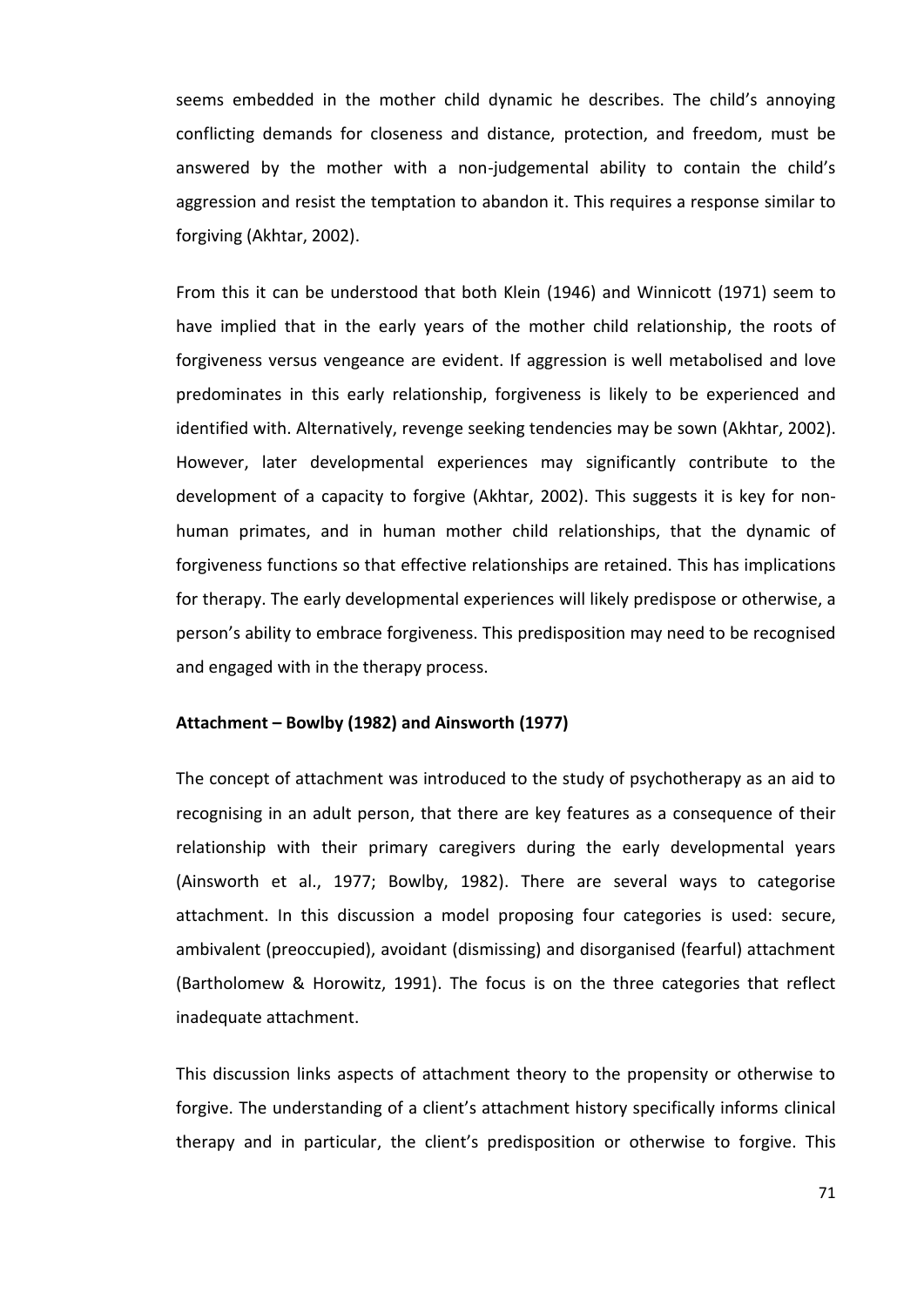seems embedded in the mother child dynamic he describes. The child's annoying conflicting demands for closeness and distance, protection, and freedom, must be answered by the mother with a non-judgemental ability to contain the child's aggression and resist the temptation to abandon it. This requires a response similar to forgiving (Akhtar, 2002).

From this it can be understood that both Klein (1946) and Winnicott (1971) seem to have implied that in the early years of the mother child relationship, the roots of forgiveness versus vengeance are evident. If aggression is well metabolised and love predominates in this early relationship, forgiveness is likely to be experienced and identified with. Alternatively, revenge seeking tendencies may be sown (Akhtar, 2002). However, later developmental experiences may significantly contribute to the development of a capacity to forgive (Akhtar, 2002). This suggests it is key for non-human primates, and in human mother child relationships, that the dynamic of forgiveness functions so that effective relationships are retained. This has implications for therapy. The early developmental experiences will likely predispose or otherwise, a person's ability to embrace forgiveness. This predisposition may need to be recognised and engaged with in the therapy process.

**Attachment – Bowlby (1982) and Ainsworth (1977)**

The concept of attachment was introduced to the study of psychotherapy as an aid to recognising in an adult person, that there are key features as a consequence of their relationship with their primary caregivers during the early developmental years (Ainsworth et al., 1977; Bowlby, 1982). There are several ways to categorise attachment. In this discussion a model proposing four categories is used: secure, ambivalent (preoccupied), avoidant (dismissing) and disorganised (fearful) attachment (Bartholomew & Horowitz, 1991). The focus is on the three categories that reflect inadequate attachment.

This discussion links aspects of attachment theory to the propensity or otherwise to forgive. The understanding of a client's attachment history specifically informs clinical therapy and in particular, the client's predisposition or otherwise to forgive. This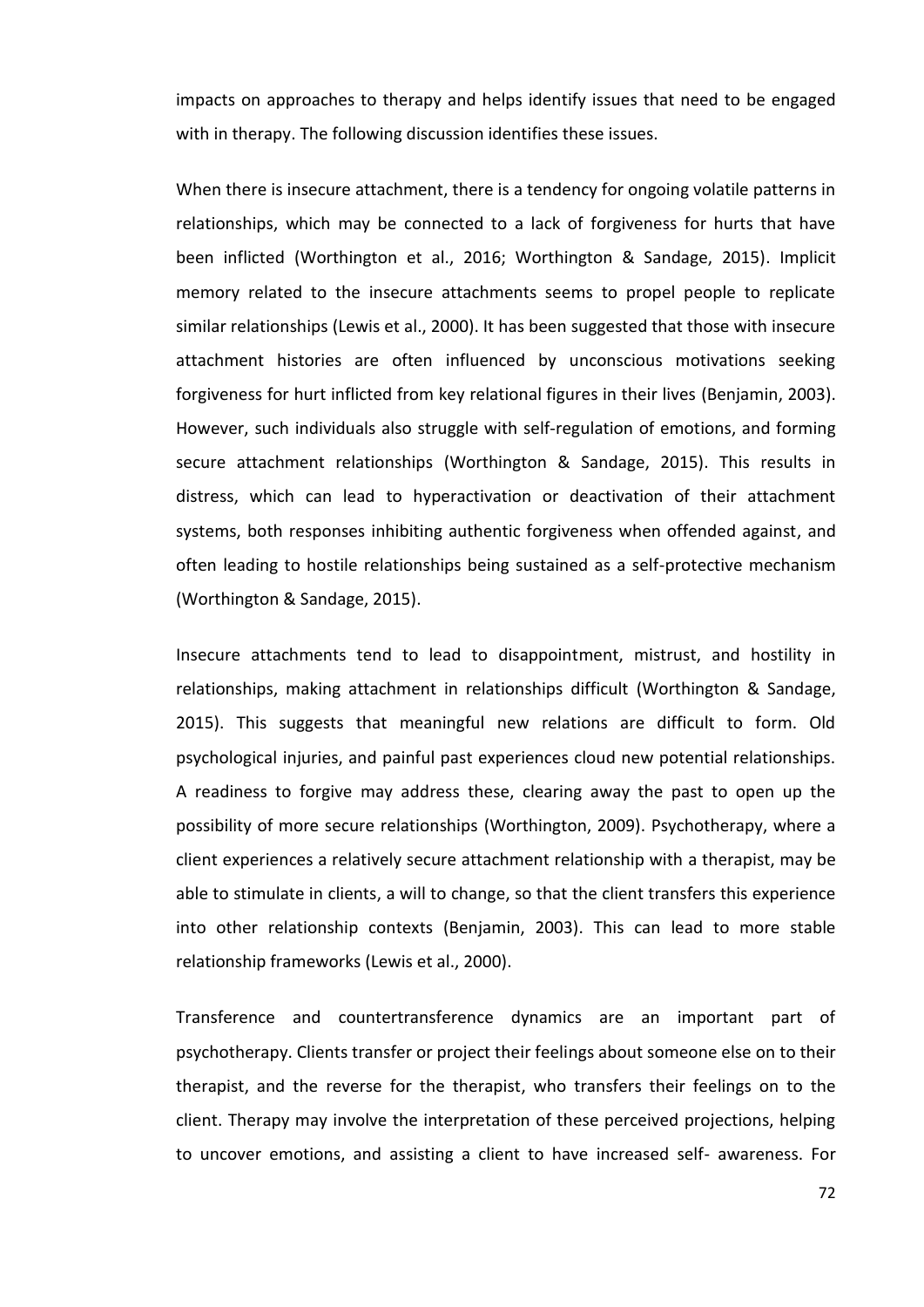impacts on approaches to therapy and helps identify issues that need to be engaged with in therapy. The following discussion identifies these issues.

When there is insecure attachment, there is a tendency for ongoing volatile patterns in relationships, which may be connected to a lack of forgiveness for hurts that have been inflicted (Worthington et al., 2016; Worthington & Sandage, 2015). Implicit memory related to the insecure attachments seems to propel people to replicate similar relationships (Lewis et al., 2000). It has been suggested that those with insecure attachment histories are often influenced by unconscious motivations seeking forgiveness for hurt inflicted from key relational figures in their lives (Benjamin, 2003). However, such individuals also struggle with self-regulation of emotions, and forming secure attachment relationships (Worthington & Sandage, 2015). This results in distress, which can lead to hyperactivation or deactivation of their attachment systems, both responses inhibiting authentic forgiveness when offended against, and often leading to hostile relationships being sustained as a self-protective mechanism (Worthington & Sandage, 2015).

Insecure attachments tend to lead to disappointment, mistrust, and hostility in relationships, making attachment in relationships difficult (Worthington & Sandage, 2015). This suggests that meaningful new relations are difficult to form. Old psychological injuries, and painful past experiences cloud new potential relationships. A readiness to forgive may address these, clearing away the past to open up the possibility of more secure relationships (Worthington, 2009). Psychotherapy, where a client experiences a relatively secure attachment relationship with a therapist, may be able to stimulate in clients, a will to change, so that the client transfers this experience into other relationship contexts (Benjamin, 2003). This can lead to more stable relationship frameworks (Lewis et al., 2000).

Transference and countertransference dynamics are an important part of psychotherapy. Clients transfer or project their feelings about someone else on to their therapist, and the reverse for the therapist, who transfers their feelings on to the client. Therapy may involve the interpretation of these perceived projections, helping to uncover emotions, and assisting a client to have increased self- awareness. For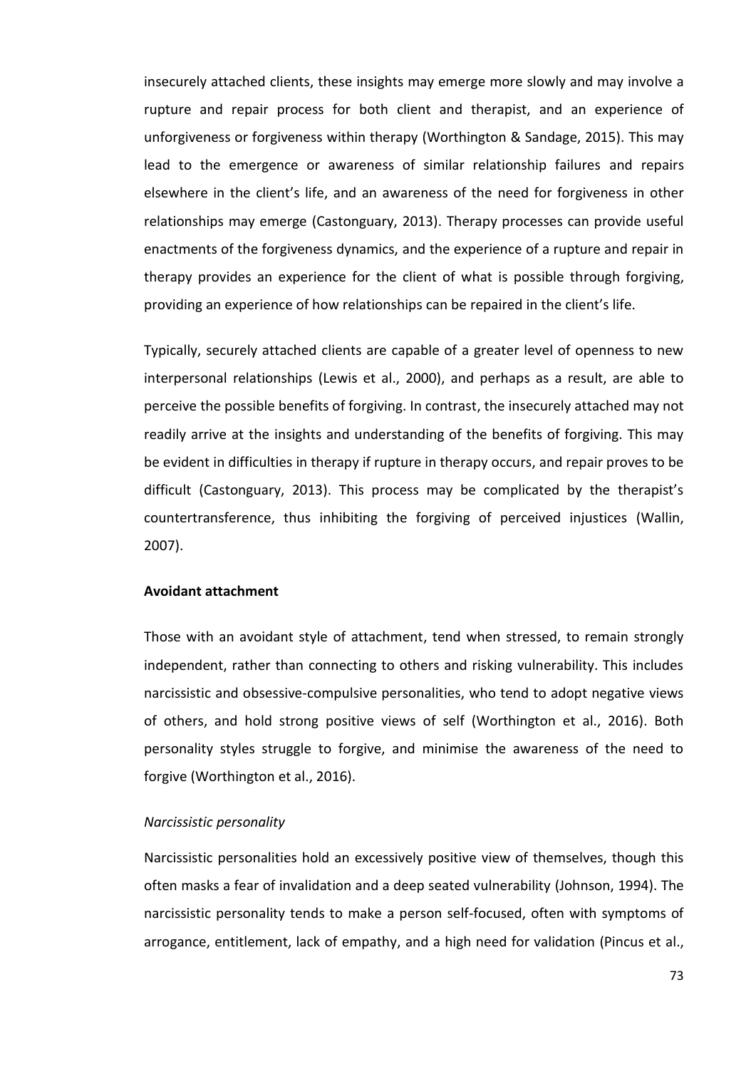insecurely attached clients, these insights may emerge more slowly and may involve a rupture and repair process for both client and therapist, and an experience of unforgiveness or forgiveness within therapy (Worthington & Sandage, 2015). This may lead to the emergence or awareness of similar relationship failures and repairs elsewhere in the client's life, and an awareness of the need for forgiveness in other relationships may emerge (Castonguary, 2013). Therapy processes can provide useful enactments of the forgiveness dynamics, and the experience of a rupture and repair in therapy provides an experience for the client of what is possible through forgiving, providing an experience of how relationships can be repaired in the client's life.

Typically, securely attached clients are capable of a greater level of openness to new interpersonal relationships (Lewis et al., 2000), and perhaps as a result, are able to perceive the possible benefits of forgiving. In contrast, the insecurely attached may not readily arrive at the insights and understanding of the benefits of forgiving. This may be evident in difficulties in therapy if rupture in therapy occurs, and repair proves to be difficult (Castonguary, 2013). This process may be complicated by the therapist's countertransference, thus inhibiting the forgiving of perceived injustices (Wallin, 2007).

**Avoidant attachment**

Those with an avoidant style of attachment, tend when stressed, to remain strongly independent, rather than connecting to others and risking vulnerability. This includes narcissistic and obsessive-compulsive personalities, who tend to adopt negative views of others, and hold strong positive views of self (Worthington et al., 2016). Both personality styles struggle to forgive, and minimise the awareness of the need to forgive (Worthington et al., 2016).

*Narcissistic personality*

Narcissistic personalities hold an excessively positive view of themselves, though this often masks a fear of invalidation and a deep seated vulnerability (Johnson, 1994). The narcissistic personality tends to make a person self-focused, often with symptoms of arrogance, entitlement, lack of empathy, and a high need for validation (Pincus et al.,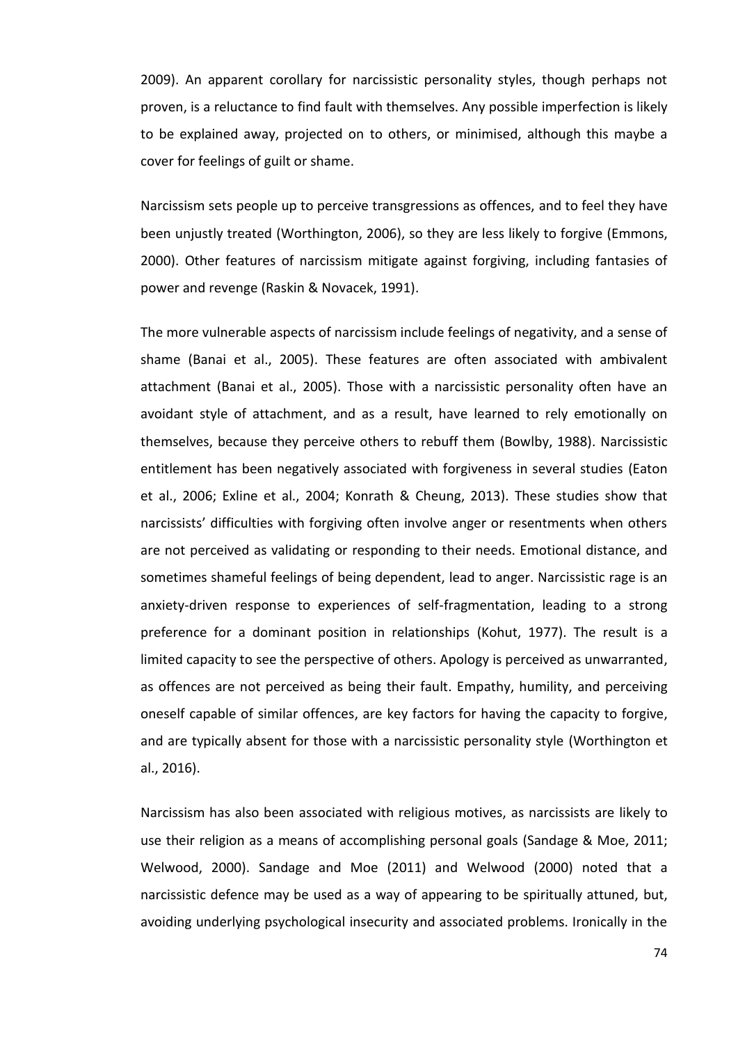2009). An apparent corollary for narcissistic personality styles, though perhaps not proven, is a reluctance to find fault with themselves. Any possible imperfection is likely to be explained away, projected on to others, or minimised, although this maybe a cover for feelings of guilt or shame.

Narcissism sets people up to perceive transgressions as offences, and to feel they have been unjustly treated (Worthington, 2006), so they are less likely to forgive (Emmons, 2000). Other features of narcissism mitigate against forgiving, including fantasies of power and revenge (Raskin & Novacek, 1991).

The more vulnerable aspects of narcissism include feelings of negativity, and a sense of shame (Banai et al., 2005). These features are often associated with ambivalent attachment (Banai et al., 2005). Those with a narcissistic personality often have an avoidant style of attachment, and as a result, have learned to rely emotionally on themselves, because they perceive others to rebuff them (Bowlby, 1988). Narcissistic entitlement has been negatively associated with forgiveness in several studies (Eaton et al., 2006; Exline et al., 2004; Konrath & Cheung, 2013). These studies show that narcissists' difficulties with forgiving often involve anger or resentments when others are not perceived as validating or responding to their needs. Emotional distance, and sometimes shameful feelings of being dependent, lead to anger. Narcissistic rage is an anxiety-driven response to experiences of self-fragmentation, leading to a strong preference for a dominant position in relationships (Kohut, 1977). The result is a limited capacity to see the perspective of others. Apology is perceived as unwarranted, as offences are not perceived as being their fault. Empathy, humility, and perceiving oneself capable of similar offences, are key factors for having the capacity to forgive, and are typically absent for those with a narcissistic personality style (Worthington et al., 2016).

Narcissism has also been associated with religious motives, as narcissists are likely to use their religion as a means of accomplishing personal goals (Sandage & Moe, 2011; Welwood, 2000). Sandage and Moe (2011) and Welwood (2000) noted that a narcissistic defence may be used as a way of appearing to be spiritually attuned, but, avoiding underlying psychological insecurity and associated problems. Ironically in the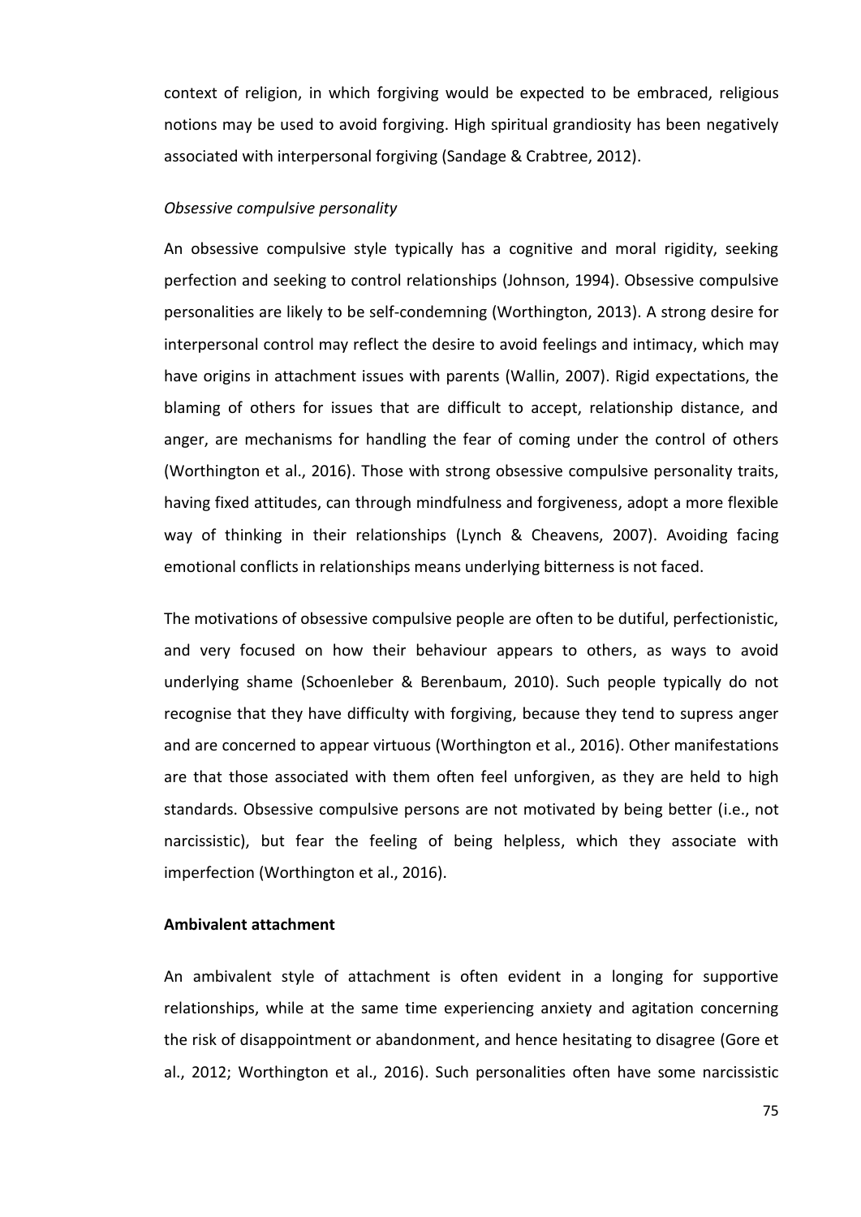context of religion, in which forgiving would be expected to be embraced, religious notions may be used to avoid forgiving. High spiritual grandiosity has been negatively associated with interpersonal forgiving (Sandage & Crabtree, 2012).

*Obsessive compulsive personality*

An obsessive compulsive style typically has a cognitive and moral rigidity, seeking perfection and seeking to control relationships (Johnson, 1994). Obsessive compulsive personalities are likely to be self-condemning (Worthington, 2013). A strong desire for interpersonal control may reflect the desire to avoid feelings and intimacy, which may have origins in attachment issues with parents (Wallin, 2007). Rigid expectations, the blaming of others for issues that are difficult to accept, relationship distance, and anger, are mechanisms for handling the fear of coming under the control of others (Worthington et al., 2016). Those with strong obsessive compulsive personality traits, having fixed attitudes, can through mindfulness and forgiveness, adopt a more flexible way of thinking in their relationships (Lynch & Cheavens, 2007). Avoiding facing emotional conflicts in relationships means underlying bitterness is not faced.

The motivations of obsessive compulsive people are often to be dutiful, perfectionistic, and very focused on how their behaviour appears to others, as ways to avoid underlying shame (Schoenleber & Berenbaum, 2010). Such people typically do not recognise that they have difficulty with forgiving, because they tend to supress anger and are concerned to appear virtuous (Worthington et al., 2016). Other manifestations are that those associated with them often feel unforgiven, as they are held to high standards. Obsessive compulsive persons are not motivated by being better (i.e., not narcissistic), but fear the feeling of being helpless, which they associate with imperfection (Worthington et al., 2016).

**Ambivalent attachment**

An ambivalent style of attachment is often evident in a longing for supportive relationships, while at the same time experiencing anxiety and agitation concerning the risk of disappointment or abandonment, and hence hesitating to disagree (Gore et al., 2012; Worthington et al., 2016). Such personalities often have some narcissistic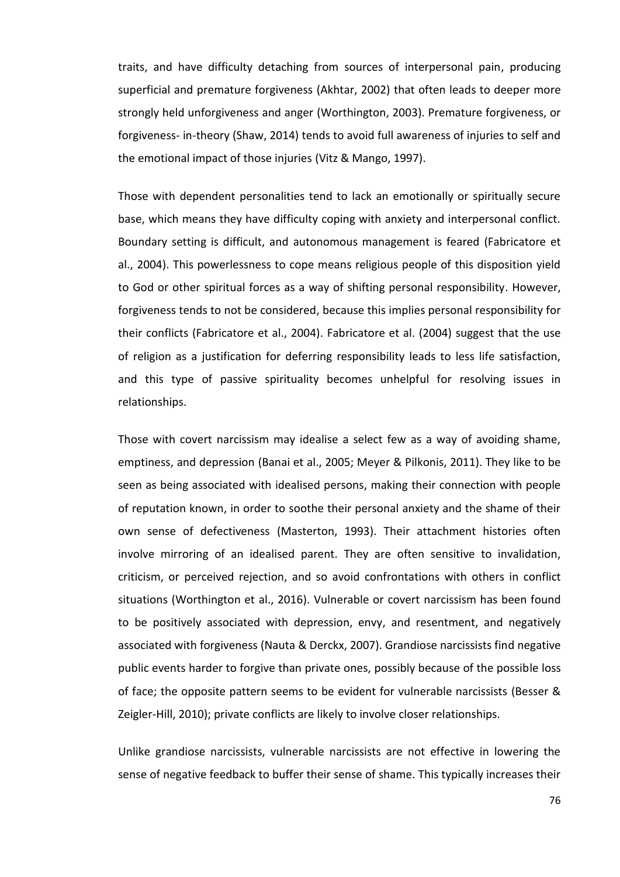traits, and have difficulty detaching from sources of interpersonal pain, producing superficial and premature forgiveness (Akhtar, 2002) that often leads to deeper more strongly held unforgiveness and anger (Worthington, 2003). Premature forgiveness, or forgiveness- in-theory (Shaw, 2014) tends to avoid full awareness of injuries to self and the emotional impact of those injuries (Vitz & Mango, 1997).

Those with dependent personalities tend to lack an emotionally or spiritually secure base, which means they have difficulty coping with anxiety and interpersonal conflict. Boundary setting is difficult, and autonomous management is feared (Fabricatore et al., 2004). This powerlessness to cope means religious people of this disposition yield to God or other spiritual forces as a way of shifting personal responsibility. However, forgiveness tends to not be considered, because this implies personal responsibility for their conflicts (Fabricatore et al., 2004). Fabricatore et al. (2004) suggest that the use of religion as a justification for deferring responsibility leads to less life satisfaction, and this type of passive spirituality becomes unhelpful for resolving issues in relationships.

Those with covert narcissism may idealise a select few as a way of avoiding shame, emptiness, and depression (Banai et al., 2005; Meyer & Pilkonis, 2011). They like to be seen as being associated with idealised persons, making their connection with people of reputation known, in order to soothe their personal anxiety and the shame of their own sense of defectiveness (Masterton, 1993). Their attachment histories often involve mirroring of an idealised parent. They are often sensitive to invalidation, criticism, or perceived rejection, and so avoid confrontations with others in conflict situations (Worthington et al., 2016). Vulnerable or covert narcissism has been found to be positively associated with depression, envy, and resentment, and negatively associated with forgiveness (Nauta & Derckx, 2007). Grandiose narcissists find negative public events harder to forgive than private ones, possibly because of the possible loss of face; the opposite pattern seems to be evident for vulnerable narcissists (Besser & Zeigler-Hill, 2010); private conflicts are likely to involve closer relationships.

Unlike grandiose narcissists, vulnerable narcissists are not effective in lowering the sense of negative feedback to buffer their sense of shame. This typically increases their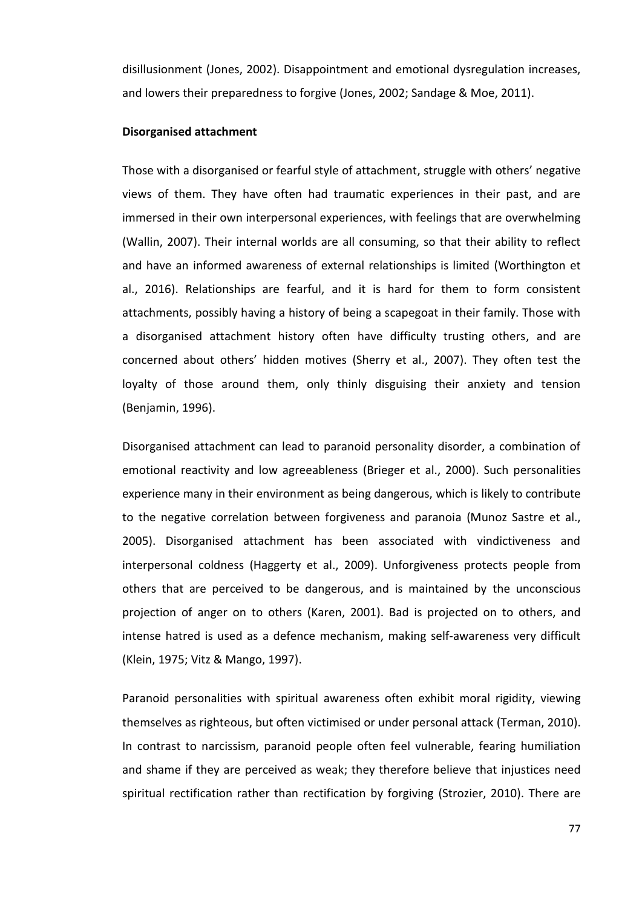disillusionment (Jones, 2002). Disappointment and emotional dysregulation increases, and lowers their preparedness to forgive (Jones, 2002; Sandage & Moe, 2011).

**Disorganised attachment**

Those with a disorganised or fearful style of attachment, struggle with others' negative views of them. They have often had traumatic experiences in their past, and are immersed in their own interpersonal experiences, with feelings that are overwhelming (Wallin, 2007). Their internal worlds are all consuming, so that their ability to reflect and have an informed awareness of external relationships is limited (Worthington et al., 2016). Relationships are fearful, and it is hard for them to form consistent attachments, possibly having a history of being a scapegoat in their family. Those with a disorganised attachment history often have difficulty trusting others, and are concerned about others' hidden motives (Sherry et al., 2007). They often test the loyalty of those around them, only thinly disguising their anxiety and tension (Benjamin, 1996).

Disorganised attachment can lead to paranoid personality disorder, a combination of emotional reactivity and low agreeableness (Brieger et al., 2000). Such personalities experience many in their environment as being dangerous, which is likely to contribute to the negative correlation between forgiveness and paranoia (Munoz Sastre et al., 2005). Disorganised attachment has been associated with vindictiveness and interpersonal coldness (Haggerty et al., 2009). Unforgiveness protects people from others that are perceived to be dangerous, and is maintained by the unconscious projection of anger on to others (Karen, 2001). Bad is projected on to others, and intense hatred is used as a defence mechanism, making self-awareness very difficult (Klein, 1975; Vitz & Mango, 1997).

Paranoid personalities with spiritual awareness often exhibit moral rigidity, viewing themselves as righteous, but often victimised or under personal attack (Terman, 2010). In contrast to narcissism, paranoid people often feel vulnerable, fearing humiliation and shame if they are perceived as weak; they therefore believe that injustices need spiritual rectification rather than rectification by forgiving (Strozier, 2010). There are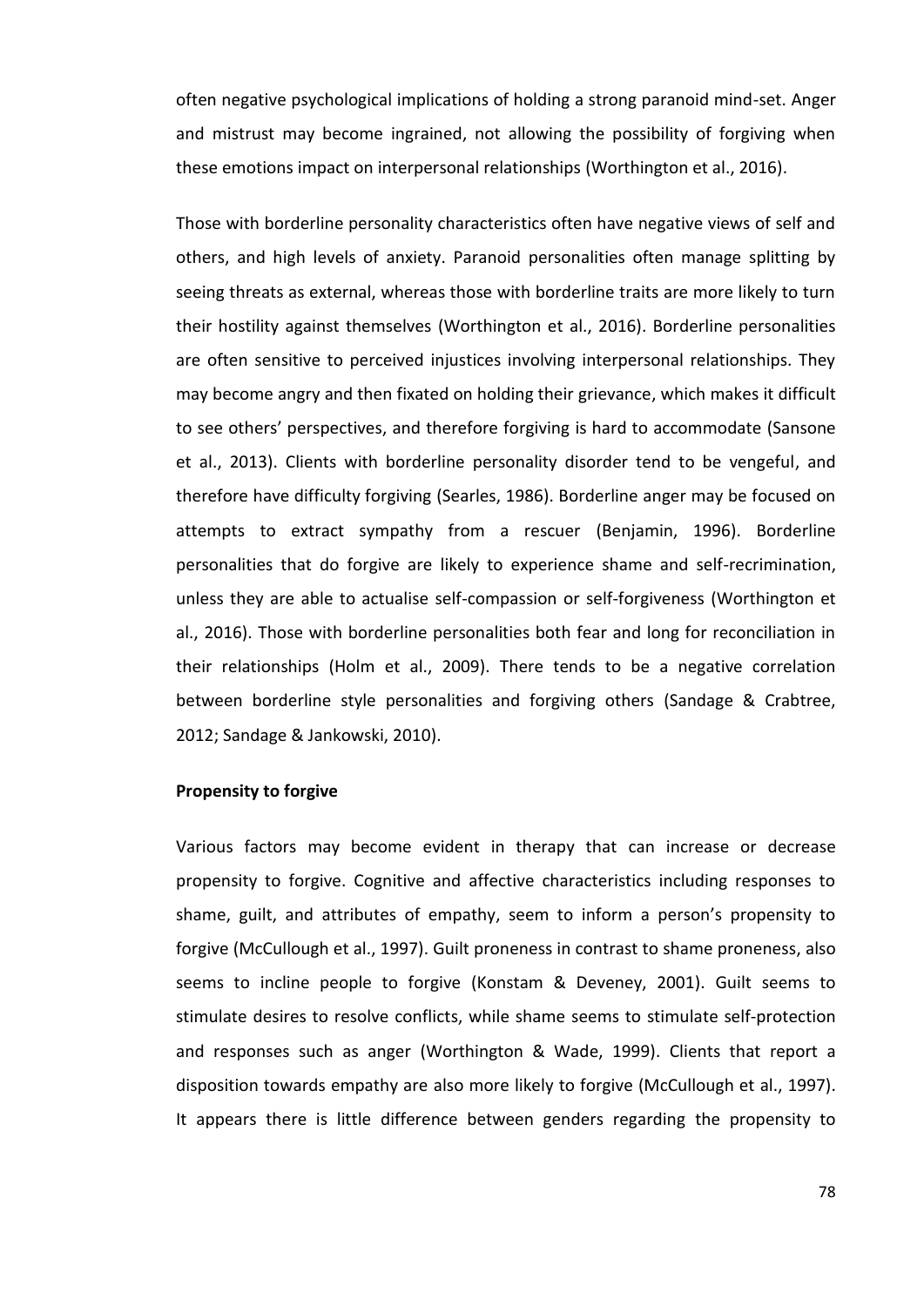often negative psychological implications of holding a strong paranoid mind-set. Anger and mistrust may become ingrained, not allowing the possibility of forgiving when these emotions impact on interpersonal relationships (Worthington et al., 2016).

Those with borderline personality characteristics often have negative views of self and others, and high levels of anxiety. Paranoid personalities often manage splitting by seeing threats as external, whereas those with borderline traits are more likely to turn their hostility against themselves (Worthington et al., 2016). Borderline personalities are often sensitive to perceived injustices involving interpersonal relationships. They may become angry and then fixated on holding their grievance, which makes it difficult to see others' perspectives, and therefore forgiving is hard to accommodate (Sansone et al., 2013). Clients with borderline personality disorder tend to be vengeful, and therefore have difficulty forgiving (Searles, 1986). Borderline anger may be focused on attempts to extract sympathy from a rescuer (Benjamin, 1996). Borderline personalities that do forgive are likely to experience shame and self-recrimination, unless they are able to actualise self-compassion or self-forgiveness (Worthington et al., 2016). Those with borderline personalities both fear and long for reconciliation in their relationships (Holm et al., 2009). There tends to be a negative correlation between borderline style personalities and forgiving others (Sandage & Crabtree, 2012; Sandage & Jankowski, 2010).

**Propensity to forgive**

Various factors may become evident in therapy that can increase or decrease propensity to forgive. Cognitive and affective characteristics including responses to shame, guilt, and attributes of empathy, seem to inform a person's propensity to forgive (McCullough et al., 1997). Guilt proneness in contrast to shame proneness, also seems to incline people to forgive (Konstam & Deveney, 2001). Guilt seems to stimulate desires to resolve conflicts, while shame seems to stimulate self-protection and responses such as anger (Worthington & Wade, 1999). Clients that report a disposition towards empathy are also more likely to forgive (McCullough et al., 1997). It appears there is little difference between genders regarding the propensity to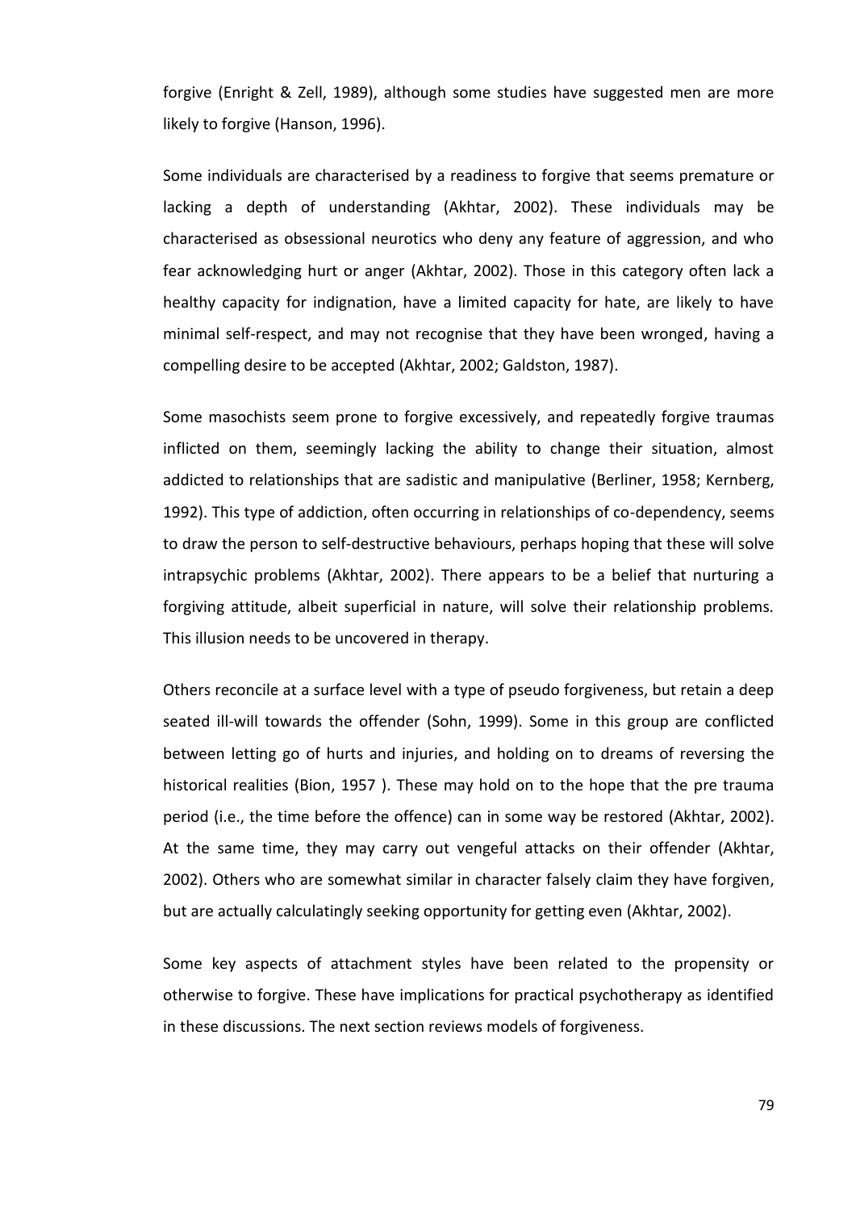forgive (Enright & Zell, 1989), although some studies have suggested men are more likely to forgive (Hanson, 1996).

Some individuals are characterised by a readiness to forgive that seems premature or lacking a depth of understanding (Akhtar, 2002). These individuals may be characterised as obsessional neurotics who deny any feature of aggression, and who fear acknowledging hurt or anger (Akhtar, 2002). Those in this category often lack a healthy capacity for indignation, have a limited capacity for hate, are likely to have minimal self-respect, and may not recognise that they have been wronged, having a compelling desire to be accepted (Akhtar, 2002; Galdston, 1987).

Some masochists seem prone to forgive excessively, and repeatedly forgive traumas inflicted on them, seemingly lacking the ability to change their situation, almost addicted to relationships that are sadistic and manipulative (Berliner, 1958; Kernberg, 1992). This type of addiction, often occurring in relationships of co-dependency, seems to draw the person to self-destructive behaviours, perhaps hoping that these will solve intrapsychic problems (Akhtar, 2002). There appears to be a belief that nurturing a forgiving attitude, albeit superficial in nature, will solve their relationship problems. This illusion needs to be uncovered in therapy.

Others reconcile at a surface level with a type of pseudo forgiveness, but retain a deep seated ill-will towards the offender (Sohn, 1999). Some in this group are conflicted between letting go of hurts and injuries, and holding on to dreams of reversing the historical realities (Bion, 1957 ). These may hold on to the hope that the pre trauma period (i.e., the time before the offence) can in some way be restored (Akhtar, 2002). At the same time, they may carry out vengeful attacks on their offender (Akhtar, 2002). Others who are somewhat similar in character falsely claim they have forgiven, but are actually calculatingly seeking opportunity for getting even (Akhtar, 2002).

Some key aspects of attachment styles have been related to the propensity or otherwise to forgive. These have implications for practical psychotherapy as identified in these discussions. The next section reviews models of forgiveness.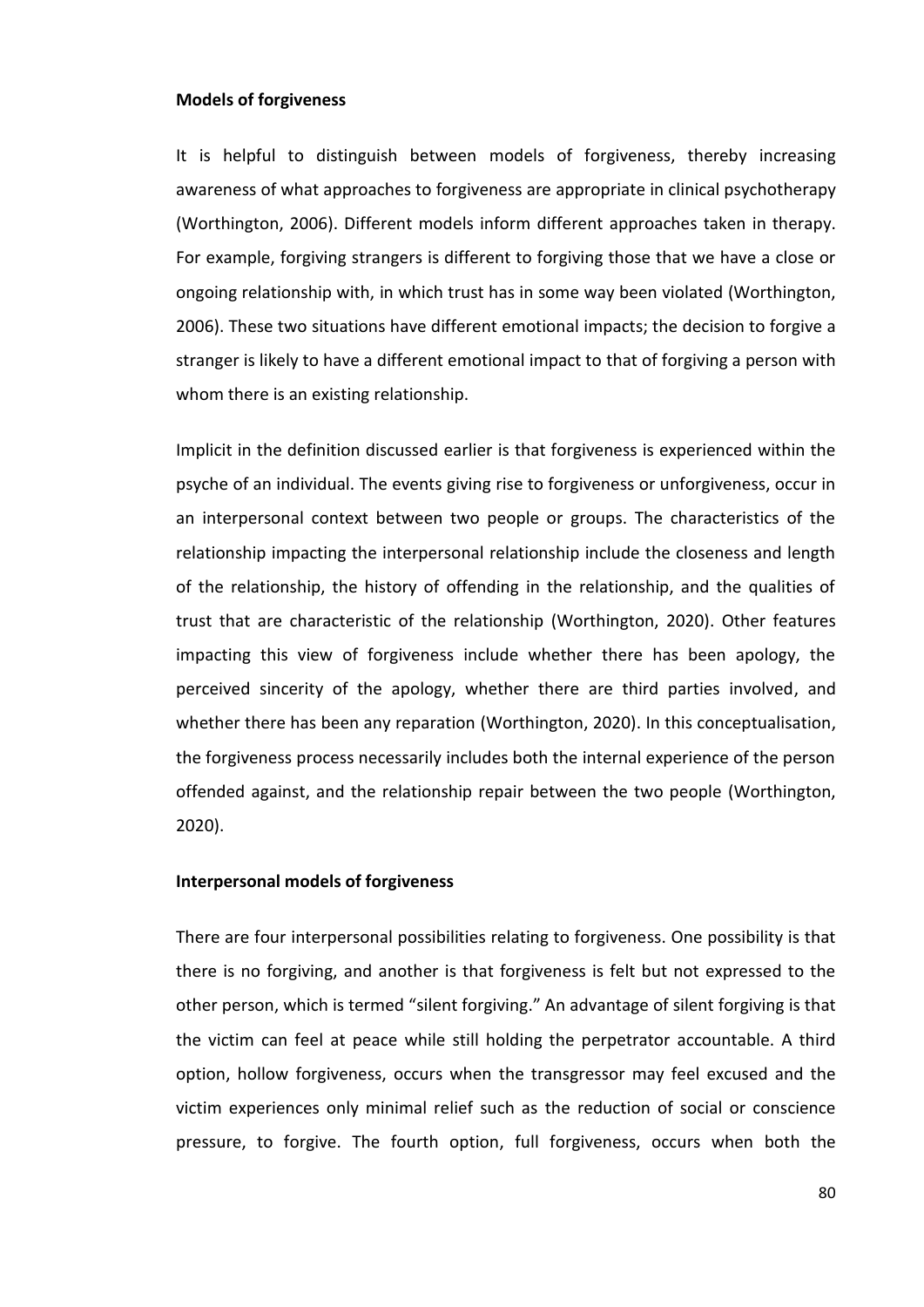**Models of forgiveness**

It is helpful to distinguish between models of forgiveness, thereby increasing awareness of what approaches to forgiveness are appropriate in clinical psychotherapy (Worthington, 2006). Different models inform different approaches taken in therapy. For example, forgiving strangers is different to forgiving those that we have a close or ongoing relationship with, in which trust has in some way been violated (Worthington, 2006). These two situations have different emotional impacts; the decision to forgive a stranger is likely to have a different emotional impact to that of forgiving a person with whom there is an existing relationship.

Implicit in the definition discussed earlier is that forgiveness is experienced within the psyche of an individual. The events giving rise to forgiveness or unforgiveness, occur in an interpersonal context between two people or groups. The characteristics of the relationship impacting the interpersonal relationship include the closeness and length of the relationship, the history of offending in the relationship, and the qualities of trust that are characteristic of the relationship (Worthington, 2020). Other features impacting this view of forgiveness include whether there has been apology, the perceived sincerity of the apology, whether there are third parties involved, and whether there has been any reparation (Worthington, 2020). In this conceptualisation, the forgiveness process necessarily includes both the internal experience of the person offended against, and the relationship repair between the two people (Worthington, 2020).

**Interpersonal models of forgiveness**

There are four interpersonal possibilities relating to forgiveness. One possibility is that there is no forgiving, and another is that forgiveness is felt but not expressed to the other person, which is termed "silent forgiving." An advantage of silent forgiving is that the victim can feel at peace while still holding the perpetrator accountable. A third option, hollow forgiveness, occurs when the transgressor may feel excused and the victim experiences only minimal relief such as the reduction of social or conscience pressure, to forgive. The fourth option, full forgiveness, occurs when both the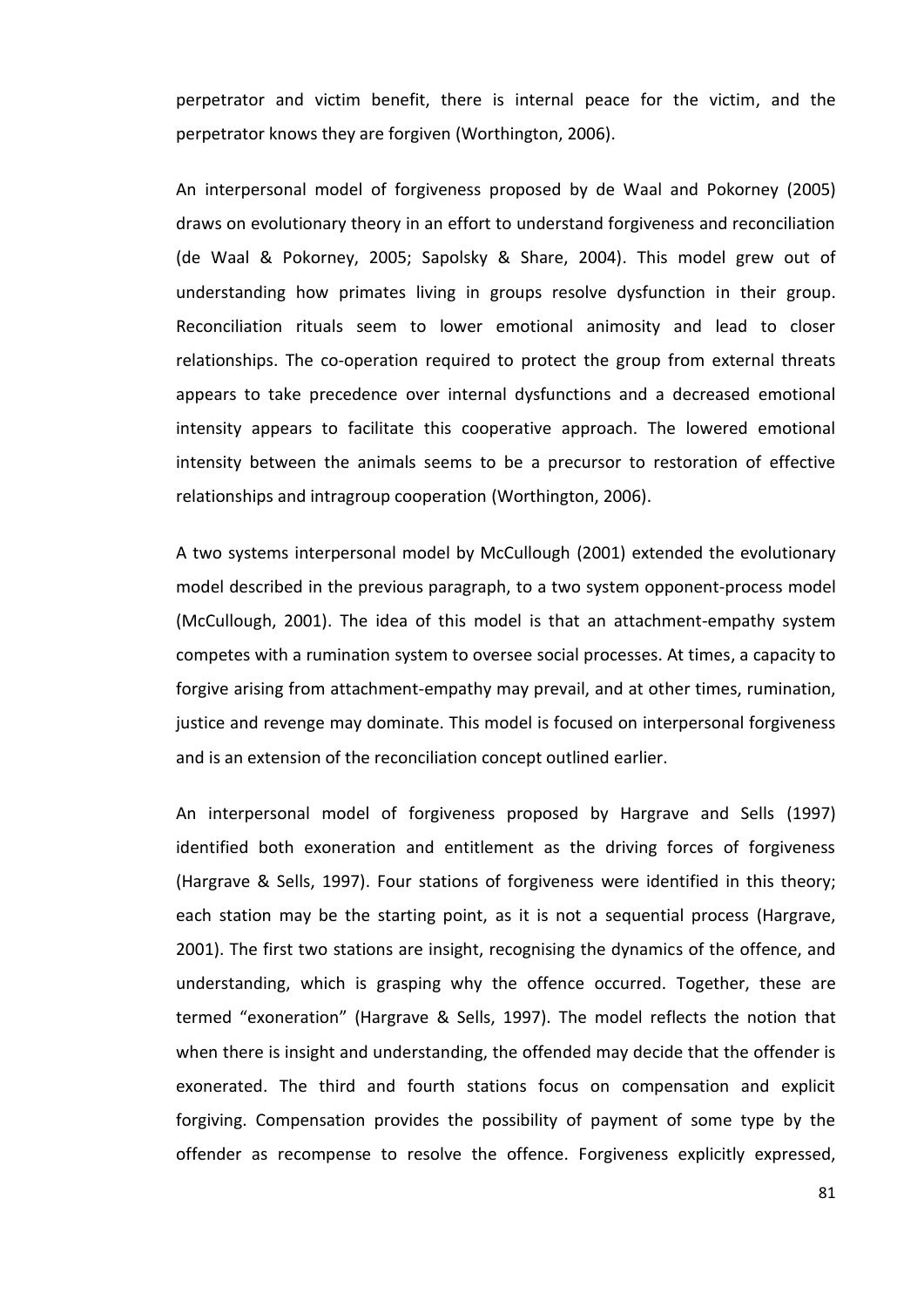perpetrator and victim benefit, there is internal peace for the victim, and the perpetrator knows they are forgiven (Worthington, 2006).

An interpersonal model of forgiveness proposed by de Waal and Pokorney (2005) draws on evolutionary theory in an effort to understand forgiveness and reconciliation (de Waal & Pokorney, 2005; Sapolsky & Share, 2004). This model grew out of understanding how primates living in groups resolve dysfunction in their group. Reconciliation rituals seem to lower emotional animosity and lead to closer relationships. The co-operation required to protect the group from external threats appears to take precedence over internal dysfunctions and a decreased emotional intensity appears to facilitate this cooperative approach. The lowered emotional intensity between the animals seems to be a precursor to restoration of effective relationships and intragroup cooperation (Worthington, 2006).

A two systems interpersonal model by McCullough (2001) extended the evolutionary model described in the previous paragraph, to a two system opponent-process model (McCullough, 2001). The idea of this model is that an attachment-empathy system competes with a rumination system to oversee social processes. At times, a capacity to forgive arising from attachment-empathy may prevail, and at other times, rumination, justice and revenge may dominate. This model is focused on interpersonal forgiveness and is an extension of the reconciliation concept outlined earlier.

An interpersonal model of forgiveness proposed by Hargrave and Sells (1997) identified both exoneration and entitlement as the driving forces of forgiveness (Hargrave & Sells, 1997). Four stations of forgiveness were identified in this theory; each station may be the starting point, as it is not a sequential process (Hargrave, 2001). The first two stations are insight, recognising the dynamics of the offence, and understanding, which is grasping why the offence occurred. Together, these are termed "exoneration" (Hargrave & Sells, 1997). The model reflects the notion that when there is insight and understanding, the offended may decide that the offender is exonerated. The third and fourth stations focus on compensation and explicit forgiving. Compensation provides the possibility of payment of some type by the offender as recompense to resolve the offence. Forgiveness explicitly expressed,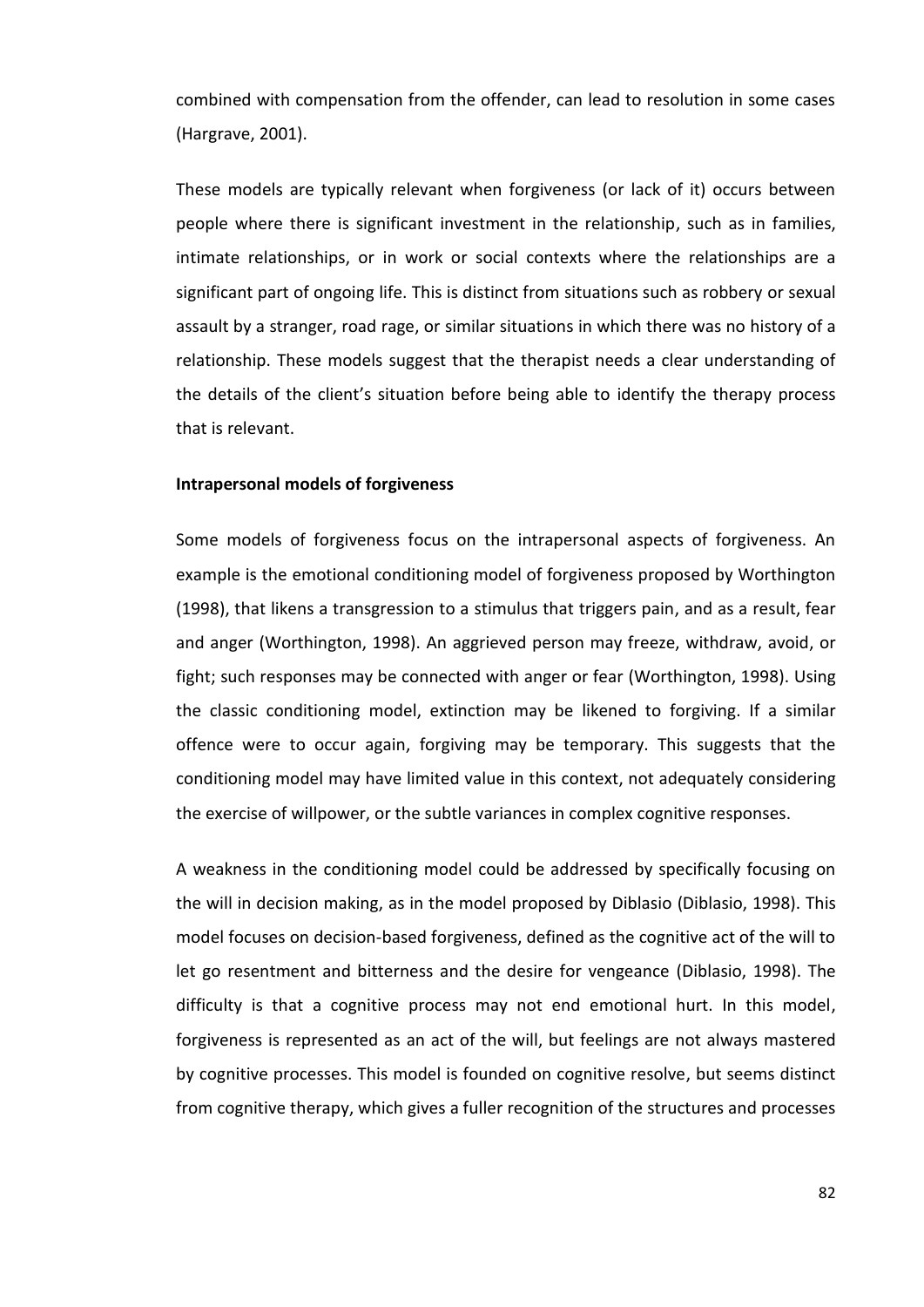combined with compensation from the offender, can lead to resolution in some cases (Hargrave, 2001).

These models are typically relevant when forgiveness (or lack of it) occurs between people where there is significant investment in the relationship, such as in families, intimate relationships, or in work or social contexts where the relationships are a significant part of ongoing life. This is distinct from situations such as robbery or sexual assault by a stranger, road rage, or similar situations in which there was no history of a relationship. These models suggest that the therapist needs a clear understanding of the details of the client's situation before being able to identify the therapy process that is relevant.

**Intrapersonal models of forgiveness**

Some models of forgiveness focus on the intrapersonal aspects of forgiveness. An example is the emotional conditioning model of forgiveness proposed by Worthington (1998), that likens a transgression to a stimulus that triggers pain, and as a result, fear and anger (Worthington, 1998). An aggrieved person may freeze, withdraw, avoid, or fight; such responses may be connected with anger or fear (Worthington, 1998). Using the classic conditioning model, extinction may be likened to forgiving. If a similar offence were to occur again, forgiving may be temporary. This suggests that the conditioning model may have limited value in this context, not adequately considering the exercise of willpower, or the subtle variances in complex cognitive responses.

A weakness in the conditioning model could be addressed by specifically focusing on the will in decision making, as in the model proposed by Diblasio (Diblasio, 1998). This model focuses on decision-based forgiveness, defined as the cognitive act of the will to let go resentment and bitterness and the desire for vengeance (Diblasio, 1998). The difficulty is that a cognitive process may not end emotional hurt. In this model, forgiveness is represented as an act of the will, but feelings are not always mastered by cognitive processes. This model is founded on cognitive resolve, but seems distinct from cognitive therapy, which gives a fuller recognition of the structures and processes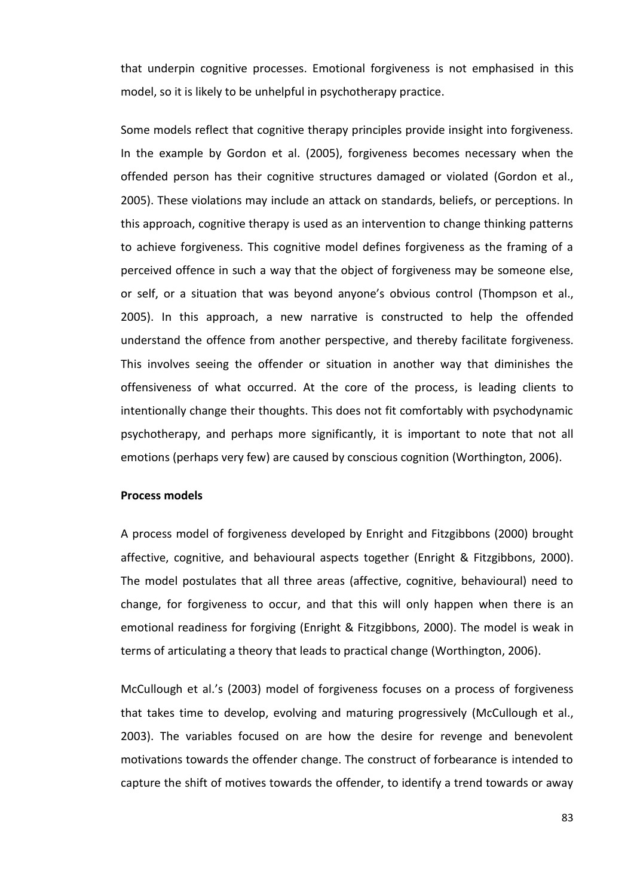that underpin cognitive processes. Emotional forgiveness is not emphasised in this model, so it is likely to be unhelpful in psychotherapy practice.

Some models reflect that cognitive therapy principles provide insight into forgiveness. In the example by Gordon et al. (2005), forgiveness becomes necessary when the offended person has their cognitive structures damaged or violated (Gordon et al., 2005). These violations may include an attack on standards, beliefs, or perceptions. In this approach, cognitive therapy is used as an intervention to change thinking patterns to achieve forgiveness. This cognitive model defines forgiveness as the framing of a perceived offence in such a way that the object of forgiveness may be someone else, or self, or a situation that was beyond anyone's obvious control (Thompson et al., 2005). In this approach, a new narrative is constructed to help the offended understand the offence from another perspective, and thereby facilitate forgiveness. This involves seeing the offender or situation in another way that diminishes the offensiveness of what occurred. At the core of the process, is leading clients to intentionally change their thoughts. This does not fit comfortably with psychodynamic psychotherapy, and perhaps more significantly, it is important to note that not all emotions (perhaps very few) are caused by conscious cognition (Worthington, 2006).

**Process models**

A process model of forgiveness developed by Enright and Fitzgibbons (2000) brought affective, cognitive, and behavioural aspects together (Enright & Fitzgibbons, 2000). The model postulates that all three areas (affective, cognitive, behavioural) need to change, for forgiveness to occur, and that this will only happen when there is an emotional readiness for forgiving (Enright & Fitzgibbons, 2000). The model is weak in terms of articulating a theory that leads to practical change (Worthington, 2006).

McCullough et al.'s (2003) model of forgiveness focuses on a process of forgiveness that takes time to develop, evolving and maturing progressively (McCullough et al., 2003). The variables focused on are how the desire for revenge and benevolent motivations towards the offender change. The construct of forbearance is intended to capture the shift of motives towards the offender, to identify a trend towards or away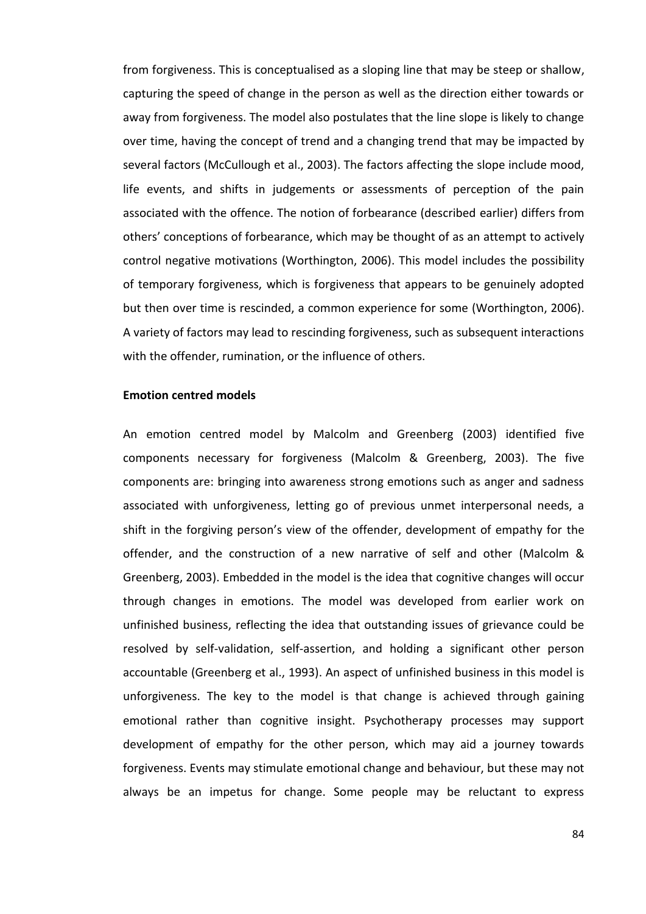from forgiveness. This is conceptualised as a sloping line that may be steep or shallow, capturing the speed of change in the person as well as the direction either towards or away from forgiveness. The model also postulates that the line slope is likely to change over time, having the concept of trend and a changing trend that may be impacted by several factors (McCullough et al., 2003). The factors affecting the slope include mood, life events, and shifts in judgements or assessments of perception of the pain associated with the offence. The notion of forbearance (described earlier) differs from others' conceptions of forbearance, which may be thought of as an attempt to actively control negative motivations (Worthington, 2006). This model includes the possibility of temporary forgiveness, which is forgiveness that appears to be genuinely adopted but then over time is rescinded, a common experience for some (Worthington, 2006). A variety of factors may lead to rescinding forgiveness, such as subsequent interactions with the offender, rumination, or the influence of others.

**Emotion centred models**

An emotion centred model by Malcolm and Greenberg (2003) identified five components necessary for forgiveness (Malcolm & Greenberg, 2003). The five components are: bringing into awareness strong emotions such as anger and sadness associated with unforgiveness, letting go of previous unmet interpersonal needs, a shift in the forgiving person's view of the offender, development of empathy for the offender, and the construction of a new narrative of self and other (Malcolm & Greenberg, 2003). Embedded in the model is the idea that cognitive changes will occur through changes in emotions. The model was developed from earlier work on unfinished business, reflecting the idea that outstanding issues of grievance could be resolved by self-validation, self-assertion, and holding a significant other person accountable (Greenberg et al., 1993). An aspect of unfinished business in this model is unforgiveness. The key to the model is that change is achieved through gaining emotional rather than cognitive insight. Psychotherapy processes may support development of empathy for the other person, which may aid a journey towards forgiveness. Events may stimulate emotional change and behaviour, but these may not always be an impetus for change. Some people may be reluctant to express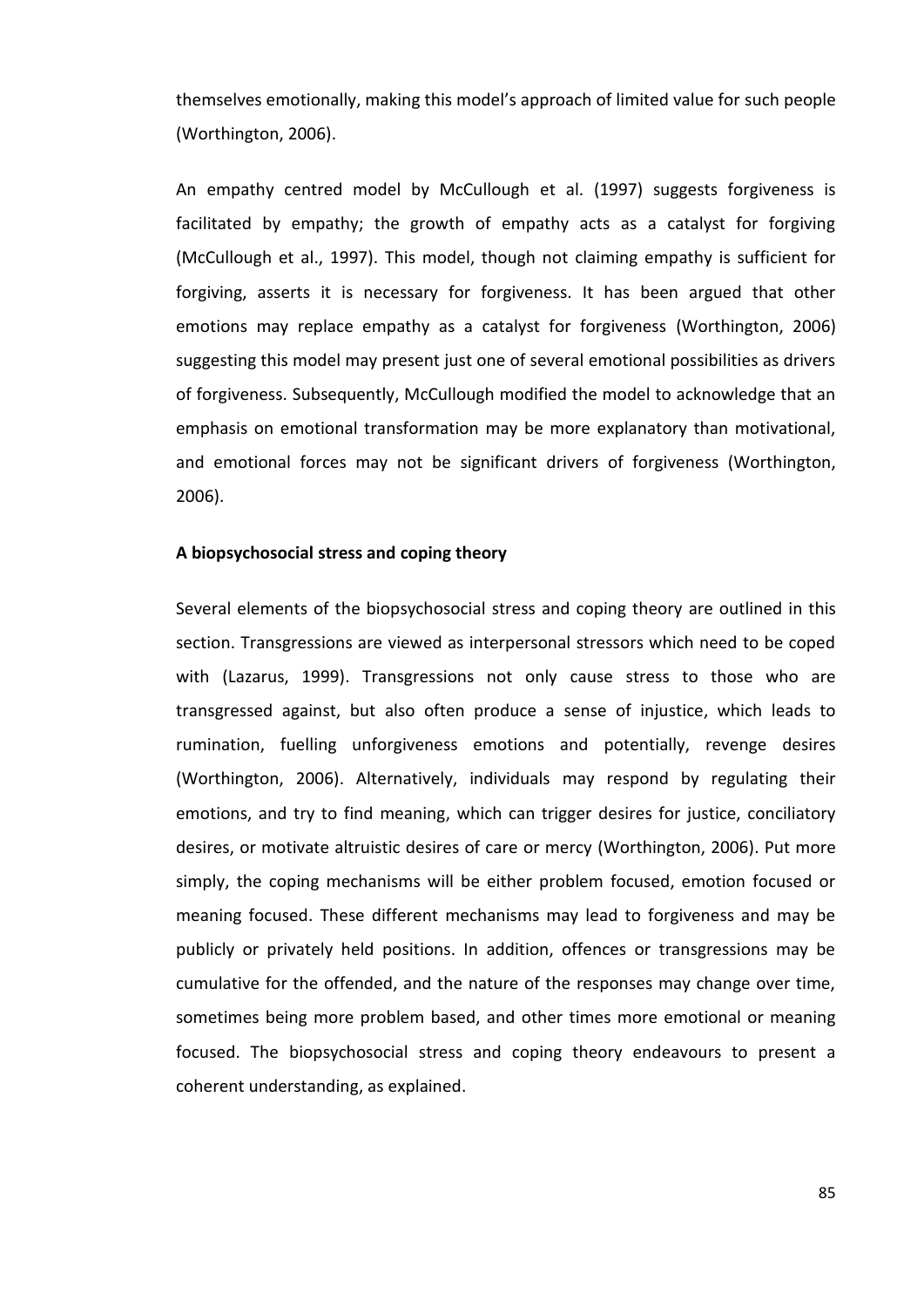themselves emotionally, making this model's approach of limited value for such people (Worthington, 2006).

An empathy centred model by McCullough et al. (1997) suggests forgiveness is facilitated by empathy; the growth of empathy acts as a catalyst for forgiving (McCullough et al., 1997). This model, though not claiming empathy is sufficient for forgiving, asserts it is necessary for forgiveness. It has been argued that other emotions may replace empathy as a catalyst for forgiveness (Worthington, 2006) suggesting this model may present just one of several emotional possibilities as drivers of forgiveness. Subsequently, McCullough modified the model to acknowledge that an emphasis on emotional transformation may be more explanatory than motivational, and emotional forces may not be significant drivers of forgiveness (Worthington, 2006).

**A biopsychosocial stress and coping theory**

Several elements of the biopsychosocial stress and coping theory are outlined in this section. Transgressions are viewed as interpersonal stressors which need to be coped with (Lazarus, 1999). Transgressions not only cause stress to those who are transgressed against, but also often produce a sense of injustice, which leads to rumination, fuelling unforgiveness emotions and potentially, revenge desires (Worthington, 2006). Alternatively, individuals may respond by regulating their emotions, and try to find meaning, which can trigger desires for justice, conciliatory desires, or motivate altruistic desires of care or mercy (Worthington, 2006). Put more simply, the coping mechanisms will be either problem focused, emotion focused or meaning focused. These different mechanisms may lead to forgiveness and may be publicly or privately held positions. In addition, offences or transgressions may be cumulative for the offended, and the nature of the responses may change over time, sometimes being more problem based, and other times more emotional or meaning focused. The biopsychosocial stress and coping theory endeavours to present a coherent understanding, as explained.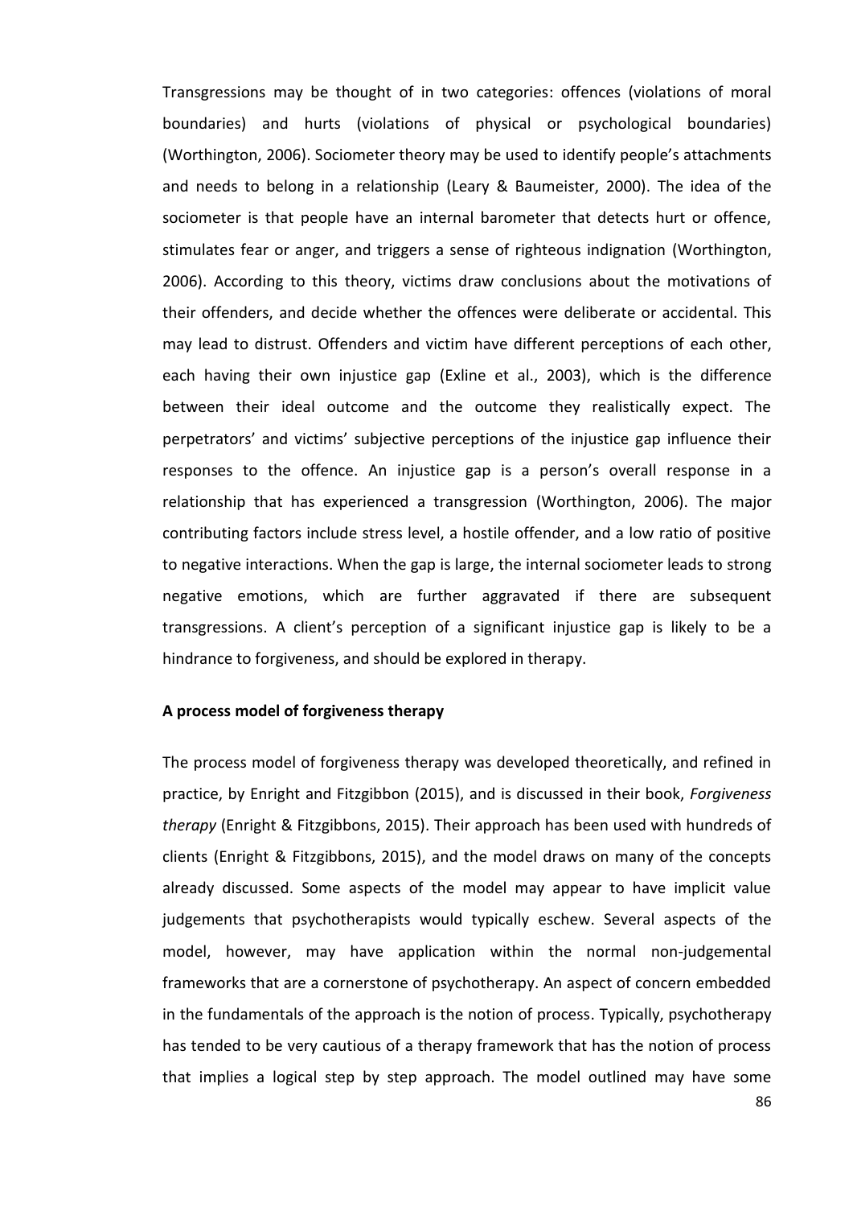Transgressions may be thought of in two categories: offences (violations of moral boundaries) and hurts (violations of physical or psychological boundaries) (Worthington, 2006). Sociometer theory may be used to identify people's attachments and needs to belong in a relationship (Leary & Baumeister, 2000). The idea of the sociometer is that people have an internal barometer that detects hurt or offence, stimulates fear or anger, and triggers a sense of righteous indignation (Worthington, 2006). According to this theory, victims draw conclusions about the motivations of their offenders, and decide whether the offences were deliberate or accidental. This may lead to distrust. Offenders and victim have different perceptions of each other, each having their own injustice gap (Exline et al., 2003), which is the difference between their ideal outcome and the outcome they realistically expect. The perpetrators' and victims' subjective perceptions of the injustice gap influence their responses to the offence. An injustice gap is a person's overall response in a relationship that has experienced a transgression (Worthington, 2006). The major contributing factors include stress level, a hostile offender, and a low ratio of positive to negative interactions. When the gap is large, the internal sociometer leads to strong negative emotions, which are further aggravated if there are subsequent transgressions. A client's perception of a significant injustice gap is likely to be a hindrance to forgiveness, and should be explored in therapy.

**A process model of forgiveness therapy**

The process model of forgiveness therapy was developed theoretically, and refined in practice, by Enright and Fitzgibbon (2015), and is discussed in their book, *Forgiveness therapy* (Enright & Fitzgibbons, 2015). Their approach has been used with hundreds of clients (Enright & Fitzgibbons, 2015), and the model draws on many of the concepts already discussed. Some aspects of the model may appear to have implicit value judgements that psychotherapists would typically eschew. Several aspects of the model, however, may have application within the normal non-judgemental frameworks that are a cornerstone of psychotherapy. An aspect of concern embedded in the fundamentals of the approach is the notion of process. Typically, psychotherapy has tended to be very cautious of a therapy framework that has the notion of process that implies a logical step by step approach. The model outlined may have some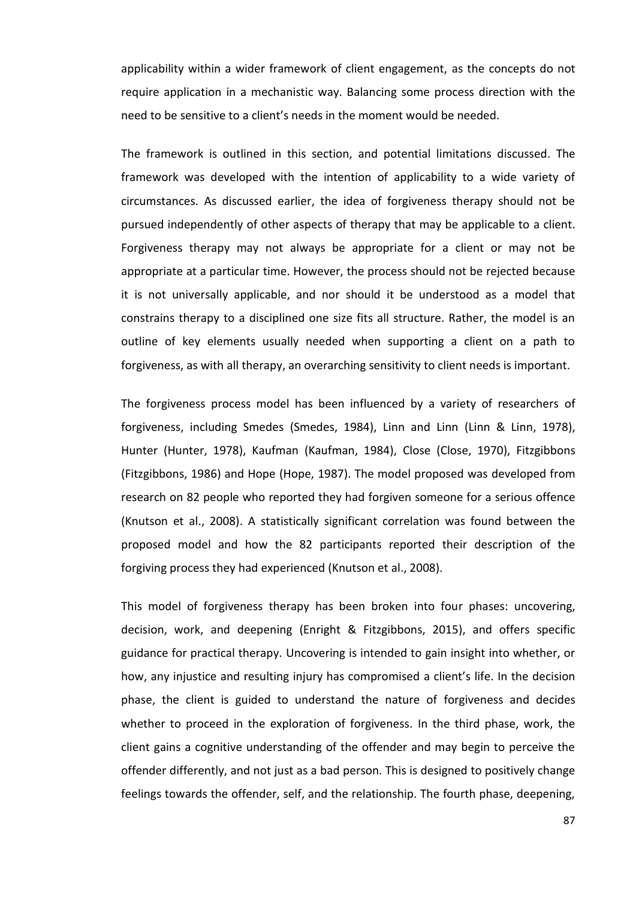applicability within a wider framework of client engagement, as the concepts do not require application in a mechanistic way. Balancing some process direction with the need to be sensitive to a client's needs in the moment would be needed.

The framework is outlined in this section, and potential limitations discussed. The framework was developed with the intention of applicability to a wide variety of circumstances. As discussed earlier, the idea of forgiveness therapy should not be pursued independently of other aspects of therapy that may be applicable to a client. Forgiveness therapy may not always be appropriate for a client or may not be appropriate at a particular time. However, the process should not be rejected because it is not universally applicable, and nor should it be understood as a model that constrains therapy to a disciplined one size fits all structure. Rather, the model is an outline of key elements usually needed when supporting a client on a path to forgiveness, as with all therapy, an overarching sensitivity to client needs is important.

The forgiveness process model has been influenced by a variety of researchers of forgiveness, including Smedes (Smedes, 1984), Linn and Linn (Linn & Linn, 1978), Hunter (Hunter, 1978), Kaufman (Kaufman, 1984), Close (Close, 1970), Fitzgibbons (Fitzgibbons, 1986) and Hope (Hope, 1987). The model proposed was developed from research on 82 people who reported they had forgiven someone for a serious offence (Knutson et al., 2008). A statistically significant correlation was found between the proposed model and how the 82 participants reported their description of the forgiving process they had experienced (Knutson et al., 2008).

This model of forgiveness therapy has been broken into four phases: uncovering, decision, work, and deepening (Enright & Fitzgibbons, 2015), and offers specific guidance for practical therapy. Uncovering is intended to gain insight into whether, or how, any injustice and resulting injury has compromised a client's life. In the decision phase, the client is guided to understand the nature of forgiveness and decides whether to proceed in the exploration of forgiveness. In the third phase, work, the client gains a cognitive understanding of the offender and may begin to perceive the offender differently, and not just as a bad person. This is designed to positively change feelings towards the offender, self, and the relationship. The fourth phase, deepening,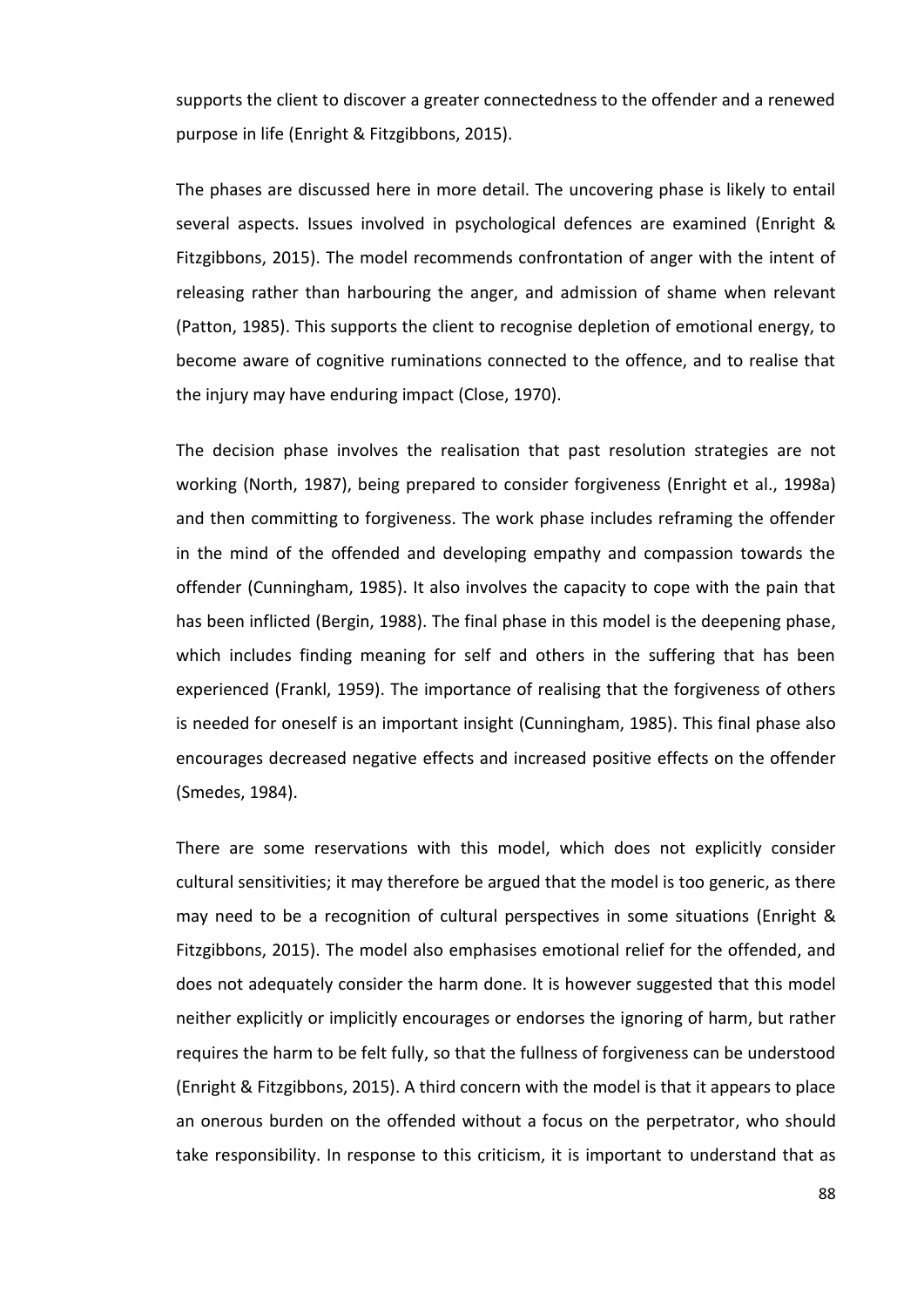supports the client to discover a greater connectedness to the offender and a renewed purpose in life (Enright & Fitzgibbons, 2015).

The phases are discussed here in more detail. The uncovering phase is likely to entail several aspects. Issues involved in psychological defences are examined (Enright & Fitzgibbons, 2015). The model recommends confrontation of anger with the intent of releasing rather than harbouring the anger, and admission of shame when relevant (Patton, 1985). This supports the client to recognise depletion of emotional energy, to become aware of cognitive ruminations connected to the offence, and to realise that the injury may have enduring impact (Close, 1970).

The decision phase involves the realisation that past resolution strategies are not working (North, 1987), being prepared to consider forgiveness (Enright et al., 1998a) and then committing to forgiveness. The work phase includes reframing the offender in the mind of the offended and developing empathy and compassion towards the offender (Cunningham, 1985). It also involves the capacity to cope with the pain that has been inflicted (Bergin, 1988). The final phase in this model is the deepening phase, which includes finding meaning for self and others in the suffering that has been experienced (Frankl, 1959). The importance of realising that the forgiveness of others is needed for oneself is an important insight (Cunningham, 1985). This final phase also encourages decreased negative effects and increased positive effects on the offender (Smedes, 1984).

There are some reservations with this model, which does not explicitly consider cultural sensitivities; it may therefore be argued that the model is too generic, as there may need to be a recognition of cultural perspectives in some situations (Enright & Fitzgibbons, 2015). The model also emphasises emotional relief for the offended, and does not adequately consider the harm done. It is however suggested that this model neither explicitly or implicitly encourages or endorses the ignoring of harm, but rather requires the harm to be felt fully, so that the fullness of forgiveness can be understood (Enright & Fitzgibbons, 2015). A third concern with the model is that it appears to place an onerous burden on the offended without a focus on the perpetrator, who should take responsibility. In response to this criticism, it is important to understand that as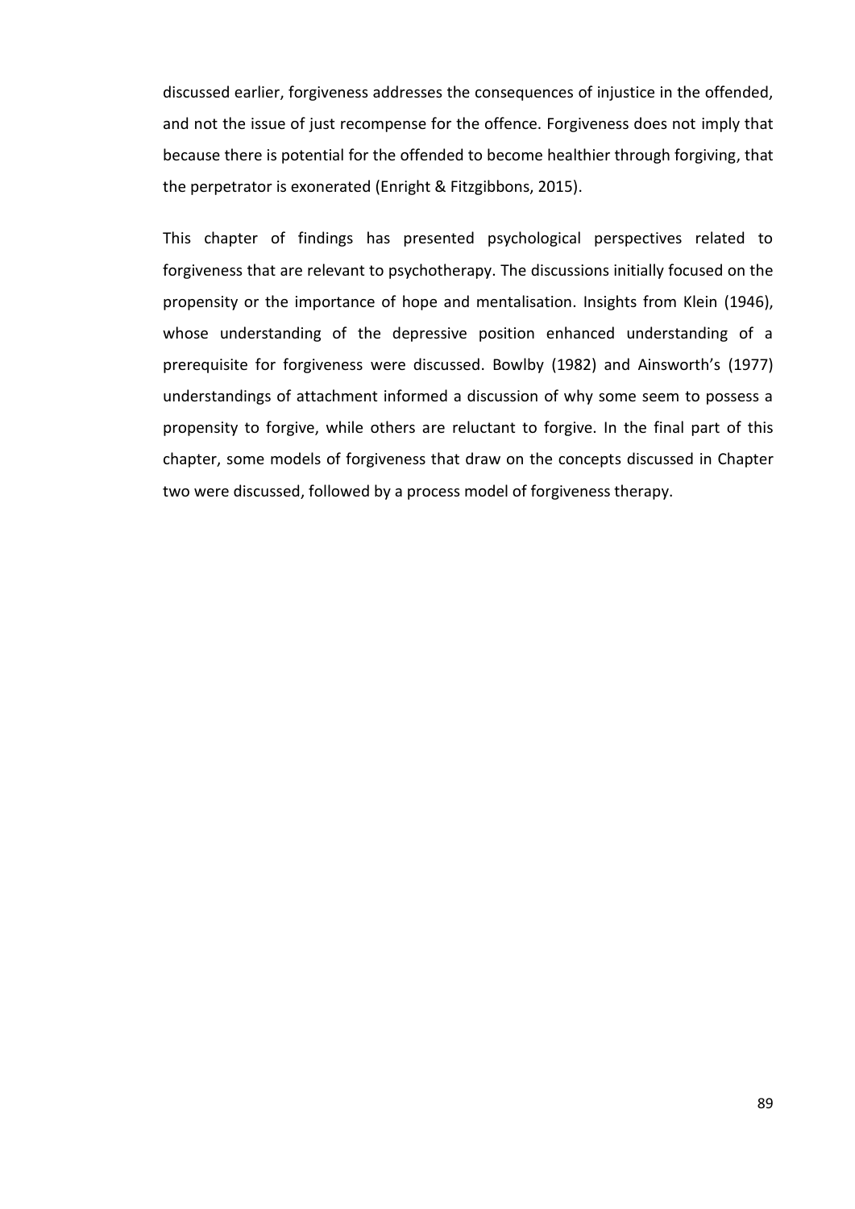discussed earlier, forgiveness addresses the consequences of injustice in the offended, and not the issue of just recompense for the offence. Forgiveness does not imply that because there is potential for the offended to become healthier through forgiving, that the perpetrator is exonerated (Enright & Fitzgibbons, 2015).

This chapter of findings has presented psychological perspectives related to forgiveness that are relevant to psychotherapy. The discussions initially focused on the propensity or the importance of hope and mentalisation. Insights from Klein (1946), whose understanding of the depressive position enhanced understanding of a prerequisite for forgiveness were discussed. Bowlby (1982) and Ainsworth's (1977) understandings of attachment informed a discussion of why some seem to possess a propensity to forgive, while others are reluctant to forgive. In the final part of this chapter, some models of forgiveness that draw on the concepts discussed in Chapter two were discussed, followed by a process model of forgiveness therapy.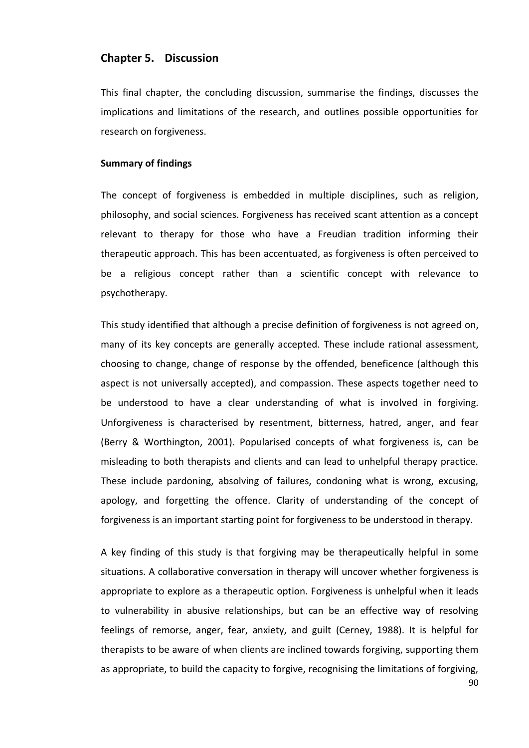# Chapter 5. Discussion

This final chapter, the concluding discussion, summarise the findings, discusses the implications and limitations of the research, and outlines possible opportunities for research on forgiveness.

**Summary of findings**

The concept of forgiveness is embedded in multiple disciplines, such as religion, philosophy, and social sciences. Forgiveness has received scant attention as a concept relevant to therapy for those who have a Freudian tradition informing their therapeutic approach. This has been accentuated, as forgiveness is often perceived to be a religious concept rather than a scientific concept with relevance to psychotherapy.

This study identified that although a precise definition of forgiveness is not agreed on, many of its key concepts are generally accepted. These include rational assessment, choosing to change, change of response by the offended, beneficence (although this aspect is not universally accepted), and compassion. These aspects together need to be understood to have a clear understanding of what is involved in forgiving. Unforgiveness is characterised by resentment, bitterness, hatred, anger, and fear (Berry & Worthington, 2001). Popularised concepts of what forgiveness is, can be misleading to both therapists and clients and can lead to unhelpful therapy practice. These include pardoning, absolving of failures, condoning what is wrong, excusing, apology, and forgetting the offence. Clarity of understanding of the concept of forgiveness is an important starting point for forgiveness to be understood in therapy.

A key finding of this study is that forgiving may be therapeutically helpful in some situations. A collaborative conversation in therapy will uncover whether forgiveness is appropriate to explore as a therapeutic option. Forgiveness is unhelpful when it leads to vulnerability in abusive relationships, but can be an effective way of resolving feelings of remorse, anger, fear, anxiety, and guilt (Cerney, 1988). It is helpful for therapists to be aware of when clients are inclined towards forgiving, supporting them as appropriate, to build the capacity to forgive, recognising the limitations of forgiving,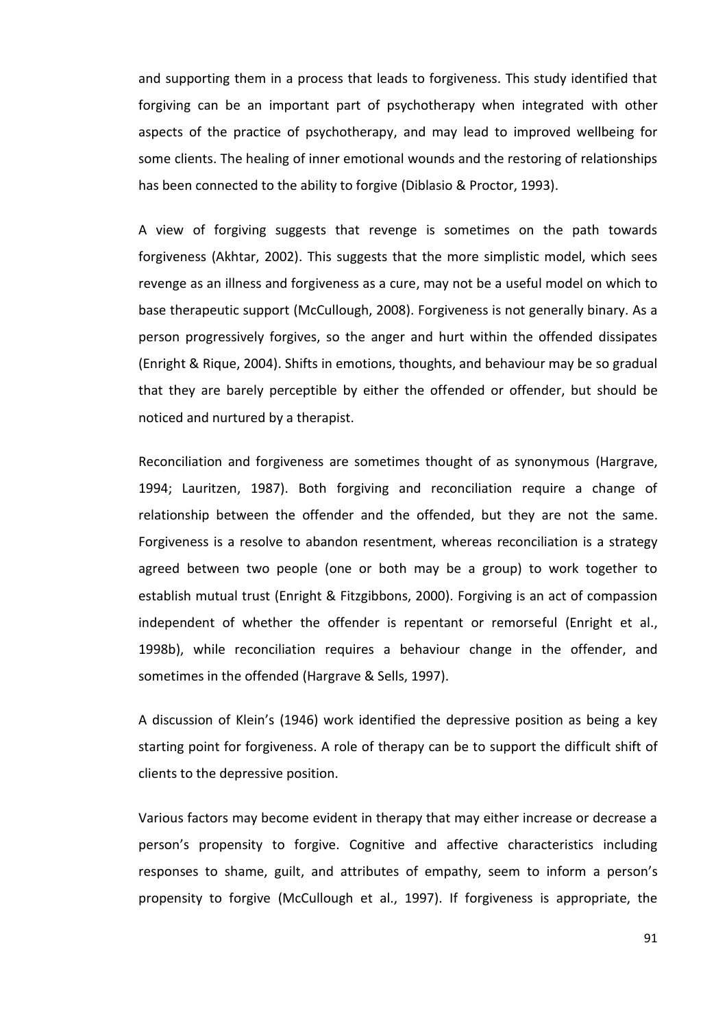and supporting them in a process that leads to forgiveness. This study identified that forgiving can be an important part of psychotherapy when integrated with other aspects of the practice of psychotherapy, and may lead to improved wellbeing for some clients. The healing of inner emotional wounds and the restoring of relationships has been connected to the ability to forgive (Diblasio & Proctor, 1993).

A view of forgiving suggests that revenge is sometimes on the path towards forgiveness (Akhtar, 2002). This suggests that the more simplistic model, which sees revenge as an illness and forgiveness as a cure, may not be a useful model on which to base therapeutic support (McCullough, 2008). Forgiveness is not generally binary. As a person progressively forgives, so the anger and hurt within the offended dissipates (Enright & Rique, 2004). Shifts in emotions, thoughts, and behaviour may be so gradual that they are barely perceptible by either the offended or offender, but should be noticed and nurtured by a therapist.

Reconciliation and forgiveness are sometimes thought of as synonymous (Hargrave, 1994; Lauritzen, 1987). Both forgiving and reconciliation require a change of relationship between the offender and the offended, but they are not the same. Forgiveness is a resolve to abandon resentment, whereas reconciliation is a strategy agreed between two people (one or both may be a group) to work together to establish mutual trust (Enright & Fitzgibbons, 2000). Forgiving is an act of compassion independent of whether the offender is repentant or remorseful (Enright et al., 1998b), while reconciliation requires a behaviour change in the offender, and sometimes in the offended (Hargrave & Sells, 1997).

A discussion of Klein's (1946) work identified the depressive position as being a key starting point for forgiveness. A role of therapy can be to support the difficult shift of clients to the depressive position.

Various factors may become evident in therapy that may either increase or decrease a person's propensity to forgive. Cognitive and affective characteristics including responses to shame, guilt, and attributes of empathy, seem to inform a person's propensity to forgive (McCullough et al., 1997). If forgiveness is appropriate, the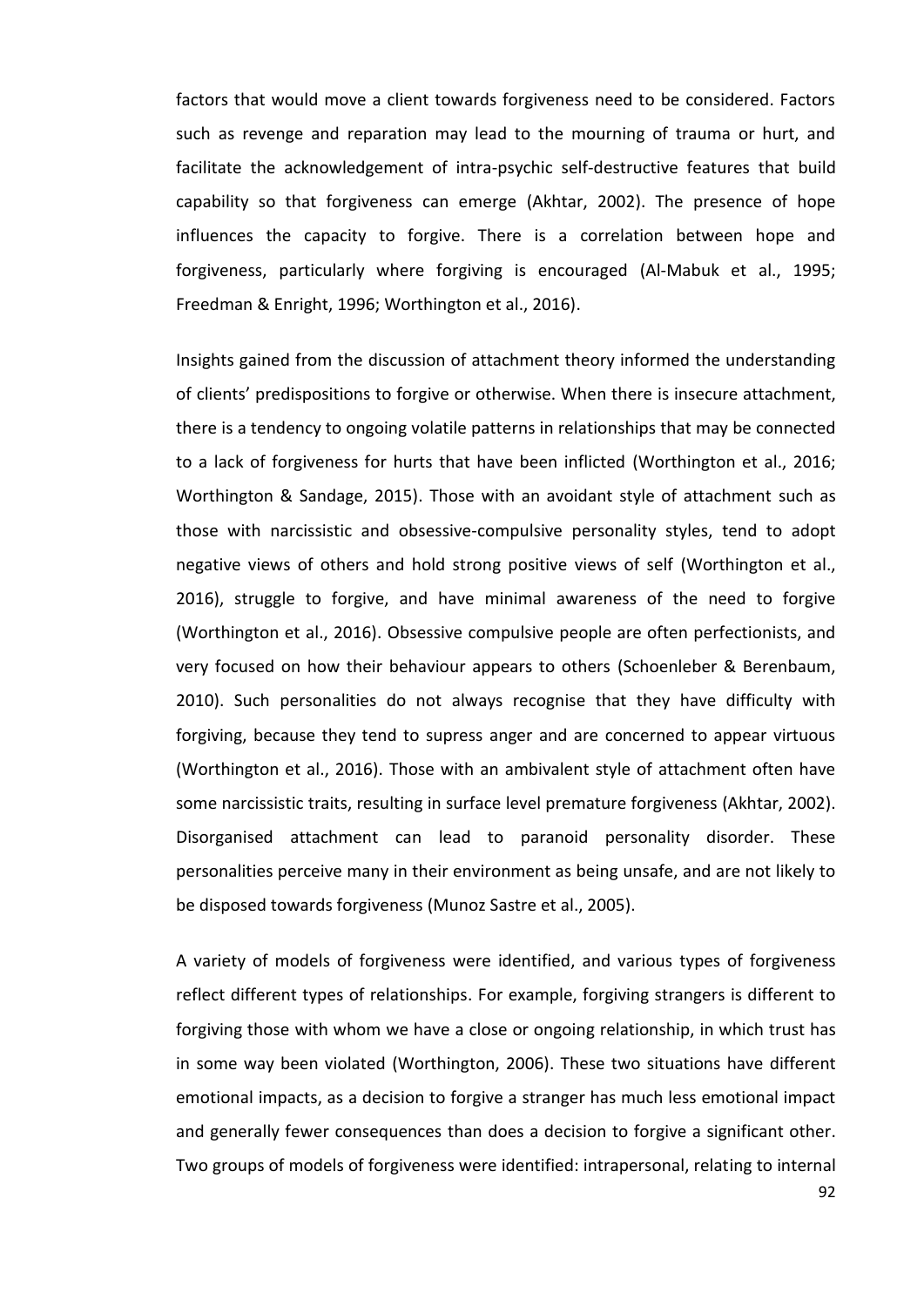factors that would move a client towards forgiveness need to be considered. Factors such as revenge and reparation may lead to the mourning of trauma or hurt, and facilitate the acknowledgement of intra-psychic self-destructive features that build capability so that forgiveness can emerge (Akhtar, 2002). The presence of hope influences the capacity to forgive. There is a correlation between hope and forgiveness, particularly where forgiving is encouraged (Al-Mabuk et al., 1995; Freedman & Enright, 1996; Worthington et al., 2016).

Insights gained from the discussion of attachment theory informed the understanding of clients' predispositions to forgive or otherwise. When there is insecure attachment, there is a tendency to ongoing volatile patterns in relationships that may be connected to a lack of forgiveness for hurts that have been inflicted (Worthington et al., 2016; Worthington & Sandage, 2015). Those with an avoidant style of attachment such as those with narcissistic and obsessive-compulsive personality styles, tend to adopt negative views of others and hold strong positive views of self (Worthington et al., 2016), struggle to forgive, and have minimal awareness of the need to forgive (Worthington et al., 2016). Obsessive compulsive people are often perfectionists, and very focused on how their behaviour appears to others (Schoenleber & Berenbaum, 2010). Such personalities do not always recognise that they have difficulty with forgiving, because they tend to supress anger and are concerned to appear virtuous (Worthington et al., 2016). Those with an ambivalent style of attachment often have some narcissistic traits, resulting in surface level premature forgiveness (Akhtar, 2002). Disorganised attachment can lead to paranoid personality disorder. These personalities perceive many in their environment as being unsafe, and are not likely to be disposed towards forgiveness (Munoz Sastre et al., 2005).

A variety of models of forgiveness were identified, and various types of forgiveness reflect different types of relationships. For example, forgiving strangers is different to forgiving those with whom we have a close or ongoing relationship, in which trust has in some way been violated (Worthington, 2006). These two situations have different emotional impacts, as a decision to forgive a stranger has much less emotional impact and generally fewer consequences than does a decision to forgive a significant other. Two groups of models of forgiveness were identified: intrapersonal, relating to internal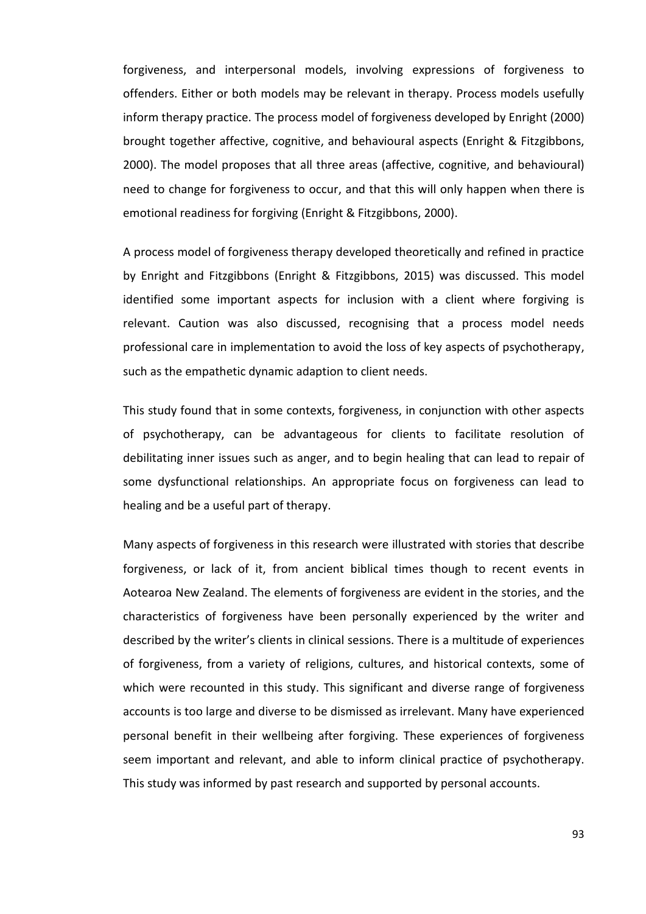forgiveness, and interpersonal models, involving expressions of forgiveness to offenders. Either or both models may be relevant in therapy. Process models usefully inform therapy practice. The process model of forgiveness developed by Enright (2000) brought together affective, cognitive, and behavioural aspects (Enright & Fitzgibbons, 2000). The model proposes that all three areas (affective, cognitive, and behavioural) need to change for forgiveness to occur, and that this will only happen when there is emotional readiness for forgiving (Enright & Fitzgibbons, 2000).

A process model of forgiveness therapy developed theoretically and refined in practice by Enright and Fitzgibbons (Enright & Fitzgibbons, 2015) was discussed. This model identified some important aspects for inclusion with a client where forgiving is relevant. Caution was also discussed, recognising that a process model needs professional care in implementation to avoid the loss of key aspects of psychotherapy, such as the empathetic dynamic adaption to client needs.

This study found that in some contexts, forgiveness, in conjunction with other aspects of psychotherapy, can be advantageous for clients to facilitate resolution of debilitating inner issues such as anger, and to begin healing that can lead to repair of some dysfunctional relationships. An appropriate focus on forgiveness can lead to healing and be a useful part of therapy.

Many aspects of forgiveness in this research were illustrated with stories that describe forgiveness, or lack of it, from ancient biblical times though to recent events in Aotearoa New Zealand. The elements of forgiveness are evident in the stories, and the characteristics of forgiveness have been personally experienced by the writer and described by the writer's clients in clinical sessions. There is a multitude of experiences of forgiveness, from a variety of religions, cultures, and historical contexts, some of which were recounted in this study. This significant and diverse range of forgiveness accounts is too large and diverse to be dismissed as irrelevant. Many have experienced personal benefit in their wellbeing after forgiving. These experiences of forgiveness seem important and relevant, and able to inform clinical practice of psychotherapy. This study was informed by past research and supported by personal accounts.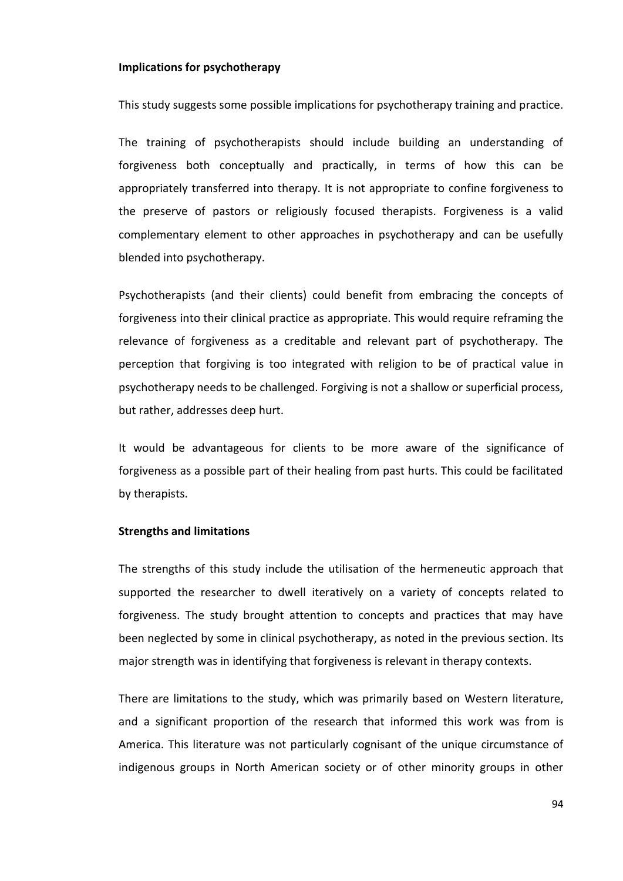### Implications for psychotherapy

This study suggests some possible implications for psychotherapy training and practice.

The training of psychotherapists should include building an understanding of forgiveness both conceptually and practically, in terms of how this can be appropriately transferred into therapy. It is not appropriate to confine forgiveness to the preserve of pastors or religiously focused therapists. Forgiveness is a valid complementary element to other approaches in psychotherapy and can be usefully blended into psychotherapy.

Psychotherapists (and their clients) could benefit from embracing the concepts of forgiveness into their clinical practice as appropriate. This would require reframing the relevance of forgiveness as a creditable and relevant part of psychotherapy. The perception that forgiving is too integrated with religion to be of practical value in psychotherapy needs to be challenged. Forgiving is not a shallow or superficial process, but rather, addresses deep hurt.

It would be advantageous for clients to be more aware of the significance of forgiveness as a possible part of their healing from past hurts. This could be facilitated by therapists.

### Strengths and limitations

The strengths of this study include the utilisation of the hermeneutic approach that supported the researcher to dwell iteratively on a variety of concepts related to forgiveness. The study brought attention to concepts and practices that may have been neglected by some in clinical psychotherapy, as noted in the previous section. Its major strength was in identifying that forgiveness is relevant in therapy contexts.

There are limitations to the study, which was primarily based on Western literature, and a significant proportion of the research that informed this work was from is America. This literature was not particularly cognisant of the unique circumstance of indigenous groups in North American society or of other minority groups in other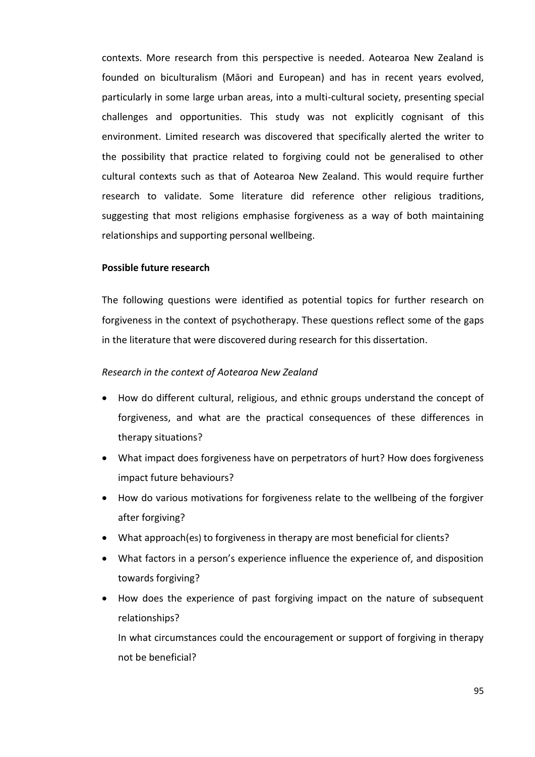contexts. More research from this perspective is needed. Aotearoa New Zealand is founded on biculturalism (Māori and European) and has in recent years evolved, particularly in some large urban areas, into a multi-cultural society, presenting special challenges and opportunities. This study was not explicitly cognisant of this environment. Limited research was discovered that specifically alerted the writer to the possibility that practice related to forgiving could not be generalised to other cultural contexts such as that of Aotearoa New Zealand. This would require further research to validate. Some literature did reference other religious traditions, suggesting that most religions emphasise forgiveness as a way of both maintaining relationships and supporting personal wellbeing.

**Possible future research**

The following questions were identified as potential topics for further research on forgiveness in the context of psychotherapy. These questions reflect some of the gaps in the literature that were discovered during research for this dissertation.

*Research in the context of Aotearoa New Zealand*

- How do different cultural, religious, and ethnic groups understand the concept of forgiveness, and what are the practical consequences of these differences in therapy situations?
- What impact does forgiveness have on perpetrators of hurt? How does forgiveness impact future behaviours?
- How do various motivations for forgiveness relate to the wellbeing of the forgiver after forgiving?
- What approach(es) to forgiveness in therapy are most beneficial for clients?
- What factors in a person's experience influence the experience of, and disposition towards forgiving?
- How does the experience of past forgiving impact on the nature of subsequent relationships?

  In what circumstances could the encouragement or support of forgiving in therapy not be beneficial?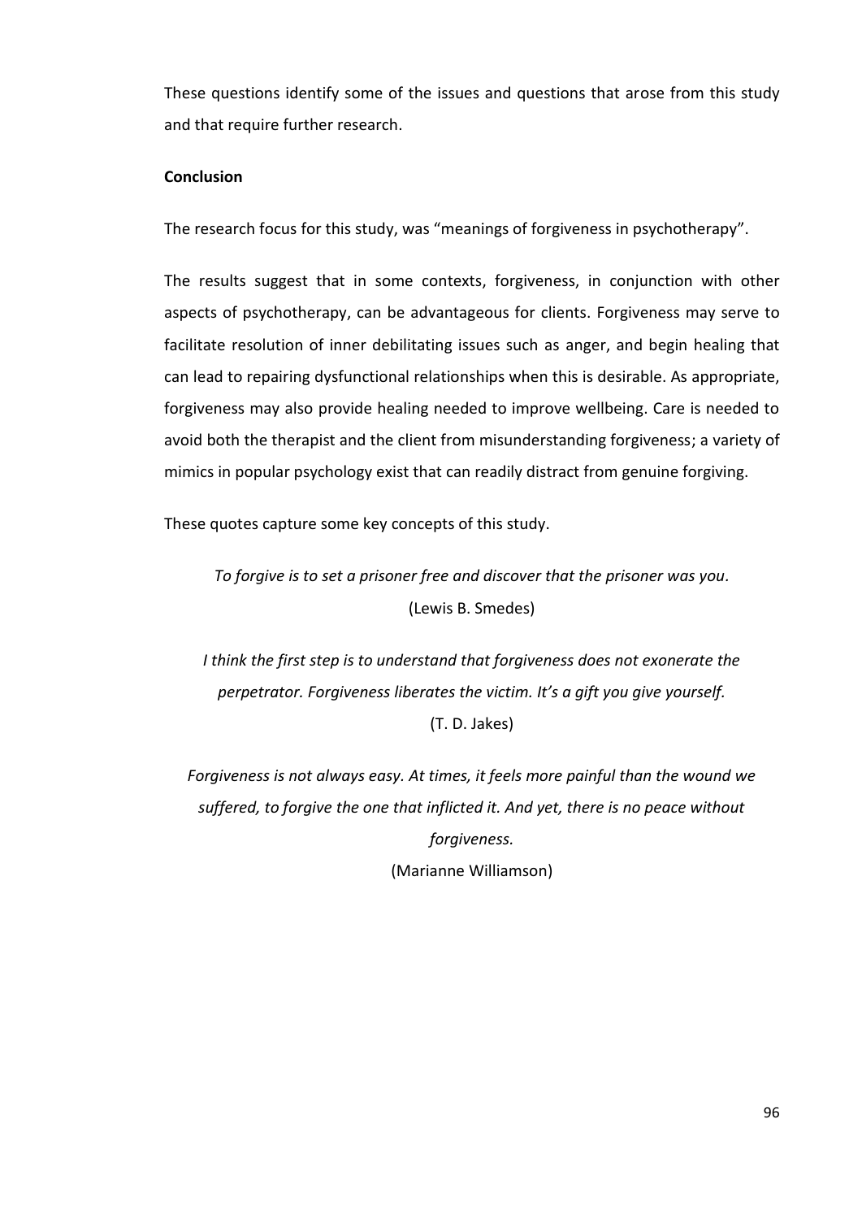These questions identify some of the issues and questions that arose from this study and that require further research.

**Conclusion**

The research focus for this study, was "meanings of forgiveness in psychotherapy".

The results suggest that in some contexts, forgiveness, in conjunction with other aspects of psychotherapy, can be advantageous for clients. Forgiveness may serve to facilitate resolution of inner debilitating issues such as anger, and begin healing that can lead to repairing dysfunctional relationships when this is desirable. As appropriate, forgiveness may also provide healing needed to improve wellbeing. Care is needed to avoid both the therapist and the client from misunderstanding forgiveness; a variety of mimics in popular psychology exist that can readily distract from genuine forgiving.

These quotes capture some key concepts of this study.

*To forgive is to set a prisoner free and discover that the prisoner was you.*
(Lewis B. Smedes)

*I think the first step is to understand that forgiveness does not exonerate the perpetrator. Forgiveness liberates the victim. It's a gift you give yourself.*
(T. D. Jakes)

*Forgiveness is not always easy. At times, it feels more painful than the wound we suffered, to forgive the one that inflicted it. And yet, there is no peace without forgiveness.*
(Marianne Williamson)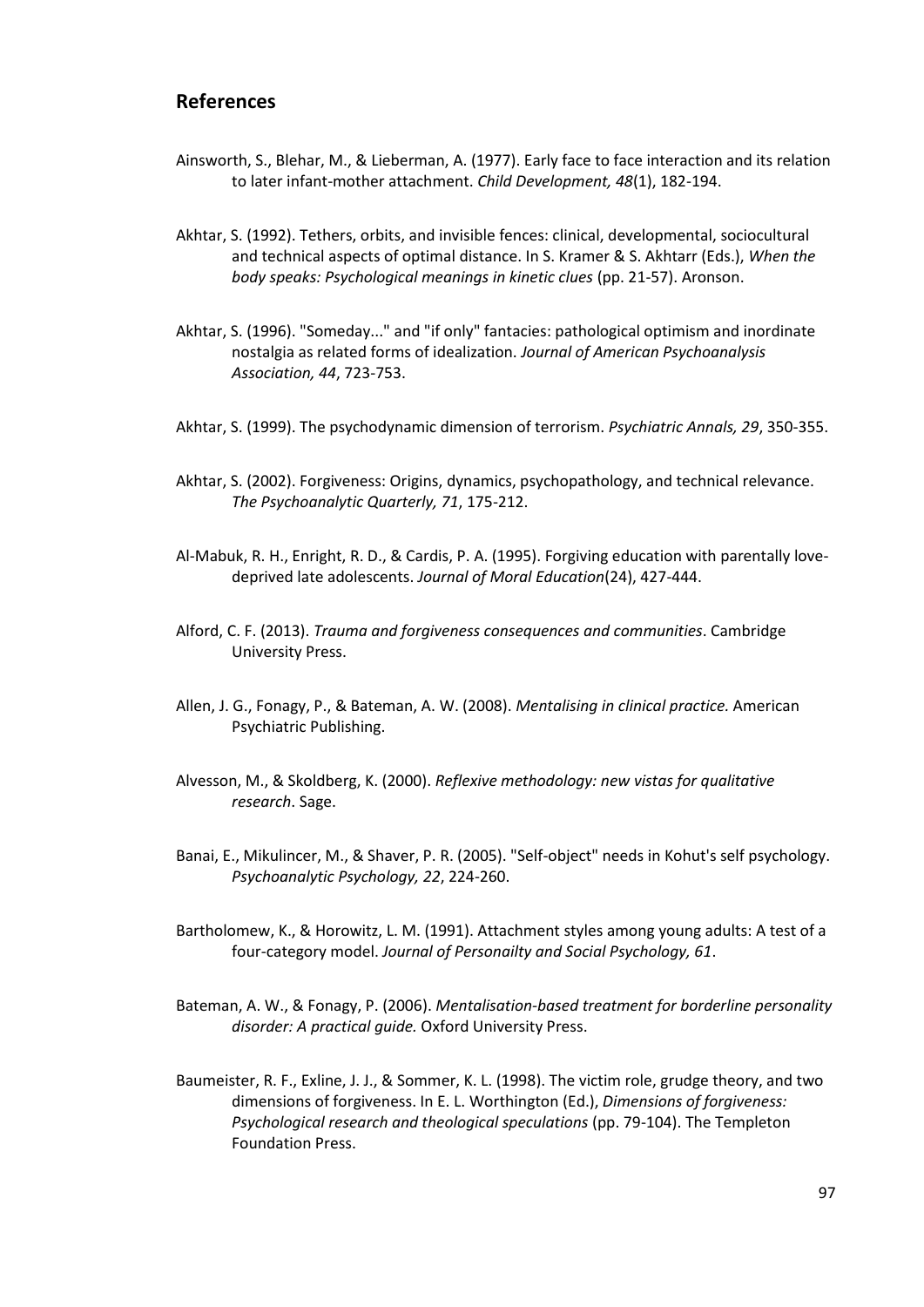## References

Ainsworth, S., Blehar, M., & Lieberman, A. (1977). Early face to face interaction and its relation to later infant-mother attachment. *Child Development, 48*(1), 182-194.

Akhtar, S. (1992). Tethers, orbits, and invisible fences: clinical, developmental, sociocultural and technical aspects of optimal distance. In S. Kramer & S. Akhtarr (Eds.), *When the body speaks: Psychological meanings in kinetic clues* (pp. 21-57). Aronson.

Akhtar, S. (1996). "Someday..." and "if only" fantacies: pathological optimism and inordinate nostalgia as related forms of idealization. *Journal of American Psychoanalysis Association, 44*, 723-753.

Akhtar, S. (1999). The psychodynamic dimension of terrorism. *Psychiatric Annals, 29*, 350-355.

Akhtar, S. (2002). Forgiveness: Origins, dynamics, psychopathology, and technical relevance. *The Psychoanalytic Quarterly, 71*, 175-212.

Al-Mabuk, R. H., Enright, R. D., & Cardis, P. A. (1995). Forgiving education with parentally love-deprived late adolescents. *Journal of Moral Education*(24), 427-444.

Alford, C. F. (2013). *Trauma and forgiveness consequences and communities*. Cambridge University Press.

Allen, J. G., Fonagy, P., & Bateman, A. W. (2008). *Mentalising in clinical practice.* American Psychiatric Publishing.

Alvesson, M., & Skoldberg, K. (2000). *Reflexive methodology: new vistas for qualitative research*. Sage.

Banai, E., Mikulincer, M., & Shaver, P. R. (2005). "Self-object" needs in Kohut's self psychology. *Psychoanalytic Psychology, 22*, 224-260.

Bartholomew, K., & Horowitz, L. M. (1991). Attachment styles among young adults: A test of a four-category model. *Journal of Personailty and Social Psychology, 61*.

Bateman, A. W., & Fonagy, P. (2006). *Mentalisation-based treatment for borderline personality disorder: A practical guide.* Oxford University Press.

Baumeister, R. F., Exline, J. J., & Sommer, K. L. (1998). The victim role, grudge theory, and two dimensions of forgiveness. In E. L. Worthington (Ed.), *Dimensions of forgiveness: Psychological research and theological speculations* (pp. 79-104). The Templeton Foundation Press.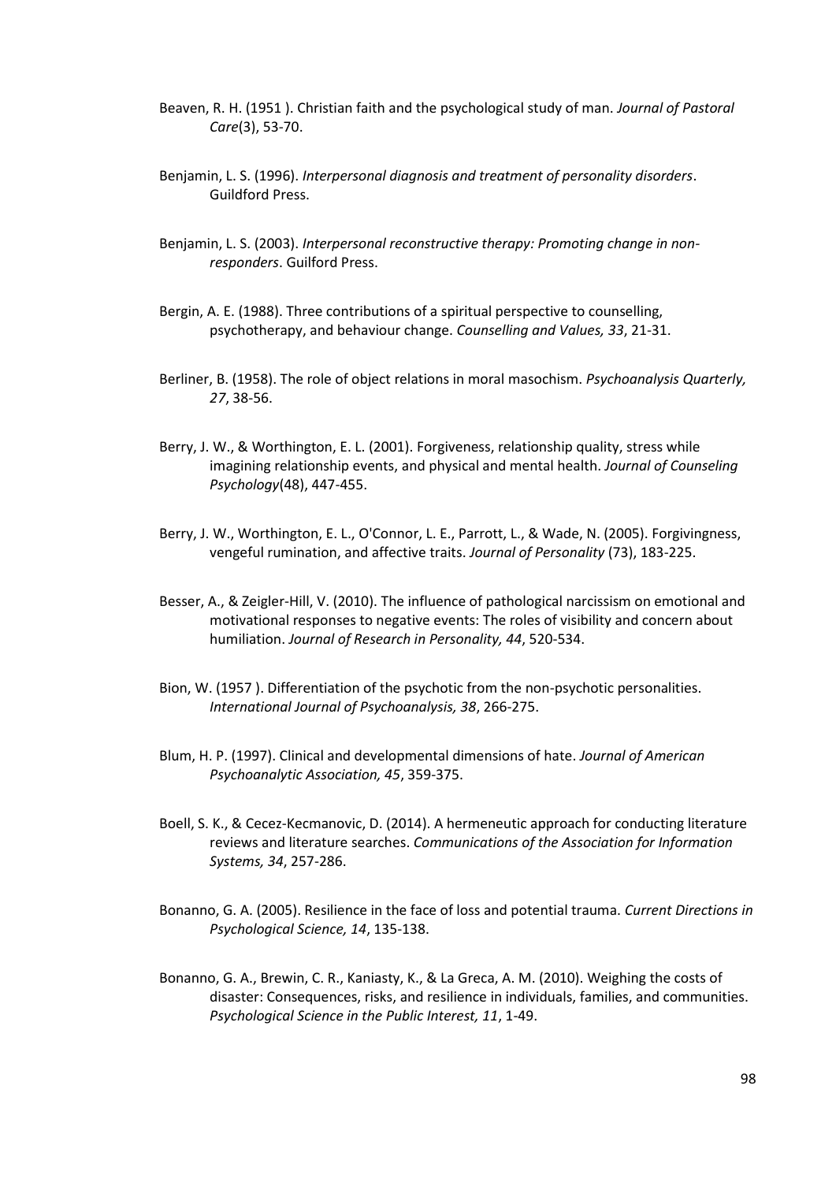Beaven, R. H. (1951 ). Christian faith and the psychological study of man. *Journal of Pastoral Care*(3), 53-70.

Benjamin, L. S. (1996). *Interpersonal diagnosis and treatment of personality disorders*. Guildford Press.

Benjamin, L. S. (2003). *Interpersonal reconstructive therapy: Promoting change in non-responders*. Guilford Press.

Bergin, A. E. (1988). Three contributions of a spiritual perspective to counselling, psychotherapy, and behaviour change. *Counselling and Values, 33*, 21-31.

Berliner, B. (1958). The role of object relations in moral masochism. *Psychoanalysis Quarterly, 27*, 38-56.

Berry, J. W., & Worthington, E. L. (2001). Forgiveness, relationship quality, stress while imagining relationship events, and physical and mental health. *Journal of Counseling Psychology*(48), 447-455.

Berry, J. W., Worthington, E. L., O'Connor, L. E., Parrott, L., & Wade, N. (2005). Forgivingness, vengeful rumination, and affective traits. *Journal of Personality* (73), 183-225.

Besser, A., & Zeigler-Hill, V. (2010). The influence of pathological narcissism on emotional and motivational responses to negative events: The roles of visibility and concern about humiliation. *Journal of Research in Personality, 44*, 520-534.

Bion, W. (1957 ). Differentiation of the psychotic from the non-psychotic personalities. *International Journal of Psychoanalysis, 38*, 266-275.

Blum, H. P. (1997). Clinical and developmental dimensions of hate. *Journal of American Psychoanalytic Association, 45*, 359-375.

Boell, S. K., & Cecez-Kecmanovic, D. (2014). A hermeneutic approach for conducting literature reviews and literature searches. *Communications of the Association for Information Systems, 34*, 257-286.

Bonanno, G. A. (2005). Resilience in the face of loss and potential trauma. *Current Directions in Psychological Science, 14*, 135-138.

Bonanno, G. A., Brewin, C. R., Kaniasty, K., & La Greca, A. M. (2010). Weighing the costs of disaster: Consequences, risks, and resilience in individuals, families, and communities. *Psychological Science in the Public Interest, 11*, 1-49.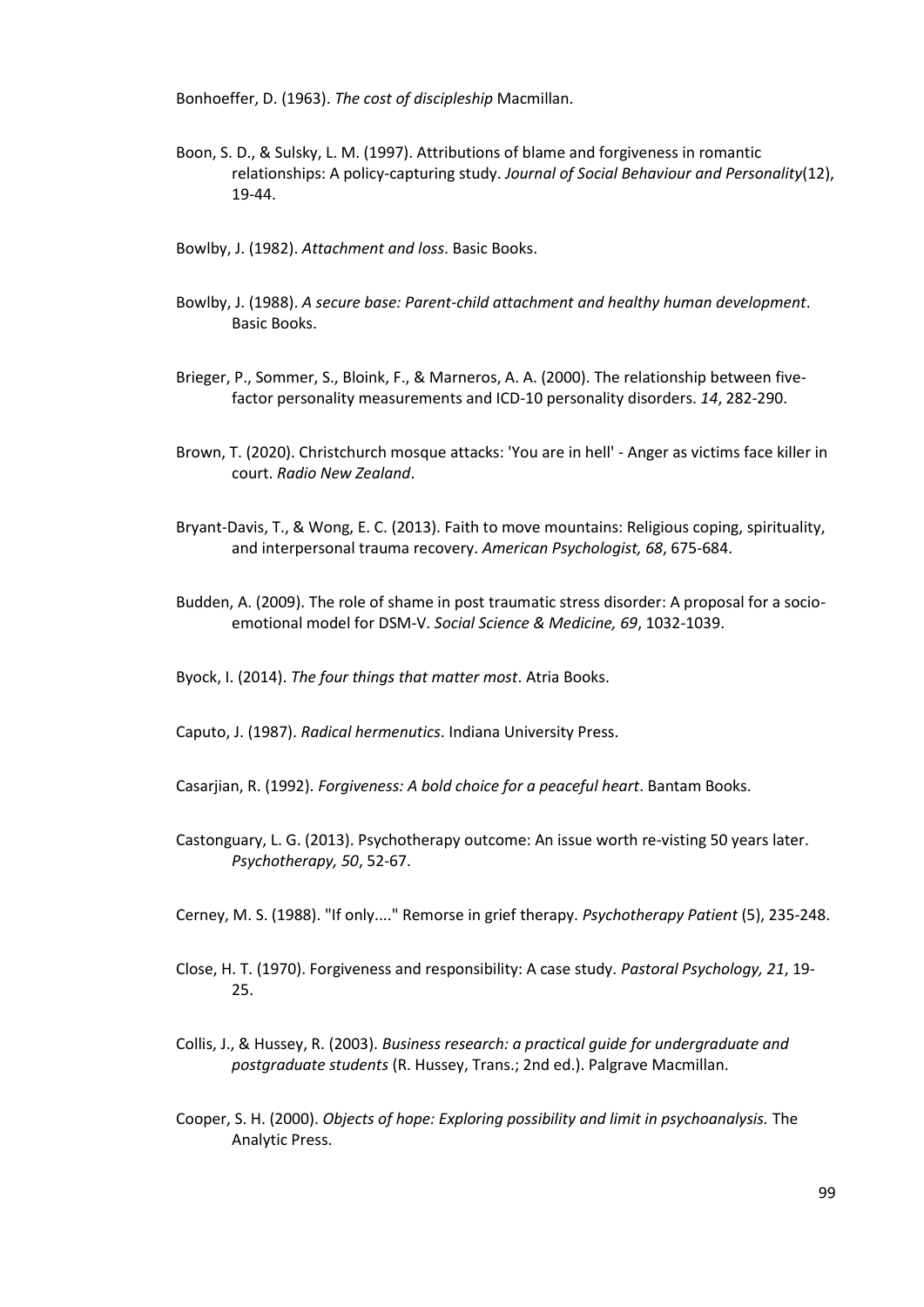Bonhoeffer, D. (1963). *The cost of discipleship* Macmillan.

Boon, S. D., & Sulsky, L. M. (1997). Attributions of blame and forgiveness in romantic relationships: A policy-capturing study. *Journal of Social Behaviour and Personality*(12), 19-44.

Bowlby, J. (1982). *Attachment and loss*. Basic Books.

Bowlby, J. (1988). *A secure base: Parent-child attachment and healthy human development*. Basic Books.

Brieger, P., Sommer, S., Bloink, F., & Marneros, A. A. (2000). The relationship between five-factor personality measurements and ICD-10 personality disorders. *14*, 282-290.

Brown, T. (2020). Christchurch mosque attacks: 'You are in hell' - Anger as victims face killer in court. *Radio New Zealand*.

Bryant-Davis, T., & Wong, E. C. (2013). Faith to move mountains: Religious coping, spirituality, and interpersonal trauma recovery. *American Psychologist, 68*, 675-684.

Budden, A. (2009). The role of shame in post traumatic stress disorder: A proposal for a socio-emotional model for DSM-V. *Social Science & Medicine, 69*, 1032-1039.

Byock, I. (2014). *The four things that matter most*. Atria Books.

Caputo, J. (1987). *Radical hermenutics*. Indiana University Press.

Casarjian, R. (1992). *Forgiveness: A bold choice for a peaceful heart*. Bantam Books.

Castonguary, L. G. (2013). Psychotherapy outcome: An issue worth re-visting 50 years later. *Psychotherapy, 50*, 52-67.

Cerney, M. S. (1988). "If only...." Remorse in grief therapy. *Psychotherapy Patient* (5), 235-248.

Close, H. T. (1970). Forgiveness and responsibility: A case study. *Pastoral Psychology, 21*, 19-25.

Collis, J., & Hussey, R. (2003). *Business research: a practical guide for undergraduate and postgraduate students* (R. Hussey, Trans.; 2nd ed.). Palgrave Macmillan.

Cooper, S. H. (2000). *Objects of hope: Exploring possibility and limit in psychoanalysis.* The Analytic Press.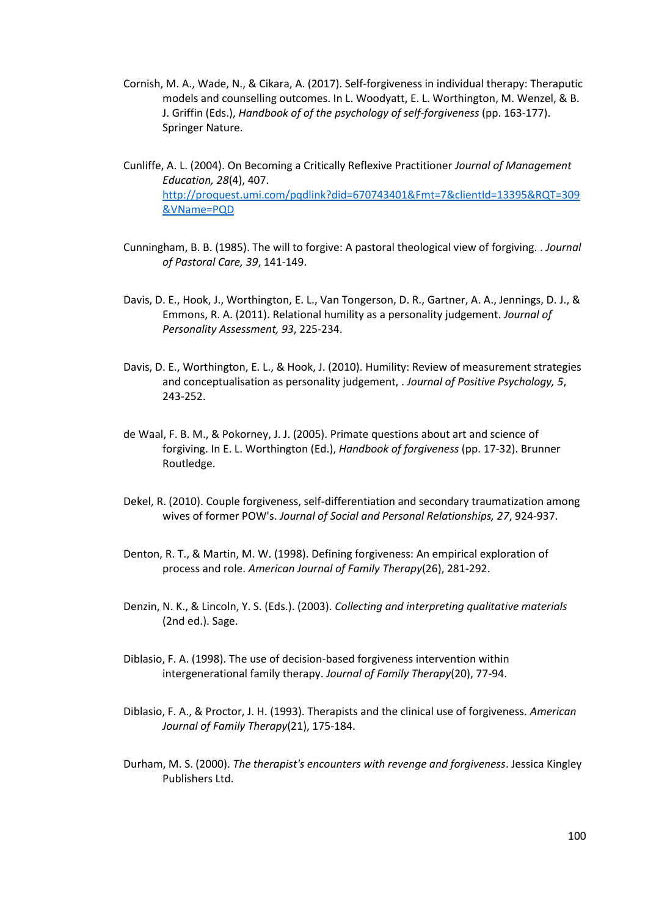Cornish, M. A., Wade, N., & Cikara, A. (2017). Self-forgiveness in individual therapy: Theraputic models and counselling outcomes. In L. Woodyatt, E. L. Worthington, M. Wenzel, & B. J. Griffin (Eds.), *Handbook of of the psychology of self-forgiveness* (pp. 163-177). Springer Nature.

Cunliffe, A. L. (2004). On Becoming a Critically Reflexive Practitioner *Journal of Management Education, 28*(4), 407. [http://proquest.umi.com/pqdlink?did=670743401&Fmt=7&clientId=13395&RQT=309&VName=PQD](http://proquest.umi.com/pqdlink?did=670743401&Fmt=7&clientId=13395&RQT=309&VName=PQD)

Cunningham, B. B. (1985). The will to forgive: A pastoral theological view of forgiving. . *Journal of Pastoral Care, 39*, 141-149.

Davis, D. E., Hook, J., Worthington, E. L., Van Tongerson, D. R., Gartner, A. A., Jennings, D. J., & Emmons, R. A. (2011). Relational humility as a personality judgement. *Journal of Personality Assessment, 93*, 225-234.

Davis, D. E., Worthington, E. L., & Hook, J. (2010). Humility: Review of measurement strategies and conceptualisation as personality judgement, . *Journal of Positive Psychology, 5*, 243-252.

de Waal, F. B. M., & Pokorney, J. J. (2005). Primate questions about art and science of forgiving. In E. L. Worthington (Ed.), *Handbook of forgiveness* (pp. 17-32). Brunner Routledge.

Dekel, R. (2010). Couple forgiveness, self-differentiation and secondary traumatization among wives of former POW's. *Journal of Social and Personal Relationships, 27*, 924-937.

Denton, R. T., & Martin, M. W. (1998). Defining forgiveness: An empirical exploration of process and role. *American Journal of Family Therapy*(26), 281-292.

Denzin, N. K., & Lincoln, Y. S. (Eds.). (2003). *Collecting and interpreting qualitative materials* (2nd ed.). Sage.

Diblasio, F. A. (1998). The use of decision-based forgiveness intervention within intergenerational family therapy. *Journal of Family Therapy*(20), 77-94.

Diblasio, F. A., & Proctor, J. H. (1993). Therapists and the clinical use of forgiveness. *American Journal of Family Therapy*(21), 175-184.

Durham, M. S. (2000). *The therapist's encounters with revenge and forgiveness*. Jessica Kingley Publishers Ltd.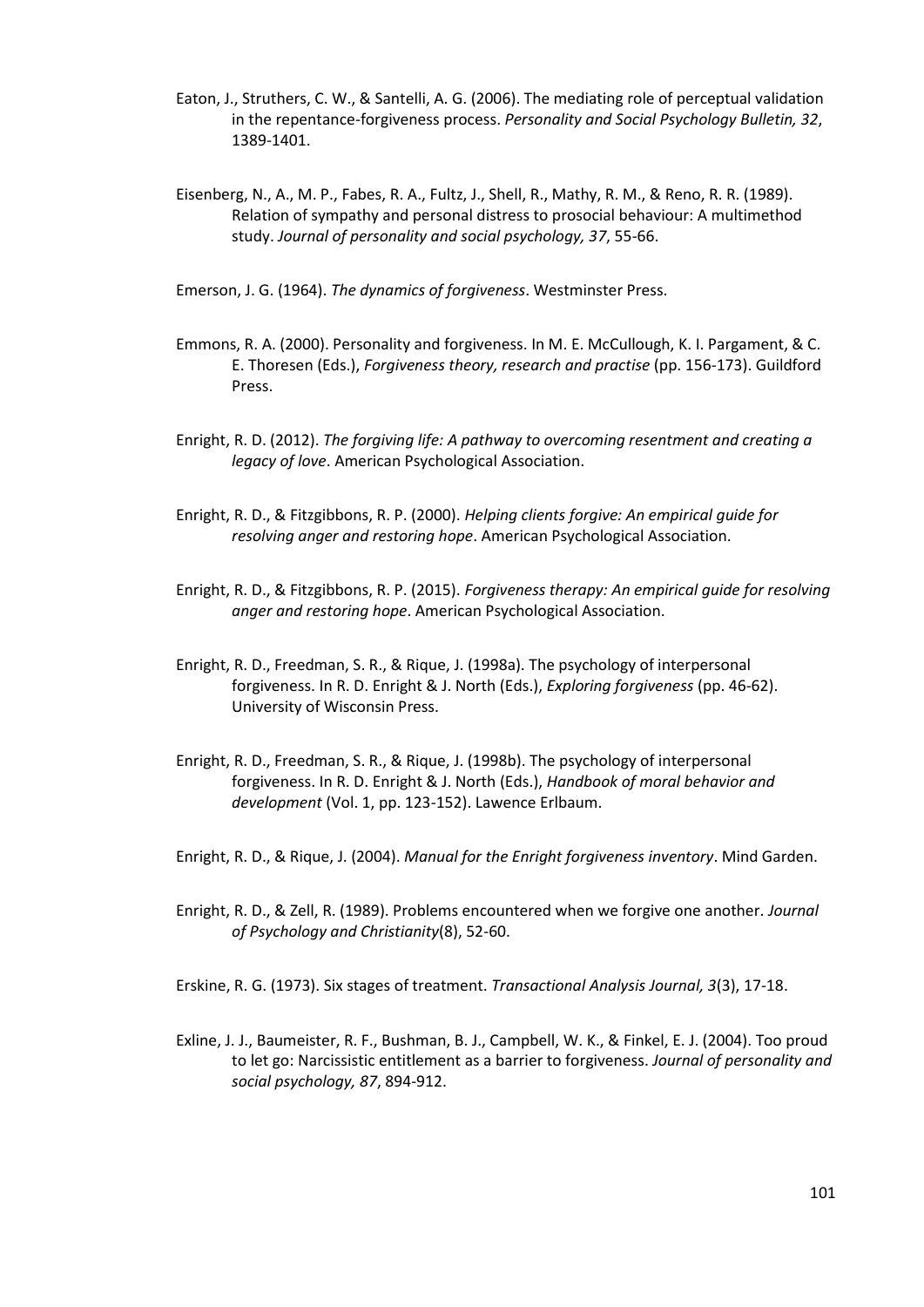Eaton, J., Struthers, C. W., & Santelli, A. G. (2006). The mediating role of perceptual validation in the repentance-forgiveness process. *Personality and Social Psychology Bulletin, 32*, 1389-1401.

Eisenberg, N., A., M. P., Fabes, R. A., Fultz, J., Shell, R., Mathy, R. M., & Reno, R. R. (1989). Relation of sympathy and personal distress to prosocial behaviour: A multimethod study. *Journal of personality and social psychology, 37*, 55-66.

Emerson, J. G. (1964). *The dynamics of forgiveness*. Westminster Press.

Emmons, R. A. (2000). Personality and forgiveness. In M. E. McCullough, K. I. Pargament, & C. E. Thoresen (Eds.), *Forgiveness theory, research and practise* (pp. 156-173). Guildford Press.

Enright, R. D. (2012). *The forgiving life: A pathway to overcoming resentment and creating a legacy of love*. American Psychological Association.

Enright, R. D., & Fitzgibbons, R. P. (2000). *Helping clients forgive: An empirical guide for resolving anger and restoring hope*. American Psychological Association.

Enright, R. D., & Fitzgibbons, R. P. (2015). *Forgiveness therapy: An empirical guide for resolving anger and restoring hope*. American Psychological Association.

Enright, R. D., Freedman, S. R., & Rique, J. (1998a). The psychology of interpersonal forgiveness. In R. D. Enright & J. North (Eds.), *Exploring forgiveness* (pp. 46-62). University of Wisconsin Press.

Enright, R. D., Freedman, S. R., & Rique, J. (1998b). The psychology of interpersonal forgiveness. In R. D. Enright & J. North (Eds.), *Handbook of moral behavior and development* (Vol. 1, pp. 123-152). Lawence Erlbaum.

Enright, R. D., & Rique, J. (2004). *Manual for the Enright forgiveness inventory*. Mind Garden.

Enright, R. D., & Zell, R. (1989). Problems encountered when we forgive one another. *Journal of Psychology and Christianity*(8), 52-60.

Erskine, R. G. (1973). Six stages of treatment. *Transactional Analysis Journal, 3*(3), 17-18.

Exline, J. J., Baumeister, R. F., Bushman, B. J., Campbell, W. K., & Finkel, E. J. (2004). Too proud to let go: Narcissistic entitlement as a barrier to forgiveness. *Journal of personality and social psychology, 87*, 894-912.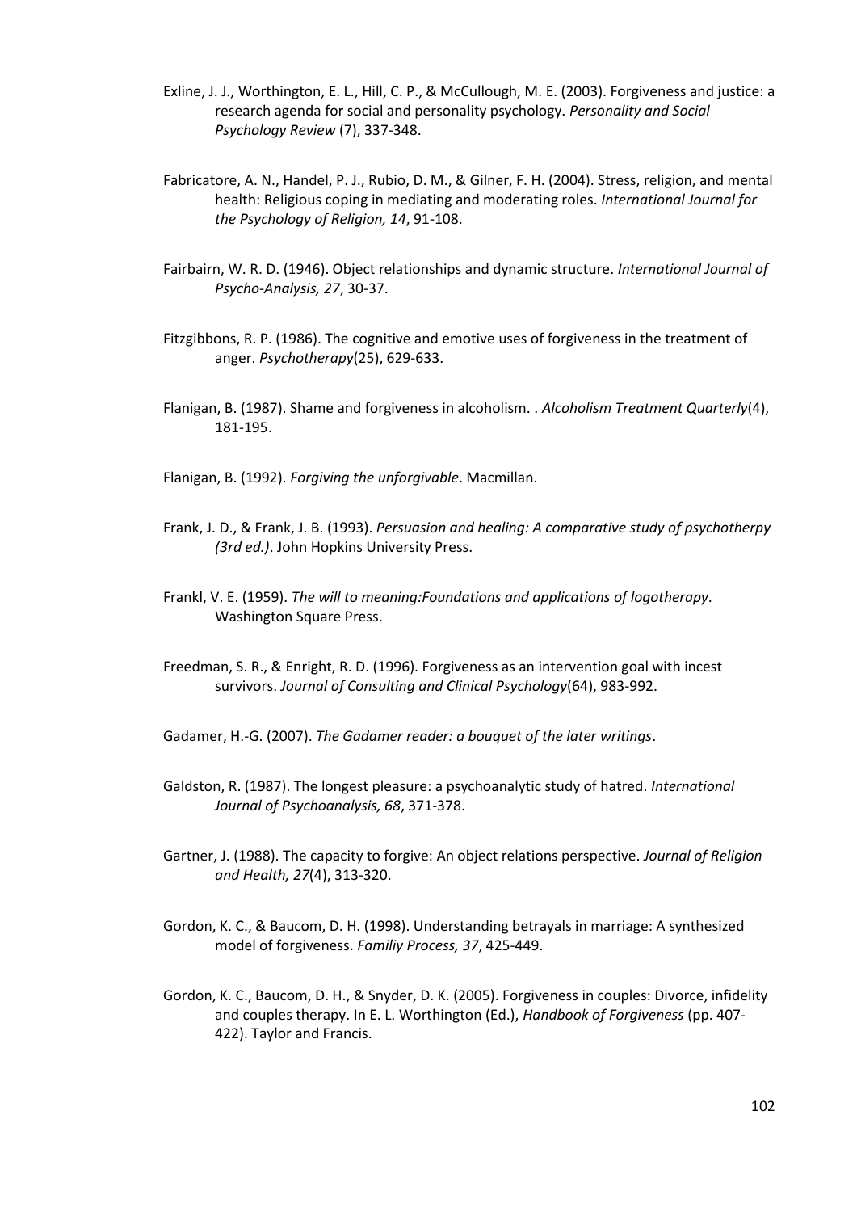Exline, J. J., Worthington, E. L., Hill, C. P., & McCullough, M. E. (2003). Forgiveness and justice: a research agenda for social and personality psychology. *Personality and Social Psychology Review* (7), 337-348.

Fabricatore, A. N., Handel, P. J., Rubio, D. M., & Gilner, F. H. (2004). Stress, religion, and mental health: Religious coping in mediating and moderating roles. *International Journal for the Psychology of Religion, 14*, 91-108.

Fairbairn, W. R. D. (1946). Object relationships and dynamic structure. *International Journal of Psycho-Analysis, 27*, 30-37.

Fitzgibbons, R. P. (1986). The cognitive and emotive uses of forgiveness in the treatment of anger. *Psychotherapy*(25), 629-633.

Flanigan, B. (1987). Shame and forgiveness in alcoholism. . *Alcoholism Treatment Quarterly*(4), 181-195.

Flanigan, B. (1992). *Forgiving the unforgivable*. Macmillan.

Frank, J. D., & Frank, J. B. (1993). *Persuasion and healing: A comparative study of psychotherpy (3rd ed.)*. John Hopkins University Press.

Frankl, V. E. (1959). *The will to meaning:Foundations and applications of logotherapy*. Washington Square Press.

Freedman, S. R., & Enright, R. D. (1996). Forgiveness as an intervention goal with incest survivors. *Journal of Consulting and Clinical Psychology*(64), 983-992.

Gadamer, H.-G. (2007). *The Gadamer reader: a bouquet of the later writings*.

Galdston, R. (1987). The longest pleasure: a psychoanalytic study of hatred. *International Journal of Psychoanalysis, 68*, 371-378.

Gartner, J. (1988). The capacity to forgive: An object relations perspective. *Journal of Religion and Health, 27*(4), 313-320.

Gordon, K. C., & Baucom, D. H. (1998). Understanding betrayals in marriage: A synthesized model of forgiveness. *Familiy Process, 37*, 425-449.

Gordon, K. C., Baucom, D. H., & Snyder, D. K. (2005). Forgiveness in couples: Divorce, infidelity and couples therapy. In E. L. Worthington (Ed.), *Handbook of Forgiveness* (pp. 407-422). Taylor and Francis.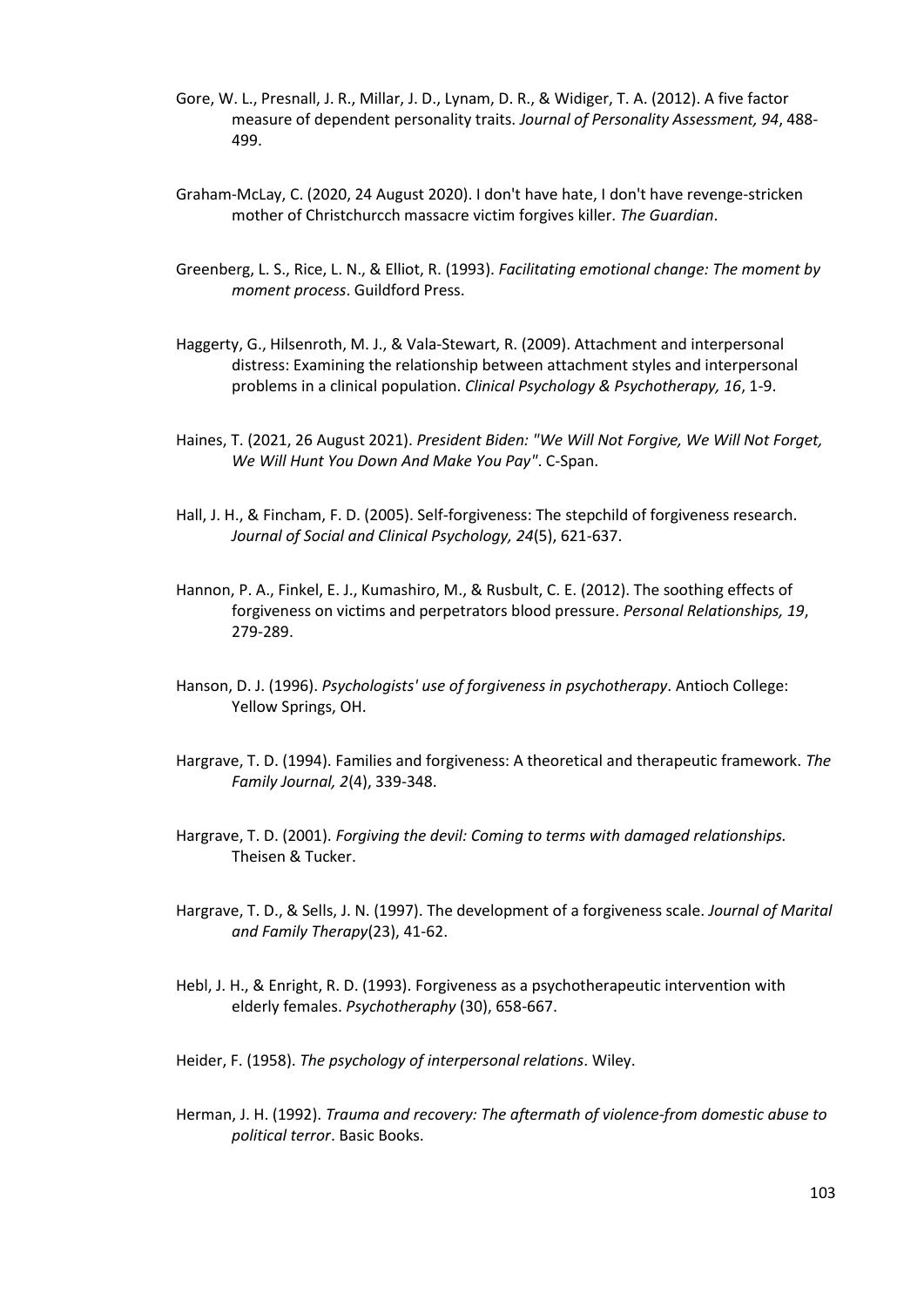Gore, W. L., Presnall, J. R., Millar, J. D., Lynam, D. R., & Widiger, T. A. (2012). A five factor measure of dependent personality traits. *Journal of Personality Assessment, 94*, 488-499.

Graham-McLay, C. (2020, 24 August 2020). I don't have hate, I don't have revenge-stricken mother of Christchurcch massacre victim forgives killer. *The Guardian*.

Greenberg, L. S., Rice, L. N., & Elliot, R. (1993). *Facilitating emotional change: The moment by moment process*. Guildford Press.

Haggerty, G., Hilsenroth, M. J., & Vala-Stewart, R. (2009). Attachment and interpersonal distress: Examining the relationship between attachment styles and interpersonal problems in a clinical population. *Clinical Psychology & Psychotherapy, 16*, 1-9.

Haines, T. (2021, 26 August 2021). *President Biden: "We Will Not Forgive, We Will Not Forget, We Will Hunt You Down And Make You Pay"*. C-Span.

Hall, J. H., & Fincham, F. D. (2005). Self-forgiveness: The stepchild of forgiveness research. *Journal of Social and Clinical Psychology, 24*(5), 621-637.

Hannon, P. A., Finkel, E. J., Kumashiro, M., & Rusbult, C. E. (2012). The soothing effects of forgiveness on victims and perpetrators blood pressure. *Personal Relationships, 19*, 279-289.

Hanson, D. J. (1996). *Psychologists' use of forgiveness in psychotherapy*. Antioch College: Yellow Springs, OH.

Hargrave, T. D. (1994). Families and forgiveness: A theoretical and therapeutic framework. *The Family Journal, 2*(4), 339-348.

Hargrave, T. D. (2001). *Forgiving the devil: Coming to terms with damaged relationships.* Theisen & Tucker.

Hargrave, T. D., & Sells, J. N. (1997). The development of a forgiveness scale. *Journal of Marital and Family Therapy*(23), 41-62.

Hebl, J. H., & Enright, R. D. (1993). Forgiveness as a psychotherapeutic intervention with elderly females. *Psychotheraphy* (30), 658-667.

Heider, F. (1958). *The psychology of interpersonal relations*. Wiley.

Herman, J. H. (1992). *Trauma and recovery: The aftermath of violence-from domestic abuse to political terror*. Basic Books.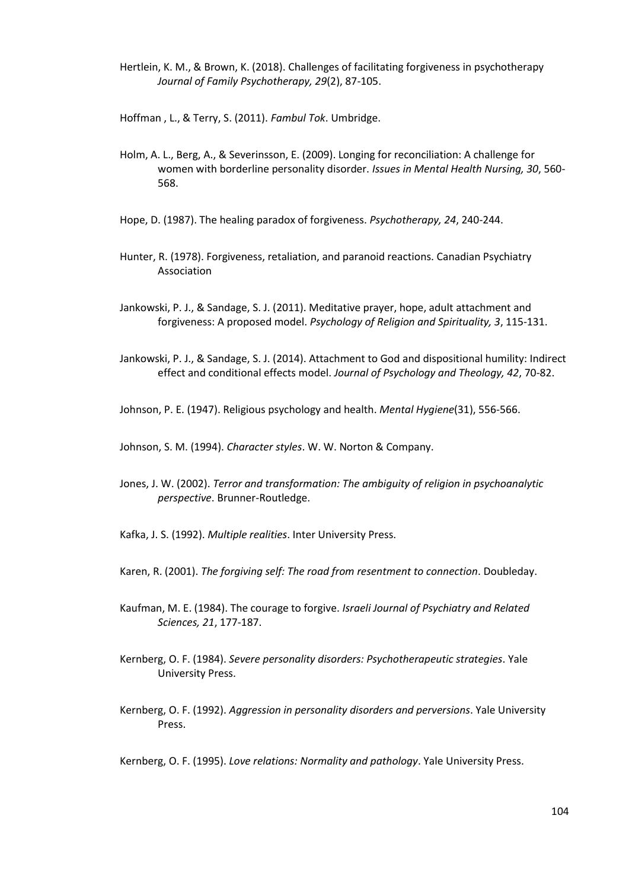Hertlein, K. M., & Brown, K. (2018). Challenges of facilitating forgiveness in psychotherapy *Journal of Family Psychotherapy, 29*(2), 87-105.

Hoffman , L., & Terry, S. (2011). *Fambul Tok*. Umbridge.

Holm, A. L., Berg, A., & Severinsson, E. (2009). Longing for reconciliation: A challenge for women with borderline personality disorder. *Issues in Mental Health Nursing, 30*, 560-568.

Hope, D. (1987). The healing paradox of forgiveness. *Psychotherapy, 24*, 240-244.

Hunter, R. (1978). Forgiveness, retaliation, and paranoid reactions. Canadian Psychiatry Association

Jankowski, P. J., & Sandage, S. J. (2011). Meditative prayer, hope, adult attachment and forgiveness: A proposed model. *Psychology of Religion and Spirituality, 3*, 115-131.

Jankowski, P. J., & Sandage, S. J. (2014). Attachment to God and dispositional humility: Indirect effect and conditional effects model. *Journal of Psychology and Theology, 42*, 70-82.

Johnson, P. E. (1947). Religious psychology and health. *Mental Hygiene*(31), 556-566.

Johnson, S. M. (1994). *Character styles*. W. W. Norton & Company.

Jones, J. W. (2002). *Terror and transformation: The ambiguity of religion in psychoanalytic perspective*. Brunner-Routledge.

Kafka, J. S. (1992). *Multiple realities*. Inter University Press.

Karen, R. (2001). *The forgiving self: The road from resentment to connection*. Doubleday.

Kaufman, M. E. (1984). The courage to forgive. *Israeli Journal of Psychiatry and Related Sciences, 21*, 177-187.

Kernberg, O. F. (1984). *Severe personality disorders: Psychotherapeutic strategies*. Yale University Press.

Kernberg, O. F. (1992). *Aggression in personality disorders and perversions*. Yale University Press.

Kernberg, O. F. (1995). *Love relations: Normality and pathology*. Yale University Press.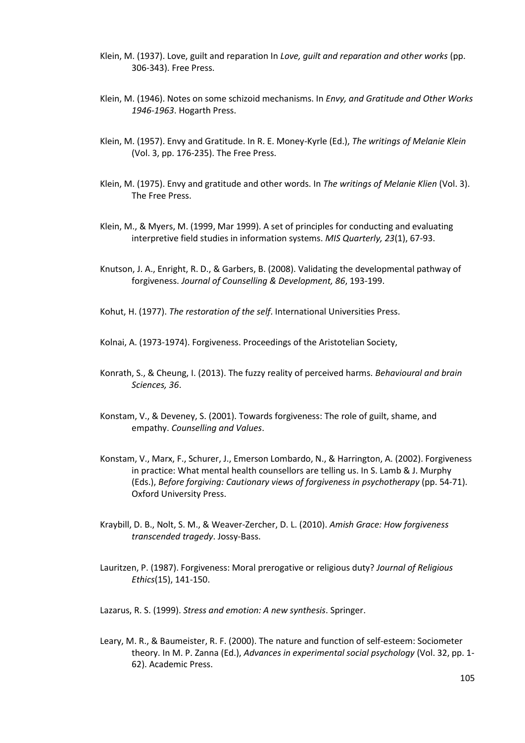Klein, M. (1937). Love, guilt and reparation In *Love, guilt and reparation and other works* (pp. 306-343). Free Press.

Klein, M. (1946). Notes on some schizoid mechanisms. In *Envy, and Gratitude and Other Works 1946-1963*. Hogarth Press.

Klein, M. (1957). Envy and Gratitude. In R. E. Money-Kyrle (Ed.), *The writings of Melanie Klein* (Vol. 3, pp. 176-235). The Free Press.

Klein, M. (1975). Envy and gratitude and other words. In *The writings of Melanie Klien* (Vol. 3). The Free Press.

Klein, M., & Myers, M. (1999, Mar 1999). A set of principles for conducting and evaluating interpretive field studies in information systems. *MIS Quarterly, 23*(1), 67-93.

Knutson, J. A., Enright, R. D., & Garbers, B. (2008). Validating the developmental pathway of forgiveness. *Journal of Counselling & Development, 86*, 193-199.

Kohut, H. (1977). *The restoration of the self*. International Universities Press.

Kolnai, A. (1973-1974). Forgiveness. Proceedings of the Aristotelian Society,

Konrath, S., & Cheung, I. (2013). The fuzzy reality of perceived harms. *Behavioural and brain Sciences, 36*.

Konstam, V., & Deveney, S. (2001). Towards forgiveness: The role of guilt, shame, and empathy. *Counselling and Values*.

Konstam, V., Marx, F., Schurer, J., Emerson Lombardo, N., & Harrington, A. (2002). Forgiveness in practice: What mental health counsellors are telling us. In S. Lamb & J. Murphy (Eds.), *Before forgiving: Cautionary views of forgiveness in psychotherapy* (pp. 54-71). Oxford University Press.

Kraybill, D. B., Nolt, S. M., & Weaver-Zercher, D. L. (2010). *Amish Grace: How forgiveness transcended tragedy*. Jossy-Bass.

Lauritzen, P. (1987). Forgiveness: Moral prerogative or religious duty? *Journal of Religious Ethics*(15), 141-150.

Lazarus, R. S. (1999). *Stress and emotion: A new synthesis*. Springer.

Leary, M. R., & Baumeister, R. F. (2000). The nature and function of self-esteem: Sociometer theory. In M. P. Zanna (Ed.), *Advances in experimental social psychology* (Vol. 32, pp. 1-62). Academic Press.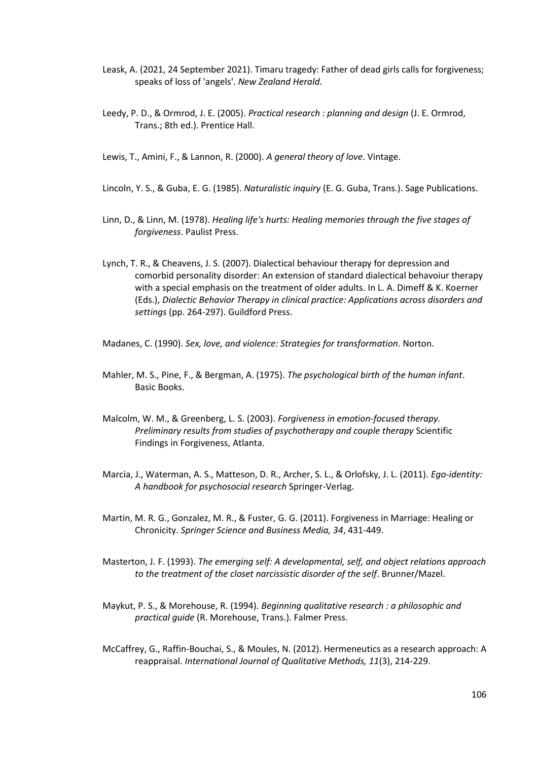Leask, A. (2021, 24 September 2021). Timaru tragedy: Father of dead girls calls for forgiveness; speaks of loss of 'angels'. *New Zealand Herald*.

Leedy, P. D., & Ormrod, J. E. (2005). *Practical research : planning and design* (J. E. Ormrod, Trans.; 8th ed.). Prentice Hall.

Lewis, T., Amini, F., & Lannon, R. (2000). *A general theory of love*. Vintage.

Lincoln, Y. S., & Guba, E. G. (1985). *Naturalistic inquiry* (E. G. Guba, Trans.). Sage Publications.

Linn, D., & Linn, M. (1978). *Healing life's hurts: Healing memories through the five stages of forgiveness*. Paulist Press.

Lynch, T. R., & Cheavens, J. S. (2007). Dialectical behaviour therapy for depression and comorbid personality disorder: An extension of standard dialectical behavoiur therapy with a special emphasis on the treatment of older adults. In L. A. Dimeff & K. Koerner (Eds.), *Dialectic Behavior Therapy in clinical practice: Applications across disorders and settings* (pp. 264-297). Guildford Press.

Madanes, C. (1990). *Sex, love, and violence: Strategies for transformation*. Norton.

Mahler, M. S., Pine, F., & Bergman, A. (1975). *The psychological birth of the human infant*. Basic Books.

Malcolm, W. M., & Greenberg, L. S. (2003). *Forgiveness in emotion-focused therapy. Preliminary results from studies of psychotherapy and couple therapy* Scientific Findings in Forgiveness, Atlanta.

Marcia, J., Waterman, A. S., Matteson, D. R., Archer, S. L., & Orlofsky, J. L. (2011). *Ego-identity: A handbook for psychosocial research* Springer-Verlag.

Martin, M. R. G., Gonzalez, M. R., & Fuster, G. G. (2011). Forgiveness in Marriage: Healing or Chronicity. *Springer Science and Business Media, 34*, 431-449.

Masterton, J. F. (1993). *The emerging self: A developmental, self, and object relations approach to the treatment of the closet narcissistic disorder of the self*. Brunner/Mazel.

Maykut, P. S., & Morehouse, R. (1994). *Beginning qualitative research : a philosophic and practical guide* (R. Morehouse, Trans.). Falmer Press.

McCaffrey, G., Raffin-Bouchai, S., & Moules, N. (2012). Hermeneutics as a research approach: A reappraisal. *International Journal of Qualitative Methods, 11*(3), 214-229.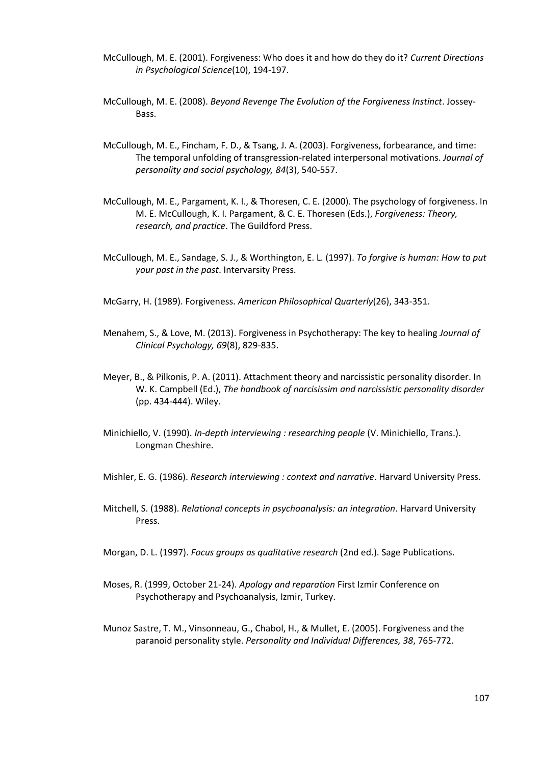McCullough, M. E. (2001). Forgiveness: Who does it and how do they do it? *Current Directions in Psychological Science*(10), 194-197.

McCullough, M. E. (2008). *Beyond Revenge The Evolution of the Forgiveness Instinct*. Jossey-Bass.

McCullough, M. E., Fincham, F. D., & Tsang, J. A. (2003). Forgiveness, forbearance, and time: The temporal unfolding of transgression-related interpersonal motivations. *Journal of personality and social psychology, 84*(3), 540-557.

McCullough, M. E., Pargament, K. I., & Thoresen, C. E. (2000). The psychology of forgiveness. In M. E. McCullough, K. I. Pargament, & C. E. Thoresen (Eds.), *Forgiveness: Theory, research, and practice*. The Guildford Press.

McCullough, M. E., Sandage, S. J., & Worthington, E. L. (1997). *To forgive is human: How to put your past in the past*. Intervarsity Press.

McGarry, H. (1989). Forgiveness. *American Philosophical Quarterly*(26), 343-351.

Menahem, S., & Love, M. (2013). Forgiveness in Psychotherapy: The key to healing *Journal of Clinical Psychology, 69*(8), 829-835.

Meyer, B., & Pilkonis, P. A. (2011). Attachment theory and narcissistic personality disorder. In W. K. Campbell (Ed.), *The handbook of narcisissim and narcissistic personality disorder* (pp. 434-444). Wiley.

Minichiello, V. (1990). *In-depth interviewing : researching people* (V. Minichiello, Trans.). Longman Cheshire.

Mishler, E. G. (1986). *Research interviewing : context and narrative*. Harvard University Press.

Mitchell, S. (1988). *Relational concepts in psychoanalysis: an integration*. Harvard University Press.

Morgan, D. L. (1997). *Focus groups as qualitative research* (2nd ed.). Sage Publications.

Moses, R. (1999, October 21-24). *Apology and reparation* First Izmir Conference on Psychotherapy and Psychoanalysis, Izmir, Turkey.

Munoz Sastre, T. M., Vinsonneau, G., Chabol, H., & Mullet, E. (2005). Forgiveness and the paranoid personality style. *Personality and Individual Differences, 38*, 765-772.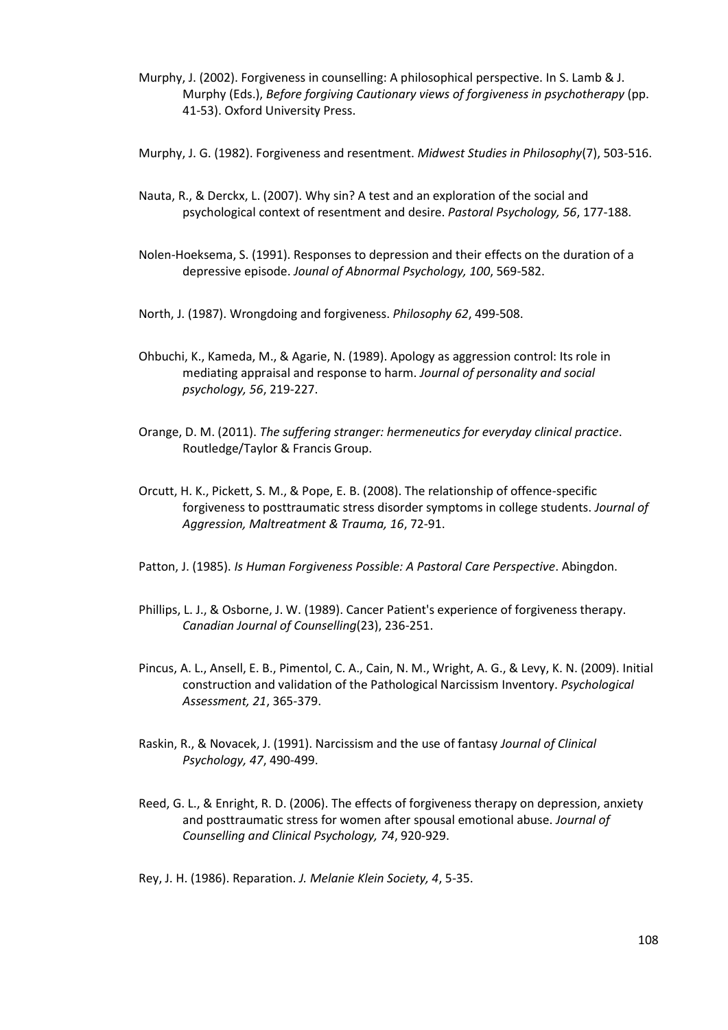Murphy, J. (2002). Forgiveness in counselling: A philosophical perspective. In S. Lamb & J. Murphy (Eds.), *Before forgiving Cautionary views of forgiveness in psychotherapy* (pp. 41-53). Oxford University Press.

Murphy, J. G. (1982). Forgiveness and resentment. *Midwest Studies in Philosophy*(7), 503-516.

Nauta, R., & Derckx, L. (2007). Why sin? A test and an exploration of the social and psychological context of resentment and desire. *Pastoral Psychology, 56*, 177-188.

Nolen-Hoeksema, S. (1991). Responses to depression and their effects on the duration of a depressive episode. *Jounal of Abnormal Psychology, 100*, 569-582.

North, J. (1987). Wrongdoing and forgiveness. *Philosophy 62*, 499-508.

Ohbuchi, K., Kameda, M., & Agarie, N. (1989). Apology as aggression control: Its role in mediating appraisal and response to harm. *Journal of personality and social psychology, 56*, 219-227.

Orange, D. M. (2011). *The suffering stranger: hermeneutics for everyday clinical practice*. Routledge/Taylor & Francis Group.

Orcutt, H. K., Pickett, S. M., & Pope, E. B. (2008). The relationship of offence-specific forgiveness to posttraumatic stress disorder symptoms in college students. *Journal of Aggression, Maltreatment & Trauma, 16*, 72-91.

Patton, J. (1985). *Is Human Forgiveness Possible: A Pastoral Care Perspective*. Abingdon.

Phillips, L. J., & Osborne, J. W. (1989). Cancer Patient's experience of forgiveness therapy. *Canadian Journal of Counselling*(23), 236-251.

Pincus, A. L., Ansell, E. B., Pimentol, C. A., Cain, N. M., Wright, A. G., & Levy, K. N. (2009). Initial construction and validation of the Pathological Narcissism Inventory. *Psychological Assessment, 21*, 365-379.

Raskin, R., & Novacek, J. (1991). Narcissism and the use of fantasy *Journal of Clinical Psychology, 47*, 490-499.

Reed, G. L., & Enright, R. D. (2006). The effects of forgiveness therapy on depression, anxiety and posttraumatic stress for women after spousal emotional abuse. *Journal of Counselling and Clinical Psychology, 74*, 920-929.

Rey, J. H. (1986). Reparation. *J. Melanie Klein Society, 4*, 5-35.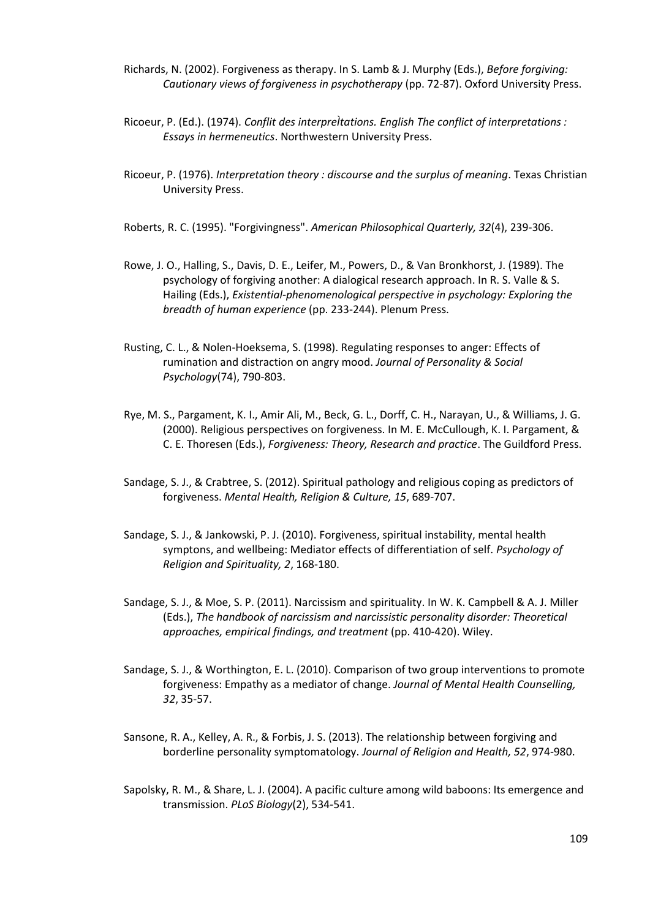Richards, N. (2002). Forgiveness as therapy. In S. Lamb & J. Murphy (Eds.), *Before forgiving: Cautionary views of forgiveness in psychotherapy* (pp. 72-87). Oxford University Press.

Ricoeur, P. (Ed.). (1974). *Conflit des interpretations. English The conflict of interpretations : Essays in hermeneutics*. Northwestern University Press.

Ricoeur, P. (1976). *Interpretation theory : discourse and the surplus of meaning*. Texas Christian University Press.

Roberts, R. C. (1995). "Forgivingness". *American Philosophical Quarterly, 32*(4), 239-306.

Rowe, J. O., Halling, S., Davis, D. E., Leifer, M., Powers, D., & Van Bronkhorst, J. (1989). The psychology of forgiving another: A dialogical research approach. In R. S. Valle & S. Hailing (Eds.), *Existential-phenomenological perspective in psychology: Exploring the breadth of human experience* (pp. 233-244). Plenum Press.

Rusting, C. L., & Nolen-Hoeksema, S. (1998). Regulating responses to anger: Effects of rumination and distraction on angry mood. *Journal of Personality & Social Psychology*(74), 790-803.

Rye, M. S., Pargament, K. I., Amir Ali, M., Beck, G. L., Dorff, C. H., Narayan, U., & Williams, J. G. (2000). Religious perspectives on forgiveness. In M. E. McCullough, K. I. Pargament, & C. E. Thoresen (Eds.), *Forgiveness: Theory, Research and practice*. The Guildford Press.

Sandage, S. J., & Crabtree, S. (2012). Spiritual pathology and religious coping as predictors of forgiveness. *Mental Health, Religion & Culture, 15*, 689-707.

Sandage, S. J., & Jankowski, P. J. (2010). Forgiveness, spiritual instability, mental health symptons, and wellbeing: Mediator effects of differentiation of self. *Psychology of Religion and Spirituality, 2*, 168-180.

Sandage, S. J., & Moe, S. P. (2011). Narcissism and spirituality. In W. K. Campbell & A. J. Miller (Eds.), *The handbook of narcissism and narcissistic personality disorder: Theoretical approaches, empirical findings, and treatment* (pp. 410-420). Wiley.

Sandage, S. J., & Worthington, E. L. (2010). Comparison of two group interventions to promote forgiveness: Empathy as a mediator of change. *Journal of Mental Health Counselling, 32*, 35-57.

Sansone, R. A., Kelley, A. R., & Forbis, J. S. (2013). The relationship between forgiving and borderline personality symptomatology. *Journal of Religion and Health, 52*, 974-980.

Sapolsky, R. M., & Share, L. J. (2004). A pacific culture among wild baboons: Its emergence and transmission. *PLoS Biology*(2), 534-541.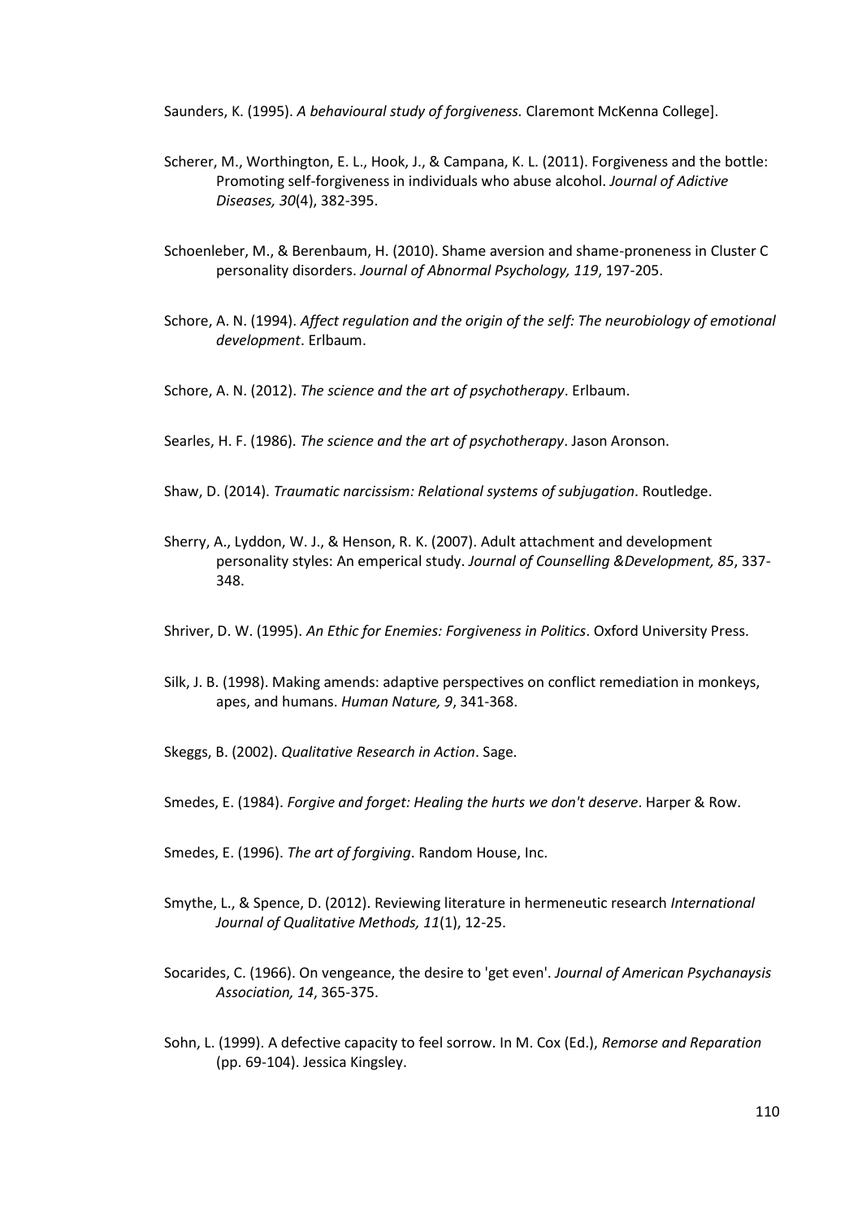Saunders, K. (1995). *A behavioural study of forgiveness.* Claremont McKenna College].

Scherer, M., Worthington, E. L., Hook, J., & Campana, K. L. (2011). Forgiveness and the bottle: Promoting self-forgiveness in individuals who abuse alcohol. *Journal of Adictive Diseases, 30*(4), 382-395.

Schoenleber, M., & Berenbaum, H. (2010). Shame aversion and shame-proneness in Cluster C personality disorders. *Journal of Abnormal Psychology, 119*, 197-205.

Schore, A. N. (1994). *Affect regulation and the origin of the self: The neurobiology of emotional development*. Erlbaum.

Schore, A. N. (2012). *The science and the art of psychotherapy*. Erlbaum.

Searles, H. F. (1986). *The science and the art of psychotherapy*. Jason Aronson.

Shaw, D. (2014). *Traumatic narcissism: Relational systems of subjugation*. Routledge.

Sherry, A., Lyddon, W. J., & Henson, R. K. (2007). Adult attachment and development personality styles: An emperical study. *Journal of Counselling &Development, 85*, 337-348.

Shriver, D. W. (1995). *An Ethic for Enemies: Forgiveness in Politics*. Oxford University Press.

Silk, J. B. (1998). Making amends: adaptive perspectives on conflict remediation in monkeys, apes, and humans. *Human Nature, 9*, 341-368.

Skeggs, B. (2002). *Qualitative Research in Action*. Sage.

Smedes, E. (1984). *Forgive and forget: Healing the hurts we don't deserve*. Harper & Row.

Smedes, E. (1996). *The art of forgiving*. Random House, Inc.

Smythe, L., & Spence, D. (2012). Reviewing literature in hermeneutic research *International Journal of Qualitative Methods, 11*(1), 12-25.

Socarides, C. (1966). On vengeance, the desire to 'get even'. *Journal of American Psychanaysis Association, 14*, 365-375.

Sohn, L. (1999). A defective capacity to feel sorrow. In M. Cox (Ed.), *Remorse and Reparation* (pp. 69-104). Jessica Kingsley.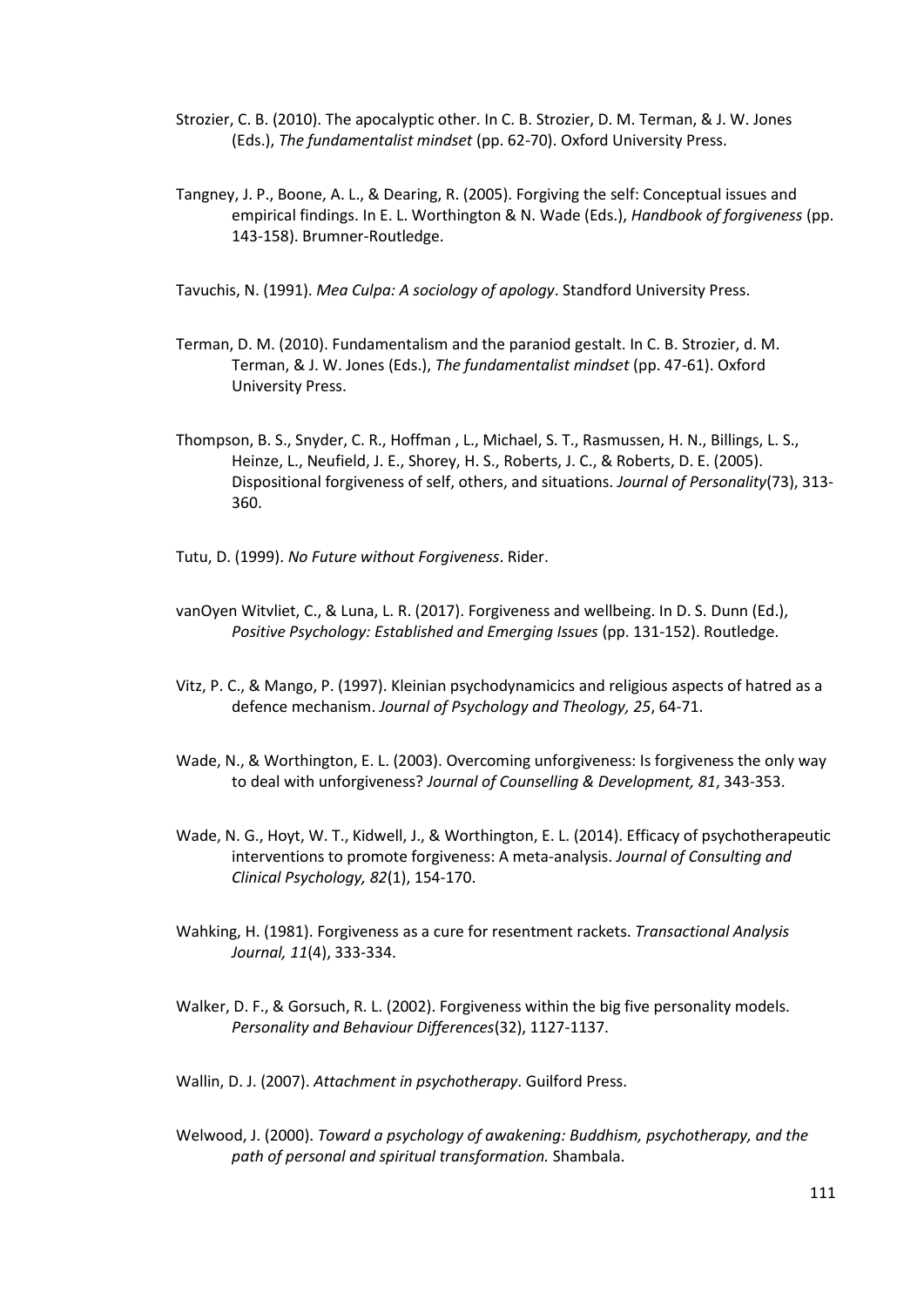Strozier, C. B. (2010). The apocalyptic other. In C. B. Strozier, D. M. Terman, & J. W. Jones (Eds.), *The fundamentalist mindset* (pp. 62-70). Oxford University Press.

Tangney, J. P., Boone, A. L., & Dearing, R. (2005). Forgiving the self: Conceptual issues and empirical findings. In E. L. Worthington & N. Wade (Eds.), *Handbook of forgiveness* (pp. 143-158). Brumner-Routledge.

Tavuchis, N. (1991). *Mea Culpa: A sociology of apology*. Standford University Press.

Terman, D. M. (2010). Fundamentalism and the paraniod gestalt. In C. B. Strozier, d. M. Terman, & J. W. Jones (Eds.), *The fundamentalist mindset* (pp. 47-61). Oxford University Press.

Thompson, B. S., Snyder, C. R., Hoffman , L., Michael, S. T., Rasmussen, H. N., Billings, L. S., Heinze, L., Neufield, J. E., Shorey, H. S., Roberts, J. C., & Roberts, D. E. (2005). Dispositional forgiveness of self, others, and situations. *Journal of Personality*(73), 313-360.

Tutu, D. (1999). *No Future without Forgiveness*. Rider.

vanOyen Witvliet, C., & Luna, L. R. (2017). Forgiveness and wellbeing. In D. S. Dunn (Ed.), *Positive Psychology: Established and Emerging Issues* (pp. 131-152). Routledge.

Vitz, P. C., & Mango, P. (1997). Kleinian psychodynamicics and religious aspects of hatred as a defence mechanism. *Journal of Psychology and Theology, 25*, 64-71.

Wade, N., & Worthington, E. L. (2003). Overcoming unforgiveness: Is forgiveness the only way to deal with unforgiveness? *Journal of Counselling & Development, 81*, 343-353.

Wade, N. G., Hoyt, W. T., Kidwell, J., & Worthington, E. L. (2014). Efficacy of psychotherapeutic interventions to promote forgiveness: A meta-analysis. *Journal of Consulting and Clinical Psychology, 82*(1), 154-170.

Wahking, H. (1981). Forgiveness as a cure for resentment rackets. *Transactional Analysis Journal, 11*(4), 333-334.

Walker, D. F., & Gorsuch, R. L. (2002). Forgiveness within the big five personality models. *Personality and Behaviour Differences*(32), 1127-1137.

Wallin, D. J. (2007). *Attachment in psychotherapy*. Guilford Press.

Welwood, J. (2000). *Toward a psychology of awakening: Buddhism, psychotherapy, and the path of personal and spiritual transformation.* Shambala.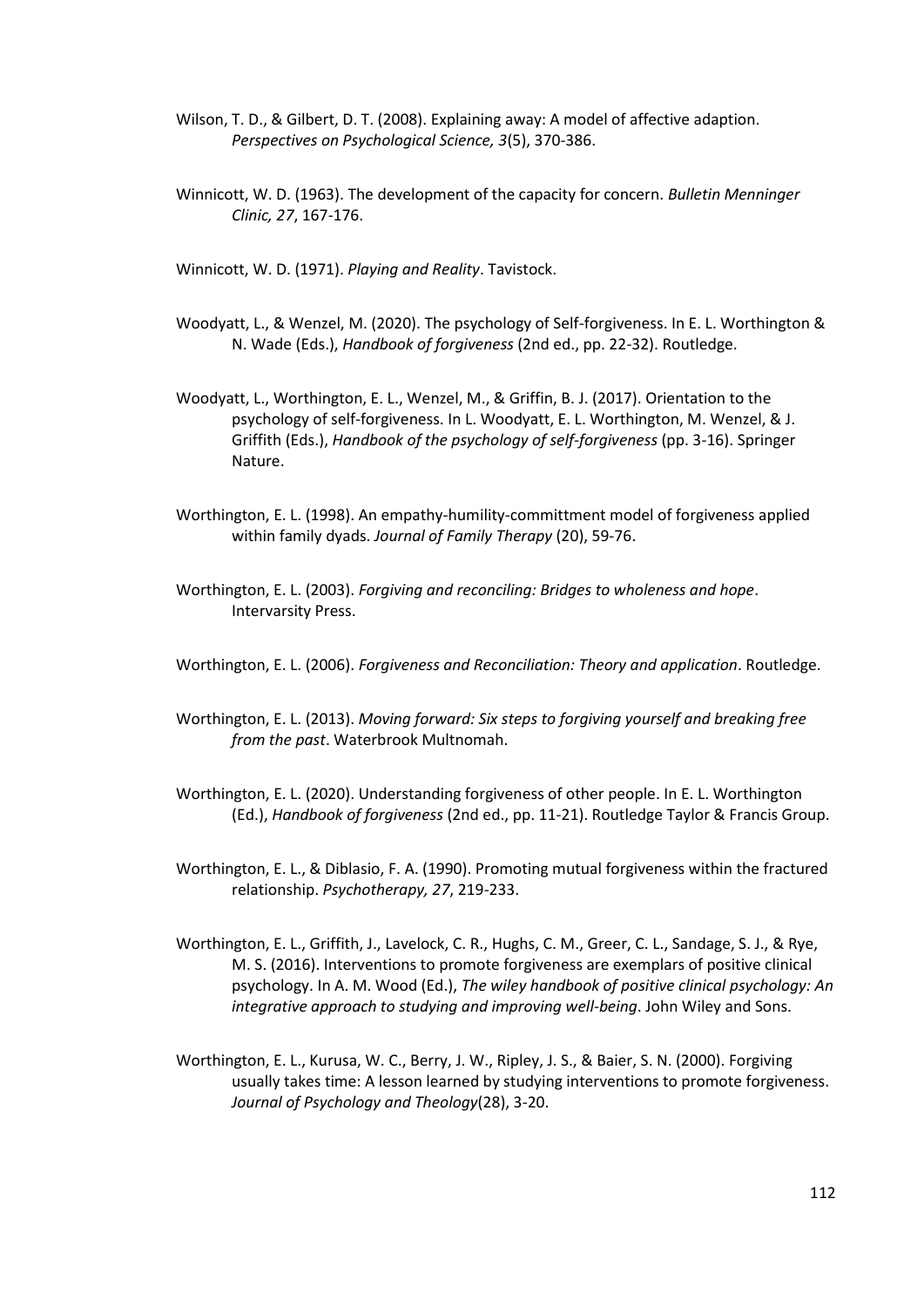Wilson, T. D., & Gilbert, D. T. (2008). Explaining away: A model of affective adaption. *Perspectives on Psychological Science, 3*(5), 370-386.

Winnicott, W. D. (1963). The development of the capacity for concern. *Bulletin Menninger Clinic, 27*, 167-176.

Winnicott, W. D. (1971). *Playing and Reality*. Tavistock.

Woodyatt, L., & Wenzel, M. (2020). The psychology of Self-forgiveness. In E. L. Worthington & N. Wade (Eds.), *Handbook of forgiveness* (2nd ed., pp. 22-32). Routledge.

Woodyatt, L., Worthington, E. L., Wenzel, M., & Griffin, B. J. (2017). Orientation to the psychology of self-forgiveness. In L. Woodyatt, E. L. Worthington, M. Wenzel, & J. Griffith (Eds.), *Handbook of the psychology of self-forgiveness* (pp. 3-16). Springer Nature.

Worthington, E. L. (1998). An empathy-humility-committment model of forgiveness applied within family dyads. *Journal of Family Therapy* (20), 59-76.

Worthington, E. L. (2003). *Forgiving and reconciling: Bridges to wholeness and hope*. Intervarsity Press.

Worthington, E. L. (2006). *Forgiveness and Reconciliation: Theory and application*. Routledge.

Worthington, E. L. (2013). *Moving forward: Six steps to forgiving yourself and breaking free from the past*. Waterbrook Multnomah.

Worthington, E. L. (2020). Understanding forgiveness of other people. In E. L. Worthington (Ed.), *Handbook of forgiveness* (2nd ed., pp. 11-21). Routledge Taylor & Francis Group.

Worthington, E. L., & Diblasio, F. A. (1990). Promoting mutual forgiveness within the fractured relationship. *Psychotherapy, 27*, 219-233.

Worthington, E. L., Griffith, J., Lavelock, C. R., Hughs, C. M., Greer, C. L., Sandage, S. J., & Rye, M. S. (2016). Interventions to promote forgiveness are exemplars of positive clinical psychology. In A. M. Wood (Ed.), *The wiley handbook of positive clinical psychology: An integrative approach to studying and improving well-being*. John Wiley and Sons.

Worthington, E. L., Kurusa, W. C., Berry, J. W., Ripley, J. S., & Baier, S. N. (2000). Forgiving usually takes time: A lesson learned by studying interventions to promote forgiveness. *Journal of Psychology and Theology*(28), 3-20.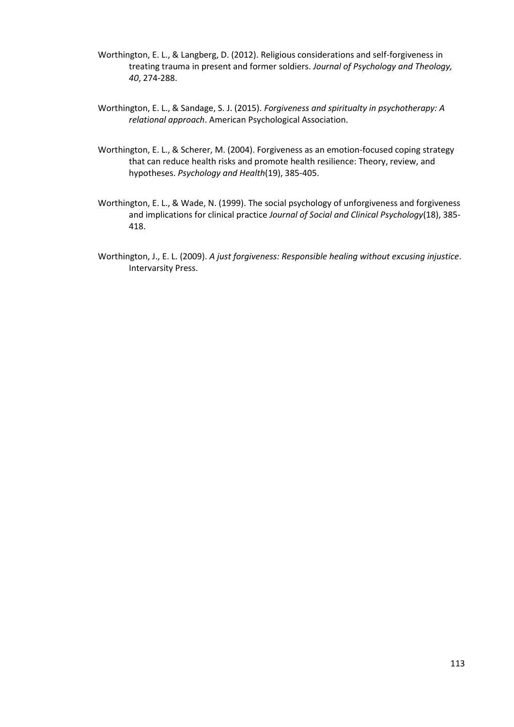Worthington, E. L., & Langberg, D. (2012). Religious considerations and self-forgiveness in treating trauma in present and former soldiers. *Journal of Psychology and Theology, 40*, 274-288.

Worthington, E. L., & Sandage, S. J. (2015). *Forgiveness and spiritualty in psychotherapy: A relational approach*. American Psychological Association.

Worthington, E. L., & Scherer, M. (2004). Forgiveness as an emotion-focused coping strategy that can reduce health risks and promote health resilience: Theory, review, and hypotheses. *Psychology and Health*(19), 385-405.

Worthington, E. L., & Wade, N. (1999). The social psychology of unforgiveness and forgiveness and implications for clinical practice *Journal of Social and Clinical Psychology*(18), 385-418.

Worthington, J., E. L. (2009). *A just forgiveness: Responsible healing without excusing injustice*. Intervarsity Press.